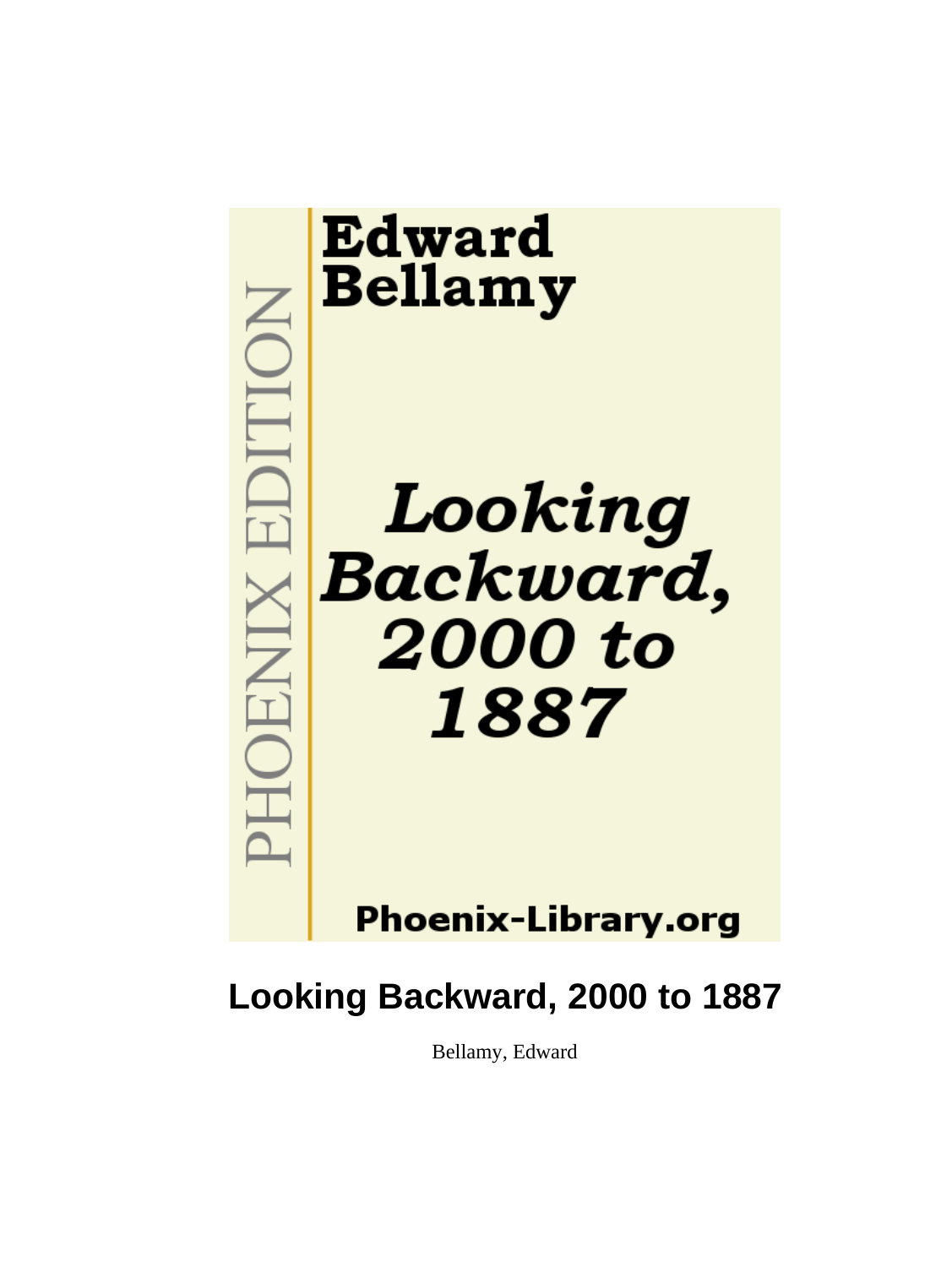Edward Bellamy

PHOENIX EDITION

*Looking Backward, 2000 to 1887*

Phoenix-Library.org

# Looking Backward, 2000 to 1887

Bellamy, Edward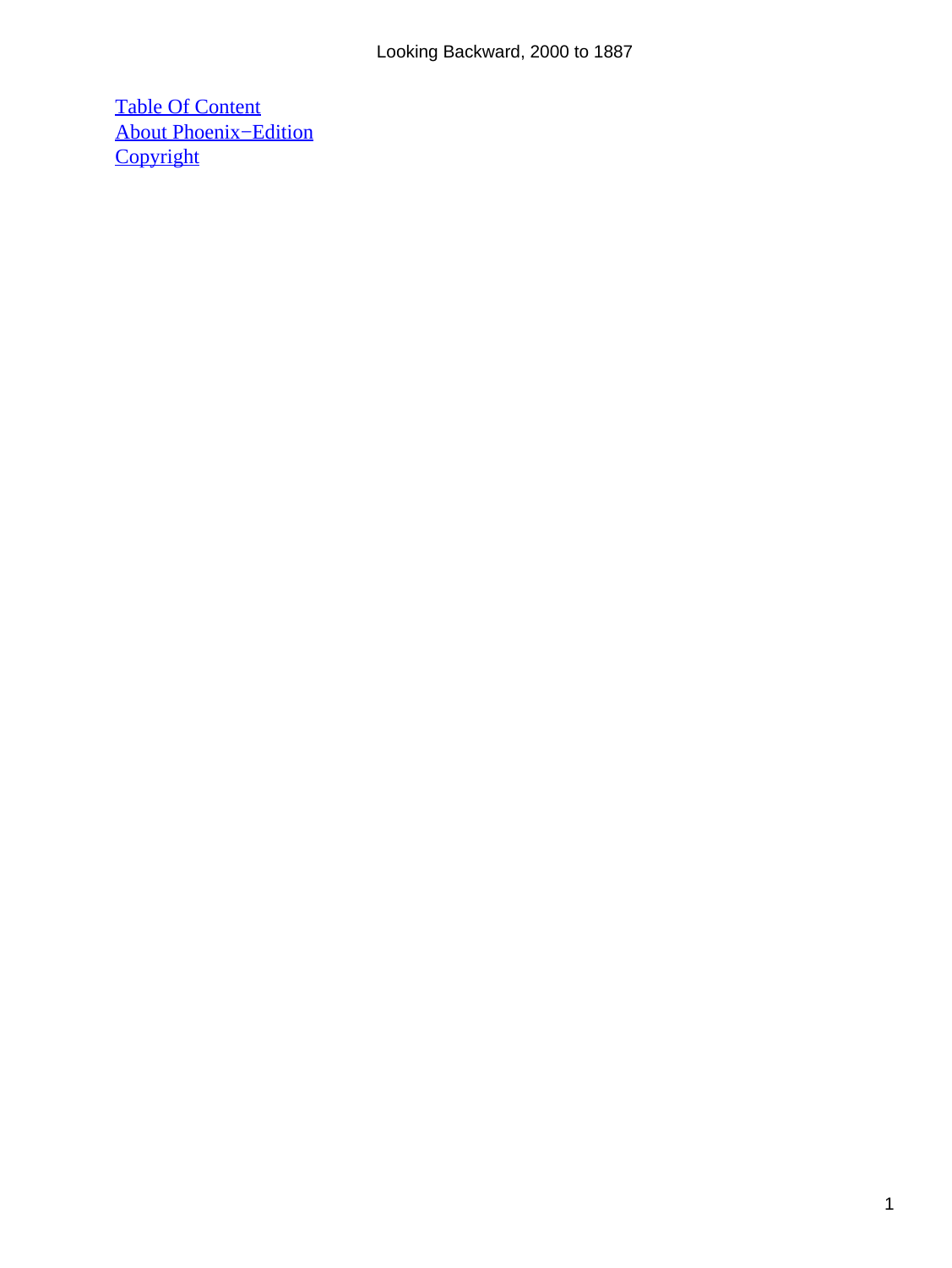[Table Of Content](#)
[About Phoenix−Edition](#)
[Copyright](#)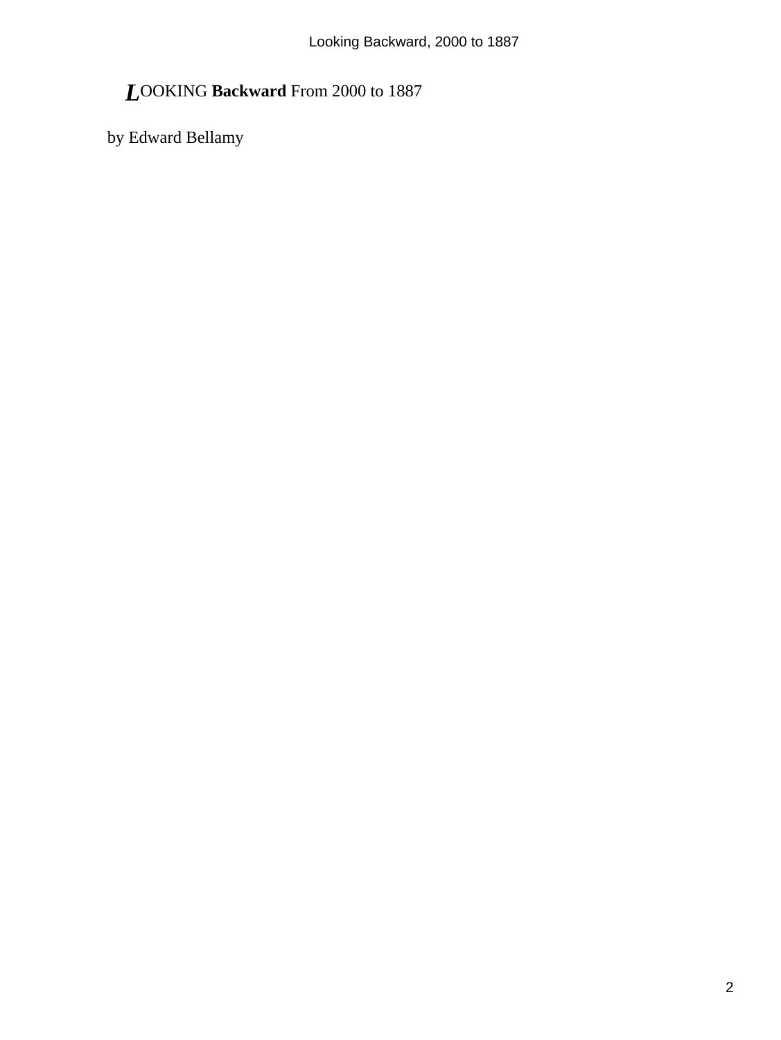LOOKING **Backward** From 2000 to 1887

by Edward Bellamy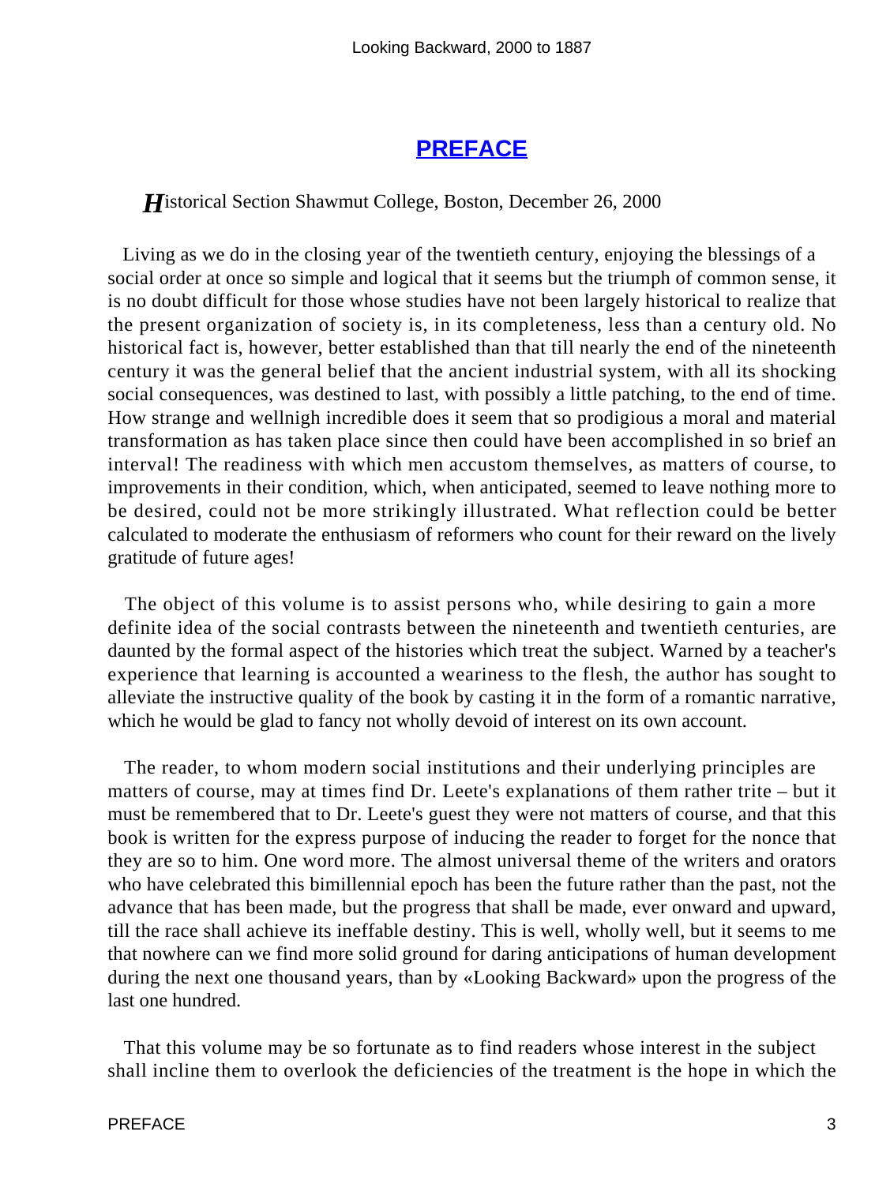# PREFACE

*H*istorical Section Shawmut College, Boston, December 26, 2000

Living as we do in the closing year of the twentieth century, enjoying the blessings of a social order at once so simple and logical that it seems but the triumph of common sense, it is no doubt difficult for those whose studies have not been largely historical to realize that the present organization of society is, in its completeness, less than a century old. No historical fact is, however, better established than that till nearly the end of the nineteenth century it was the general belief that the ancient industrial system, with all its shocking social consequences, was destined to last, with possibly a little patching, to the end of time. How strange and wellnigh incredible does it seem that so prodigious a moral and material transformation as has taken place since then could have been accomplished in so brief an interval! The readiness with which men accustom themselves, as matters of course, to improvements in their condition, which, when anticipated, seemed to leave nothing more to be desired, could not be more strikingly illustrated. What reflection could be better calculated to moderate the enthusiasm of reformers who count for their reward on the lively gratitude of future ages!

The object of this volume is to assist persons who, while desiring to gain a more definite idea of the social contrasts between the nineteenth and twentieth centuries, are daunted by the formal aspect of the histories which treat the subject. Warned by a teacher's experience that learning is accounted a weariness to the flesh, the author has sought to alleviate the instructive quality of the book by casting it in the form of a romantic narrative, which he would be glad to fancy not wholly devoid of interest on its own account.

The reader, to whom modern social institutions and their underlying principles are matters of course, may at times find Dr. Leete's explanations of them rather trite – but it must be remembered that to Dr. Leete's guest they were not matters of course, and that this book is written for the express purpose of inducing the reader to forget for the nonce that they are so to him. One word more. The almost universal theme of the writers and orators who have celebrated this bimillennial epoch has been the future rather than the past, not the advance that has been made, but the progress that shall be made, ever onward and upward, till the race shall achieve its ineffable destiny. This is well, wholly well, but it seems to me that nowhere can we find more solid ground for daring anticipations of human development during the next one thousand years, than by «Looking Backward» upon the progress of the last one hundred.

That this volume may be so fortunate as to find readers whose interest in the subject shall incline them to overlook the deficiencies of the treatment is the hope in which the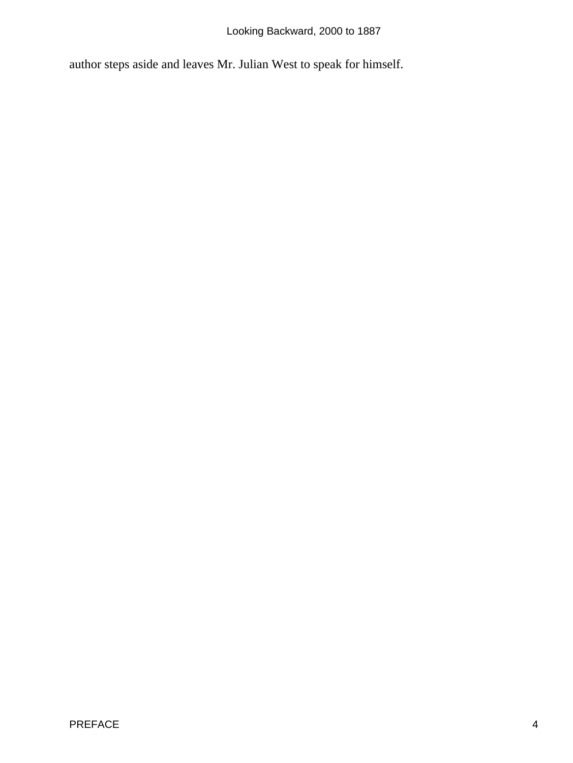author steps aside and leaves Mr. Julian West to speak for himself.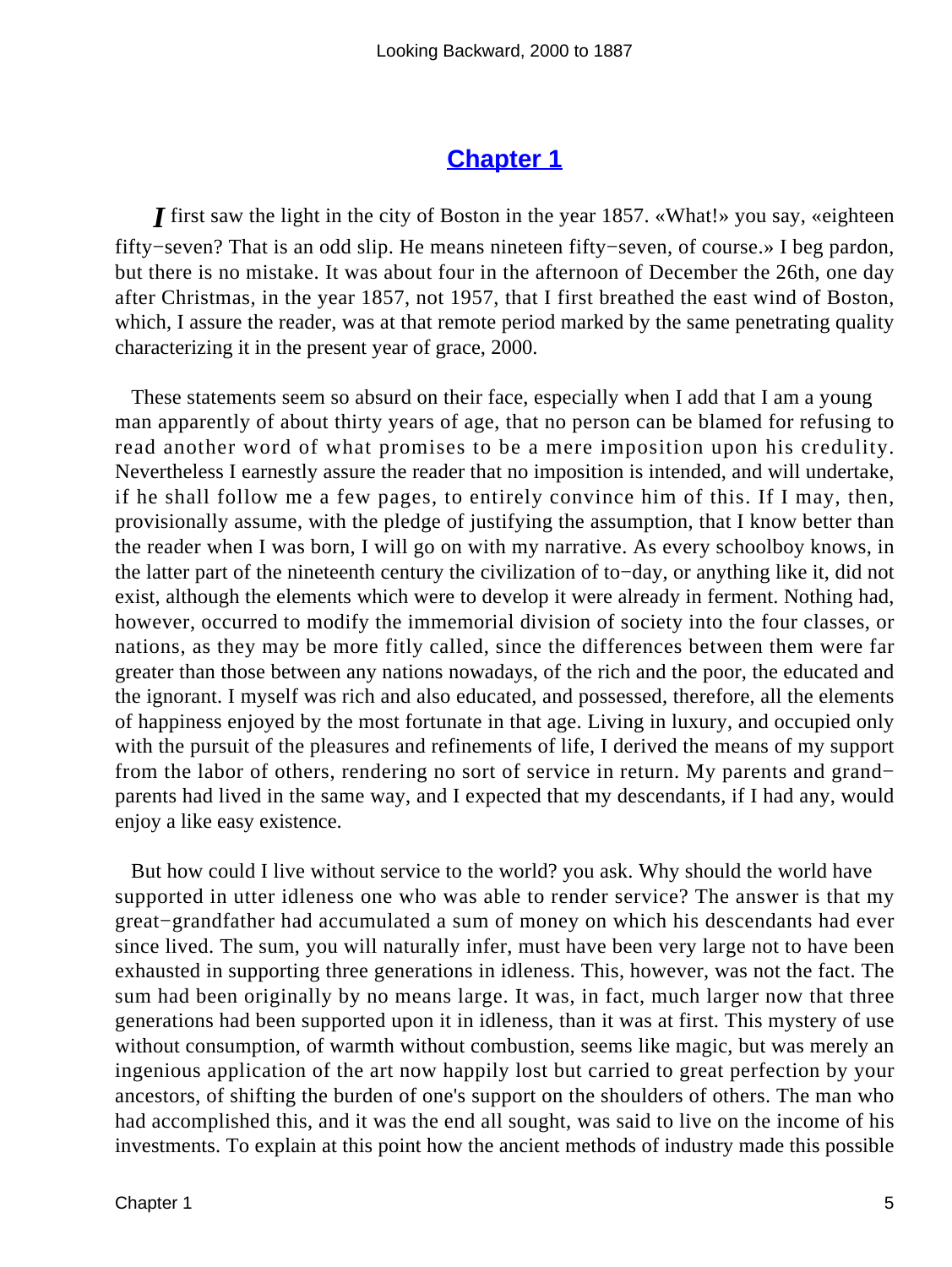## Chapter 1

*I* first saw the light in the city of Boston in the year 1857. «What!» you say, «eighteen fifty−seven? That is an odd slip. He means nineteen fifty−seven, of course.» I beg pardon, but there is no mistake. It was about four in the afternoon of December the 26th, one day after Christmas, in the year 1857, not 1957, that I first breathed the east wind of Boston, which, I assure the reader, was at that remote period marked by the same penetrating quality characterizing it in the present year of grace, 2000.

These statements seem so absurd on their face, especially when I add that I am a young man apparently of about thirty years of age, that no person can be blamed for refusing to read another word of what promises to be a mere imposition upon his credulity. Nevertheless I earnestly assure the reader that no imposition is intended, and will undertake, if he shall follow me a few pages, to entirely convince him of this. If I may, then, provisionally assume, with the pledge of justifying the assumption, that I know better than the reader when I was born, I will go on with my narrative. As every schoolboy knows, in the latter part of the nineteenth century the civilization of to−day, or anything like it, did not exist, although the elements which were to develop it were already in ferment. Nothing had, however, occurred to modify the immemorial division of society into the four classes, or nations, as they may be more fitly called, since the differences between them were far greater than those between any nations nowadays, of the rich and the poor, the educated and the ignorant. I myself was rich and also educated, and possessed, therefore, all the elements of happiness enjoyed by the most fortunate in that age. Living in luxury, and occupied only with the pursuit of the pleasures and refinements of life, I derived the means of my support from the labor of others, rendering no sort of service in return. My parents and grand−parents had lived in the same way, and I expected that my descendants, if I had any, would enjoy a like easy existence.

But how could I live without service to the world? you ask. Why should the world have supported in utter idleness one who was able to render service? The answer is that my great−grandfather had accumulated a sum of money on which his descendants had ever since lived. The sum, you will naturally infer, must have been very large not to have been exhausted in supporting three generations in idleness. This, however, was not the fact. The sum had been originally by no means large. It was, in fact, much larger now that three generations had been supported upon it in idleness, than it was at first. This mystery of use without consumption, of warmth without combustion, seems like magic, but was merely an ingenious application of the art now happily lost but carried to great perfection by your ancestors, of shifting the burden of one's support on the shoulders of others. The man who had accomplished this, and it was the end all sought, was said to live on the income of his investments. To explain at this point how the ancient methods of industry made this possible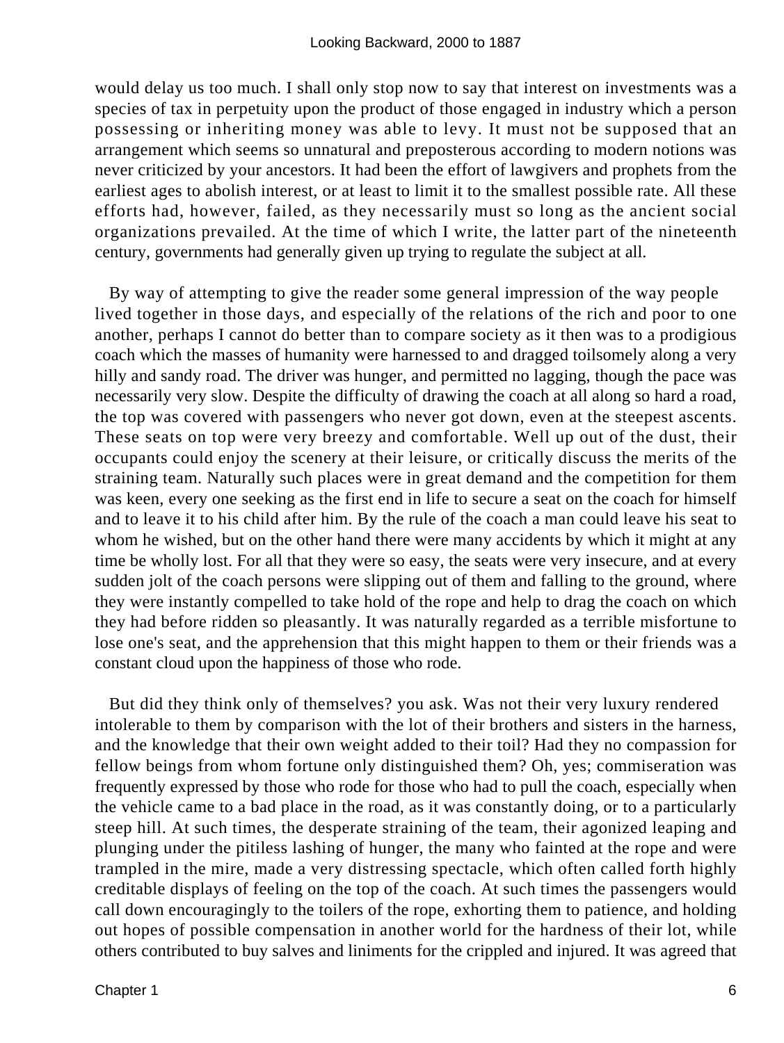would delay us too much. I shall only stop now to say that interest on investments was a species of tax in perpetuity upon the product of those engaged in industry which a person possessing or inheriting money was able to levy. It must not be supposed that an arrangement which seems so unnatural and preposterous according to modern notions was never criticized by your ancestors. It had been the effort of lawgivers and prophets from the earliest ages to abolish interest, or at least to limit it to the smallest possible rate. All these efforts had, however, failed, as they necessarily must so long as the ancient social organizations prevailed. At the time of which I write, the latter part of the nineteenth century, governments had generally given up trying to regulate the subject at all.

By way of attempting to give the reader some general impression of the way people lived together in those days, and especially of the relations of the rich and poor to one another, perhaps I cannot do better than to compare society as it then was to a prodigious coach which the masses of humanity were harnessed to and dragged toilsomely along a very hilly and sandy road. The driver was hunger, and permitted no lagging, though the pace was necessarily very slow. Despite the difficulty of drawing the coach at all along so hard a road, the top was covered with passengers who never got down, even at the steepest ascents. These seats on top were very breezy and comfortable. Well up out of the dust, their occupants could enjoy the scenery at their leisure, or critically discuss the merits of the straining team. Naturally such places were in great demand and the competition for them was keen, every one seeking as the first end in life to secure a seat on the coach for himself and to leave it to his child after him. By the rule of the coach a man could leave his seat to whom he wished, but on the other hand there were many accidents by which it might at any time be wholly lost. For all that they were so easy, the seats were very insecure, and at every sudden jolt of the coach persons were slipping out of them and falling to the ground, where they were instantly compelled to take hold of the rope and help to drag the coach on which they had before ridden so pleasantly. It was naturally regarded as a terrible misfortune to lose one's seat, and the apprehension that this might happen to them or their friends was a constant cloud upon the happiness of those who rode.

But did they think only of themselves? you ask. Was not their very luxury rendered intolerable to them by comparison with the lot of their brothers and sisters in the harness, and the knowledge that their own weight added to their toil? Had they no compassion for fellow beings from whom fortune only distinguished them? Oh, yes; commiseration was frequently expressed by those who rode for those who had to pull the coach, especially when the vehicle came to a bad place in the road, as it was constantly doing, or to a particularly steep hill. At such times, the desperate straining of the team, their agonized leaping and plunging under the pitiless lashing of hunger, the many who fainted at the rope and were trampled in the mire, made a very distressing spectacle, which often called forth highly creditable displays of feeling on the top of the coach. At such times the passengers would call down encouragingly to the toilers of the rope, exhorting them to patience, and holding out hopes of possible compensation in another world for the hardness of their lot, while others contributed to buy salves and liniments for the crippled and injured. It was agreed that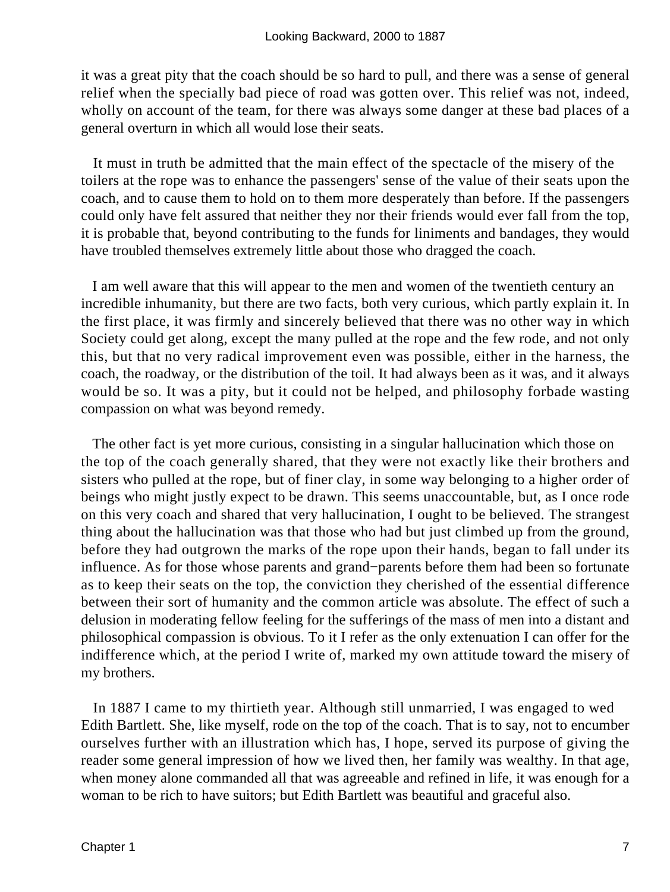it was a great pity that the coach should be so hard to pull, and there was a sense of general relief when the specially bad piece of road was gotten over. This relief was not, indeed, wholly on account of the team, for there was always some danger at these bad places of a general overturn in which all would lose their seats.

It must in truth be admitted that the main effect of the spectacle of the misery of the toilers at the rope was to enhance the passengers' sense of the value of their seats upon the coach, and to cause them to hold on to them more desperately than before. If the passengers could only have felt assured that neither they nor their friends would ever fall from the top, it is probable that, beyond contributing to the funds for liniments and bandages, they would have troubled themselves extremely little about those who dragged the coach.

I am well aware that this will appear to the men and women of the twentieth century an incredible inhumanity, but there are two facts, both very curious, which partly explain it. In the first place, it was firmly and sincerely believed that there was no other way in which Society could get along, except the many pulled at the rope and the few rode, and not only this, but that no very radical improvement even was possible, either in the harness, the coach, the roadway, or the distribution of the toil. It had always been as it was, and it always would be so. It was a pity, but it could not be helped, and philosophy forbade wasting compassion on what was beyond remedy.

The other fact is yet more curious, consisting in a singular hallucination which those on the top of the coach generally shared, that they were not exactly like their brothers and sisters who pulled at the rope, but of finer clay, in some way belonging to a higher order of beings who might justly expect to be drawn. This seems unaccountable, but, as I once rode on this very coach and shared that very hallucination, I ought to be believed. The strangest thing about the hallucination was that those who had but just climbed up from the ground, before they had outgrown the marks of the rope upon their hands, began to fall under its influence. As for those whose parents and grand−parents before them had been so fortunate as to keep their seats on the top, the conviction they cherished of the essential difference between their sort of humanity and the common article was absolute. The effect of such a delusion in moderating fellow feeling for the sufferings of the mass of men into a distant and philosophical compassion is obvious. To it I refer as the only extenuation I can offer for the indifference which, at the period I write of, marked my own attitude toward the misery of my brothers.

In 1887 I came to my thirtieth year. Although still unmarried, I was engaged to wed Edith Bartlett. She, like myself, rode on the top of the coach. That is to say, not to encumber ourselves further with an illustration which has, I hope, served its purpose of giving the reader some general impression of how we lived then, her family was wealthy. In that age, when money alone commanded all that was agreeable and refined in life, it was enough for a woman to be rich to have suitors; but Edith Bartlett was beautiful and graceful also.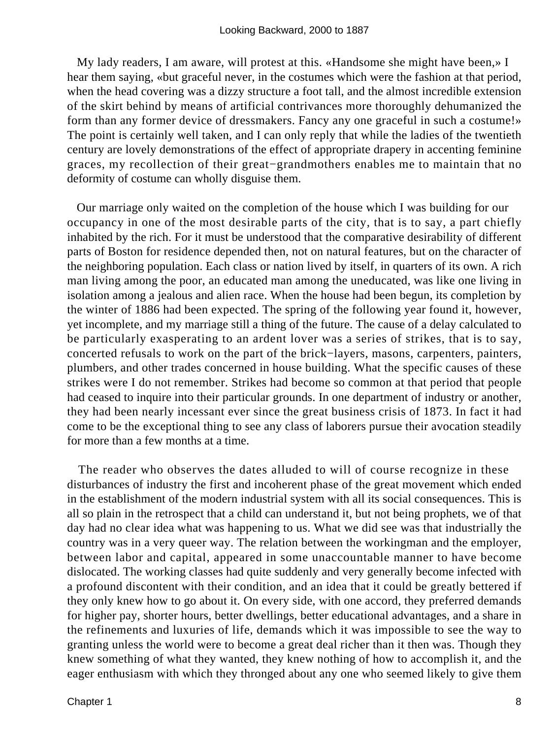My lady readers, I am aware, will protest at this. «Handsome she might have been,» I hear them saying, «but graceful never, in the costumes which were the fashion at that period, when the head covering was a dizzy structure a foot tall, and the almost incredible extension of the skirt behind by means of artificial contrivances more thoroughly dehumanized the form than any former device of dressmakers. Fancy any one graceful in such a costume!» The point is certainly well taken, and I can only reply that while the ladies of the twentieth century are lovely demonstrations of the effect of appropriate drapery in accenting feminine graces, my recollection of their great−grandmothers enables me to maintain that no deformity of costume can wholly disguise them.

Our marriage only waited on the completion of the house which I was building for our occupancy in one of the most desirable parts of the city, that is to say, a part chiefly inhabited by the rich. For it must be understood that the comparative desirability of different parts of Boston for residence depended then, not on natural features, but on the character of the neighboring population. Each class or nation lived by itself, in quarters of its own. A rich man living among the poor, an educated man among the uneducated, was like one living in isolation among a jealous and alien race. When the house had been begun, its completion by the winter of 1886 had been expected. The spring of the following year found it, however, yet incomplete, and my marriage still a thing of the future. The cause of a delay calculated to be particularly exasperating to an ardent lover was a series of strikes, that is to say, concerted refusals to work on the part of the brick−layers, masons, carpenters, painters, plumbers, and other trades concerned in house building. What the specific causes of these strikes were I do not remember. Strikes had become so common at that period that people had ceased to inquire into their particular grounds. In one department of industry or another, they had been nearly incessant ever since the great business crisis of 1873. In fact it had come to be the exceptional thing to see any class of laborers pursue their avocation steadily for more than a few months at a time.

The reader who observes the dates alluded to will of course recognize in these disturbances of industry the first and incoherent phase of the great movement which ended in the establishment of the modern industrial system with all its social consequences. This is all so plain in the retrospect that a child can understand it, but not being prophets, we of that day had no clear idea what was happening to us. What we did see was that industrially the country was in a very queer way. The relation between the workingman and the employer, between labor and capital, appeared in some unaccountable manner to have become dislocated. The working classes had quite suddenly and very generally become infected with a profound discontent with their condition, and an idea that it could be greatly bettered if they only knew how to go about it. On every side, with one accord, they preferred demands for higher pay, shorter hours, better dwellings, better educational advantages, and a share in the refinements and luxuries of life, demands which it was impossible to see the way to granting unless the world were to become a great deal richer than it then was. Though they knew something of what they wanted, they knew nothing of how to accomplish it, and the eager enthusiasm with which they thronged about any one who seemed likely to give them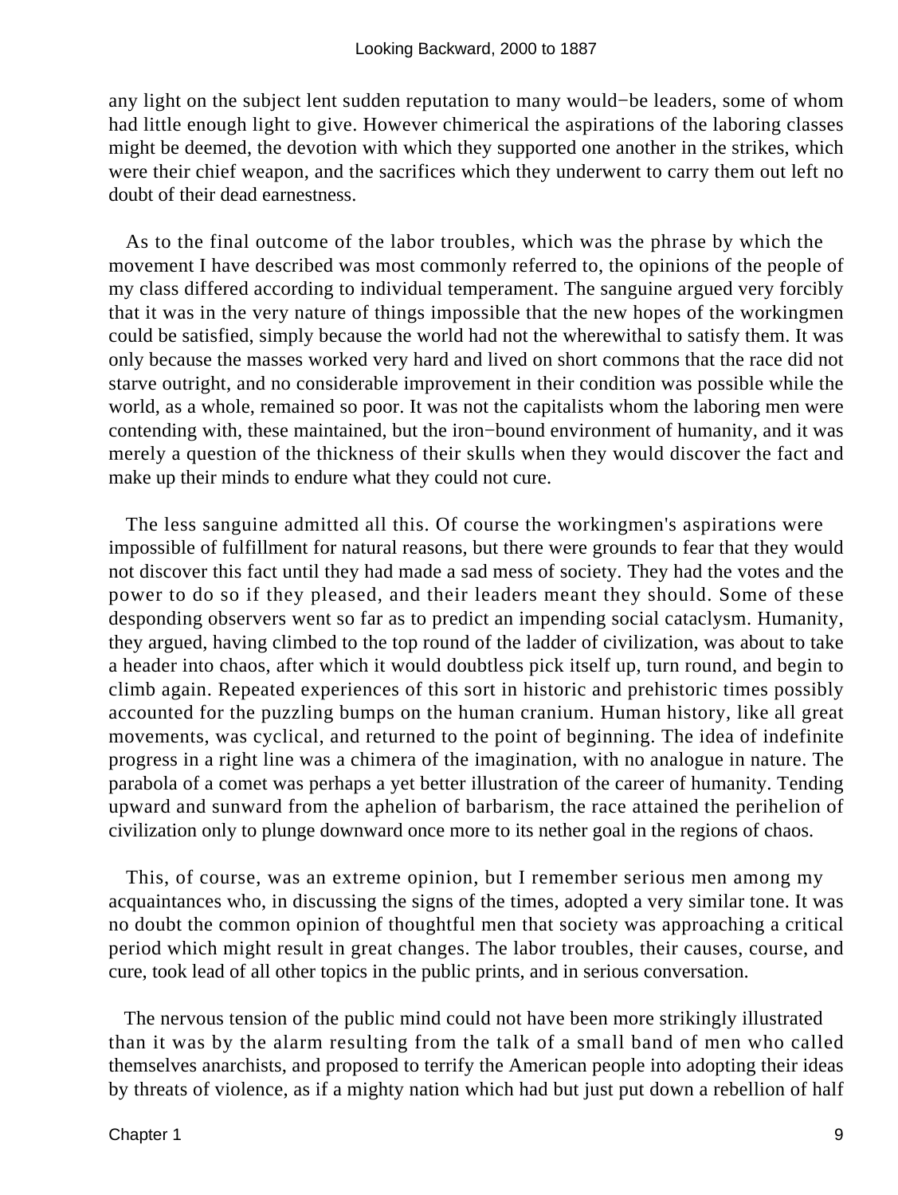any light on the subject lent sudden reputation to many would−be leaders, some of whom had little enough light to give. However chimerical the aspirations of the laboring classes might be deemed, the devotion with which they supported one another in the strikes, which were their chief weapon, and the sacrifices which they underwent to carry them out left no doubt of their dead earnestness.

As to the final outcome of the labor troubles, which was the phrase by which the movement I have described was most commonly referred to, the opinions of the people of my class differed according to individual temperament. The sanguine argued very forcibly that it was in the very nature of things impossible that the new hopes of the workingmen could be satisfied, simply because the world had not the wherewithal to satisfy them. It was only because the masses worked very hard and lived on short commons that the race did not starve outright, and no considerable improvement in their condition was possible while the world, as a whole, remained so poor. It was not the capitalists whom the laboring men were contending with, these maintained, but the iron−bound environment of humanity, and it was merely a question of the thickness of their skulls when they would discover the fact and make up their minds to endure what they could not cure.

The less sanguine admitted all this. Of course the workingmen's aspirations were impossible of fulfillment for natural reasons, but there were grounds to fear that they would not discover this fact until they had made a sad mess of society. They had the votes and the power to do so if they pleased, and their leaders meant they should. Some of these desponding observers went so far as to predict an impending social cataclysm. Humanity, they argued, having climbed to the top round of the ladder of civilization, was about to take a header into chaos, after which it would doubtless pick itself up, turn round, and begin to climb again. Repeated experiences of this sort in historic and prehistoric times possibly accounted for the puzzling bumps on the human cranium. Human history, like all great movements, was cyclical, and returned to the point of beginning. The idea of indefinite progress in a right line was a chimera of the imagination, with no analogue in nature. The parabola of a comet was perhaps a yet better illustration of the career of humanity. Tending upward and sunward from the aphelion of barbarism, the race attained the perihelion of civilization only to plunge downward once more to its nether goal in the regions of chaos.

This, of course, was an extreme opinion, but I remember serious men among my acquaintances who, in discussing the signs of the times, adopted a very similar tone. It was no doubt the common opinion of thoughtful men that society was approaching a critical period which might result in great changes. The labor troubles, their causes, course, and cure, took lead of all other topics in the public prints, and in serious conversation.

The nervous tension of the public mind could not have been more strikingly illustrated than it was by the alarm resulting from the talk of a small band of men who called themselves anarchists, and proposed to terrify the American people into adopting their ideas by threats of violence, as if a mighty nation which had but just put down a rebellion of half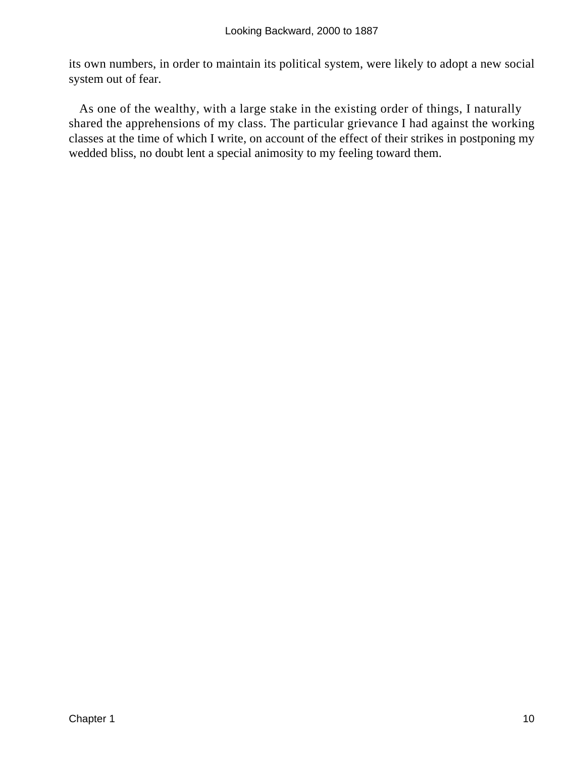its own numbers, in order to maintain its political system, were likely to adopt a new social system out of fear.

As one of the wealthy, with a large stake in the existing order of things, I naturally shared the apprehensions of my class. The particular grievance I had against the working classes at the time of which I write, on account of the effect of their strikes in postponing my wedded bliss, no doubt lent a special animosity to my feeling toward them.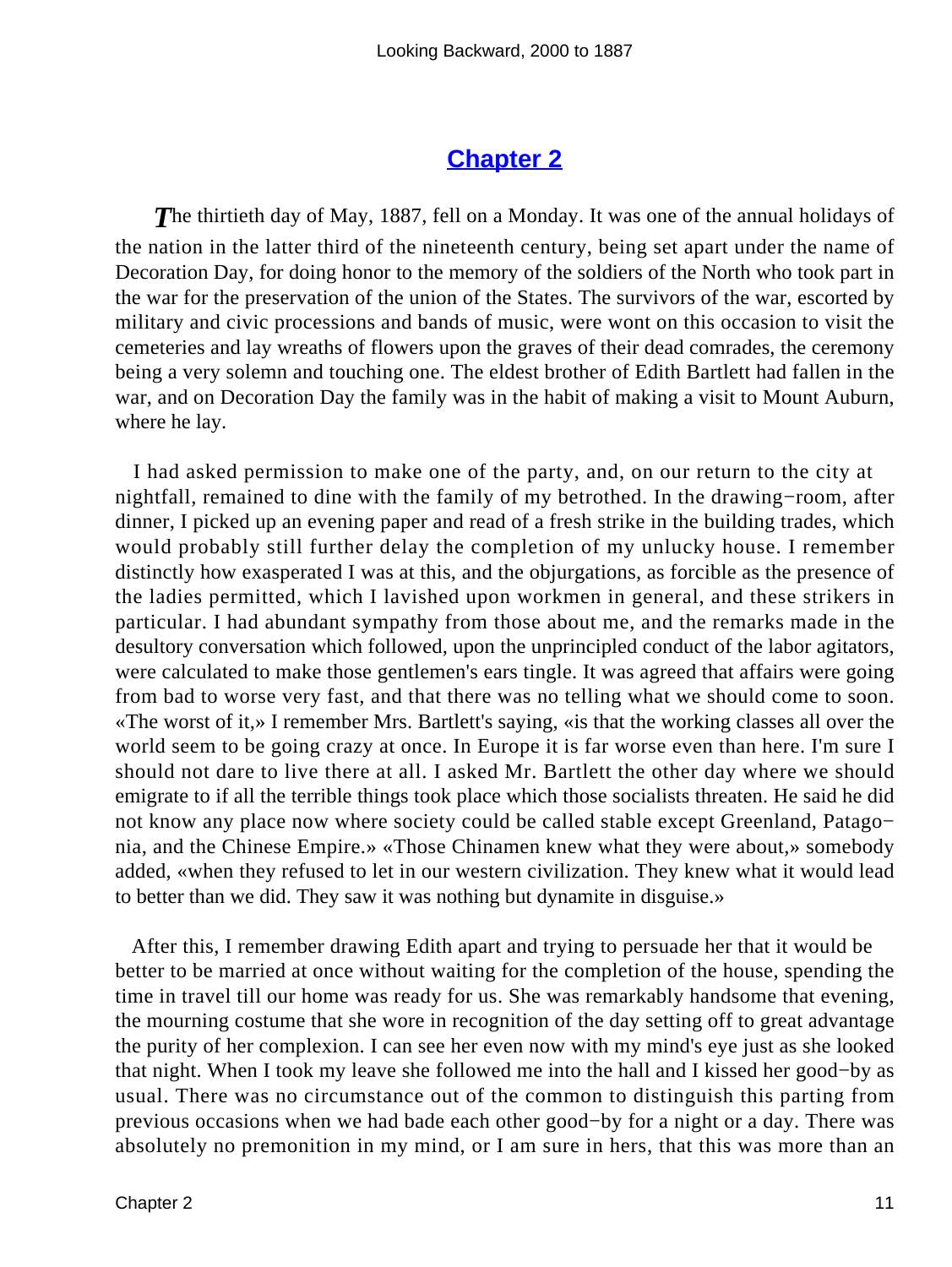## Chapter 2

The thirtieth day of May, 1887, fell on a Monday. It was one of the annual holidays of the nation in the latter third of the nineteenth century, being set apart under the name of Decoration Day, for doing honor to the memory of the soldiers of the North who took part in the war for the preservation of the union of the States. The survivors of the war, escorted by military and civic processions and bands of music, were wont on this occasion to visit the cemeteries and lay wreaths of flowers upon the graves of their dead comrades, the ceremony being a very solemn and touching one. The eldest brother of Edith Bartlett had fallen in the war, and on Decoration Day the family was in the habit of making a visit to Mount Auburn, where he lay.

I had asked permission to make one of the party, and, on our return to the city at nightfall, remained to dine with the family of my betrothed. In the drawing−room, after dinner, I picked up an evening paper and read of a fresh strike in the building trades, which would probably still further delay the completion of my unlucky house. I remember distinctly how exasperated I was at this, and the objurgations, as forcible as the presence of the ladies permitted, which I lavished upon workmen in general, and these strikers in particular. I had abundant sympathy from those about me, and the remarks made in the desultory conversation which followed, upon the unprincipled conduct of the labor agitators, were calculated to make those gentlemen's ears tingle. It was agreed that affairs were going from bad to worse very fast, and that there was no telling what we should come to soon. «The worst of it,» I remember Mrs. Bartlett's saying, «is that the working classes all over the world seem to be going crazy at once. In Europe it is far worse even than here. I'm sure I should not dare to live there at all. I asked Mr. Bartlett the other day where we should emigrate to if all the terrible things took place which those socialists threaten. He said he did not know any place now where society could be called stable except Greenland, Patagonia, and the Chinese Empire.» «Those Chinamen knew what they were about,» somebody added, «when they refused to let in our western civilization. They knew what it would lead to better than we did. They saw it was nothing but dynamite in disguise.»

After this, I remember drawing Edith apart and trying to persuade her that it would be better to be married at once without waiting for the completion of the house, spending the time in travel till our home was ready for us. She was remarkably handsome that evening, the mourning costume that she wore in recognition of the day setting off to great advantage the purity of her complexion. I can see her even now with my mind's eye just as she looked that night. When I took my leave she followed me into the hall and I kissed her good−by as usual. There was no circumstance out of the common to distinguish this parting from previous occasions when we had bade each other good−by for a night or a day. There was absolutely no premonition in my mind, or I am sure in hers, that this was more than an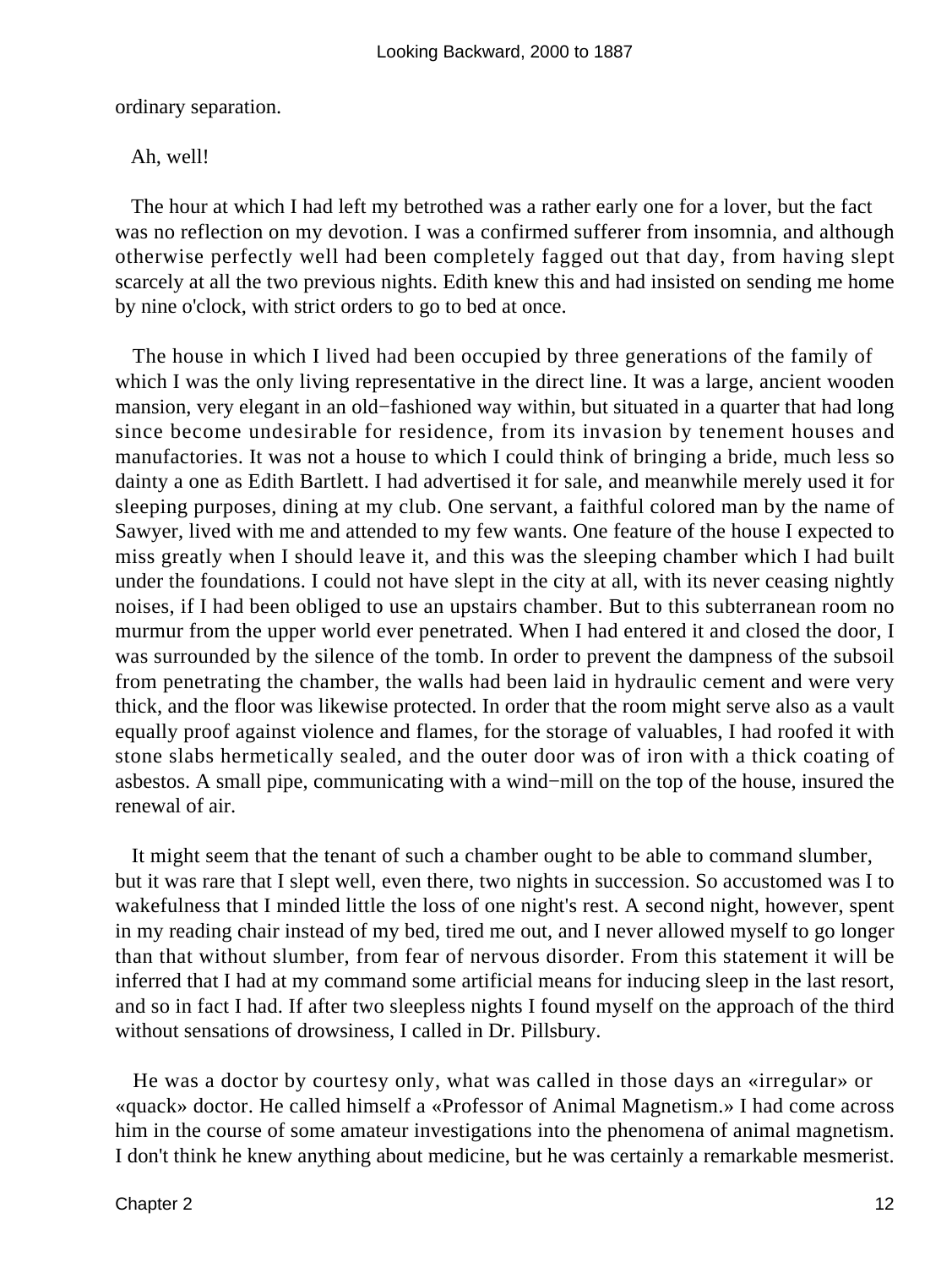ordinary separation.

Ah, well!

The hour at which I had left my betrothed was a rather early one for a lover, but the fact was no reflection on my devotion. I was a confirmed sufferer from insomnia, and although otherwise perfectly well had been completely fagged out that day, from having slept scarcely at all the two previous nights. Edith knew this and had insisted on sending me home by nine o'clock, with strict orders to go to bed at once.

The house in which I lived had been occupied by three generations of the family of which I was the only living representative in the direct line. It was a large, ancient wooden mansion, very elegant in an old−fashioned way within, but situated in a quarter that had long since become undesirable for residence, from its invasion by tenement houses and manufactories. It was not a house to which I could think of bringing a bride, much less so dainty a one as Edith Bartlett. I had advertised it for sale, and meanwhile merely used it for sleeping purposes, dining at my club. One servant, a faithful colored man by the name of Sawyer, lived with me and attended to my few wants. One feature of the house I expected to miss greatly when I should leave it, and this was the sleeping chamber which I had built under the foundations. I could not have slept in the city at all, with its never ceasing nightly noises, if I had been obliged to use an upstairs chamber. But to this subterranean room no murmur from the upper world ever penetrated. When I had entered it and closed the door, I was surrounded by the silence of the tomb. In order to prevent the dampness of the subsoil from penetrating the chamber, the walls had been laid in hydraulic cement and were very thick, and the floor was likewise protected. In order that the room might serve also as a vault equally proof against violence and flames, for the storage of valuables, I had roofed it with stone slabs hermetically sealed, and the outer door was of iron with a thick coating of asbestos. A small pipe, communicating with a wind−mill on the top of the house, insured the renewal of air.

It might seem that the tenant of such a chamber ought to be able to command slumber, but it was rare that I slept well, even there, two nights in succession. So accustomed was I to wakefulness that I minded little the loss of one night's rest. A second night, however, spent in my reading chair instead of my bed, tired me out, and I never allowed myself to go longer than that without slumber, from fear of nervous disorder. From this statement it will be inferred that I had at my command some artificial means for inducing sleep in the last resort, and so in fact I had. If after two sleepless nights I found myself on the approach of the third without sensations of drowsiness, I called in Dr. Pillsbury.

He was a doctor by courtesy only, what was called in those days an «irregular» or «quack» doctor. He called himself a «Professor of Animal Magnetism.» I had come across him in the course of some amateur investigations into the phenomena of animal magnetism. I don't think he knew anything about medicine, but he was certainly a remarkable mesmerist.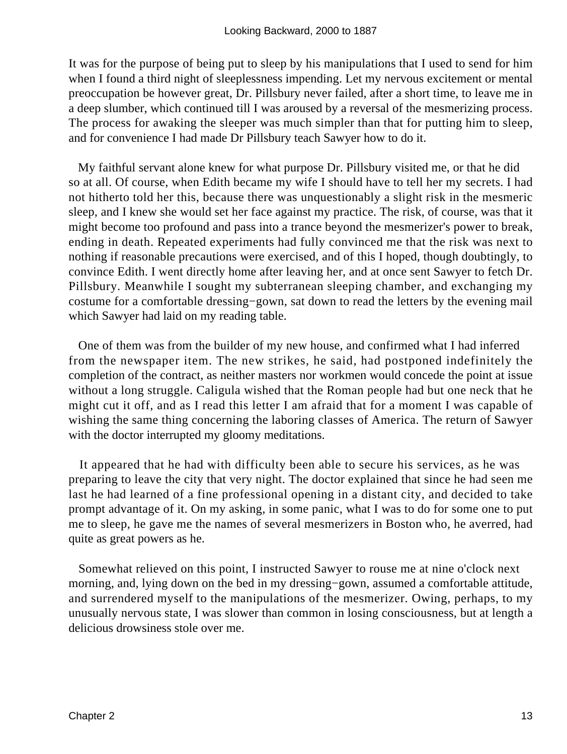It was for the purpose of being put to sleep by his manipulations that I used to send for him when I found a third night of sleeplessness impending. Let my nervous excitement or mental preoccupation be however great, Dr. Pillsbury never failed, after a short time, to leave me in a deep slumber, which continued till I was aroused by a reversal of the mesmerizing process. The process for awaking the sleeper was much simpler than that for putting him to sleep, and for convenience I had made Dr Pillsbury teach Sawyer how to do it.

My faithful servant alone knew for what purpose Dr. Pillsbury visited me, or that he did so at all. Of course, when Edith became my wife I should have to tell her my secrets. I had not hitherto told her this, because there was unquestionably a slight risk in the mesmeric sleep, and I knew she would set her face against my practice. The risk, of course, was that it might become too profound and pass into a trance beyond the mesmerizer's power to break, ending in death. Repeated experiments had fully convinced me that the risk was next to nothing if reasonable precautions were exercised, and of this I hoped, though doubtingly, to convince Edith. I went directly home after leaving her, and at once sent Sawyer to fetch Dr. Pillsbury. Meanwhile I sought my subterranean sleeping chamber, and exchanging my costume for a comfortable dressing−gown, sat down to read the letters by the evening mail which Sawyer had laid on my reading table.

One of them was from the builder of my new house, and confirmed what I had inferred from the newspaper item. The new strikes, he said, had postponed indefinitely the completion of the contract, as neither masters nor workmen would concede the point at issue without a long struggle. Caligula wished that the Roman people had but one neck that he might cut it off, and as I read this letter I am afraid that for a moment I was capable of wishing the same thing concerning the laboring classes of America. The return of Sawyer with the doctor interrupted my gloomy meditations.

It appeared that he had with difficulty been able to secure his services, as he was preparing to leave the city that very night. The doctor explained that since he had seen me last he had learned of a fine professional opening in a distant city, and decided to take prompt advantage of it. On my asking, in some panic, what I was to do for some one to put me to sleep, he gave me the names of several mesmerizers in Boston who, he averred, had quite as great powers as he.

Somewhat relieved on this point, I instructed Sawyer to rouse me at nine o'clock next morning, and, lying down on the bed in my dressing−gown, assumed a comfortable attitude, and surrendered myself to the manipulations of the mesmerizer. Owing, perhaps, to my unusually nervous state, I was slower than common in losing consciousness, but at length a delicious drowsiness stole over me.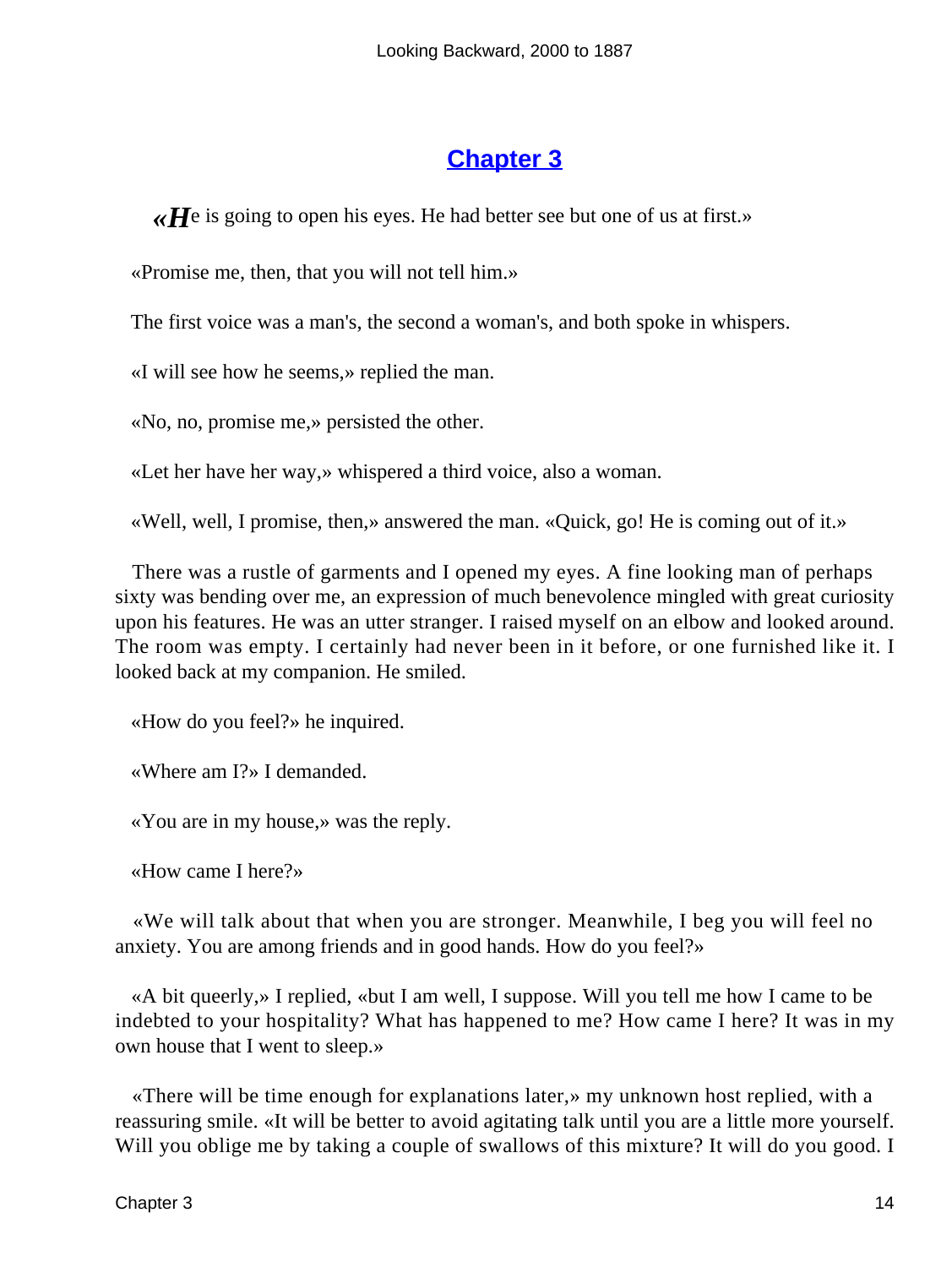## Chapter 3

«He is going to open his eyes. He had better see but one of us at first.»

«Promise me, then, that you will not tell him.»

The first voice was a man's, the second a woman's, and both spoke in whispers.

«I will see how he seems,» replied the man.

«No, no, promise me,» persisted the other.

«Let her have her way,» whispered a third voice, also a woman.

«Well, well, I promise, then,» answered the man. «Quick, go! He is coming out of it.»

There was a rustle of garments and I opened my eyes. A fine looking man of perhaps sixty was bending over me, an expression of much benevolence mingled with great curiosity upon his features. He was an utter stranger. I raised myself on an elbow and looked around. The room was empty. I certainly had never been in it before, or one furnished like it. I looked back at my companion. He smiled.

«How do you feel?» he inquired.

«Where am I?» I demanded.

«You are in my house,» was the reply.

«How came I here?»

«We will talk about that when you are stronger. Meanwhile, I beg you will feel no anxiety. You are among friends and in good hands. How do you feel?»

«A bit queerly,» I replied, «but I am well, I suppose. Will you tell me how I came to be indebted to your hospitality? What has happened to me? How came I here? It was in my own house that I went to sleep.»

«There will be time enough for explanations later,» my unknown host replied, with a reassuring smile. «It will be better to avoid agitating talk until you are a little more yourself. Will you oblige me by taking a couple of swallows of this mixture? It will do you good. I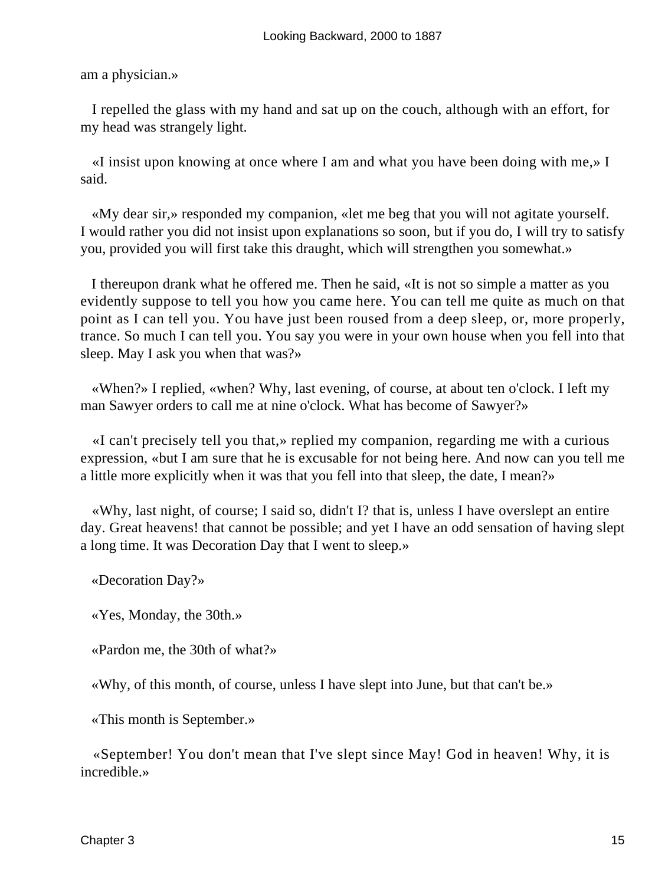am a physician.»

I repelled the glass with my hand and sat up on the couch, although with an effort, for my head was strangely light.

«I insist upon knowing at once where I am and what you have been doing with me,» I said.

«My dear sir,» responded my companion, «let me beg that you will not agitate yourself. I would rather you did not insist upon explanations so soon, but if you do, I will try to satisfy you, provided you will first take this draught, which will strengthen you somewhat.»

I thereupon drank what he offered me. Then he said, «It is not so simple a matter as you evidently suppose to tell you how you came here. You can tell me quite as much on that point as I can tell you. You have just been roused from a deep sleep, or, more properly, trance. So much I can tell you. You say you were in your own house when you fell into that sleep. May I ask you when that was?»

«When?» I replied, «when? Why, last evening, of course, at about ten o'clock. I left my man Sawyer orders to call me at nine o'clock. What has become of Sawyer?»

«I can't precisely tell you that,» replied my companion, regarding me with a curious expression, «but I am sure that he is excusable for not being here. And now can you tell me a little more explicitly when it was that you fell into that sleep, the date, I mean?»

«Why, last night, of course; I said so, didn't I? that is, unless I have overslept an entire day. Great heavens! that cannot be possible; and yet I have an odd sensation of having slept a long time. It was Decoration Day that I went to sleep.»

«Decoration Day?»

«Yes, Monday, the 30th.»

«Pardon me, the 30th of what?»

«Why, of this month, of course, unless I have slept into June, but that can't be.»

«This month is September.»

«September! You don't mean that I've slept since May! God in heaven! Why, it is incredible.»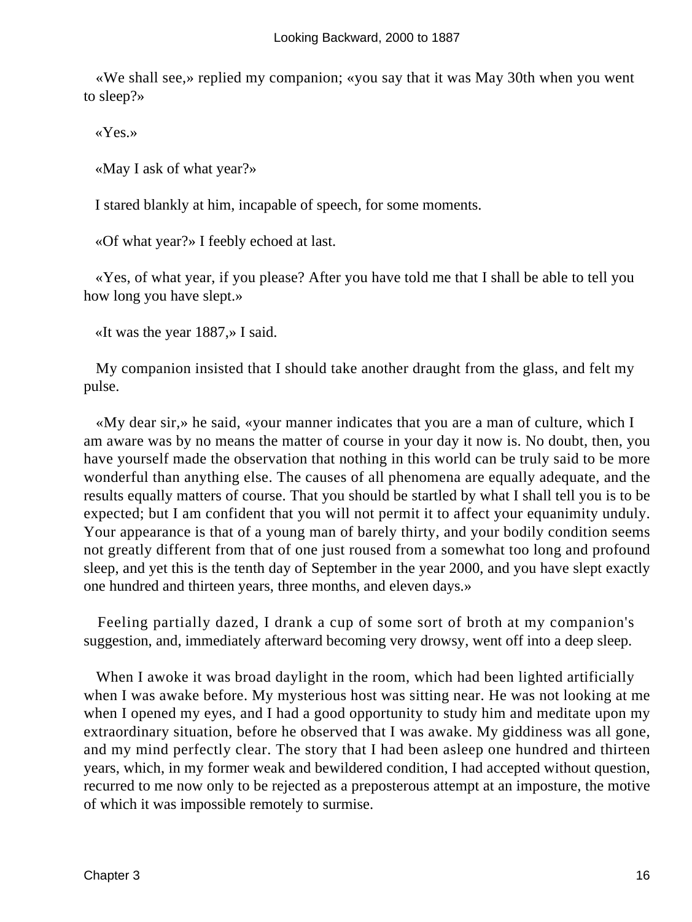«We shall see,» replied my companion; «you say that it was May 30th when you went to sleep?»

«Yes.»

«May I ask of what year?»

I stared blankly at him, incapable of speech, for some moments.

«Of what year?» I feebly echoed at last.

«Yes, of what year, if you please? After you have told me that I shall be able to tell you how long you have slept.»

«It was the year 1887,» I said.

My companion insisted that I should take another draught from the glass, and felt my pulse.

«My dear sir,» he said, «your manner indicates that you are a man of culture, which I am aware was by no means the matter of course in your day it now is. No doubt, then, you have yourself made the observation that nothing in this world can be truly said to be more wonderful than anything else. The causes of all phenomena are equally adequate, and the results equally matters of course. That you should be startled by what I shall tell you is to be expected; but I am confident that you will not permit it to affect your equanimity unduly. Your appearance is that of a young man of barely thirty, and your bodily condition seems not greatly different from that of one just roused from a somewhat too long and profound sleep, and yet this is the tenth day of September in the year 2000, and you have slept exactly one hundred and thirteen years, three months, and eleven days.»

Feeling partially dazed, I drank a cup of some sort of broth at my companion's suggestion, and, immediately afterward becoming very drowsy, went off into a deep sleep.

When I awoke it was broad daylight in the room, which had been lighted artificially when I was awake before. My mysterious host was sitting near. He was not looking at me when I opened my eyes, and I had a good opportunity to study him and meditate upon my extraordinary situation, before he observed that I was awake. My giddiness was all gone, and my mind perfectly clear. The story that I had been asleep one hundred and thirteen years, which, in my former weak and bewildered condition, I had accepted without question, recurred to me now only to be rejected as a preposterous attempt at an imposture, the motive of which it was impossible remotely to surmise.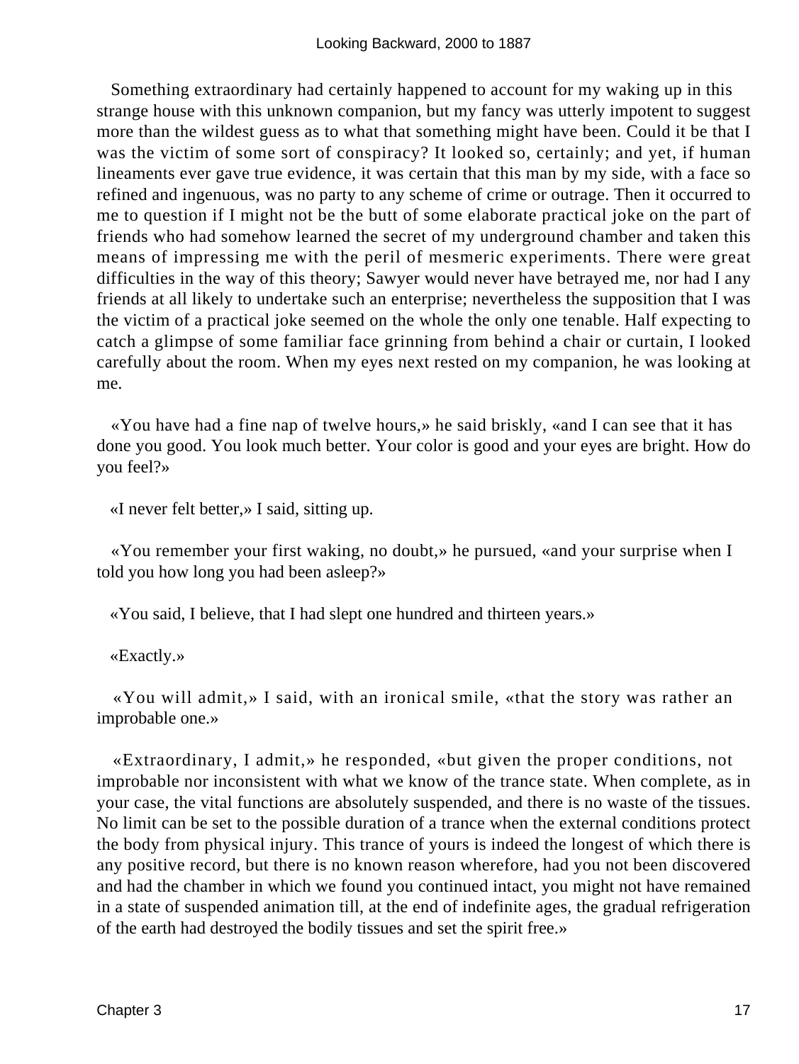Something extraordinary had certainly happened to account for my waking up in this strange house with this unknown companion, but my fancy was utterly impotent to suggest more than the wildest guess as to what that something might have been. Could it be that I was the victim of some sort of conspiracy? It looked so, certainly; and yet, if human lineaments ever gave true evidence, it was certain that this man by my side, with a face so refined and ingenuous, was no party to any scheme of crime or outrage. Then it occurred to me to question if I might not be the butt of some elaborate practical joke on the part of friends who had somehow learned the secret of my underground chamber and taken this means of impressing me with the peril of mesmeric experiments. There were great difficulties in the way of this theory; Sawyer would never have betrayed me, nor had I any friends at all likely to undertake such an enterprise; nevertheless the supposition that I was the victim of a practical joke seemed on the whole the only one tenable. Half expecting to catch a glimpse of some familiar face grinning from behind a chair or curtain, I looked carefully about the room. When my eyes next rested on my companion, he was looking at me.

«You have had a fine nap of twelve hours,» he said briskly, «and I can see that it has done you good. You look much better. Your color is good and your eyes are bright. How do you feel?»

«I never felt better,» I said, sitting up.

«You remember your first waking, no doubt,» he pursued, «and your surprise when I told you how long you had been asleep?»

«You said, I believe, that I had slept one hundred and thirteen years.»

«Exactly.»

«You will admit,» I said, with an ironical smile, «that the story was rather an improbable one.»

«Extraordinary, I admit,» he responded, «but given the proper conditions, not improbable nor inconsistent with what we know of the trance state. When complete, as in your case, the vital functions are absolutely suspended, and there is no waste of the tissues. No limit can be set to the possible duration of a trance when the external conditions protect the body from physical injury. This trance of yours is indeed the longest of which there is any positive record, but there is no known reason wherefore, had you not been discovered and had the chamber in which we found you continued intact, you might not have remained in a state of suspended animation till, at the end of indefinite ages, the gradual refrigeration of the earth had destroyed the bodily tissues and set the spirit free.»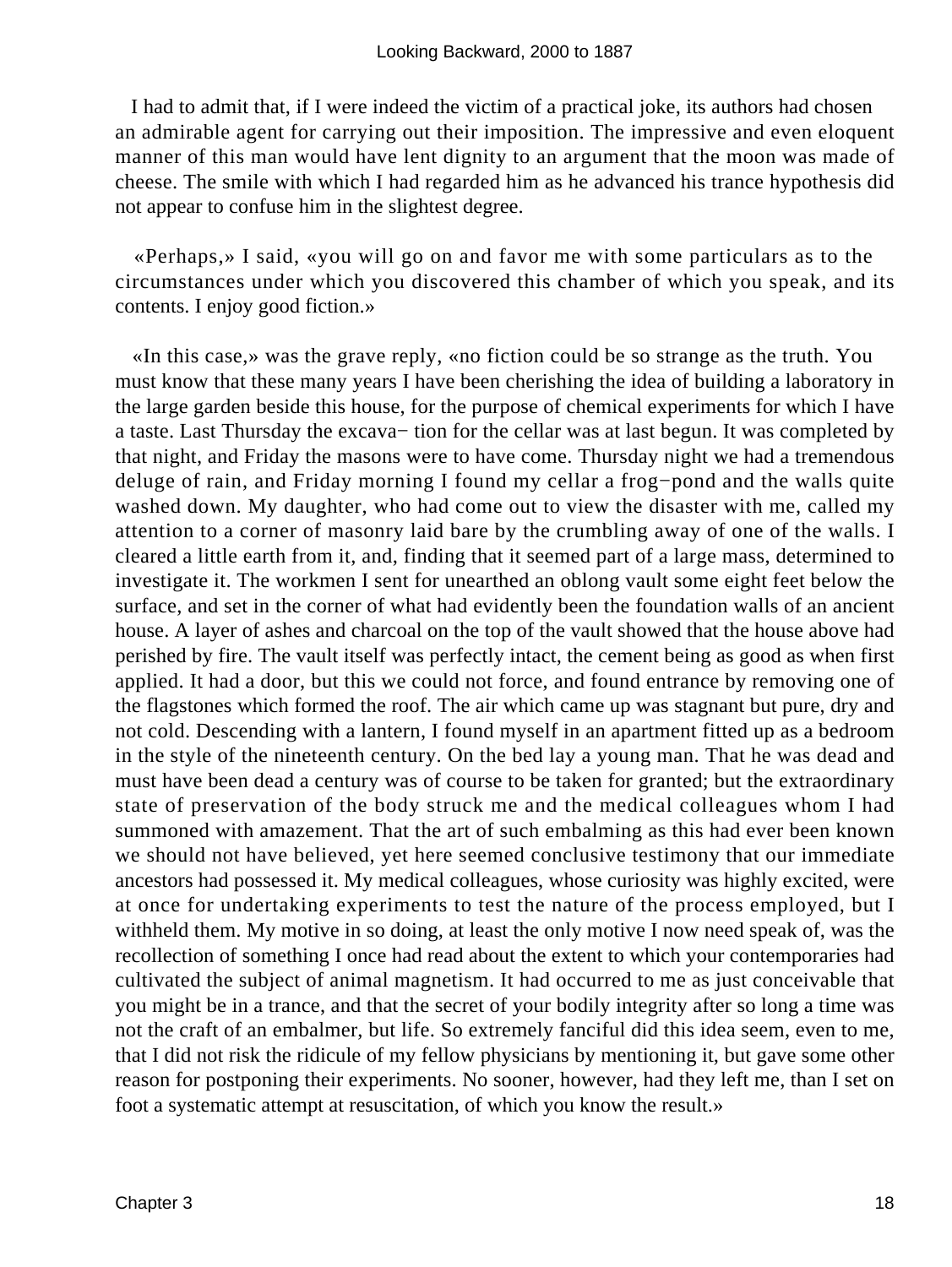I had to admit that, if I were indeed the victim of a practical joke, its authors had chosen an admirable agent for carrying out their imposition. The impressive and even eloquent manner of this man would have lent dignity to an argument that the moon was made of cheese. The smile with which I had regarded him as he advanced his trance hypothesis did not appear to confuse him in the slightest degree.

«Perhaps,» I said, «you will go on and favor me with some particulars as to the circumstances under which you discovered this chamber of which you speak, and its contents. I enjoy good fiction.»

«In this case,» was the grave reply, «no fiction could be so strange as the truth. You must know that these many years I have been cherishing the idea of building a laboratory in the large garden beside this house, for the purpose of chemical experiments for which I have a taste. Last Thursday the excava− tion for the cellar was at last begun. It was completed by that night, and Friday the masons were to have come. Thursday night we had a tremendous deluge of rain, and Friday morning I found my cellar a frog−pond and the walls quite washed down. My daughter, who had come out to view the disaster with me, called my attention to a corner of masonry laid bare by the crumbling away of one of the walls. I cleared a little earth from it, and, finding that it seemed part of a large mass, determined to investigate it. The workmen I sent for unearthed an oblong vault some eight feet below the surface, and set in the corner of what had evidently been the foundation walls of an ancient house. A layer of ashes and charcoal on the top of the vault showed that the house above had perished by fire. The vault itself was perfectly intact, the cement being as good as when first applied. It had a door, but this we could not force, and found entrance by removing one of the flagstones which formed the roof. The air which came up was stagnant but pure, dry and not cold. Descending with a lantern, I found myself in an apartment fitted up as a bedroom in the style of the nineteenth century. On the bed lay a young man. That he was dead and must have been dead a century was of course to be taken for granted; but the extraordinary state of preservation of the body struck me and the medical colleagues whom I had summoned with amazement. That the art of such embalming as this had ever been known we should not have believed, yet here seemed conclusive testimony that our immediate ancestors had possessed it. My medical colleagues, whose curiosity was highly excited, were at once for undertaking experiments to test the nature of the process employed, but I withheld them. My motive in so doing, at least the only motive I now need speak of, was the recollection of something I once had read about the extent to which your contemporaries had cultivated the subject of animal magnetism. It had occurred to me as just conceivable that you might be in a trance, and that the secret of your bodily integrity after so long a time was not the craft of an embalmer, but life. So extremely fanciful did this idea seem, even to me, that I did not risk the ridicule of my fellow physicians by mentioning it, but gave some other reason for postponing their experiments. No sooner, however, had they left me, than I set on foot a systematic attempt at resuscitation, of which you know the result.»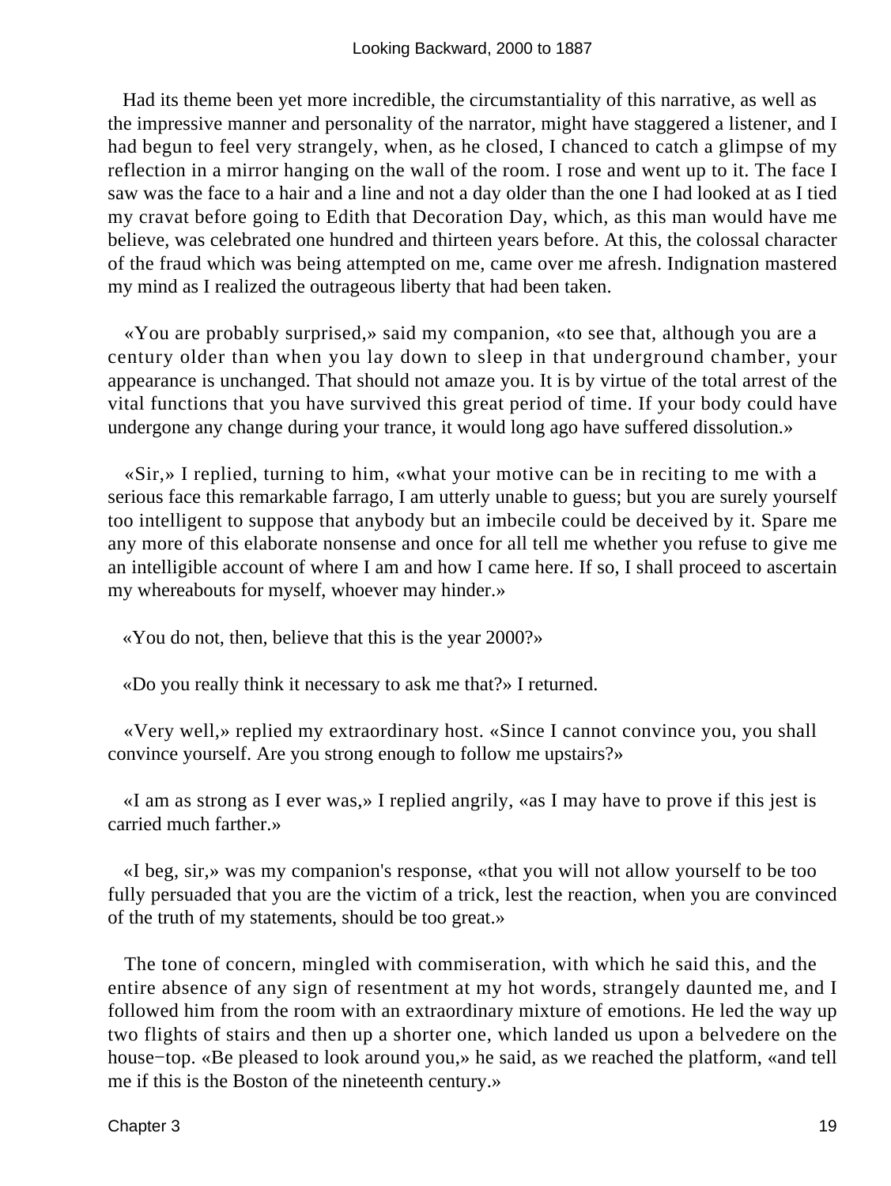Had its theme been yet more incredible, the circumstantiality of this narrative, as well as the impressive manner and personality of the narrator, might have staggered a listener, and I had begun to feel very strangely, when, as he closed, I chanced to catch a glimpse of my reflection in a mirror hanging on the wall of the room. I rose and went up to it. The face I saw was the face to a hair and a line and not a day older than the one I had looked at as I tied my cravat before going to Edith that Decoration Day, which, as this man would have me believe, was celebrated one hundred and thirteen years before. At this, the colossal character of the fraud which was being attempted on me, came over me afresh. Indignation mastered my mind as I realized the outrageous liberty that had been taken.

«You are probably surprised,» said my companion, «to see that, although you are a century older than when you lay down to sleep in that underground chamber, your appearance is unchanged. That should not amaze you. It is by virtue of the total arrest of the vital functions that you have survived this great period of time. If your body could have undergone any change during your trance, it would long ago have suffered dissolution.»

«Sir,» I replied, turning to him, «what your motive can be in reciting to me with a serious face this remarkable farrago, I am utterly unable to guess; but you are surely yourself too intelligent to suppose that anybody but an imbecile could be deceived by it. Spare me any more of this elaborate nonsense and once for all tell me whether you refuse to give me an intelligible account of where I am and how I came here. If so, I shall proceed to ascertain my whereabouts for myself, whoever may hinder.»

«You do not, then, believe that this is the year 2000?»

«Do you really think it necessary to ask me that?» I returned.

«Very well,» replied my extraordinary host. «Since I cannot convince you, you shall convince yourself. Are you strong enough to follow me upstairs?»

«I am as strong as I ever was,» I replied angrily, «as I may have to prove if this jest is carried much farther.»

«I beg, sir,» was my companion's response, «that you will not allow yourself to be too fully persuaded that you are the victim of a trick, lest the reaction, when you are convinced of the truth of my statements, should be too great.»

The tone of concern, mingled with commiseration, with which he said this, and the entire absence of any sign of resentment at my hot words, strangely daunted me, and I followed him from the room with an extraordinary mixture of emotions. He led the way up two flights of stairs and then up a shorter one, which landed us upon a belvedere on the house-top. «Be pleased to look around you,» he said, as we reached the platform, «and tell me if this is the Boston of the nineteenth century.»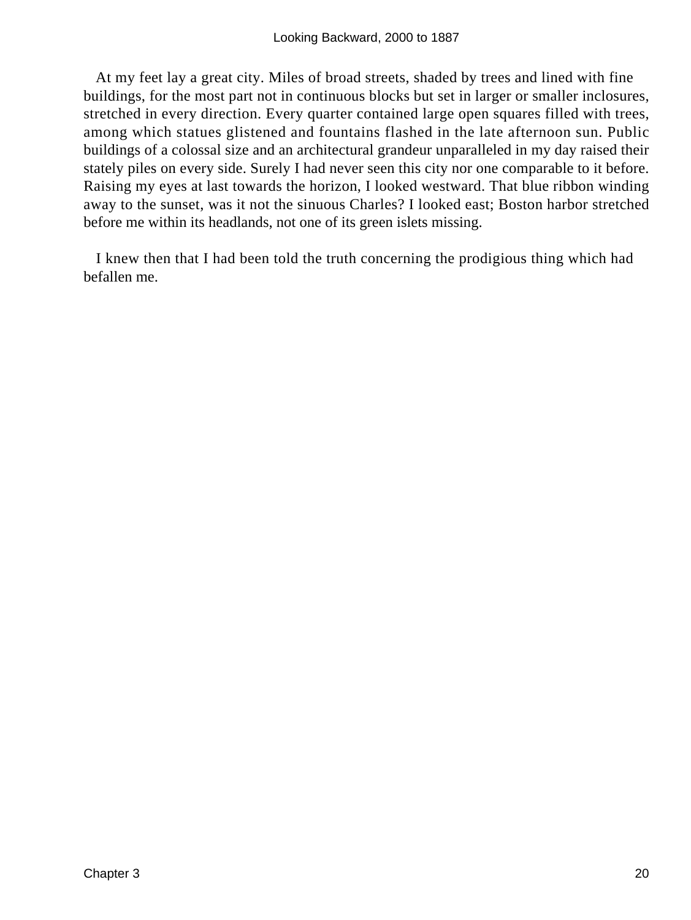At my feet lay a great city. Miles of broad streets, shaded by trees and lined with fine buildings, for the most part not in continuous blocks but set in larger or smaller inclosures, stretched in every direction. Every quarter contained large open squares filled with trees, among which statues glistened and fountains flashed in the late afternoon sun. Public buildings of a colossal size and an architectural grandeur unparalleled in my day raised their stately piles on every side. Surely I had never seen this city nor one comparable to it before. Raising my eyes at last towards the horizon, I looked westward. That blue ribbon winding away to the sunset, was it not the sinuous Charles? I looked east; Boston harbor stretched before me within its headlands, not one of its green islets missing.

I knew then that I had been told the truth concerning the prodigious thing which had befallen me.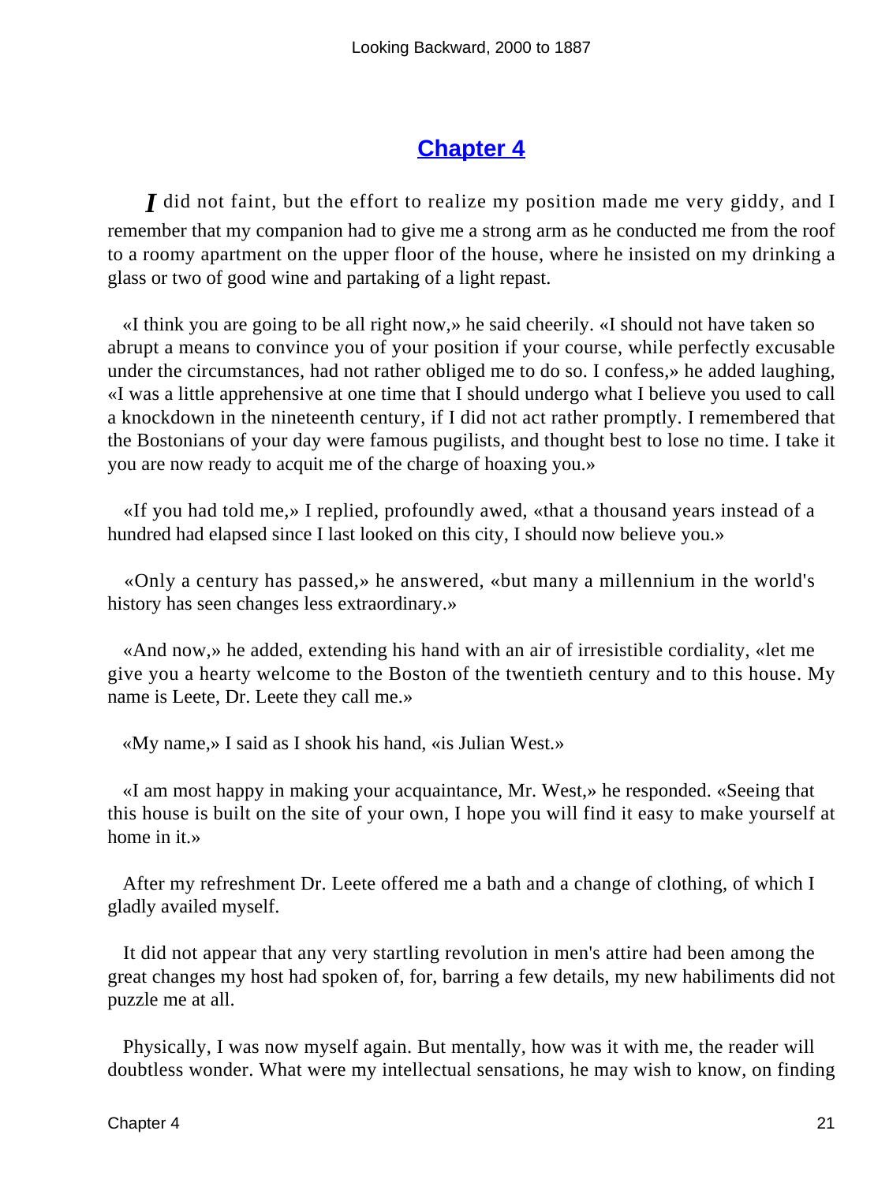## Chapter 4

*I* did not faint, but the effort to realize my position made me very giddy, and I remember that my companion had to give me a strong arm as he conducted me from the roof to a roomy apartment on the upper floor of the house, where he insisted on my drinking a glass or two of good wine and partaking of a light repast.

«I think you are going to be all right now,» he said cheerily. «I should not have taken so abrupt a means to convince you of your position if your course, while perfectly excusable under the circumstances, had not rather obliged me to do so. I confess,» he added laughing, «I was a little apprehensive at one time that I should undergo what I believe you used to call a knockdown in the nineteenth century, if I did not act rather promptly. I remembered that the Bostonians of your day were famous pugilists, and thought best to lose no time. I take it you are now ready to acquit me of the charge of hoaxing you.»

«If you had told me,» I replied, profoundly awed, «that a thousand years instead of a hundred had elapsed since I last looked on this city, I should now believe you.»

«Only a century has passed,» he answered, «but many a millennium in the world's history has seen changes less extraordinary.»

«And now,» he added, extending his hand with an air of irresistible cordiality, «let me give you a hearty welcome to the Boston of the twentieth century and to this house. My name is Leete, Dr. Leete they call me.»

«My name,» I said as I shook his hand, «is Julian West.»

«I am most happy in making your acquaintance, Mr. West,» he responded. «Seeing that this house is built on the site of your own, I hope you will find it easy to make yourself at home in it.»

After my refreshment Dr. Leete offered me a bath and a change of clothing, of which I gladly availed myself.

It did not appear that any very startling revolution in men's attire had been among the great changes my host had spoken of, for, barring a few details, my new habiliments did not puzzle me at all.

Physically, I was now myself again. But mentally, how was it with me, the reader will doubtless wonder. What were my intellectual sensations, he may wish to know, on finding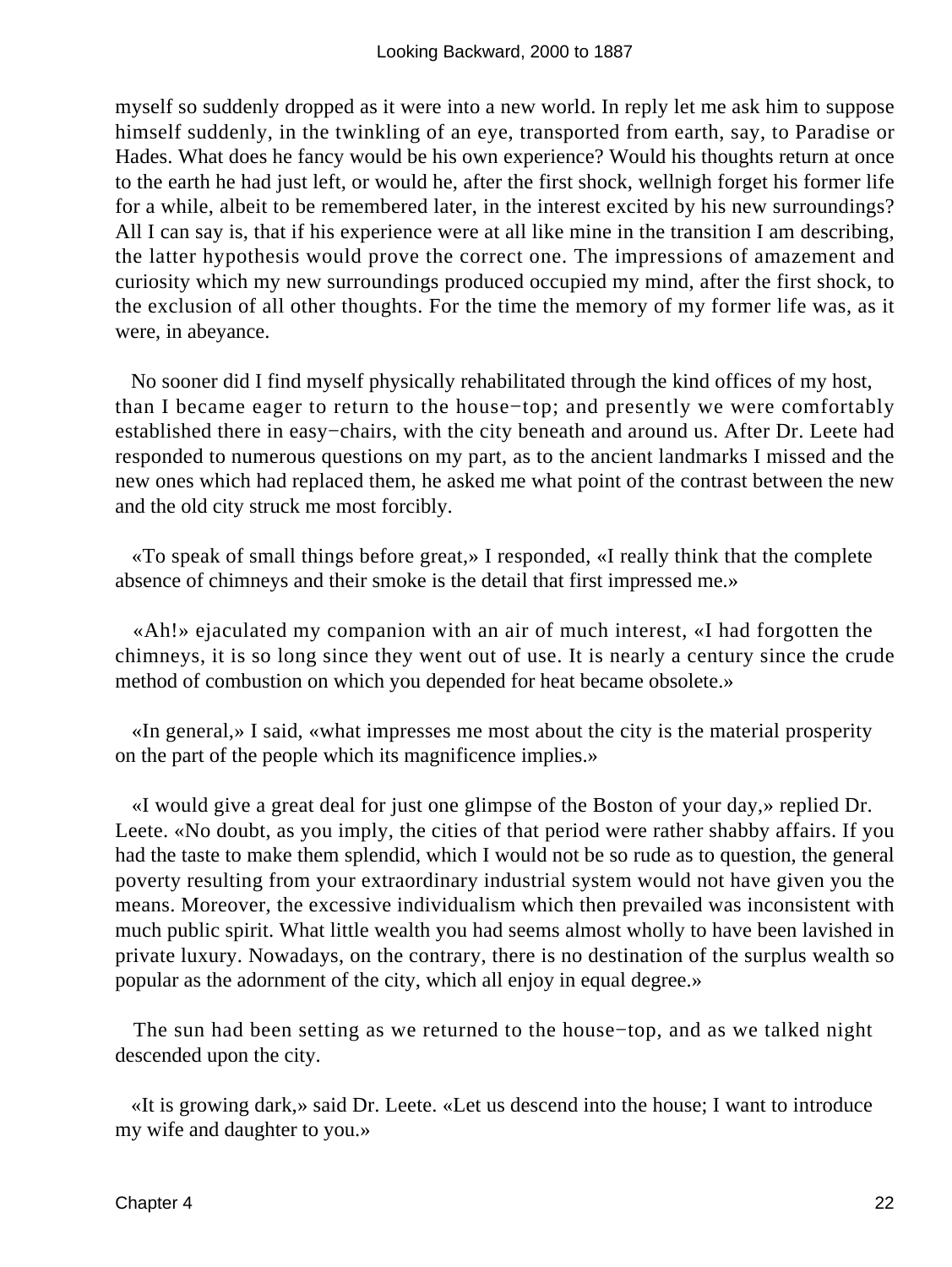myself so suddenly dropped as it were into a new world. In reply let me ask him to suppose himself suddenly, in the twinkling of an eye, transported from earth, say, to Paradise or Hades. What does he fancy would be his own experience? Would his thoughts return at once to the earth he had just left, or would he, after the first shock, wellnigh forget his former life for a while, albeit to be remembered later, in the interest excited by his new surroundings? All I can say is, that if his experience were at all like mine in the transition I am describing, the latter hypothesis would prove the correct one. The impressions of amazement and curiosity which my new surroundings produced occupied my mind, after the first shock, to the exclusion of all other thoughts. For the time the memory of my former life was, as it were, in abeyance.

No sooner did I find myself physically rehabilitated through the kind offices of my host, than I became eager to return to the house−top; and presently we were comfortably established there in easy−chairs, with the city beneath and around us. After Dr. Leete had responded to numerous questions on my part, as to the ancient landmarks I missed and the new ones which had replaced them, he asked me what point of the contrast between the new and the old city struck me most forcibly.

«To speak of small things before great,» I responded, «I really think that the complete absence of chimneys and their smoke is the detail that first impressed me.»

«Ah!» ejaculated my companion with an air of much interest, «I had forgotten the chimneys, it is so long since they went out of use. It is nearly a century since the crude method of combustion on which you depended for heat became obsolete.»

«In general,» I said, «what impresses me most about the city is the material prosperity on the part of the people which its magnificence implies.»

«I would give a great deal for just one glimpse of the Boston of your day,» replied Dr. Leete. «No doubt, as you imply, the cities of that period were rather shabby affairs. If you had the taste to make them splendid, which I would not be so rude as to question, the general poverty resulting from your extraordinary industrial system would not have given you the means. Moreover, the excessive individualism which then prevailed was inconsistent with much public spirit. What little wealth you had seems almost wholly to have been lavished in private luxury. Nowadays, on the contrary, there is no destination of the surplus wealth so popular as the adornment of the city, which all enjoy in equal degree.»

The sun had been setting as we returned to the house−top, and as we talked night descended upon the city.

«It is growing dark,» said Dr. Leete. «Let us descend into the house; I want to introduce my wife and daughter to you.»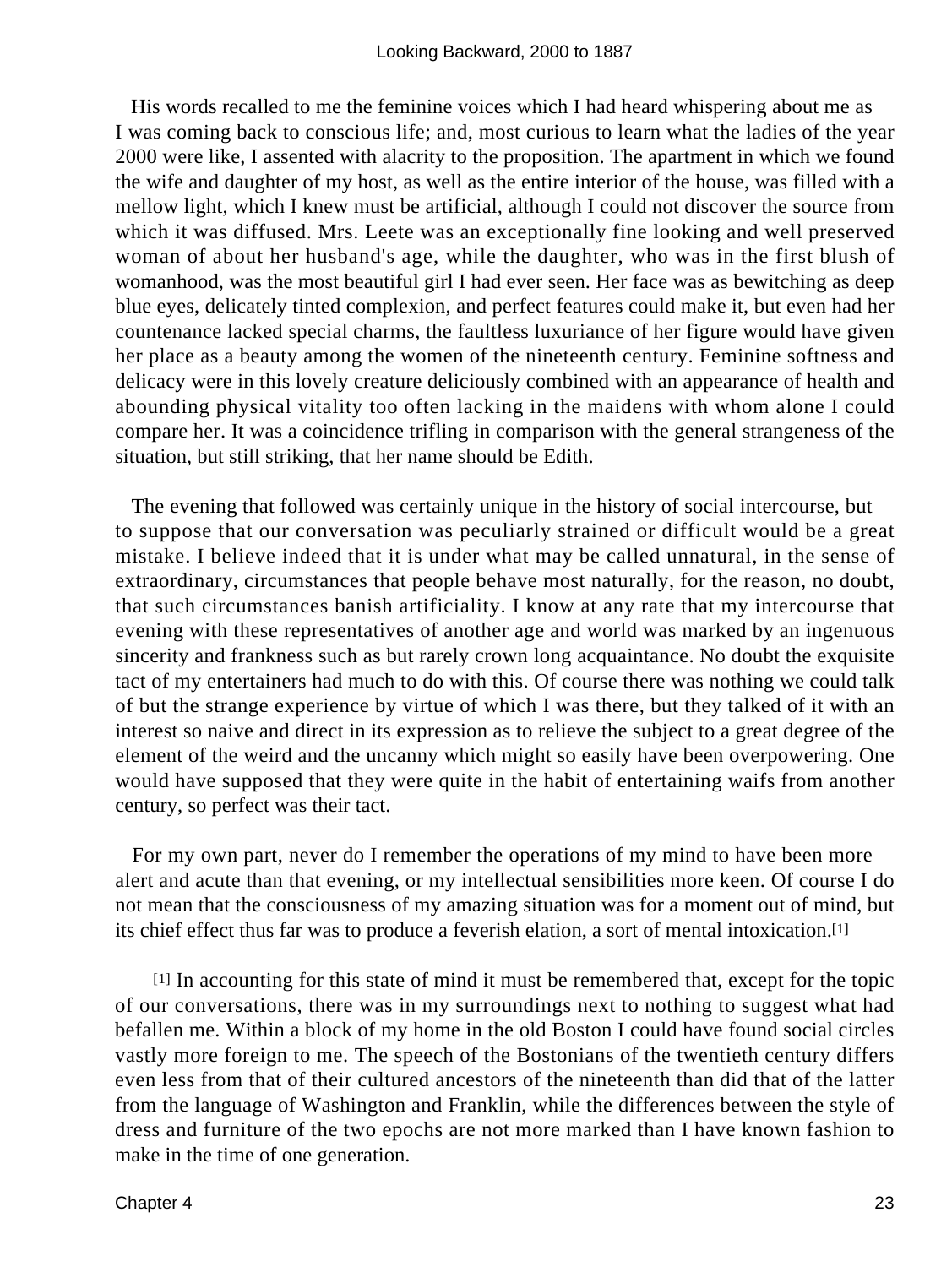His words recalled to me the feminine voices which I had heard whispering about me as I was coming back to conscious life; and, most curious to learn what the ladies of the year 2000 were like, I assented with alacrity to the proposition. The apartment in which we found the wife and daughter of my host, as well as the entire interior of the house, was filled with a mellow light, which I knew must be artificial, although I could not discover the source from which it was diffused. Mrs. Leete was an exceptionally fine looking and well preserved woman of about her husband's age, while the daughter, who was in the first blush of womanhood, was the most beautiful girl I had ever seen. Her face was as bewitching as deep blue eyes, delicately tinted complexion, and perfect features could make it, but even had her countenance lacked special charms, the faultless luxuriance of her figure would have given her place as a beauty among the women of the nineteenth century. Feminine softness and delicacy were in this lovely creature deliciously combined with an appearance of health and abounding physical vitality too often lacking in the maidens with whom alone I could compare her. It was a coincidence trifling in comparison with the general strangeness of the situation, but still striking, that her name should be Edith.

The evening that followed was certainly unique in the history of social intercourse, but to suppose that our conversation was peculiarly strained or difficult would be a great mistake. I believe indeed that it is under what may be called unnatural, in the sense of extraordinary, circumstances that people behave most naturally, for the reason, no doubt, that such circumstances banish artificiality. I know at any rate that my intercourse that evening with these representatives of another age and world was marked by an ingenuous sincerity and frankness such as but rarely crown long acquaintance. No doubt the exquisite tact of my entertainers had much to do with this. Of course there was nothing we could talk of but the strange experience by virtue of which I was there, but they talked of it with an interest so naive and direct in its expression as to relieve the subject to a great degree of the element of the weird and the uncanny which might so easily have been overpowering. One would have supposed that they were quite in the habit of entertaining waifs from another century, so perfect was their tact.

For my own part, never do I remember the operations of my mind to have been more alert and acute than that evening, or my intellectual sensibilities more keen. Of course I do not mean that the consciousness of my amazing situation was for a moment out of mind, but its chief effect thus far was to produce a feverish elation, a sort of mental intoxication.[1]

[1] In accounting for this state of mind it must be remembered that, except for the topic of our conversations, there was in my surroundings next to nothing to suggest what had befallen me. Within a block of my home in the old Boston I could have found social circles vastly more foreign to me. The speech of the Bostonians of the twentieth century differs even less from that of their cultured ancestors of the nineteenth than did that of the latter from the language of Washington and Franklin, while the differences between the style of dress and furniture of the two epochs are not more marked than I have known fashion to make in the time of one generation.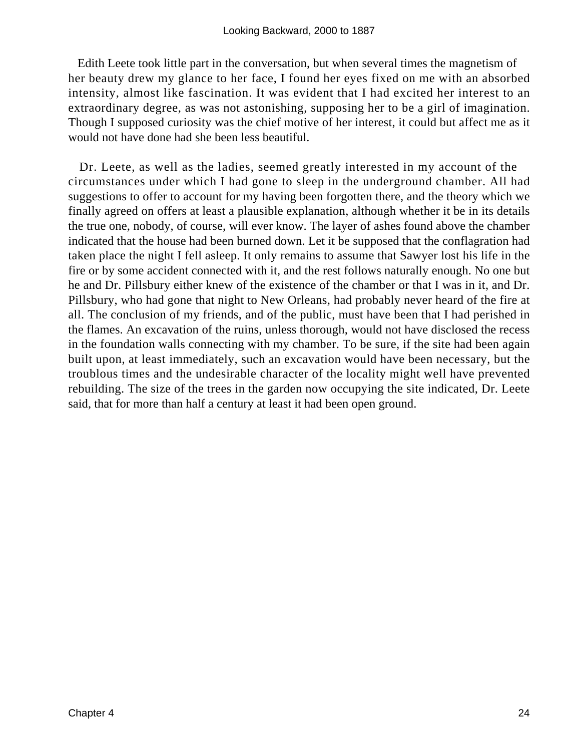Edith Leete took little part in the conversation, but when several times the magnetism of her beauty drew my glance to her face, I found her eyes fixed on me with an absorbed intensity, almost like fascination. It was evident that I had excited her interest to an extraordinary degree, as was not astonishing, supposing her to be a girl of imagination. Though I supposed curiosity was the chief motive of her interest, it could but affect me as it would not have done had she been less beautiful.

Dr. Leete, as well as the ladies, seemed greatly interested in my account of the circumstances under which I had gone to sleep in the underground chamber. All had suggestions to offer to account for my having been forgotten there, and the theory which we finally agreed on offers at least a plausible explanation, although whether it be in its details the true one, nobody, of course, will ever know. The layer of ashes found above the chamber indicated that the house had been burned down. Let it be supposed that the conflagration had taken place the night I fell asleep. It only remains to assume that Sawyer lost his life in the fire or by some accident connected with it, and the rest follows naturally enough. No one but he and Dr. Pillsbury either knew of the existence of the chamber or that I was in it, and Dr. Pillsbury, who had gone that night to New Orleans, had probably never heard of the fire at all. The conclusion of my friends, and of the public, must have been that I had perished in the flames. An excavation of the ruins, unless thorough, would not have disclosed the recess in the foundation walls connecting with my chamber. To be sure, if the site had been again built upon, at least immediately, such an excavation would have been necessary, but the troublous times and the undesirable character of the locality might well have prevented rebuilding. The size of the trees in the garden now occupying the site indicated, Dr. Leete said, that for more than half a century at least it had been open ground.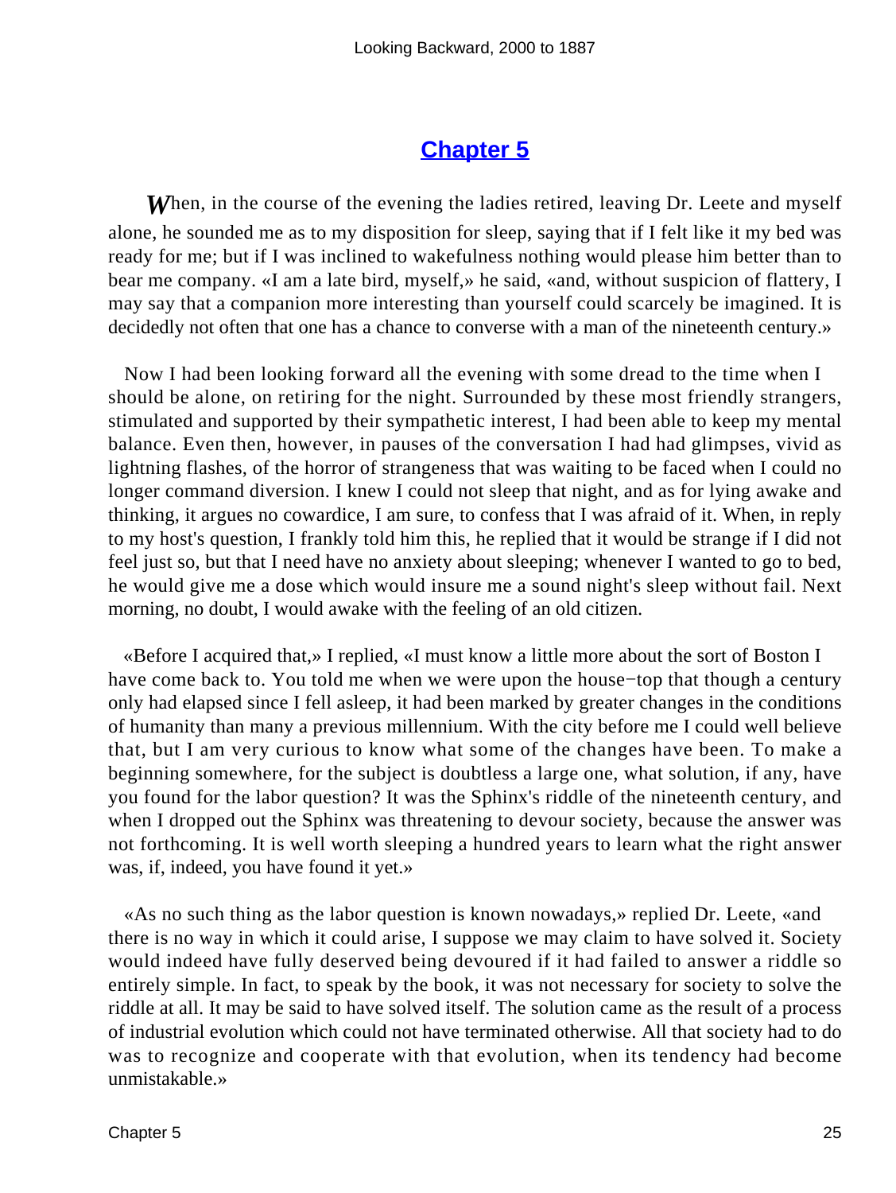## Chapter 5

When, in the course of the evening the ladies retired, leaving Dr. Leete and myself alone, he sounded me as to my disposition for sleep, saying that if I felt like it my bed was ready for me; but if I was inclined to wakefulness nothing would please him better than to bear me company. «I am a late bird, myself,» he said, «and, without suspicion of flattery, I may say that a companion more interesting than yourself could scarcely be imagined. It is decidedly not often that one has a chance to converse with a man of the nineteenth century.»

Now I had been looking forward all the evening with some dread to the time when I should be alone, on retiring for the night. Surrounded by these most friendly strangers, stimulated and supported by their sympathetic interest, I had been able to keep my mental balance. Even then, however, in pauses of the conversation I had had glimpses, vivid as lightning flashes, of the horror of strangeness that was waiting to be faced when I could no longer command diversion. I knew I could not sleep that night, and as for lying awake and thinking, it argues no cowardice, I am sure, to confess that I was afraid of it. When, in reply to my host's question, I frankly told him this, he replied that it would be strange if I did not feel just so, but that I need have no anxiety about sleeping; whenever I wanted to go to bed, he would give me a dose which would insure me a sound night's sleep without fail. Next morning, no doubt, I would awake with the feeling of an old citizen.

«Before I acquired that,» I replied, «I must know a little more about the sort of Boston I have come back to. You told me when we were upon the house−top that though a century only had elapsed since I fell asleep, it had been marked by greater changes in the conditions of humanity than many a previous millennium. With the city before me I could well believe that, but I am very curious to know what some of the changes have been. To make a beginning somewhere, for the subject is doubtless a large one, what solution, if any, have you found for the labor question? It was the Sphinx's riddle of the nineteenth century, and when I dropped out the Sphinx was threatening to devour society, because the answer was not forthcoming. It is well worth sleeping a hundred years to learn what the right answer was, if, indeed, you have found it yet.»

«As no such thing as the labor question is known nowadays,» replied Dr. Leete, «and there is no way in which it could arise, I suppose we may claim to have solved it. Society would indeed have fully deserved being devoured if it had failed to answer a riddle so entirely simple. In fact, to speak by the book, it was not necessary for society to solve the riddle at all. It may be said to have solved itself. The solution came as the result of a process of industrial evolution which could not have terminated otherwise. All that society had to do was to recognize and cooperate with that evolution, when its tendency had become unmistakable.»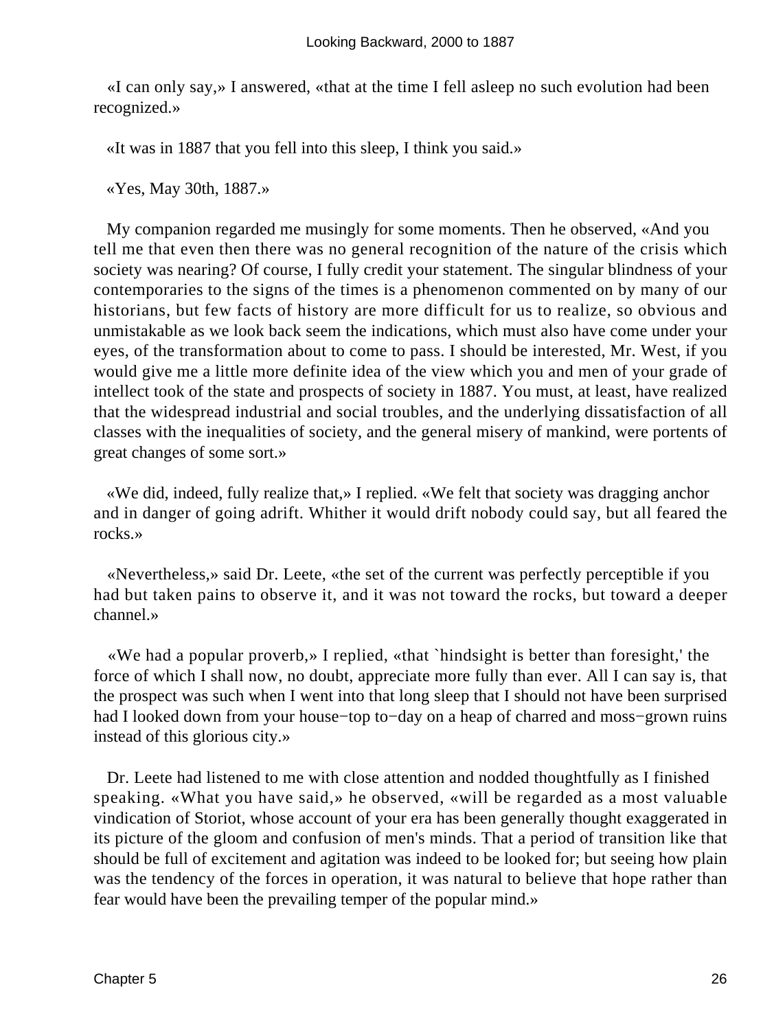«I can only say,» I answered, «that at the time I fell asleep no such evolution had been recognized.»

«It was in 1887 that you fell into this sleep, I think you said.»

«Yes, May 30th, 1887.»

My companion regarded me musingly for some moments. Then he observed, «And you tell me that even then there was no general recognition of the nature of the crisis which society was nearing? Of course, I fully credit your statement. The singular blindness of your contemporaries to the signs of the times is a phenomenon commented on by many of our historians, but few facts of history are more difficult for us to realize, so obvious and unmistakable as we look back seem the indications, which must also have come under your eyes, of the transformation about to come to pass. I should be interested, Mr. West, if you would give me a little more definite idea of the view which you and men of your grade of intellect took of the state and prospects of society in 1887. You must, at least, have realized that the widespread industrial and social troubles, and the underlying dissatisfaction of all classes with the inequalities of society, and the general misery of mankind, were portents of great changes of some sort.»

«We did, indeed, fully realize that,» I replied. «We felt that society was dragging anchor and in danger of going adrift. Whither it would drift nobody could say, but all feared the rocks.»

«Nevertheless,» said Dr. Leete, «the set of the current was perfectly perceptible if you had but taken pains to observe it, and it was not toward the rocks, but toward a deeper channel.»

«We had a popular proverb,» I replied, «that `hindsight is better than foresight,' the force of which I shall now, no doubt, appreciate more fully than ever. All I can say is, that the prospect was such when I went into that long sleep that I should not have been surprised had I looked down from your house−top to−day on a heap of charred and moss−grown ruins instead of this glorious city.»

Dr. Leete had listened to me with close attention and nodded thoughtfully as I finished speaking. «What you have said,» he observed, «will be regarded as a most valuable vindication of Storiot, whose account of your era has been generally thought exaggerated in its picture of the gloom and confusion of men's minds. That a period of transition like that should be full of excitement and agitation was indeed to be looked for; but seeing how plain was the tendency of the forces in operation, it was natural to believe that hope rather than fear would have been the prevailing temper of the popular mind.»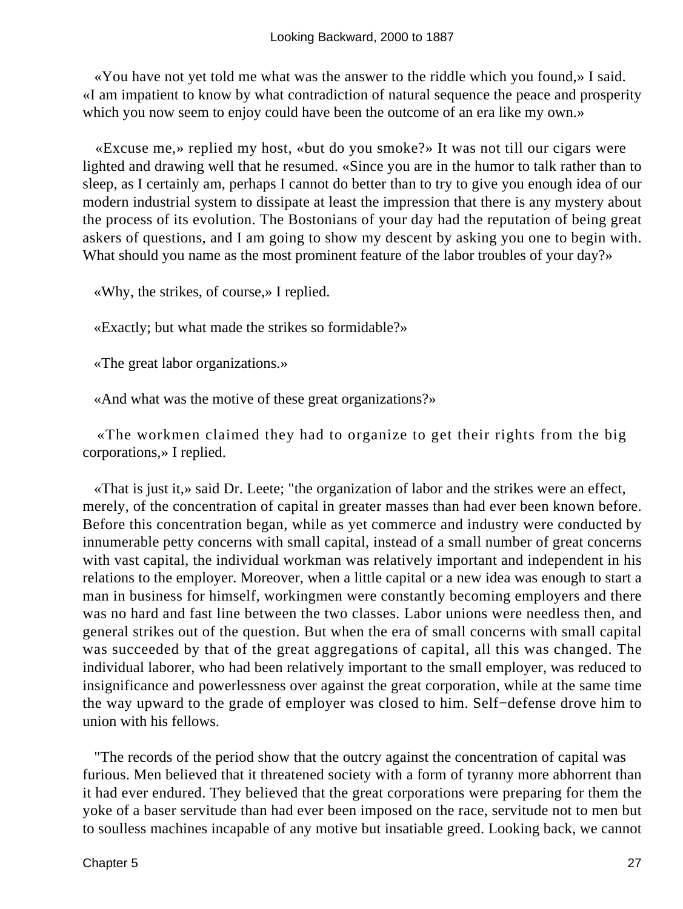«You have not yet told me what was the answer to the riddle which you found,» I said. «I am impatient to know by what contradiction of natural sequence the peace and prosperity which you now seem to enjoy could have been the outcome of an era like my own.»

«Excuse me,» replied my host, «but do you smoke?» It was not till our cigars were lighted and drawing well that he resumed. «Since you are in the humor to talk rather than to sleep, as I certainly am, perhaps I cannot do better than to try to give you enough idea of our modern industrial system to dissipate at least the impression that there is any mystery about the process of its evolution. The Bostonians of your day had the reputation of being great askers of questions, and I am going to show my descent by asking you one to begin with. What should you name as the most prominent feature of the labor troubles of your day?»

«Why, the strikes, of course,» I replied.

«Exactly; but what made the strikes so formidable?»

«The great labor organizations.»

«And what was the motive of these great organizations?»

«The workmen claimed they had to organize to get their rights from the big corporations,» I replied.

«That is just it,» said Dr. Leete; "the organization of labor and the strikes were an effect, merely, of the concentration of capital in greater masses than had ever been known before. Before this concentration began, while as yet commerce and industry were conducted by innumerable petty concerns with small capital, instead of a small number of great concerns with vast capital, the individual workman was relatively important and independent in his relations to the employer. Moreover, when a little capital or a new idea was enough to start a man in business for himself, workingmen were constantly becoming employers and there was no hard and fast line between the two classes. Labor unions were needless then, and general strikes out of the question. But when the era of small concerns with small capital was succeeded by that of the great aggregations of capital, all this was changed. The individual laborer, who had been relatively important to the small employer, was reduced to insignificance and powerlessness over against the great corporation, while at the same time the way upward to the grade of employer was closed to him. Self−defense drove him to union with his fellows.

"The records of the period show that the outcry against the concentration of capital was furious. Men believed that it threatened society with a form of tyranny more abhorrent than it had ever endured. They believed that the great corporations were preparing for them the yoke of a baser servitude than had ever been imposed on the race, servitude not to men but to soulless machines incapable of any motive but insatiable greed. Looking back, we cannot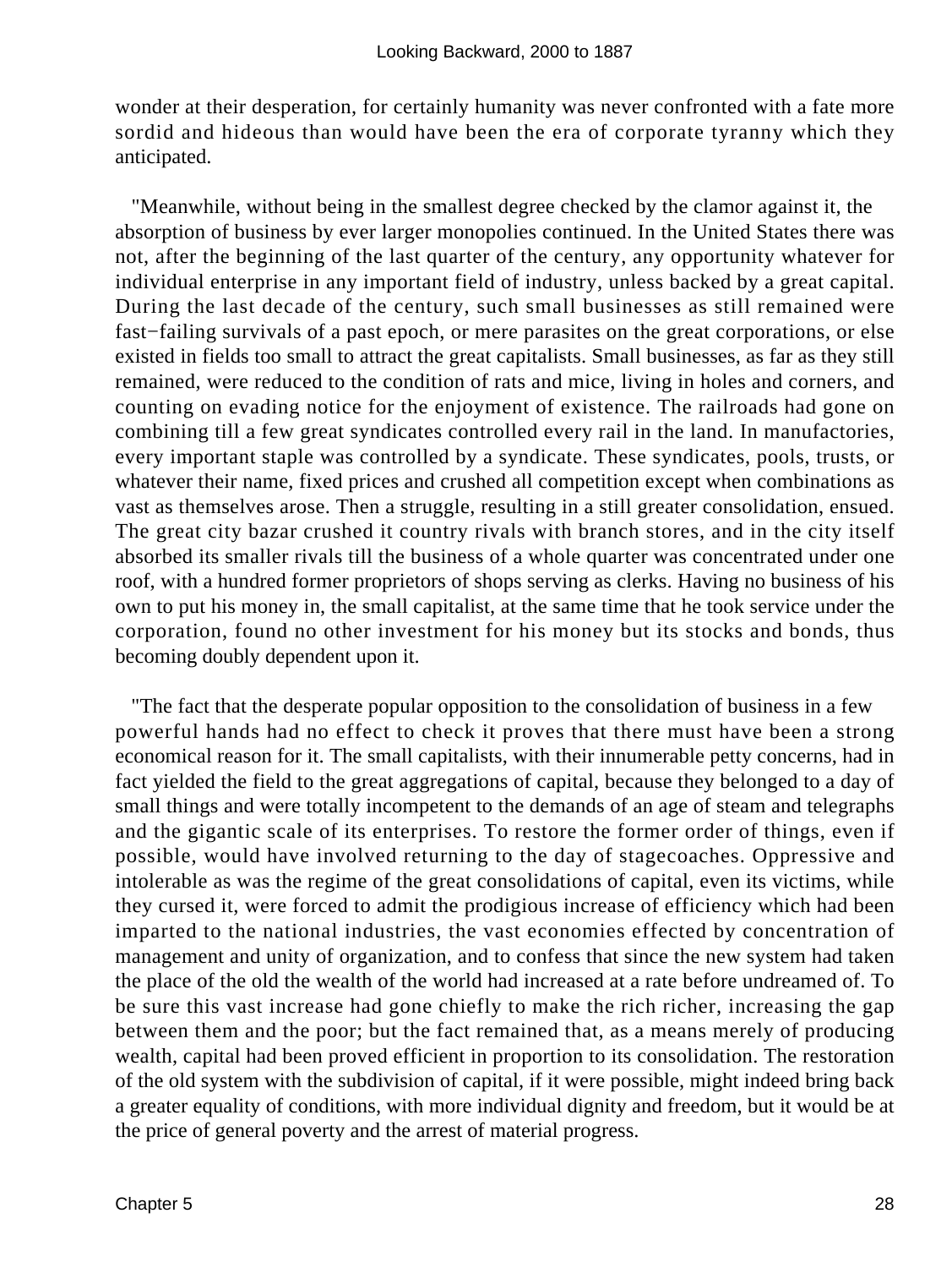wonder at their desperation, for certainly humanity was never confronted with a fate more sordid and hideous than would have been the era of corporate tyranny which they anticipated.

"Meanwhile, without being in the smallest degree checked by the clamor against it, the absorption of business by ever larger monopolies continued. In the United States there was not, after the beginning of the last quarter of the century, any opportunity whatever for individual enterprise in any important field of industry, unless backed by a great capital. During the last decade of the century, such small businesses as still remained were fast−failing survivals of a past epoch, or mere parasites on the great corporations, or else existed in fields too small to attract the great capitalists. Small businesses, as far as they still remained, were reduced to the condition of rats and mice, living in holes and corners, and counting on evading notice for the enjoyment of existence. The railroads had gone on combining till a few great syndicates controlled every rail in the land. In manufactories, every important staple was controlled by a syndicate. These syndicates, pools, trusts, or whatever their name, fixed prices and crushed all competition except when combinations as vast as themselves arose. Then a struggle, resulting in a still greater consolidation, ensued. The great city bazar crushed it country rivals with branch stores, and in the city itself absorbed its smaller rivals till the business of a whole quarter was concentrated under one roof, with a hundred former proprietors of shops serving as clerks. Having no business of his own to put his money in, the small capitalist, at the same time that he took service under the corporation, found no other investment for his money but its stocks and bonds, thus becoming doubly dependent upon it.

"The fact that the desperate popular opposition to the consolidation of business in a few powerful hands had no effect to check it proves that there must have been a strong economical reason for it. The small capitalists, with their innumerable petty concerns, had in fact yielded the field to the great aggregations of capital, because they belonged to a day of small things and were totally incompetent to the demands of an age of steam and telegraphs and the gigantic scale of its enterprises. To restore the former order of things, even if possible, would have involved returning to the day of stagecoaches. Oppressive and intolerable as was the regime of the great consolidations of capital, even its victims, while they cursed it, were forced to admit the prodigious increase of efficiency which had been imparted to the national industries, the vast economies effected by concentration of management and unity of organization, and to confess that since the new system had taken the place of the old the wealth of the world had increased at a rate before undreamed of. To be sure this vast increase had gone chiefly to make the rich richer, increasing the gap between them and the poor; but the fact remained that, as a means merely of producing wealth, capital had been proved efficient in proportion to its consolidation. The restoration of the old system with the subdivision of capital, if it were possible, might indeed bring back a greater equality of conditions, with more individual dignity and freedom, but it would be at the price of general poverty and the arrest of material progress.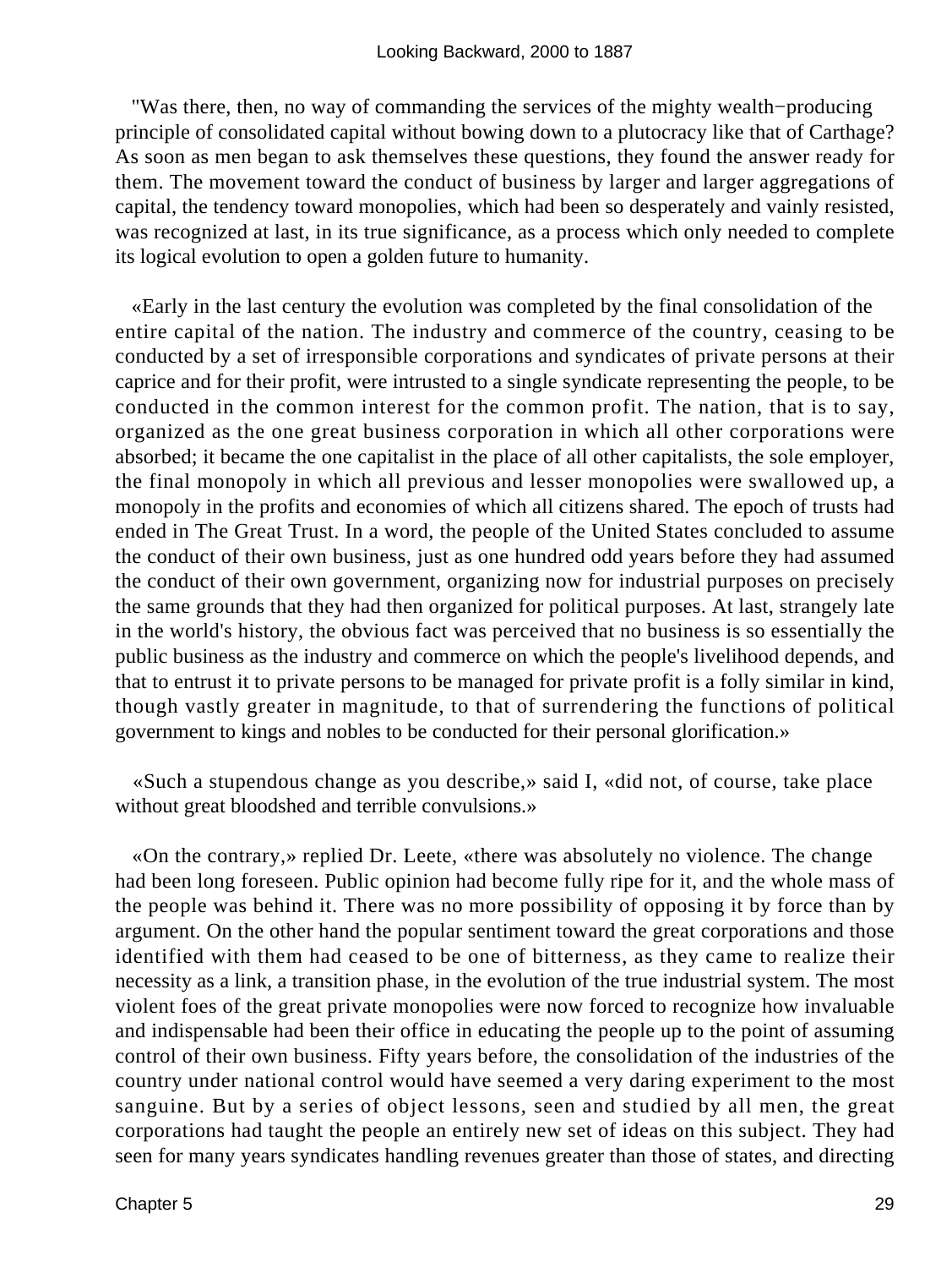"Was there, then, no way of commanding the services of the mighty wealth−producing principle of consolidated capital without bowing down to a plutocracy like that of Carthage? As soon as men began to ask themselves these questions, they found the answer ready for them. The movement toward the conduct of business by larger and larger aggregations of capital, the tendency toward monopolies, which had been so desperately and vainly resisted, was recognized at last, in its true significance, as a process which only needed to complete its logical evolution to open a golden future to humanity.

«Early in the last century the evolution was completed by the final consolidation of the entire capital of the nation. The industry and commerce of the country, ceasing to be conducted by a set of irresponsible corporations and syndicates of private persons at their caprice and for their profit, were intrusted to a single syndicate representing the people, to be conducted in the common interest for the common profit. The nation, that is to say, organized as the one great business corporation in which all other corporations were absorbed; it became the one capitalist in the place of all other capitalists, the sole employer, the final monopoly in which all previous and lesser monopolies were swallowed up, a monopoly in the profits and economies of which all citizens shared. The epoch of trusts had ended in The Great Trust. In a word, the people of the United States concluded to assume the conduct of their own business, just as one hundred odd years before they had assumed the conduct of their own government, organizing now for industrial purposes on precisely the same grounds that they had then organized for political purposes. At last, strangely late in the world's history, the obvious fact was perceived that no business is so essentially the public business as the industry and commerce on which the people's livelihood depends, and that to entrust it to private persons to be managed for private profit is a folly similar in kind, though vastly greater in magnitude, to that of surrendering the functions of political government to kings and nobles to be conducted for their personal glorification.»

«Such a stupendous change as you describe,» said I, «did not, of course, take place without great bloodshed and terrible convulsions.»

«On the contrary,» replied Dr. Leete, «there was absolutely no violence. The change had been long foreseen. Public opinion had become fully ripe for it, and the whole mass of the people was behind it. There was no more possibility of opposing it by force than by argument. On the other hand the popular sentiment toward the great corporations and those identified with them had ceased to be one of bitterness, as they came to realize their necessity as a link, a transition phase, in the evolution of the true industrial system. The most violent foes of the great private monopolies were now forced to recognize how invaluable and indispensable had been their office in educating the people up to the point of assuming control of their own business. Fifty years before, the consolidation of the industries of the country under national control would have seemed a very daring experiment to the most sanguine. But by a series of object lessons, seen and studied by all men, the great corporations had taught the people an entirely new set of ideas on this subject. They had seen for many years syndicates handling revenues greater than those of states, and directing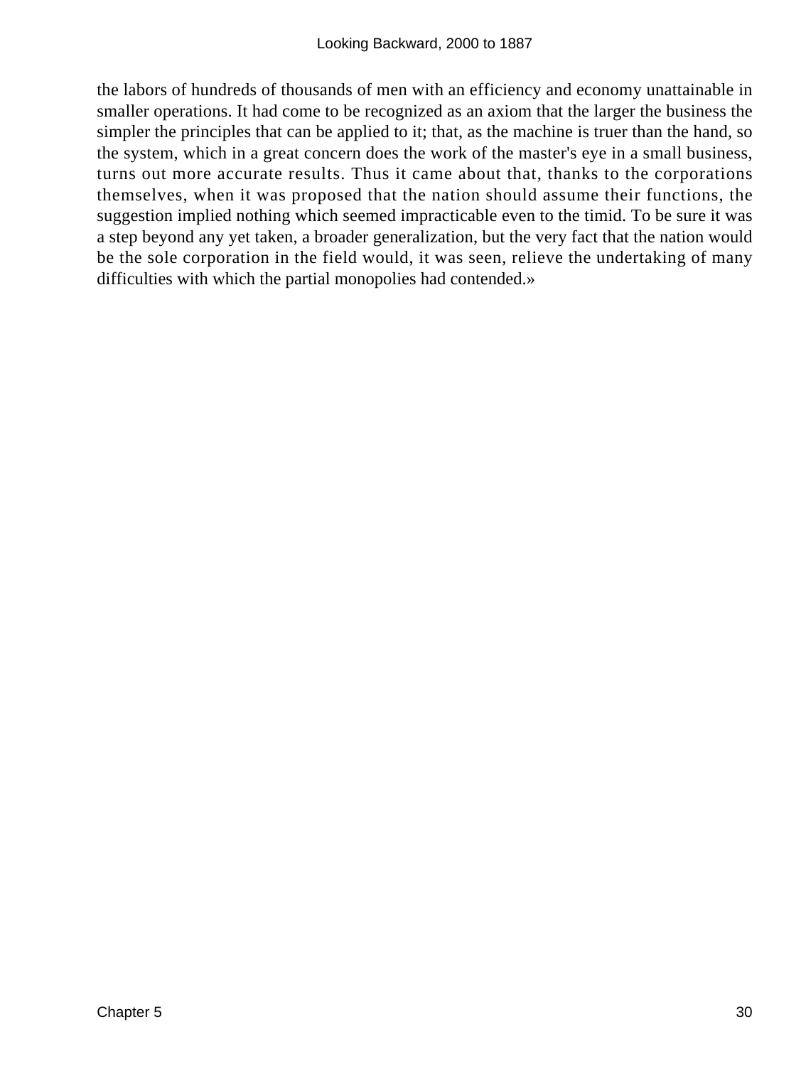the labors of hundreds of thousands of men with an efficiency and economy unattainable in smaller operations. It had come to be recognized as an axiom that the larger the business the simpler the principles that can be applied to it; that, as the machine is truer than the hand, so the system, which in a great concern does the work of the master's eye in a small business, turns out more accurate results. Thus it came about that, thanks to the corporations themselves, when it was proposed that the nation should assume their functions, the suggestion implied nothing which seemed impracticable even to the timid. To be sure it was a step beyond any yet taken, a broader generalization, but the very fact that the nation would be the sole corporation in the field would, it was seen, relieve the undertaking of many difficulties with which the partial monopolies had contended.»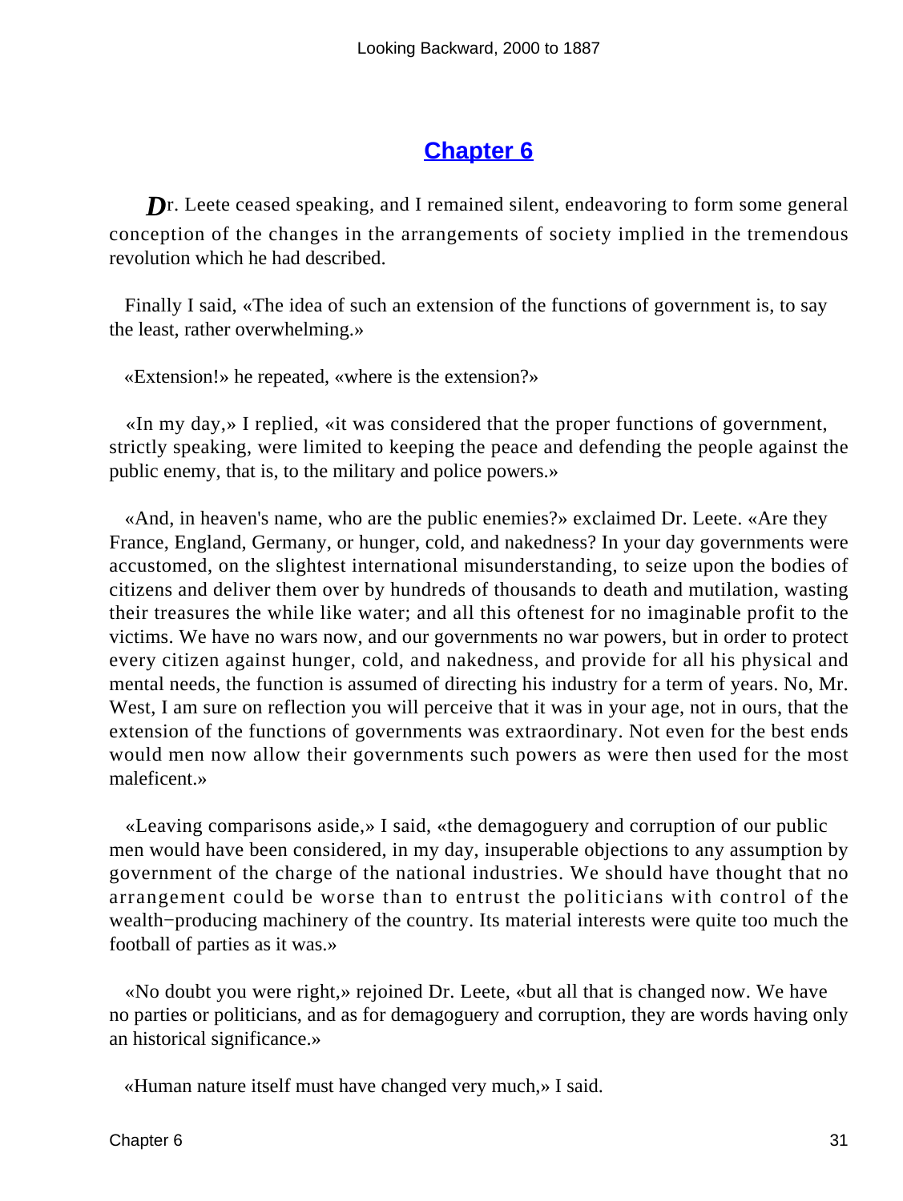# Chapter 6

Dr. Leete ceased speaking, and I remained silent, endeavoring to form some general conception of the changes in the arrangements of society implied in the tremendous revolution which he had described.

Finally I said, «The idea of such an extension of the functions of government is, to say the least, rather overwhelming.»

«Extension!» he repeated, «where is the extension?»

«In my day,» I replied, «it was considered that the proper functions of government, strictly speaking, were limited to keeping the peace and defending the people against the public enemy, that is, to the military and police powers.»

«And, in heaven's name, who are the public enemies?» exclaimed Dr. Leete. «Are they France, England, Germany, or hunger, cold, and nakedness? In your day governments were accustomed, on the slightest international misunderstanding, to seize upon the bodies of citizens and deliver them over by hundreds of thousands to death and mutilation, wasting their treasures the while like water; and all this oftenest for no imaginable profit to the victims. We have no wars now, and our governments no war powers, but in order to protect every citizen against hunger, cold, and nakedness, and provide for all his physical and mental needs, the function is assumed of directing his industry for a term of years. No, Mr. West, I am sure on reflection you will perceive that it was in your age, not in ours, that the extension of the functions of governments was extraordinary. Not even for the best ends would men now allow their governments such powers as were then used for the most maleficent.»

«Leaving comparisons aside,» I said, «the demagoguery and corruption of our public men would have been considered, in my day, insuperable objections to any assumption by government of the charge of the national industries. We should have thought that no arrangement could be worse than to entrust the politicians with control of the wealth-producing machinery of the country. Its material interests were quite too much the football of parties as it was.»

«No doubt you were right,» rejoined Dr. Leete, «but all that is changed now. We have no parties or politicians, and as for demagoguery and corruption, they are words having only an historical significance.»

«Human nature itself must have changed very much,» I said.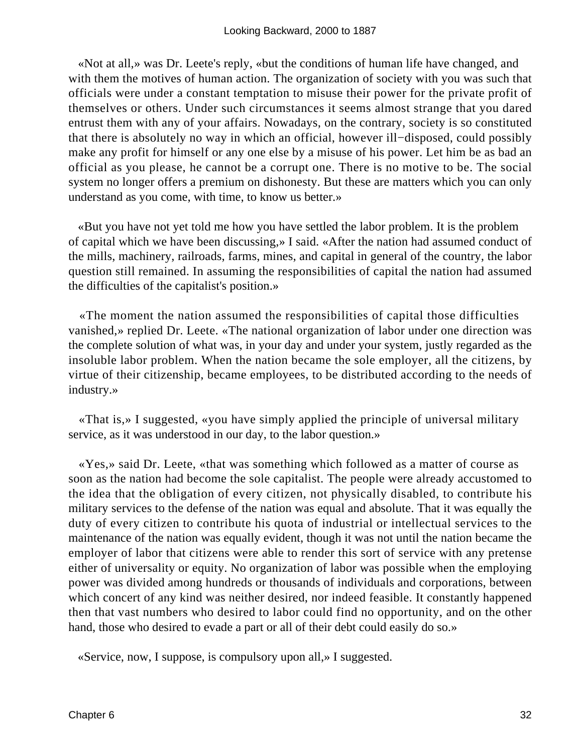«Not at all,» was Dr. Leete's reply, «but the conditions of human life have changed, and with them the motives of human action. The organization of society with you was such that officials were under a constant temptation to misuse their power for the private profit of themselves or others. Under such circumstances it seems almost strange that you dared entrust them with any of your affairs. Nowadays, on the contrary, society is so constituted that there is absolutely no way in which an official, however ill−disposed, could possibly make any profit for himself or any one else by a misuse of his power. Let him be as bad an official as you please, he cannot be a corrupt one. There is no motive to be. The social system no longer offers a premium on dishonesty. But these are matters which you can only understand as you come, with time, to know us better.»

«But you have not yet told me how you have settled the labor problem. It is the problem of capital which we have been discussing,» I said. «After the nation had assumed conduct of the mills, machinery, railroads, farms, mines, and capital in general of the country, the labor question still remained. In assuming the responsibilities of capital the nation had assumed the difficulties of the capitalist's position.»

«The moment the nation assumed the responsibilities of capital those difficulties vanished,» replied Dr. Leete. «The national organization of labor under one direction was the complete solution of what was, in your day and under your system, justly regarded as the insoluble labor problem. When the nation became the sole employer, all the citizens, by virtue of their citizenship, became employees, to be distributed according to the needs of industry.»

«That is,» I suggested, «you have simply applied the principle of universal military service, as it was understood in our day, to the labor question.»

«Yes,» said Dr. Leete, «that was something which followed as a matter of course as soon as the nation had become the sole capitalist. The people were already accustomed to the idea that the obligation of every citizen, not physically disabled, to contribute his military services to the defense of the nation was equal and absolute. That it was equally the duty of every citizen to contribute his quota of industrial or intellectual services to the maintenance of the nation was equally evident, though it was not until the nation became the employer of labor that citizens were able to render this sort of service with any pretense either of universality or equity. No organization of labor was possible when the employing power was divided among hundreds or thousands of individuals and corporations, between which concert of any kind was neither desired, nor indeed feasible. It constantly happened then that vast numbers who desired to labor could find no opportunity, and on the other hand, those who desired to evade a part or all of their debt could easily do so.»

«Service, now, I suppose, is compulsory upon all,» I suggested.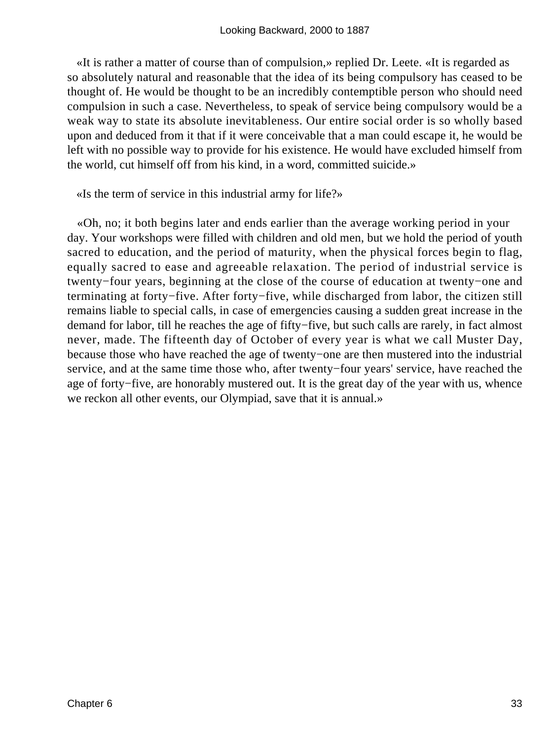«It is rather a matter of course than of compulsion,» replied Dr. Leete. «It is regarded as so absolutely natural and reasonable that the idea of its being compulsory has ceased to be thought of. He would be thought to be an incredibly contemptible person who should need compulsion in such a case. Nevertheless, to speak of service being compulsory would be a weak way to state its absolute inevitableness. Our entire social order is so wholly based upon and deduced from it that if it were conceivable that a man could escape it, he would be left with no possible way to provide for his existence. He would have excluded himself from the world, cut himself off from his kind, in a word, committed suicide.»

«Is the term of service in this industrial army for life?»

«Oh, no; it both begins later and ends earlier than the average working period in your day. Your workshops were filled with children and old men, but we hold the period of youth sacred to education, and the period of maturity, when the physical forces begin to flag, equally sacred to ease and agreeable relaxation. The period of industrial service is twenty−four years, beginning at the close of the course of education at twenty−one and terminating at forty−five. After forty−five, while discharged from labor, the citizen still remains liable to special calls, in case of emergencies causing a sudden great increase in the demand for labor, till he reaches the age of fifty−five, but such calls are rarely, in fact almost never, made. The fifteenth day of October of every year is what we call Muster Day, because those who have reached the age of twenty−one are then mustered into the industrial service, and at the same time those who, after twenty−four years' service, have reached the age of forty−five, are honorably mustered out. It is the great day of the year with us, whence we reckon all other events, our Olympiad, save that it is annual.»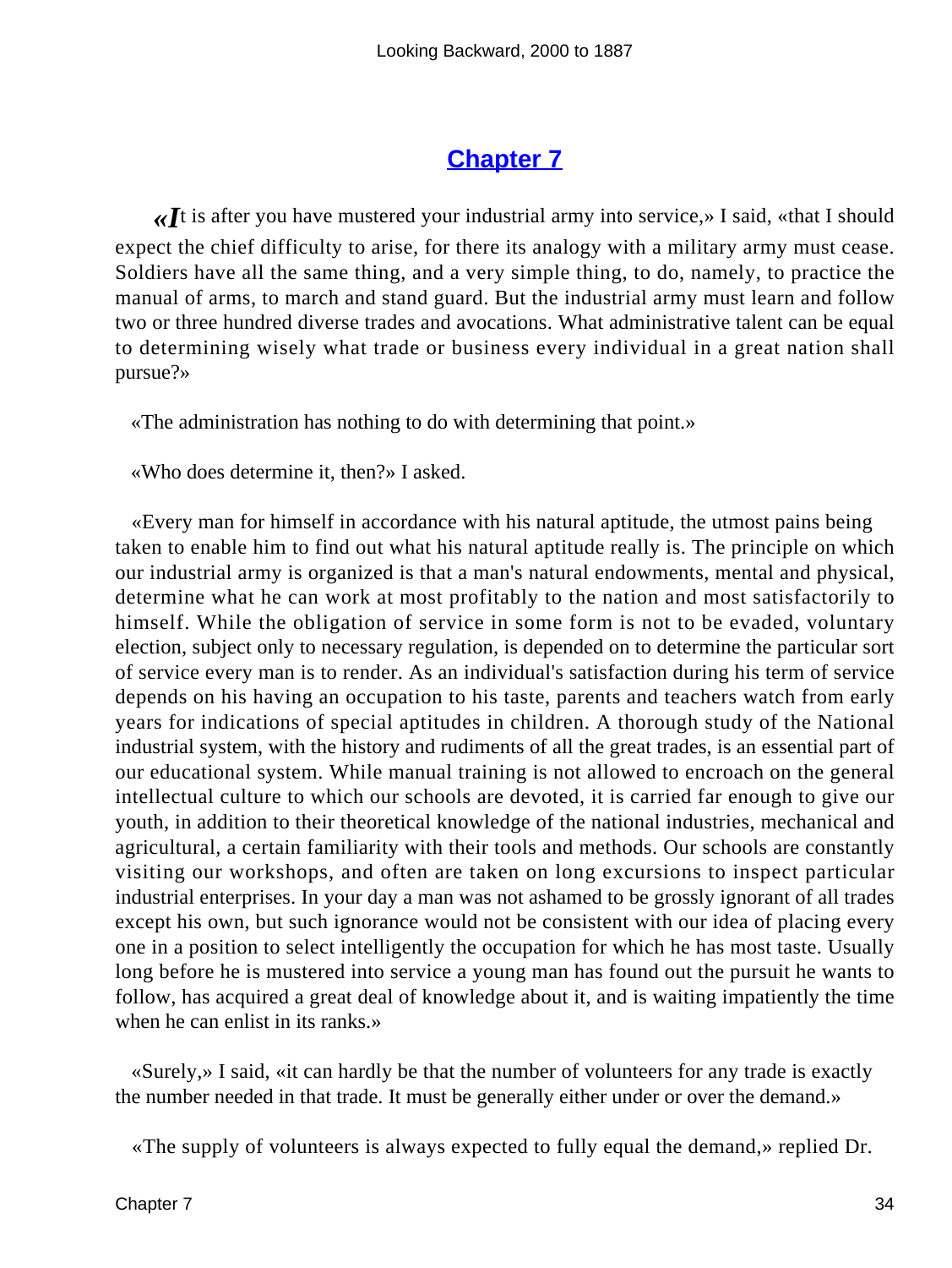## Chapter 7

«It is after you have mustered your industrial army into service,» I said, «that I should expect the chief difficulty to arise, for there its analogy with a military army must cease. Soldiers have all the same thing, and a very simple thing, to do, namely, to practice the manual of arms, to march and stand guard. But the industrial army must learn and follow two or three hundred diverse trades and avocations. What administrative talent can be equal to determining wisely what trade or business every individual in a great nation shall pursue?»

«The administration has nothing to do with determining that point.»

«Who does determine it, then?» I asked.

«Every man for himself in accordance with his natural aptitude, the utmost pains being taken to enable him to find out what his natural aptitude really is. The principle on which our industrial army is organized is that a man's natural endowments, mental and physical, determine what he can work at most profitably to the nation and most satisfactorily to himself. While the obligation of service in some form is not to be evaded, voluntary election, subject only to necessary regulation, is depended on to determine the particular sort of service every man is to render. As an individual's satisfaction during his term of service depends on his having an occupation to his taste, parents and teachers watch from early years for indications of special aptitudes in children. A thorough study of the National industrial system, with the history and rudiments of all the great trades, is an essential part of our educational system. While manual training is not allowed to encroach on the general intellectual culture to which our schools are devoted, it is carried far enough to give our youth, in addition to their theoretical knowledge of the national industries, mechanical and agricultural, a certain familiarity with their tools and methods. Our schools are constantly visiting our workshops, and often are taken on long excursions to inspect particular industrial enterprises. In your day a man was not ashamed to be grossly ignorant of all trades except his own, but such ignorance would not be consistent with our idea of placing every one in a position to select intelligently the occupation for which he has most taste. Usually long before he is mustered into service a young man has found out the pursuit he wants to follow, has acquired a great deal of knowledge about it, and is waiting impatiently the time when he can enlist in its ranks.»

«Surely,» I said, «it can hardly be that the number of volunteers for any trade is exactly the number needed in that trade. It must be generally either under or over the demand.»

«The supply of volunteers is always expected to fully equal the demand,» replied Dr.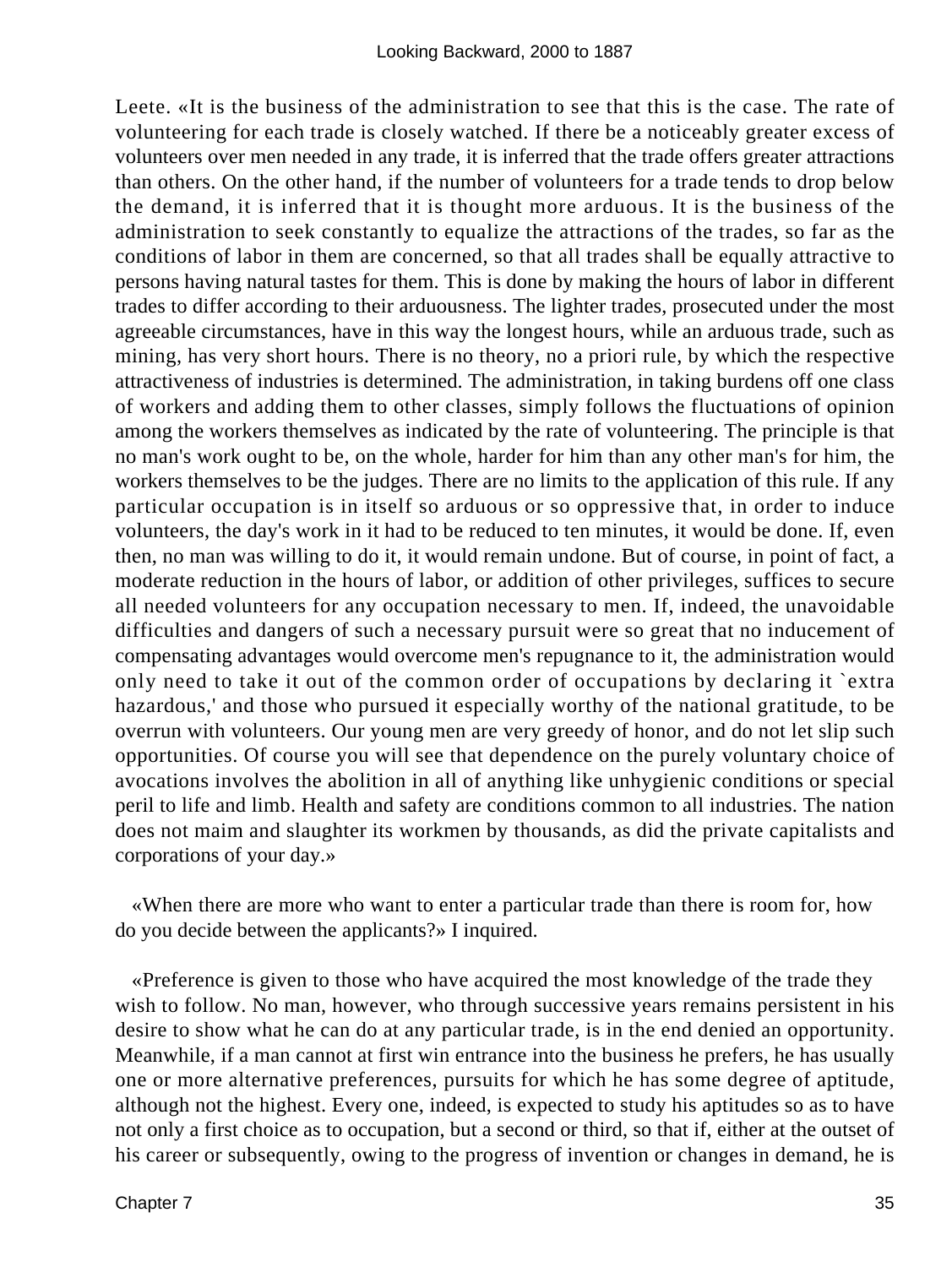Leete. «It is the business of the administration to see that this is the case. The rate of volunteering for each trade is closely watched. If there be a noticeably greater excess of volunteers over men needed in any trade, it is inferred that the trade offers greater attractions than others. On the other hand, if the number of volunteers for a trade tends to drop below the demand, it is inferred that it is thought more arduous. It is the business of the administration to seek constantly to equalize the attractions of the trades, so far as the conditions of labor in them are concerned, so that all trades shall be equally attractive to persons having natural tastes for them. This is done by making the hours of labor in different trades to differ according to their arduousness. The lighter trades, prosecuted under the most agreeable circumstances, have in this way the longest hours, while an arduous trade, such as mining, has very short hours. There is no theory, no a priori rule, by which the respective attractiveness of industries is determined. The administration, in taking burdens off one class of workers and adding them to other classes, simply follows the fluctuations of opinion among the workers themselves as indicated by the rate of volunteering. The principle is that no man's work ought to be, on the whole, harder for him than any other man's for him, the workers themselves to be the judges. There are no limits to the application of this rule. If any particular occupation is in itself so arduous or so oppressive that, in order to induce volunteers, the day's work in it had to be reduced to ten minutes, it would be done. If, even then, no man was willing to do it, it would remain undone. But of course, in point of fact, a moderate reduction in the hours of labor, or addition of other privileges, suffices to secure all needed volunteers for any occupation necessary to men. If, indeed, the unavoidable difficulties and dangers of such a necessary pursuit were so great that no inducement of compensating advantages would overcome men's repugnance to it, the administration would only need to take it out of the common order of occupations by declaring it `extra hazardous,' and those who pursued it especially worthy of the national gratitude, to be overrun with volunteers. Our young men are very greedy of honor, and do not let slip such opportunities. Of course you will see that dependence on the purely voluntary choice of avocations involves the abolition in all of anything like unhygienic conditions or special peril to life and limb. Health and safety are conditions common to all industries. The nation does not maim and slaughter its workmen by thousands, as did the private capitalists and corporations of your day.»

«When there are more who want to enter a particular trade than there is room for, how do you decide between the applicants?» I inquired.

«Preference is given to those who have acquired the most knowledge of the trade they wish to follow. No man, however, who through successive years remains persistent in his desire to show what he can do at any particular trade, is in the end denied an opportunity. Meanwhile, if a man cannot at first win entrance into the business he prefers, he has usually one or more alternative preferences, pursuits for which he has some degree of aptitude, although not the highest. Every one, indeed, is expected to study his aptitudes so as to have not only a first choice as to occupation, but a second or third, so that if, either at the outset of his career or subsequently, owing to the progress of invention or changes in demand, he is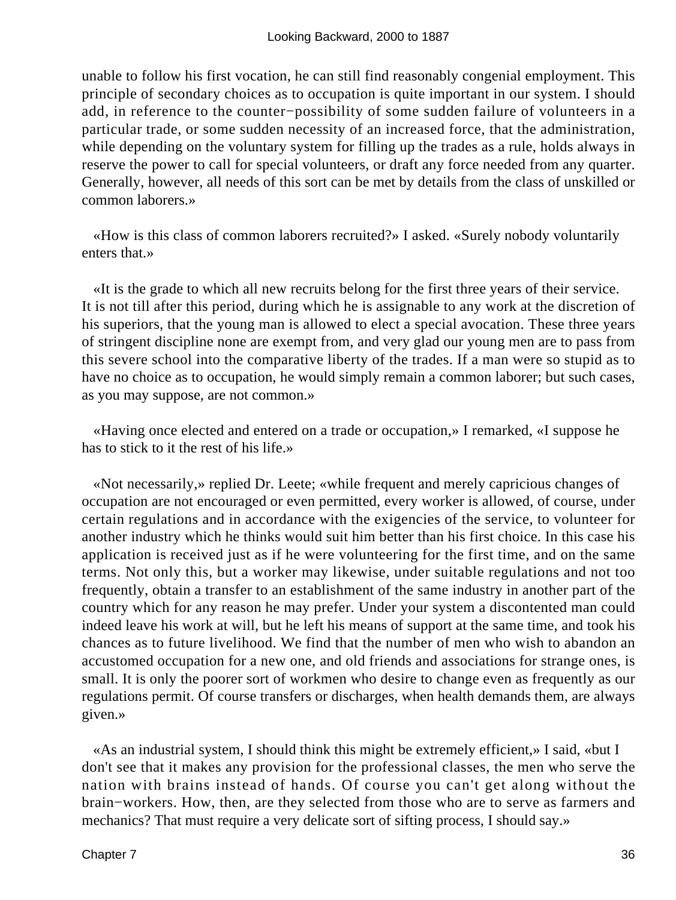unable to follow his first vocation, he can still find reasonably congenial employment. This principle of secondary choices as to occupation is quite important in our system. I should add, in reference to the counter−possibility of some sudden failure of volunteers in a particular trade, or some sudden necessity of an increased force, that the administration, while depending on the voluntary system for filling up the trades as a rule, holds always in reserve the power to call for special volunteers, or draft any force needed from any quarter. Generally, however, all needs of this sort can be met by details from the class of unskilled or common laborers.»

«How is this class of common laborers recruited?» I asked. «Surely nobody voluntarily enters that.»

«It is the grade to which all new recruits belong for the first three years of their service. It is not till after this period, during which he is assignable to any work at the discretion of his superiors, that the young man is allowed to elect a special avocation. These three years of stringent discipline none are exempt from, and very glad our young men are to pass from this severe school into the comparative liberty of the trades. If a man were so stupid as to have no choice as to occupation, he would simply remain a common laborer; but such cases, as you may suppose, are not common.»

«Having once elected and entered on a trade or occupation,» I remarked, «I suppose he has to stick to it the rest of his life.»

«Not necessarily,» replied Dr. Leete; «while frequent and merely capricious changes of occupation are not encouraged or even permitted, every worker is allowed, of course, under certain regulations and in accordance with the exigencies of the service, to volunteer for another industry which he thinks would suit him better than his first choice. In this case his application is received just as if he were volunteering for the first time, and on the same terms. Not only this, but a worker may likewise, under suitable regulations and not too frequently, obtain a transfer to an establishment of the same industry in another part of the country which for any reason he may prefer. Under your system a discontented man could indeed leave his work at will, but he left his means of support at the same time, and took his chances as to future livelihood. We find that the number of men who wish to abandon an accustomed occupation for a new one, and old friends and associations for strange ones, is small. It is only the poorer sort of workmen who desire to change even as frequently as our regulations permit. Of course transfers or discharges, when health demands them, are always given.»

«As an industrial system, I should think this might be extremely efficient,» I said, «but I don't see that it makes any provision for the professional classes, the men who serve the nation with brains instead of hands. Of course you can't get along without the brain−workers. How, then, are they selected from those who are to serve as farmers and mechanics? That must require a very delicate sort of sifting process, I should say.»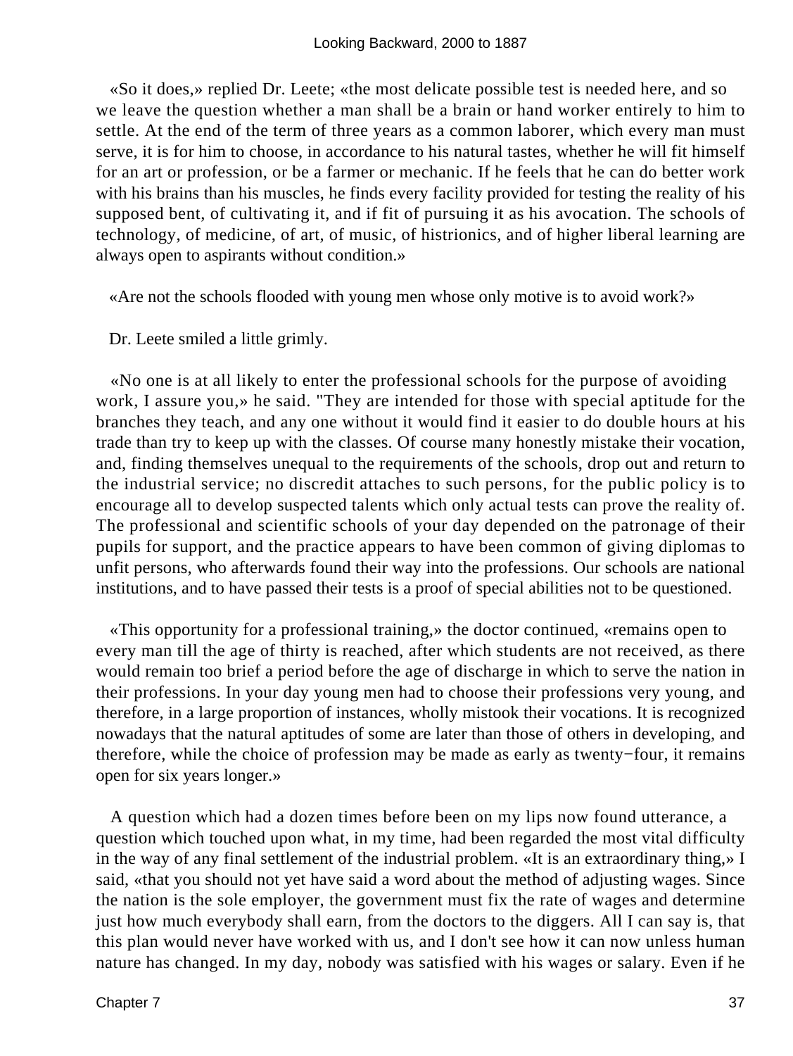«So it does,» replied Dr. Leete; «the most delicate possible test is needed here, and so we leave the question whether a man shall be a brain or hand worker entirely to him to settle. At the end of the term of three years as a common laborer, which every man must serve, it is for him to choose, in accordance to his natural tastes, whether he will fit himself for an art or profession, or be a farmer or mechanic. If he feels that he can do better work with his brains than his muscles, he finds every facility provided for testing the reality of his supposed bent, of cultivating it, and if fit of pursuing it as his avocation. The schools of technology, of medicine, of art, of music, of histrionics, and of higher liberal learning are always open to aspirants without condition.»

«Are not the schools flooded with young men whose only motive is to avoid work?»

Dr. Leete smiled a little grimly.

«No one is at all likely to enter the professional schools for the purpose of avoiding work, I assure you,» he said. "They are intended for those with special aptitude for the branches they teach, and any one without it would find it easier to do double hours at his trade than try to keep up with the classes. Of course many honestly mistake their vocation, and, finding themselves unequal to the requirements of the schools, drop out and return to the industrial service; no discredit attaches to such persons, for the public policy is to encourage all to develop suspected talents which only actual tests can prove the reality of. The professional and scientific schools of your day depended on the patronage of their pupils for support, and the practice appears to have been common of giving diplomas to unfit persons, who afterwards found their way into the professions. Our schools are national institutions, and to have passed their tests is a proof of special abilities not to be questioned.

«This opportunity for a professional training,» the doctor continued, «remains open to every man till the age of thirty is reached, after which students are not received, as there would remain too brief a period before the age of discharge in which to serve the nation in their professions. In your day young men had to choose their professions very young, and therefore, in a large proportion of instances, wholly mistook their vocations. It is recognized nowadays that the natural aptitudes of some are later than those of others in developing, and therefore, while the choice of profession may be made as early as twenty−four, it remains open for six years longer.»

A question which had a dozen times before been on my lips now found utterance, a question which touched upon what, in my time, had been regarded the most vital difficulty in the way of any final settlement of the industrial problem. «It is an extraordinary thing,» I said, «that you should not yet have said a word about the method of adjusting wages. Since the nation is the sole employer, the government must fix the rate of wages and determine just how much everybody shall earn, from the doctors to the diggers. All I can say is, that this plan would never have worked with us, and I don't see how it can now unless human nature has changed. In my day, nobody was satisfied with his wages or salary. Even if he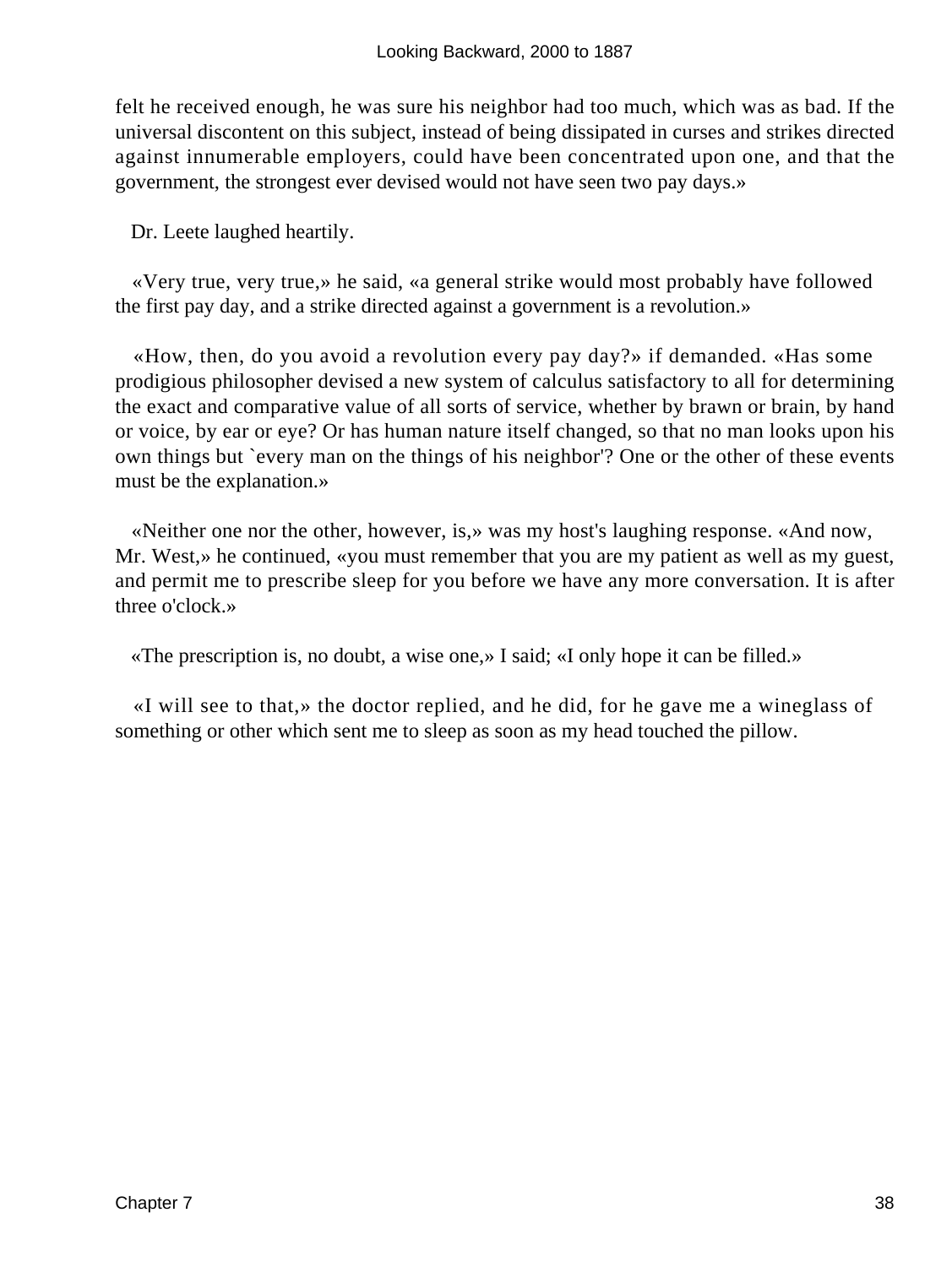felt he received enough, he was sure his neighbor had too much, which was as bad. If the universal discontent on this subject, instead of being dissipated in curses and strikes directed against innumerable employers, could have been concentrated upon one, and that the government, the strongest ever devised would not have seen two pay days.»

Dr. Leete laughed heartily.

«Very true, very true,» he said, «a general strike would most probably have followed the first pay day, and a strike directed against a government is a revolution.»

«How, then, do you avoid a revolution every pay day?» if demanded. «Has some prodigious philosopher devised a new system of calculus satisfactory to all for determining the exact and comparative value of all sorts of service, whether by brawn or brain, by hand or voice, by ear or eye? Or has human nature itself changed, so that no man looks upon his own things but `every man on the things of his neighbor'? One or the other of these events must be the explanation.»

«Neither one nor the other, however, is,» was my host's laughing response. «And now, Mr. West,» he continued, «you must remember that you are my patient as well as my guest, and permit me to prescribe sleep for you before we have any more conversation. It is after three o'clock.»

«The prescription is, no doubt, a wise one,» I said; «I only hope it can be filled.»

«I will see to that,» the doctor replied, and he did, for he gave me a wineglass of something or other which sent me to sleep as soon as my head touched the pillow.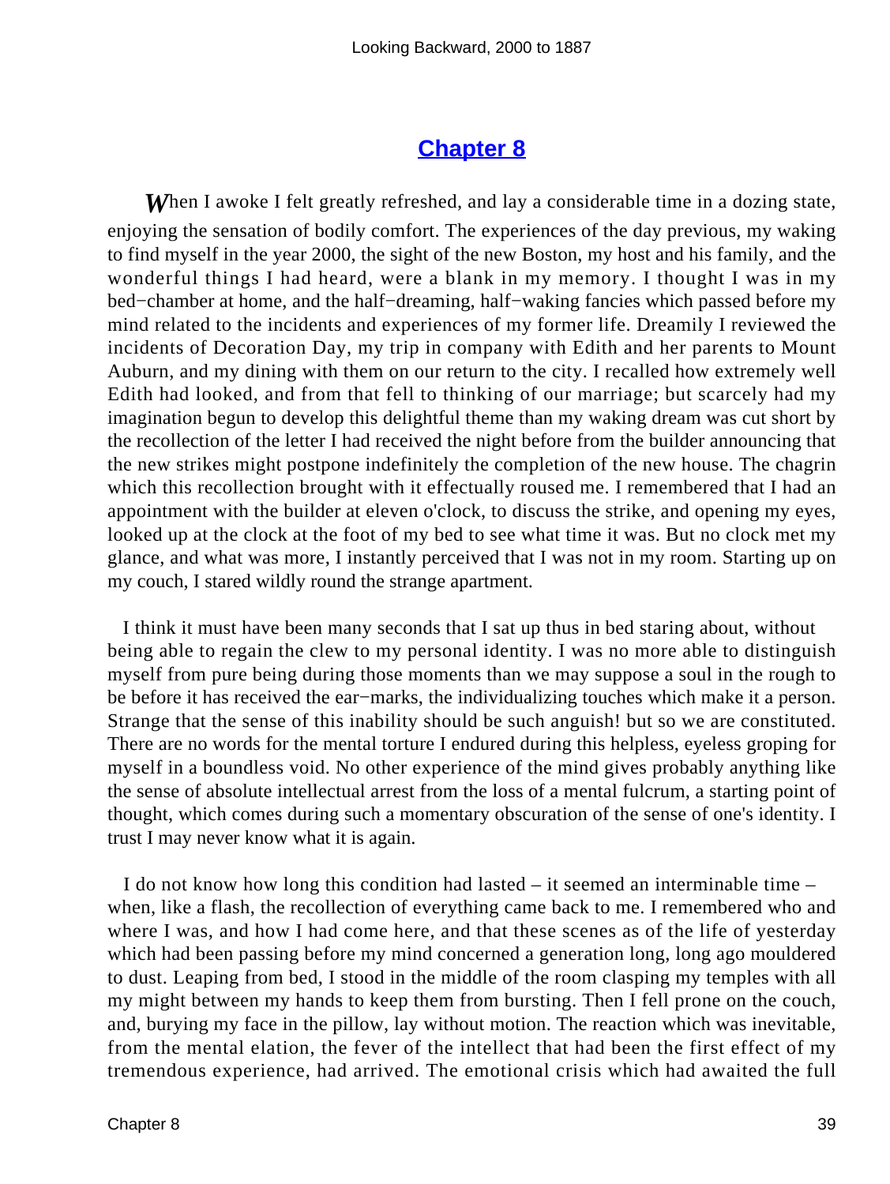## Chapter 8

When I awoke I felt greatly refreshed, and lay a considerable time in a dozing state, enjoying the sensation of bodily comfort. The experiences of the day previous, my waking to find myself in the year 2000, the sight of the new Boston, my host and his family, and the wonderful things I had heard, were a blank in my memory. I thought I was in my bed−chamber at home, and the half−dreaming, half−waking fancies which passed before my mind related to the incidents and experiences of my former life. Dreamily I reviewed the incidents of Decoration Day, my trip in company with Edith and her parents to Mount Auburn, and my dining with them on our return to the city. I recalled how extremely well Edith had looked, and from that fell to thinking of our marriage; but scarcely had my imagination begun to develop this delightful theme than my waking dream was cut short by the recollection of the letter I had received the night before from the builder announcing that the new strikes might postpone indefinitely the completion of the new house. The chagrin which this recollection brought with it effectually roused me. I remembered that I had an appointment with the builder at eleven o'clock, to discuss the strike, and opening my eyes, looked up at the clock at the foot of my bed to see what time it was. But no clock met my glance, and what was more, I instantly perceived that I was not in my room. Starting up on my couch, I stared wildly round the strange apartment.

I think it must have been many seconds that I sat up thus in bed staring about, without being able to regain the clew to my personal identity. I was no more able to distinguish myself from pure being during those moments than we may suppose a soul in the rough to be before it has received the ear−marks, the individualizing touches which make it a person. Strange that the sense of this inability should be such anguish! but so we are constituted. There are no words for the mental torture I endured during this helpless, eyeless groping for myself in a boundless void. No other experience of the mind gives probably anything like the sense of absolute intellectual arrest from the loss of a mental fulcrum, a starting point of thought, which comes during such a momentary obscuration of the sense of one's identity. I trust I may never know what it is again.

I do not know how long this condition had lasted – it seemed an interminable time – when, like a flash, the recollection of everything came back to me. I remembered who and where I was, and how I had come here, and that these scenes as of the life of yesterday which had been passing before my mind concerned a generation long, long ago mouldered to dust. Leaping from bed, I stood in the middle of the room clasping my temples with all my might between my hands to keep them from bursting. Then I fell prone on the couch, and, burying my face in the pillow, lay without motion. The reaction which was inevitable, from the mental elation, the fever of the intellect that had been the first effect of my tremendous experience, had arrived. The emotional crisis which had awaited the full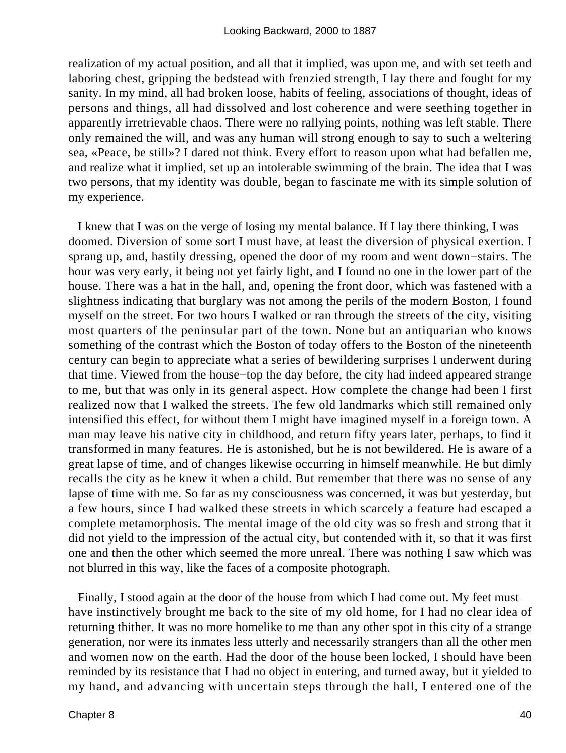realization of my actual position, and all that it implied, was upon me, and with set teeth and laboring chest, gripping the bedstead with frenzied strength, I lay there and fought for my sanity. In my mind, all had broken loose, habits of feeling, associations of thought, ideas of persons and things, all had dissolved and lost coherence and were seething together in apparently irretrievable chaos. There were no rallying points, nothing was left stable. There only remained the will, and was any human will strong enough to say to such a weltering sea, «Peace, be still»? I dared not think. Every effort to reason upon what had befallen me, and realize what it implied, set up an intolerable swimming of the brain. The idea that I was two persons, that my identity was double, began to fascinate me with its simple solution of my experience.

I knew that I was on the verge of losing my mental balance. If I lay there thinking, I was doomed. Diversion of some sort I must have, at least the diversion of physical exertion. I sprang up, and, hastily dressing, opened the door of my room and went down−stairs. The hour was very early, it being not yet fairly light, and I found no one in the lower part of the house. There was a hat in the hall, and, opening the front door, which was fastened with a slightness indicating that burglary was not among the perils of the modern Boston, I found myself on the street. For two hours I walked or ran through the streets of the city, visiting most quarters of the peninsular part of the town. None but an antiquarian who knows something of the contrast which the Boston of today offers to the Boston of the nineteenth century can begin to appreciate what a series of bewildering surprises I underwent during that time. Viewed from the house−top the day before, the city had indeed appeared strange to me, but that was only in its general aspect. How complete the change had been I first realized now that I walked the streets. The few old landmarks which still remained only intensified this effect, for without them I might have imagined myself in a foreign town. A man may leave his native city in childhood, and return fifty years later, perhaps, to find it transformed in many features. He is astonished, but he is not bewildered. He is aware of a great lapse of time, and of changes likewise occurring in himself meanwhile. He but dimly recalls the city as he knew it when a child. But remember that there was no sense of any lapse of time with me. So far as my consciousness was concerned, it was but yesterday, but a few hours, since I had walked these streets in which scarcely a feature had escaped a complete metamorphosis. The mental image of the old city was so fresh and strong that it did not yield to the impression of the actual city, but contended with it, so that it was first one and then the other which seemed the more unreal. There was nothing I saw which was not blurred in this way, like the faces of a composite photograph.

Finally, I stood again at the door of the house from which I had come out. My feet must have instinctively brought me back to the site of my old home, for I had no clear idea of returning thither. It was no more homelike to me than any other spot in this city of a strange generation, nor were its inmates less utterly and necessarily strangers than all the other men and women now on the earth. Had the door of the house been locked, I should have been reminded by its resistance that I had no object in entering, and turned away, but it yielded to my hand, and advancing with uncertain steps through the hall, I entered one of the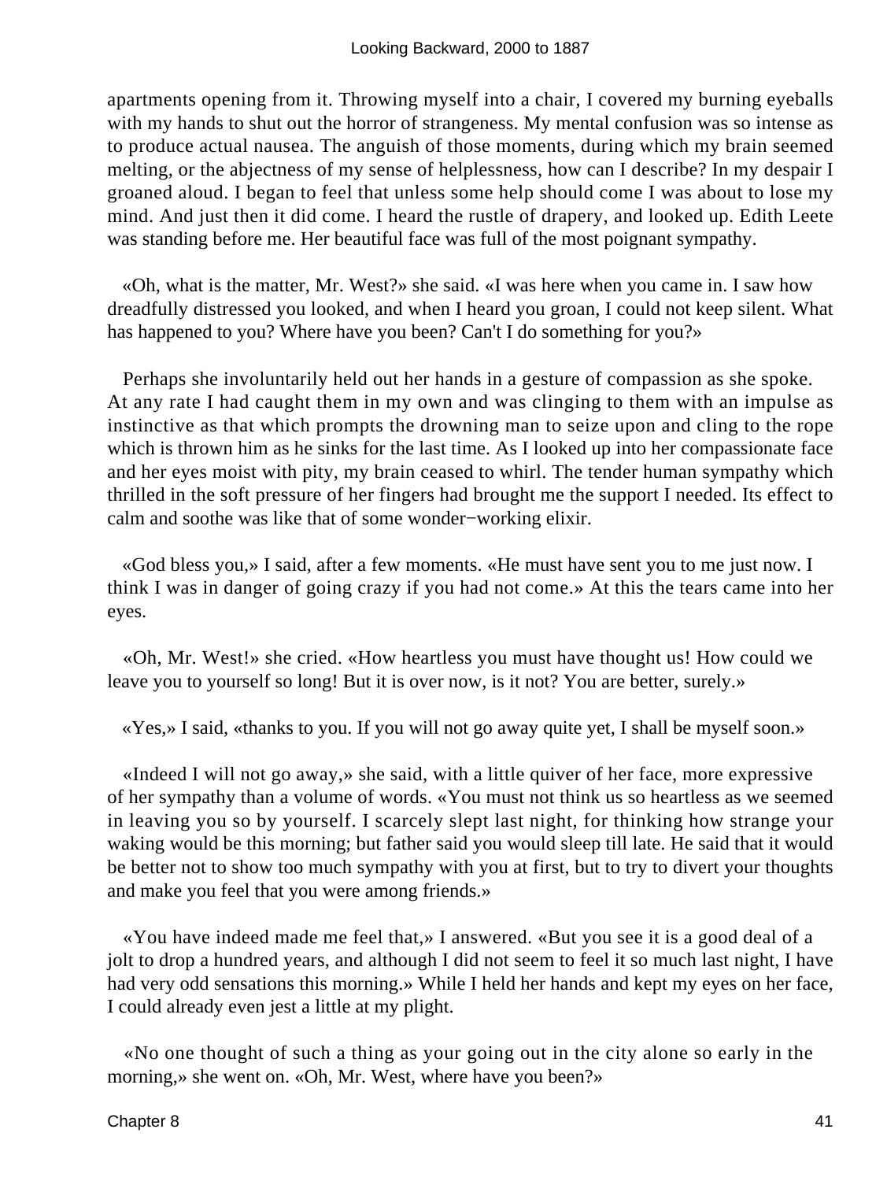apartments opening from it. Throwing myself into a chair, I covered my burning eyeballs with my hands to shut out the horror of strangeness. My mental confusion was so intense as to produce actual nausea. The anguish of those moments, during which my brain seemed melting, or the abjectness of my sense of helplessness, how can I describe? In my despair I groaned aloud. I began to feel that unless some help should come I was about to lose my mind. And just then it did come. I heard the rustle of drapery, and looked up. Edith Leete was standing before me. Her beautiful face was full of the most poignant sympathy.

«Oh, what is the matter, Mr. West?» she said. «I was here when you came in. I saw how dreadfully distressed you looked, and when I heard you groan, I could not keep silent. What has happened to you? Where have you been? Can't I do something for you?»

Perhaps she involuntarily held out her hands in a gesture of compassion as she spoke. At any rate I had caught them in my own and was clinging to them with an impulse as instinctive as that which prompts the drowning man to seize upon and cling to the rope which is thrown him as he sinks for the last time. As I looked up into her compassionate face and her eyes moist with pity, my brain ceased to whirl. The tender human sympathy which thrilled in the soft pressure of her fingers had brought me the support I needed. Its effect to calm and soothe was like that of some wonder−working elixir.

«God bless you,» I said, after a few moments. «He must have sent you to me just now. I think I was in danger of going crazy if you had not come.» At this the tears came into her eyes.

«Oh, Mr. West!» she cried. «How heartless you must have thought us! How could we leave you to yourself so long! But it is over now, is it not? You are better, surely.»

«Yes,» I said, «thanks to you. If you will not go away quite yet, I shall be myself soon.»

«Indeed I will not go away,» she said, with a little quiver of her face, more expressive of her sympathy than a volume of words. «You must not think us so heartless as we seemed in leaving you so by yourself. I scarcely slept last night, for thinking how strange your waking would be this morning; but father said you would sleep till late. He said that it would be better not to show too much sympathy with you at first, but to try to divert your thoughts and make you feel that you were among friends.»

«You have indeed made me feel that,» I answered. «But you see it is a good deal of a jolt to drop a hundred years, and although I did not seem to feel it so much last night, I have had very odd sensations this morning.» While I held her hands and kept my eyes on her face, I could already even jest a little at my plight.

«No one thought of such a thing as your going out in the city alone so early in the morning,» she went on. «Oh, Mr. West, where have you been?»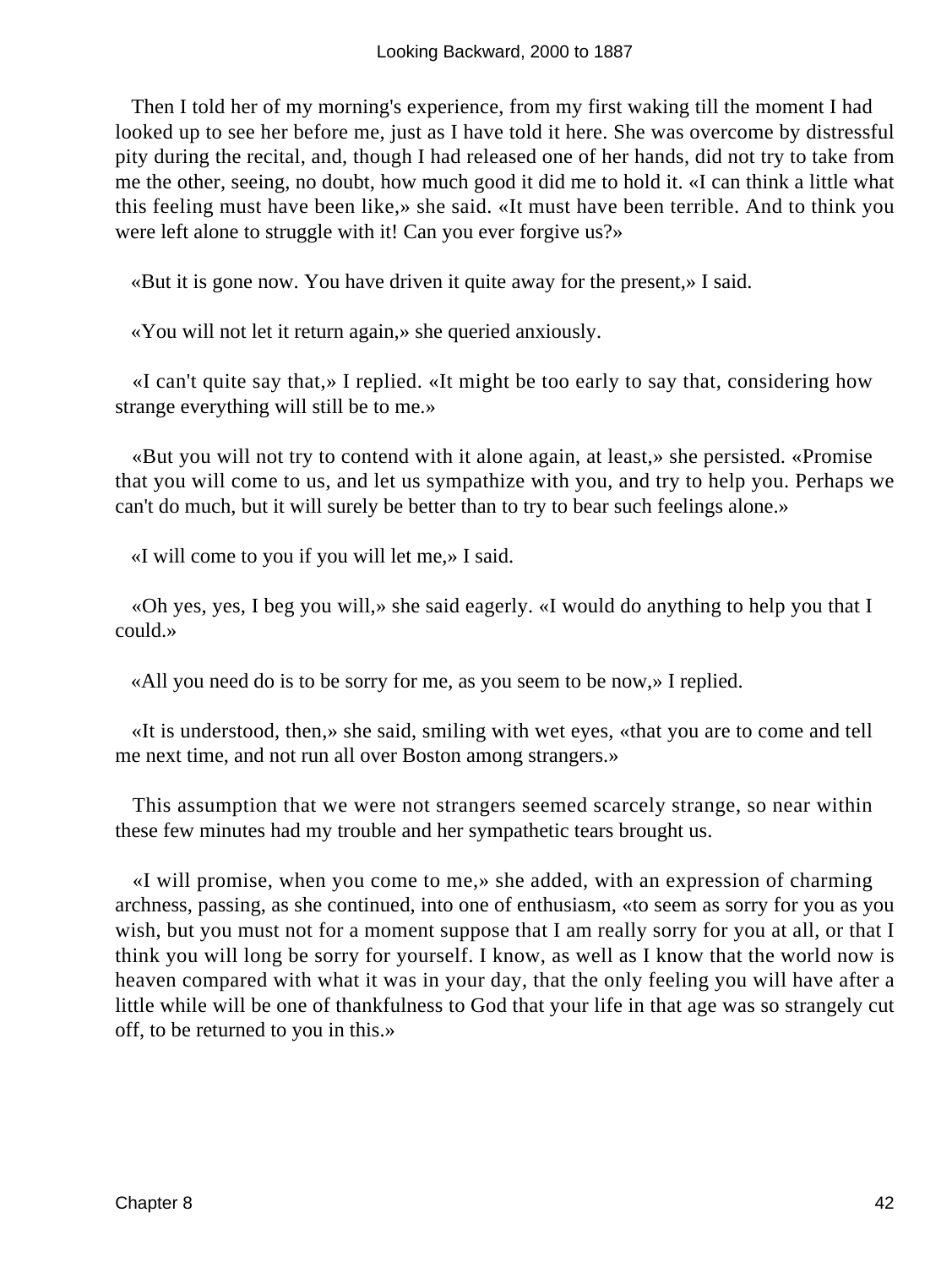Then I told her of my morning's experience, from my first waking till the moment I had looked up to see her before me, just as I have told it here. She was overcome by distressful pity during the recital, and, though I had released one of her hands, did not try to take from me the other, seeing, no doubt, how much good it did me to hold it. «I can think a little what this feeling must have been like,» she said. «It must have been terrible. And to think you were left alone to struggle with it! Can you ever forgive us?»

«But it is gone now. You have driven it quite away for the present,» I said.

«You will not let it return again,» she queried anxiously.

«I can't quite say that,» I replied. «It might be too early to say that, considering how strange everything will still be to me.»

«But you will not try to contend with it alone again, at least,» she persisted. «Promise that you will come to us, and let us sympathize with you, and try to help you. Perhaps we can't do much, but it will surely be better than to try to bear such feelings alone.»

«I will come to you if you will let me,» I said.

«Oh yes, yes, I beg you will,» she said eagerly. «I would do anything to help you that I could.»

«All you need do is to be sorry for me, as you seem to be now,» I replied.

«It is understood, then,» she said, smiling with wet eyes, «that you are to come and tell me next time, and not run all over Boston among strangers.»

This assumption that we were not strangers seemed scarcely strange, so near within these few minutes had my trouble and her sympathetic tears brought us.

«I will promise, when you come to me,» she added, with an expression of charming archness, passing, as she continued, into one of enthusiasm, «to seem as sorry for you as you wish, but you must not for a moment suppose that I am really sorry for you at all, or that I think you will long be sorry for yourself. I know, as well as I know that the world now is heaven compared with what it was in your day, that the only feeling you will have after a little while will be one of thankfulness to God that your life in that age was so strangely cut off, to be returned to you in this.»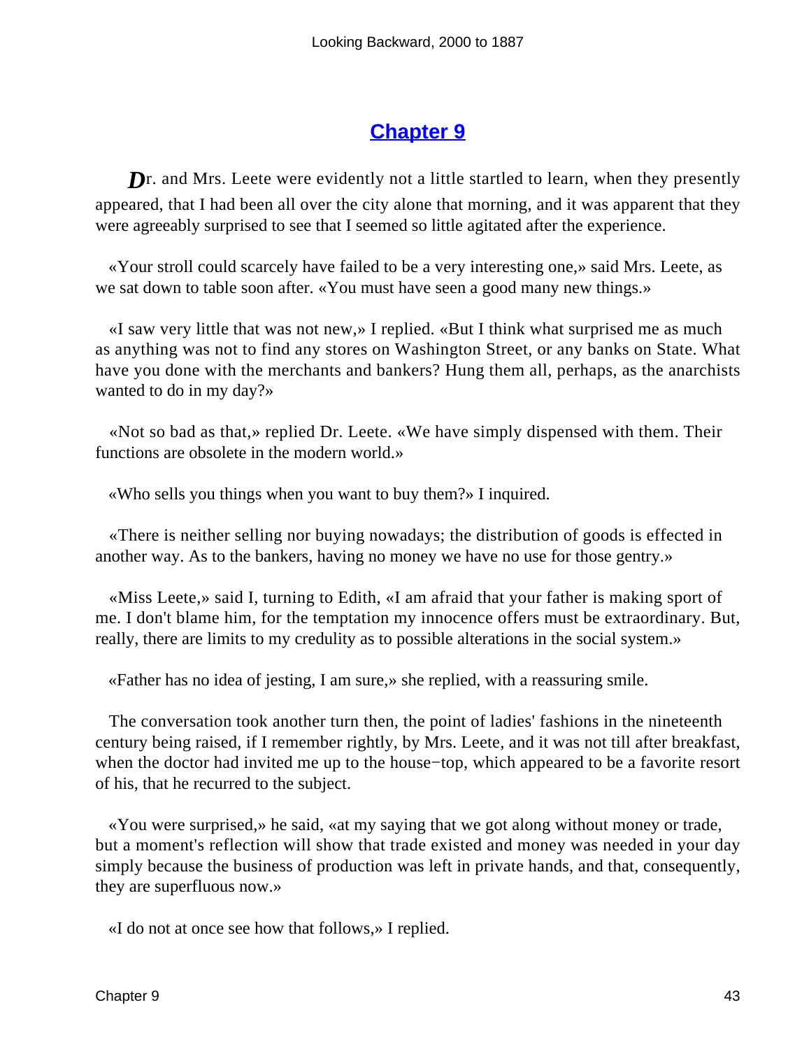## Chapter 9

Dr. and Mrs. Leete were evidently not a little startled to learn, when they presently appeared, that I had been all over the city alone that morning, and it was apparent that they were agreeably surprised to see that I seemed so little agitated after the experience.

«Your stroll could scarcely have failed to be a very interesting one,» said Mrs. Leete, as we sat down to table soon after. «You must have seen a good many new things.»

«I saw very little that was not new,» I replied. «But I think what surprised me as much as anything was not to find any stores on Washington Street, or any banks on State. What have you done with the merchants and bankers? Hung them all, perhaps, as the anarchists wanted to do in my day?»

«Not so bad as that,» replied Dr. Leete. «We have simply dispensed with them. Their functions are obsolete in the modern world.»

«Who sells you things when you want to buy them?» I inquired.

«There is neither selling nor buying nowadays; the distribution of goods is effected in another way. As to the bankers, having no money we have no use for those gentry.»

«Miss Leete,» said I, turning to Edith, «I am afraid that your father is making sport of me. I don't blame him, for the temptation my innocence offers must be extraordinary. But, really, there are limits to my credulity as to possible alterations in the social system.»

«Father has no idea of jesting, I am sure,» she replied, with a reassuring smile.

The conversation took another turn then, the point of ladies' fashions in the nineteenth century being raised, if I remember rightly, by Mrs. Leete, and it was not till after breakfast, when the doctor had invited me up to the house−top, which appeared to be a favorite resort of his, that he recurred to the subject.

«You were surprised,» he said, «at my saying that we got along without money or trade, but a moment's reflection will show that trade existed and money was needed in your day simply because the business of production was left in private hands, and that, consequently, they are superfluous now.»

«I do not at once see how that follows,» I replied.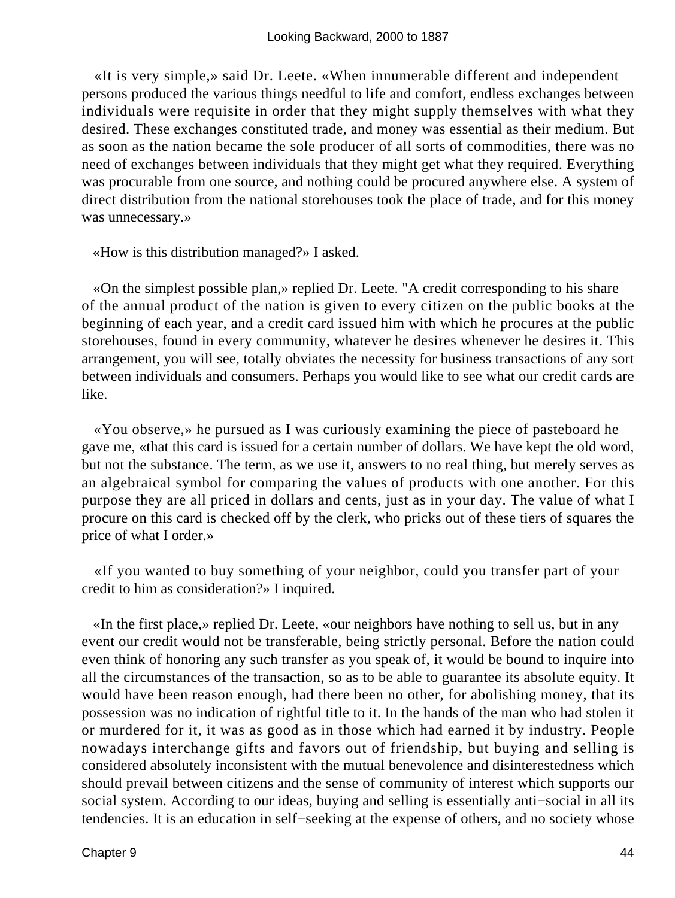«It is very simple,» said Dr. Leete. «When innumerable different and independent persons produced the various things needful to life and comfort, endless exchanges between individuals were requisite in order that they might supply themselves with what they desired. These exchanges constituted trade, and money was essential as their medium. But as soon as the nation became the sole producer of all sorts of commodities, there was no need of exchanges between individuals that they might get what they required. Everything was procurable from one source, and nothing could be procured anywhere else. A system of direct distribution from the national storehouses took the place of trade, and for this money was unnecessary.»

«How is this distribution managed?» I asked.

«On the simplest possible plan,» replied Dr. Leete. "A credit corresponding to his share of the annual product of the nation is given to every citizen on the public books at the beginning of each year, and a credit card issued him with which he procures at the public storehouses, found in every community, whatever he desires whenever he desires it. This arrangement, you will see, totally obviates the necessity for business transactions of any sort between individuals and consumers. Perhaps you would like to see what our credit cards are like.

«You observe,» he pursued as I was curiously examining the piece of pasteboard he gave me, «that this card is issued for a certain number of dollars. We have kept the old word, but not the substance. The term, as we use it, answers to no real thing, but merely serves as an algebraical symbol for comparing the values of products with one another. For this purpose they are all priced in dollars and cents, just as in your day. The value of what I procure on this card is checked off by the clerk, who pricks out of these tiers of squares the price of what I order.»

«If you wanted to buy something of your neighbor, could you transfer part of your credit to him as consideration?» I inquired.

«In the first place,» replied Dr. Leete, «our neighbors have nothing to sell us, but in any event our credit would not be transferable, being strictly personal. Before the nation could even think of honoring any such transfer as you speak of, it would be bound to inquire into all the circumstances of the transaction, so as to be able to guarantee its absolute equity. It would have been reason enough, had there been no other, for abolishing money, that its possession was no indication of rightful title to it. In the hands of the man who had stolen it or murdered for it, it was as good as in those which had earned it by industry. People nowadays interchange gifts and favors out of friendship, but buying and selling is considered absolutely inconsistent with the mutual benevolence and disinterestedness which should prevail between citizens and the sense of community of interest which supports our social system. According to our ideas, buying and selling is essentially anti−social in all its tendencies. It is an education in self−seeking at the expense of others, and no society whose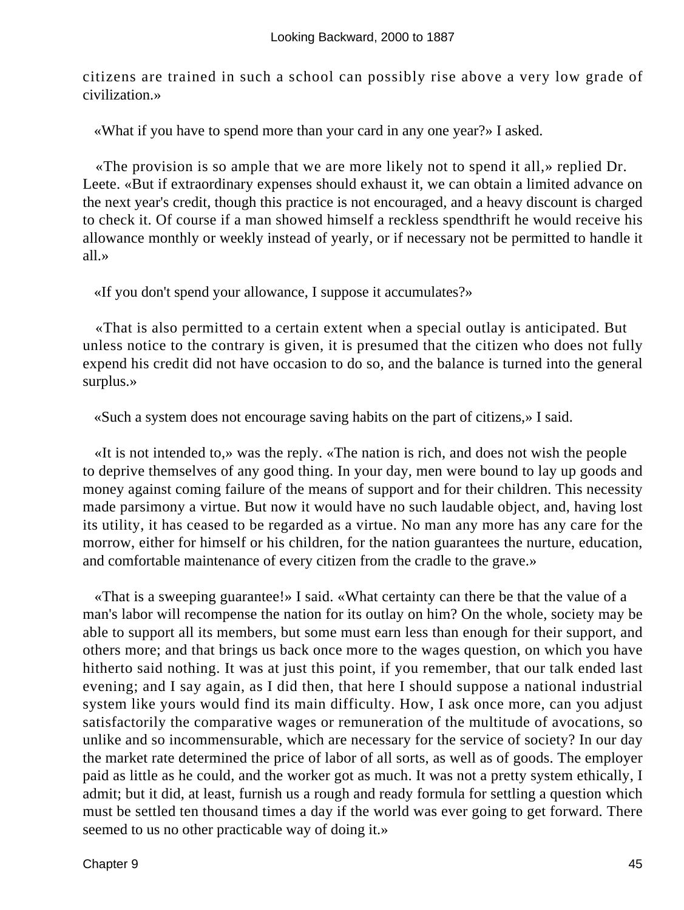citizens are trained in such a school can possibly rise above a very low grade of civilization.»

«What if you have to spend more than your card in any one year?» I asked.

«The provision is so ample that we are more likely not to spend it all,» replied Dr. Leete. «But if extraordinary expenses should exhaust it, we can obtain a limited advance on the next year's credit, though this practice is not encouraged, and a heavy discount is charged to check it. Of course if a man showed himself a reckless spendthrift he would receive his allowance monthly or weekly instead of yearly, or if necessary not be permitted to handle it all.»

«If you don't spend your allowance, I suppose it accumulates?»

«That is also permitted to a certain extent when a special outlay is anticipated. But unless notice to the contrary is given, it is presumed that the citizen who does not fully expend his credit did not have occasion to do so, and the balance is turned into the general surplus.»

«Such a system does not encourage saving habits on the part of citizens,» I said.

«It is not intended to,» was the reply. «The nation is rich, and does not wish the people to deprive themselves of any good thing. In your day, men were bound to lay up goods and money against coming failure of the means of support and for their children. This necessity made parsimony a virtue. But now it would have no such laudable object, and, having lost its utility, it has ceased to be regarded as a virtue. No man any more has any care for the morrow, either for himself or his children, for the nation guarantees the nurture, education, and comfortable maintenance of every citizen from the cradle to the grave.»

«That is a sweeping guarantee!» I said. «What certainty can there be that the value of a man's labor will recompense the nation for its outlay on him? On the whole, society may be able to support all its members, but some must earn less than enough for their support, and others more; and that brings us back once more to the wages question, on which you have hitherto said nothing. It was at just this point, if you remember, that our talk ended last evening; and I say again, as I did then, that here I should suppose a national industrial system like yours would find its main difficulty. How, I ask once more, can you adjust satisfactorily the comparative wages or remuneration of the multitude of avocations, so unlike and so incommensurable, which are necessary for the service of society? In our day the market rate determined the price of labor of all sorts, as well as of goods. The employer paid as little as he could, and the worker got as much. It was not a pretty system ethically, I admit; but it did, at least, furnish us a rough and ready formula for settling a question which must be settled ten thousand times a day if the world was ever going to get forward. There seemed to us no other practicable way of doing it.»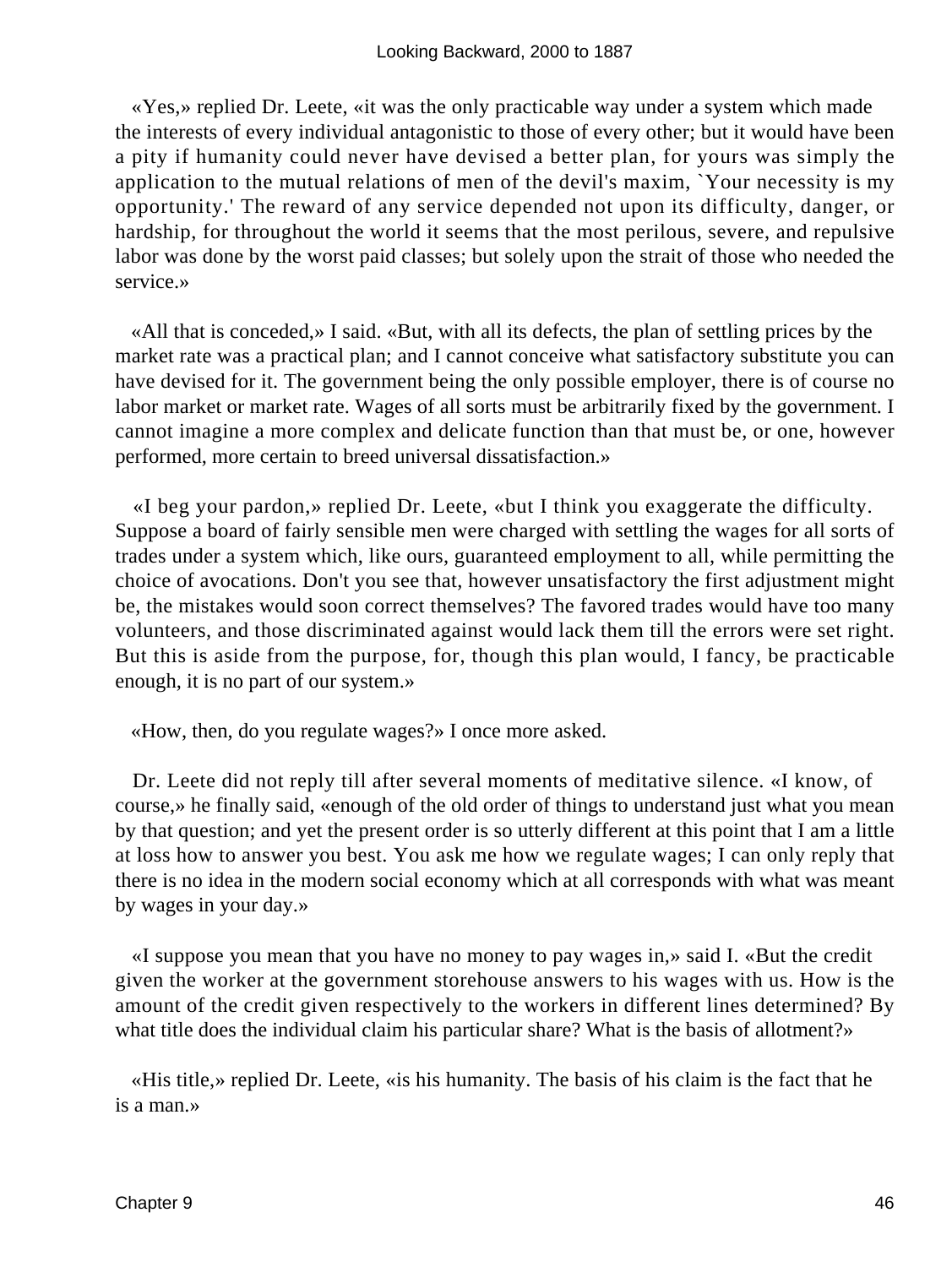«Yes,» replied Dr. Leete, «it was the only practicable way under a system which made the interests of every individual antagonistic to those of every other; but it would have been a pity if humanity could never have devised a better plan, for yours was simply the application to the mutual relations of men of the devil's maxim, `Your necessity is my opportunity.' The reward of any service depended not upon its difficulty, danger, or hardship, for throughout the world it seems that the most perilous, severe, and repulsive labor was done by the worst paid classes; but solely upon the strait of those who needed the service.»

«All that is conceded,» I said. «But, with all its defects, the plan of settling prices by the market rate was a practical plan; and I cannot conceive what satisfactory substitute you can have devised for it. The government being the only possible employer, there is of course no labor market or market rate. Wages of all sorts must be arbitrarily fixed by the government. I cannot imagine a more complex and delicate function than that must be, or one, however performed, more certain to breed universal dissatisfaction.»

«I beg your pardon,» replied Dr. Leete, «but I think you exaggerate the difficulty. Suppose a board of fairly sensible men were charged with settling the wages for all sorts of trades under a system which, like ours, guaranteed employment to all, while permitting the choice of avocations. Don't you see that, however unsatisfactory the first adjustment might be, the mistakes would soon correct themselves? The favored trades would have too many volunteers, and those discriminated against would lack them till the errors were set right. But this is aside from the purpose, for, though this plan would, I fancy, be practicable enough, it is no part of our system.»

«How, then, do you regulate wages?» I once more asked.

Dr. Leete did not reply till after several moments of meditative silence. «I know, of course,» he finally said, «enough of the old order of things to understand just what you mean by that question; and yet the present order is so utterly different at this point that I am a little at loss how to answer you best. You ask me how we regulate wages; I can only reply that there is no idea in the modern social economy which at all corresponds with what was meant by wages in your day.»

«I suppose you mean that you have no money to pay wages in,» said I. «But the credit given the worker at the government storehouse answers to his wages with us. How is the amount of the credit given respectively to the workers in different lines determined? By what title does the individual claim his particular share? What is the basis of allotment?»

«His title,» replied Dr. Leete, «is his humanity. The basis of his claim is the fact that he is a man.»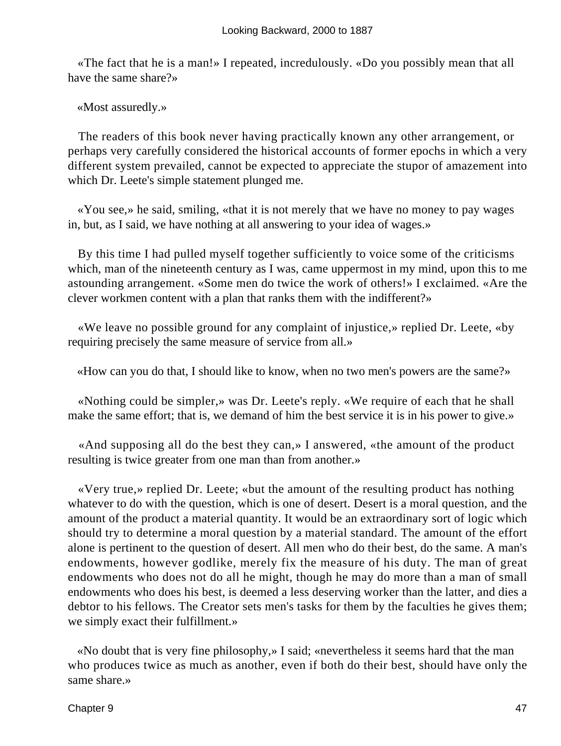«The fact that he is a man!» I repeated, incredulously. «Do you possibly mean that all have the same share?»

«Most assuredly.»

The readers of this book never having practically known any other arrangement, or perhaps very carefully considered the historical accounts of former epochs in which a very different system prevailed, cannot be expected to appreciate the stupor of amazement into which Dr. Leete's simple statement plunged me.

«You see,» he said, smiling, «that it is not merely that we have no money to pay wages in, but, as I said, we have nothing at all answering to your idea of wages.»

By this time I had pulled myself together sufficiently to voice some of the criticisms which, man of the nineteenth century as I was, came uppermost in my mind, upon this to me astounding arrangement. «Some men do twice the work of others!» I exclaimed. «Are the clever workmen content with a plan that ranks them with the indifferent?»

«We leave no possible ground for any complaint of injustice,» replied Dr. Leete, «by requiring precisely the same measure of service from all.»

«How can you do that, I should like to know, when no two men's powers are the same?»

«Nothing could be simpler,» was Dr. Leete's reply. «We require of each that he shall make the same effort; that is, we demand of him the best service it is in his power to give.»

«And supposing all do the best they can,» I answered, «the amount of the product resulting is twice greater from one man than from another.»

«Very true,» replied Dr. Leete; «but the amount of the resulting product has nothing whatever to do with the question, which is one of desert. Desert is a moral question, and the amount of the product a material quantity. It would be an extraordinary sort of logic which should try to determine a moral question by a material standard. The amount of the effort alone is pertinent to the question of desert. All men who do their best, do the same. A man's endowments, however godlike, merely fix the measure of his duty. The man of great endowments who does not do all he might, though he may do more than a man of small endowments who does his best, is deemed a less deserving worker than the latter, and dies a debtor to his fellows. The Creator sets men's tasks for them by the faculties he gives them; we simply exact their fulfillment.»

«No doubt that is very fine philosophy,» I said; «nevertheless it seems hard that the man who produces twice as much as another, even if both do their best, should have only the same share.»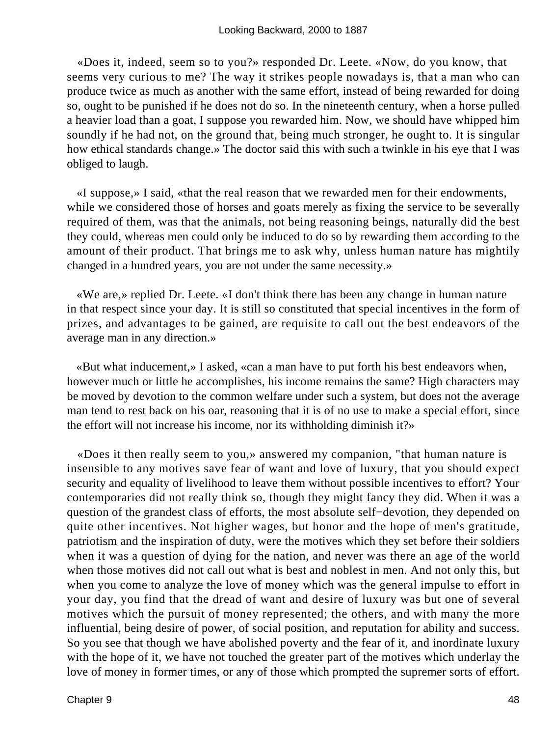«Does it, indeed, seem so to you?» responded Dr. Leete. «Now, do you know, that seems very curious to me? The way it strikes people nowadays is, that a man who can produce twice as much as another with the same effort, instead of being rewarded for doing so, ought to be punished if he does not do so. In the nineteenth century, when a horse pulled a heavier load than a goat, I suppose you rewarded him. Now, we should have whipped him soundly if he had not, on the ground that, being much stronger, he ought to. It is singular how ethical standards change.» The doctor said this with such a twinkle in his eye that I was obliged to laugh.

«I suppose,» I said, «that the real reason that we rewarded men for their endowments, while we considered those of horses and goats merely as fixing the service to be severally required of them, was that the animals, not being reasoning beings, naturally did the best they could, whereas men could only be induced to do so by rewarding them according to the amount of their product. That brings me to ask why, unless human nature has mightily changed in a hundred years, you are not under the same necessity.»

«We are,» replied Dr. Leete. «I don't think there has been any change in human nature in that respect since your day. It is still so constituted that special incentives in the form of prizes, and advantages to be gained, are requisite to call out the best endeavors of the average man in any direction.»

«But what inducement,» I asked, «can a man have to put forth his best endeavors when, however much or little he accomplishes, his income remains the same? High characters may be moved by devotion to the common welfare under such a system, but does not the average man tend to rest back on his oar, reasoning that it is of no use to make a special effort, since the effort will not increase his income, nor its withholding diminish it?»

«Does it then really seem to you,» answered my companion, "that human nature is insensible to any motives save fear of want and love of luxury, that you should expect security and equality of livelihood to leave them without possible incentives to effort? Your contemporaries did not really think so, though they might fancy they did. When it was a question of the grandest class of efforts, the most absolute self−devotion, they depended on quite other incentives. Not higher wages, but honor and the hope of men's gratitude, patriotism and the inspiration of duty, were the motives which they set before their soldiers when it was a question of dying for the nation, and never was there an age of the world when those motives did not call out what is best and noblest in men. And not only this, but when you come to analyze the love of money which was the general impulse to effort in your day, you find that the dread of want and desire of luxury was but one of several motives which the pursuit of money represented; the others, and with many the more influential, being desire of power, of social position, and reputation for ability and success. So you see that though we have abolished poverty and the fear of it, and inordinate luxury with the hope of it, we have not touched the greater part of the motives which underlay the love of money in former times, or any of those which prompted the supremer sorts of effort.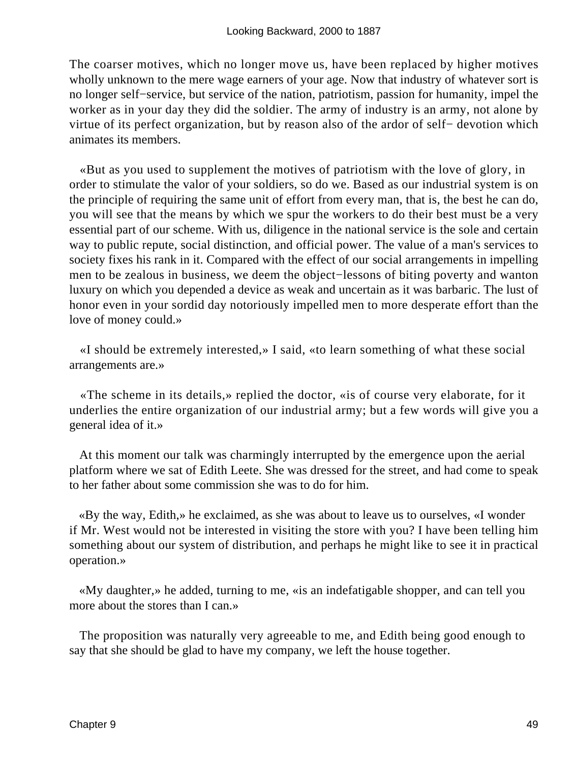The coarser motives, which no longer move us, have been replaced by higher motives wholly unknown to the mere wage earners of your age. Now that industry of whatever sort is no longer self−service, but service of the nation, patriotism, passion for humanity, impel the worker as in your day they did the soldier. The army of industry is an army, not alone by virtue of its perfect organization, but by reason also of the ardor of self− devotion which animates its members.

«But as you used to supplement the motives of patriotism with the love of glory, in order to stimulate the valor of your soldiers, so do we. Based as our industrial system is on the principle of requiring the same unit of effort from every man, that is, the best he can do, you will see that the means by which we spur the workers to do their best must be a very essential part of our scheme. With us, diligence in the national service is the sole and certain way to public repute, social distinction, and official power. The value of a man's services to society fixes his rank in it. Compared with the effect of our social arrangements in impelling men to be zealous in business, we deem the object−lessons of biting poverty and wanton luxury on which you depended a device as weak and uncertain as it was barbaric. The lust of honor even in your sordid day notoriously impelled men to more desperate effort than the love of money could.»

«I should be extremely interested,» I said, «to learn something of what these social arrangements are.»

«The scheme in its details,» replied the doctor, «is of course very elaborate, for it underlies the entire organization of our industrial army; but a few words will give you a general idea of it.»

At this moment our talk was charmingly interrupted by the emergence upon the aerial platform where we sat of Edith Leete. She was dressed for the street, and had come to speak to her father about some commission she was to do for him.

«By the way, Edith,» he exclaimed, as she was about to leave us to ourselves, «I wonder if Mr. West would not be interested in visiting the store with you? I have been telling him something about our system of distribution, and perhaps he might like to see it in practical operation.»

«My daughter,» he added, turning to me, «is an indefatigable shopper, and can tell you more about the stores than I can.»

The proposition was naturally very agreeable to me, and Edith being good enough to say that she should be glad to have my company, we left the house together.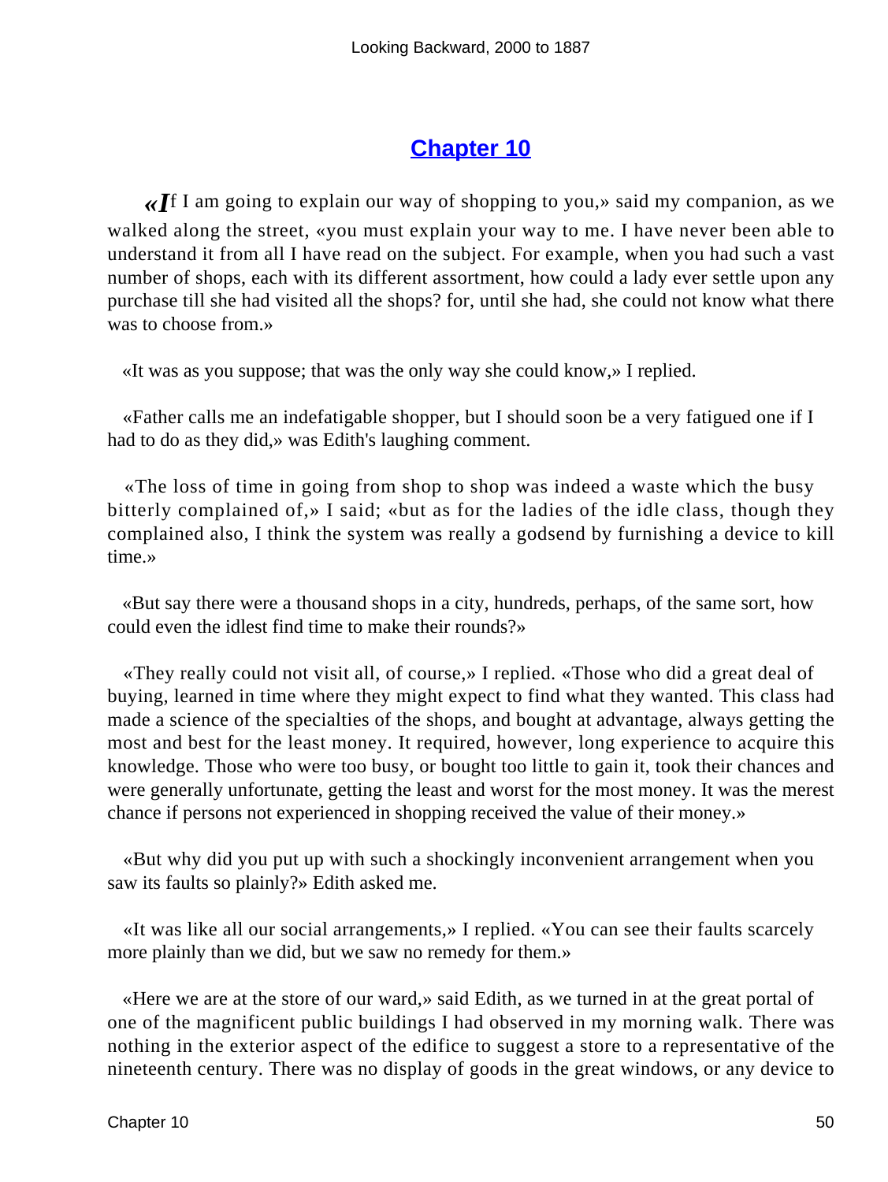## Chapter 10

«If I am going to explain our way of shopping to you,» said my companion, as we walked along the street, «you must explain your way to me. I have never been able to understand it from all I have read on the subject. For example, when you had such a vast number of shops, each with its different assortment, how could a lady ever settle upon any purchase till she had visited all the shops? for, until she had, she could not know what there was to choose from.»

«It was as you suppose; that was the only way she could know,» I replied.

«Father calls me an indefatigable shopper, but I should soon be a very fatigued one if I had to do as they did,» was Edith's laughing comment.

«The loss of time in going from shop to shop was indeed a waste which the busy bitterly complained of,» I said; «but as for the ladies of the idle class, though they complained also, I think the system was really a godsend by furnishing a device to kill time.»

«But say there were a thousand shops in a city, hundreds, perhaps, of the same sort, how could even the idlest find time to make their rounds?»

«They really could not visit all, of course,» I replied. «Those who did a great deal of buying, learned in time where they might expect to find what they wanted. This class had made a science of the specialties of the shops, and bought at advantage, always getting the most and best for the least money. It required, however, long experience to acquire this knowledge. Those who were too busy, or bought too little to gain it, took their chances and were generally unfortunate, getting the least and worst for the most money. It was the merest chance if persons not experienced in shopping received the value of their money.»

«But why did you put up with such a shockingly inconvenient arrangement when you saw its faults so plainly?» Edith asked me.

«It was like all our social arrangements,» I replied. «You can see their faults scarcely more plainly than we did, but we saw no remedy for them.»

«Here we are at the store of our ward,» said Edith, as we turned in at the great portal of one of the magnificent public buildings I had observed in my morning walk. There was nothing in the exterior aspect of the edifice to suggest a store to a representative of the nineteenth century. There was no display of goods in the great windows, or any device to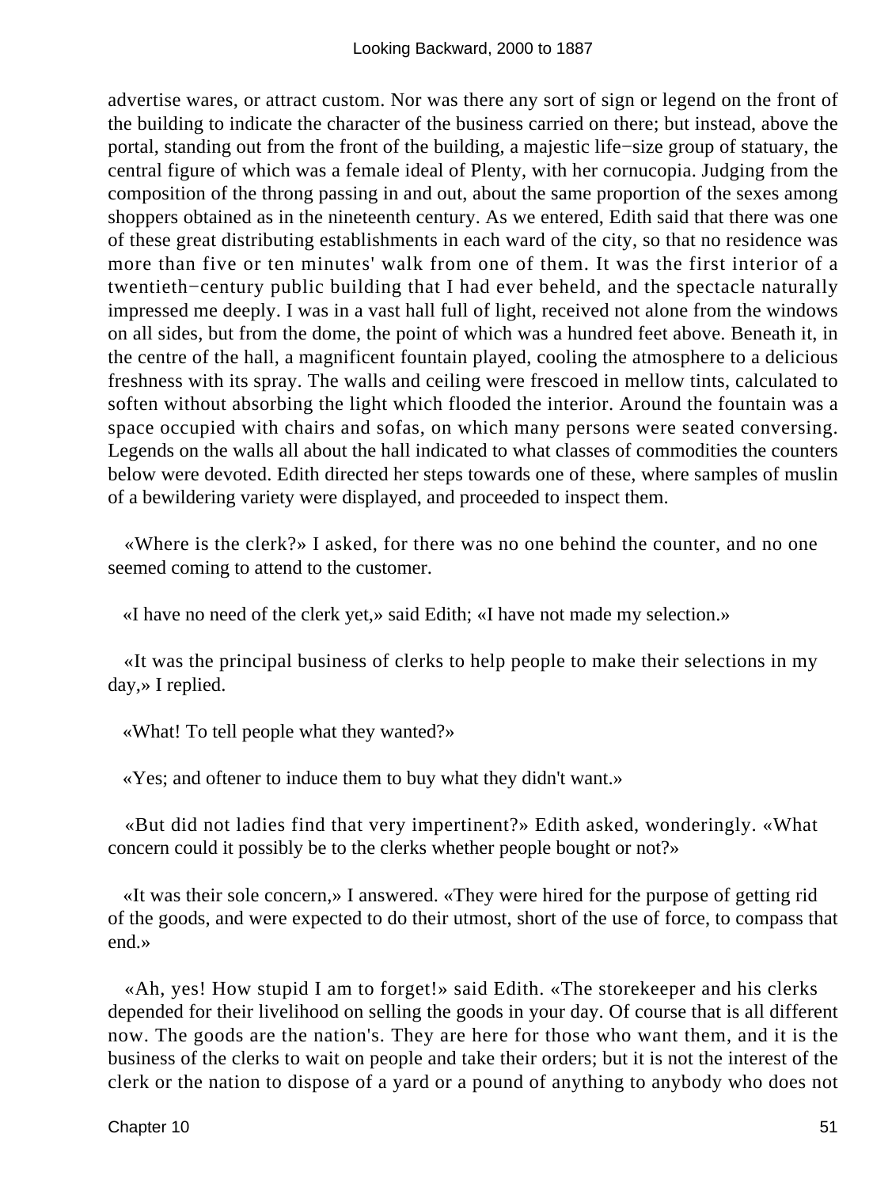advertise wares, or attract custom. Nor was there any sort of sign or legend on the front of the building to indicate the character of the business carried on there; but instead, above the portal, standing out from the front of the building, a majestic life−size group of statuary, the central figure of which was a female ideal of Plenty, with her cornucopia. Judging from the composition of the throng passing in and out, about the same proportion of the sexes among shoppers obtained as in the nineteenth century. As we entered, Edith said that there was one of these great distributing establishments in each ward of the city, so that no residence was more than five or ten minutes' walk from one of them. It was the first interior of a twentieth−century public building that I had ever beheld, and the spectacle naturally impressed me deeply. I was in a vast hall full of light, received not alone from the windows on all sides, but from the dome, the point of which was a hundred feet above. Beneath it, in the centre of the hall, a magnificent fountain played, cooling the atmosphere to a delicious freshness with its spray. The walls and ceiling were frescoed in mellow tints, calculated to soften without absorbing the light which flooded the interior. Around the fountain was a space occupied with chairs and sofas, on which many persons were seated conversing. Legends on the walls all about the hall indicated to what classes of commodities the counters below were devoted. Edith directed her steps towards one of these, where samples of muslin of a bewildering variety were displayed, and proceeded to inspect them.

«Where is the clerk?» I asked, for there was no one behind the counter, and no one seemed coming to attend to the customer.

«I have no need of the clerk yet,» said Edith; «I have not made my selection.»

«It was the principal business of clerks to help people to make their selections in my day,» I replied.

«What! To tell people what they wanted?»

«Yes; and oftener to induce them to buy what they didn't want.»

«But did not ladies find that very impertinent?» Edith asked, wonderingly. «What concern could it possibly be to the clerks whether people bought or not?»

«It was their sole concern,» I answered. «They were hired for the purpose of getting rid of the goods, and were expected to do their utmost, short of the use of force, to compass that end.»

«Ah, yes! How stupid I am to forget!» said Edith. «The storekeeper and his clerks depended for their livelihood on selling the goods in your day. Of course that is all different now. The goods are the nation's. They are here for those who want them, and it is the business of the clerks to wait on people and take their orders; but it is not the interest of the clerk or the nation to dispose of a yard or a pound of anything to anybody who does not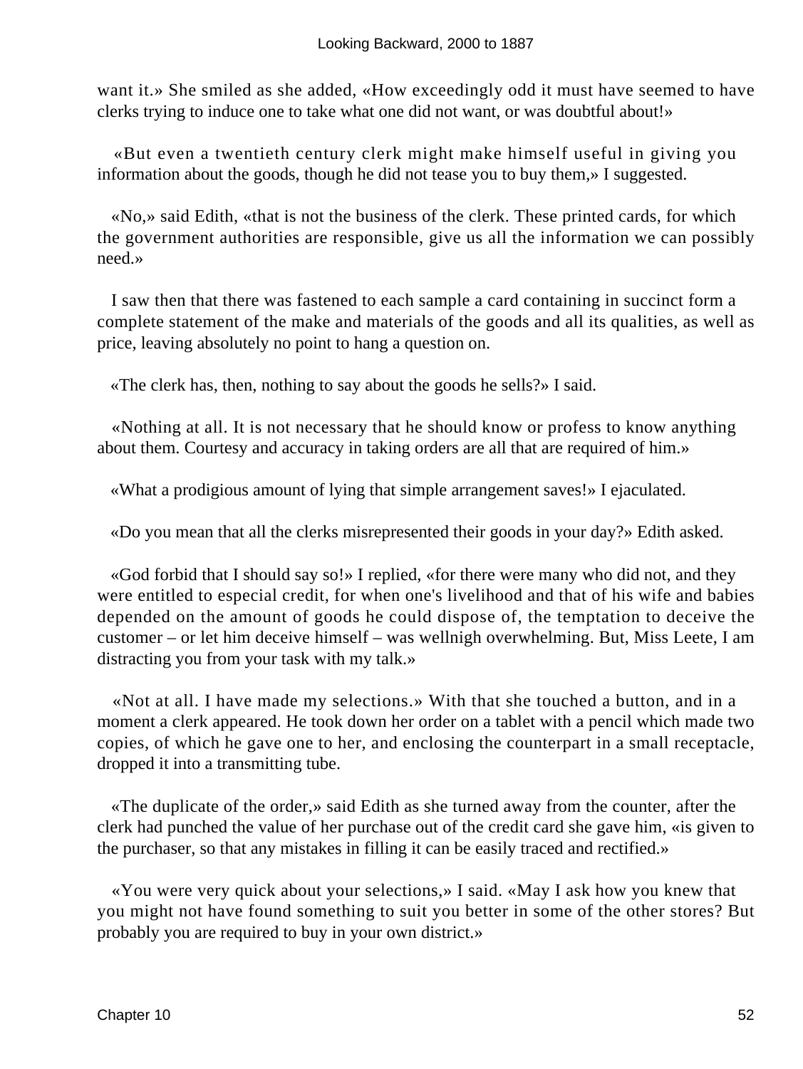want it.» She smiled as she added, «How exceedingly odd it must have seemed to have clerks trying to induce one to take what one did not want, or was doubtful about!»

«But even a twentieth century clerk might make himself useful in giving you information about the goods, though he did not tease you to buy them,» I suggested.

«No,» said Edith, «that is not the business of the clerk. These printed cards, for which the government authorities are responsible, give us all the information we can possibly need.»

I saw then that there was fastened to each sample a card containing in succinct form a complete statement of the make and materials of the goods and all its qualities, as well as price, leaving absolutely no point to hang a question on.

«The clerk has, then, nothing to say about the goods he sells?» I said.

«Nothing at all. It is not necessary that he should know or profess to know anything about them. Courtesy and accuracy in taking orders are all that are required of him.»

«What a prodigious amount of lying that simple arrangement saves!» I ejaculated.

«Do you mean that all the clerks misrepresented their goods in your day?» Edith asked.

«God forbid that I should say so!» I replied, «for there were many who did not, and they were entitled to especial credit, for when one's livelihood and that of his wife and babies depended on the amount of goods he could dispose of, the temptation to deceive the customer – or let him deceive himself – was wellnigh overwhelming. But, Miss Leete, I am distracting you from your task with my talk.»

«Not at all. I have made my selections.» With that she touched a button, and in a moment a clerk appeared. He took down her order on a tablet with a pencil which made two copies, of which he gave one to her, and enclosing the counterpart in a small receptacle, dropped it into a transmitting tube.

«The duplicate of the order,» said Edith as she turned away from the counter, after the clerk had punched the value of her purchase out of the credit card she gave him, «is given to the purchaser, so that any mistakes in filling it can be easily traced and rectified.»

«You were very quick about your selections,» I said. «May I ask how you knew that you might not have found something to suit you better in some of the other stores? But probably you are required to buy in your own district.»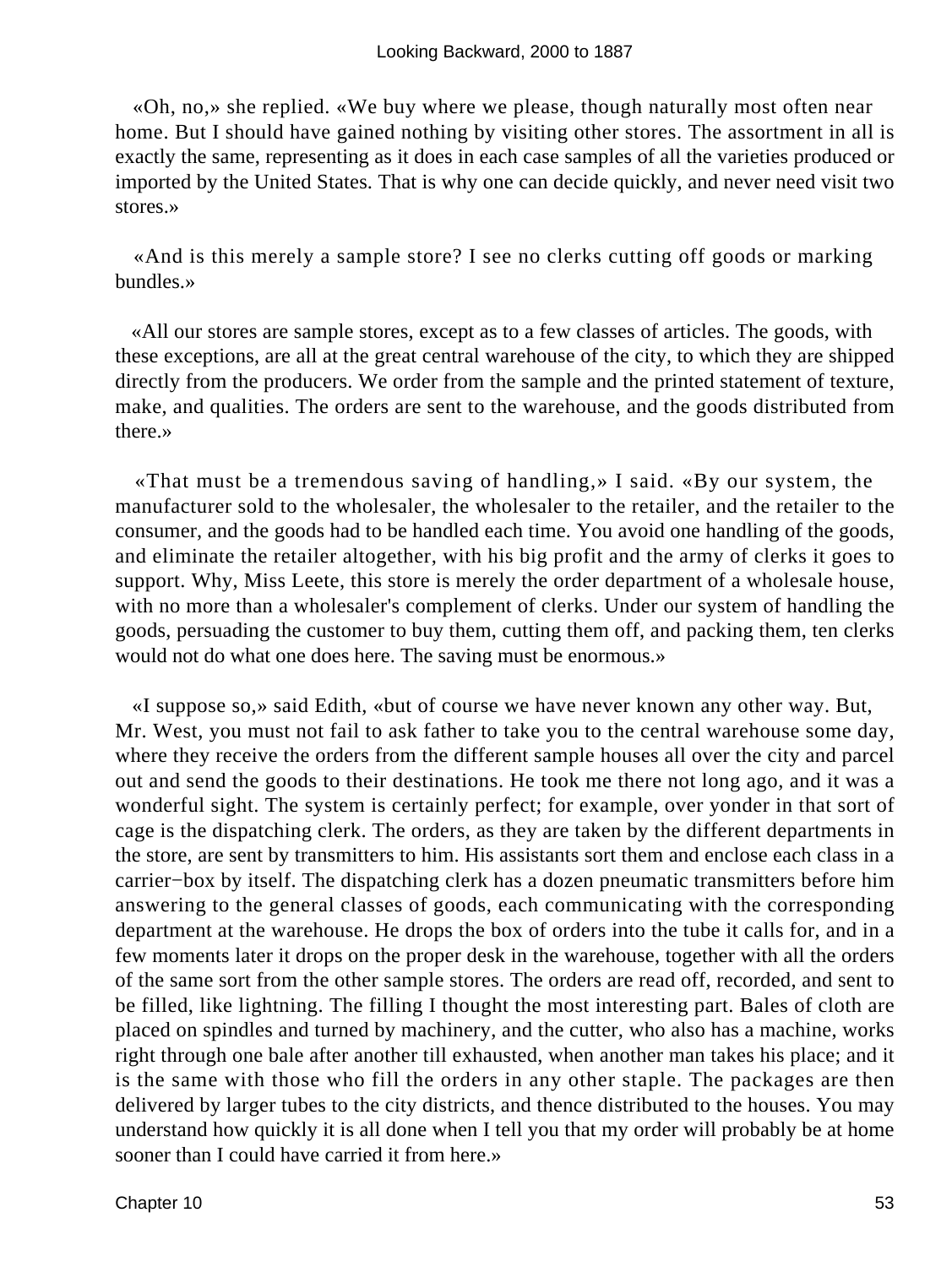«Oh, no,» she replied. «We buy where we please, though naturally most often near home. But I should have gained nothing by visiting other stores. The assortment in all is exactly the same, representing as it does in each case samples of all the varieties produced or imported by the United States. That is why one can decide quickly, and never need visit two stores.»

«And is this merely a sample store? I see no clerks cutting off goods or marking bundles.»

«All our stores are sample stores, except as to a few classes of articles. The goods, with these exceptions, are all at the great central warehouse of the city, to which they are shipped directly from the producers. We order from the sample and the printed statement of texture, make, and qualities. The orders are sent to the warehouse, and the goods distributed from there.»

«That must be a tremendous saving of handling,» I said. «By our system, the manufacturer sold to the wholesaler, the wholesaler to the retailer, and the retailer to the consumer, and the goods had to be handled each time. You avoid one handling of the goods, and eliminate the retailer altogether, with his big profit and the army of clerks it goes to support. Why, Miss Leete, this store is merely the order department of a wholesale house, with no more than a wholesaler's complement of clerks. Under our system of handling the goods, persuading the customer to buy them, cutting them off, and packing them, ten clerks would not do what one does here. The saving must be enormous.»

«I suppose so,» said Edith, «but of course we have never known any other way. But, Mr. West, you must not fail to ask father to take you to the central warehouse some day, where they receive the orders from the different sample houses all over the city and parcel out and send the goods to their destinations. He took me there not long ago, and it was a wonderful sight. The system is certainly perfect; for example, over yonder in that sort of cage is the dispatching clerk. The orders, as they are taken by the different departments in the store, are sent by transmitters to him. His assistants sort them and enclose each class in a carrier−box by itself. The dispatching clerk has a dozen pneumatic transmitters before him answering to the general classes of goods, each communicating with the corresponding department at the warehouse. He drops the box of orders into the tube it calls for, and in a few moments later it drops on the proper desk in the warehouse, together with all the orders of the same sort from the other sample stores. The orders are read off, recorded, and sent to be filled, like lightning. The filling I thought the most interesting part. Bales of cloth are placed on spindles and turned by machinery, and the cutter, who also has a machine, works right through one bale after another till exhausted, when another man takes his place; and it is the same with those who fill the orders in any other staple. The packages are then delivered by larger tubes to the city districts, and thence distributed to the houses. You may understand how quickly it is all done when I tell you that my order will probably be at home sooner than I could have carried it from here.»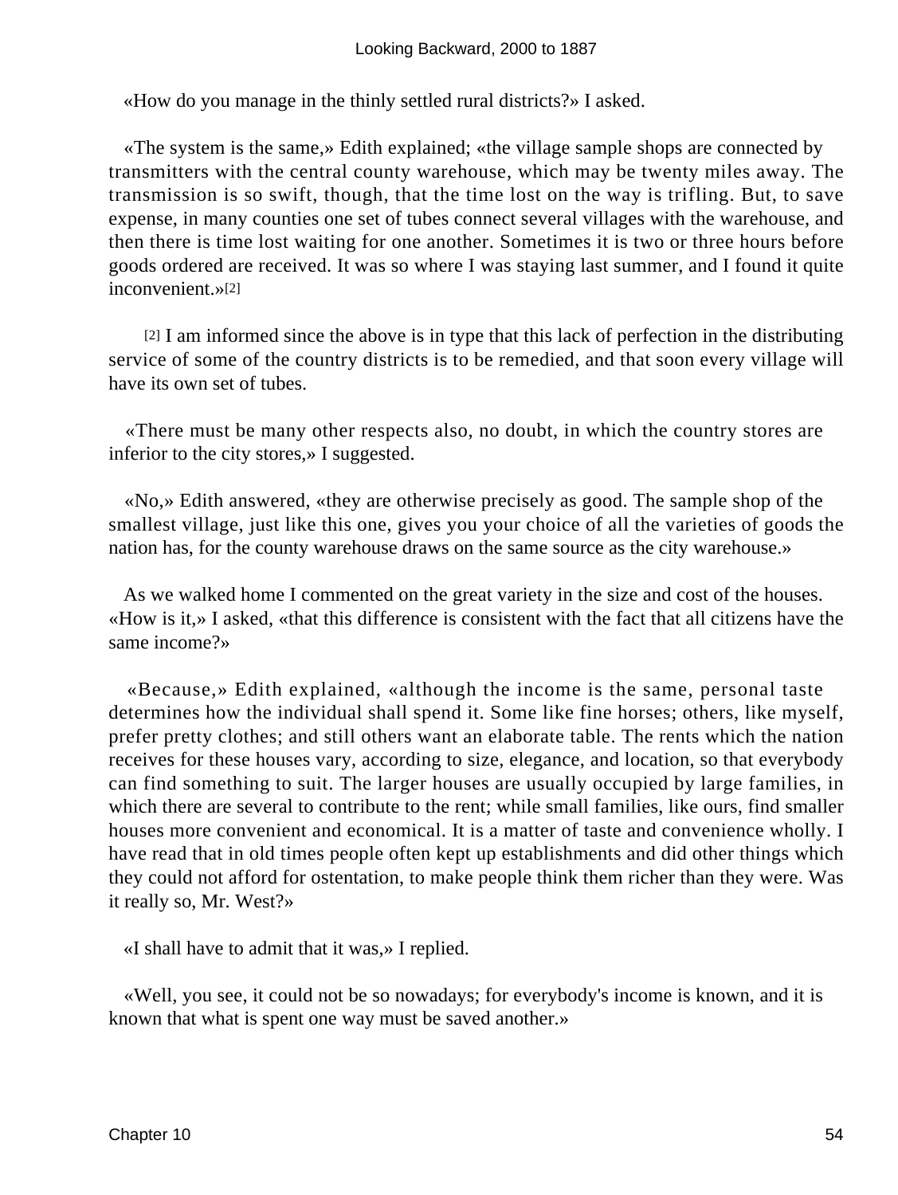«How do you manage in the thinly settled rural districts?» I asked.

«The system is the same,» Edith explained; «the village sample shops are connected by transmitters with the central county warehouse, which may be twenty miles away. The transmission is so swift, though, that the time lost on the way is trifling. But, to save expense, in many counties one set of tubes connect several villages with the warehouse, and then there is time lost waiting for one another. Sometimes it is two or three hours before goods ordered are received. It was so where I was staying last summer, and I found it quite inconvenient.»[2]

[2] I am informed since the above is in type that this lack of perfection in the distributing service of some of the country districts is to be remedied, and that soon every village will have its own set of tubes.

«There must be many other respects also, no doubt, in which the country stores are inferior to the city stores,» I suggested.

«No,» Edith answered, «they are otherwise precisely as good. The sample shop of the smallest village, just like this one, gives you your choice of all the varieties of goods the nation has, for the county warehouse draws on the same source as the city warehouse.»

As we walked home I commented on the great variety in the size and cost of the houses. «How is it,» I asked, «that this difference is consistent with the fact that all citizens have the same income?»

«Because,» Edith explained, «although the income is the same, personal taste determines how the individual shall spend it. Some like fine horses; others, like myself, prefer pretty clothes; and still others want an elaborate table. The rents which the nation receives for these houses vary, according to size, elegance, and location, so that everybody can find something to suit. The larger houses are usually occupied by large families, in which there are several to contribute to the rent; while small families, like ours, find smaller houses more convenient and economical. It is a matter of taste and convenience wholly. I have read that in old times people often kept up establishments and did other things which they could not afford for ostentation, to make people think them richer than they were. Was it really so, Mr. West?»

«I shall have to admit that it was,» I replied.

«Well, you see, it could not be so nowadays; for everybody's income is known, and it is known that what is spent one way must be saved another.»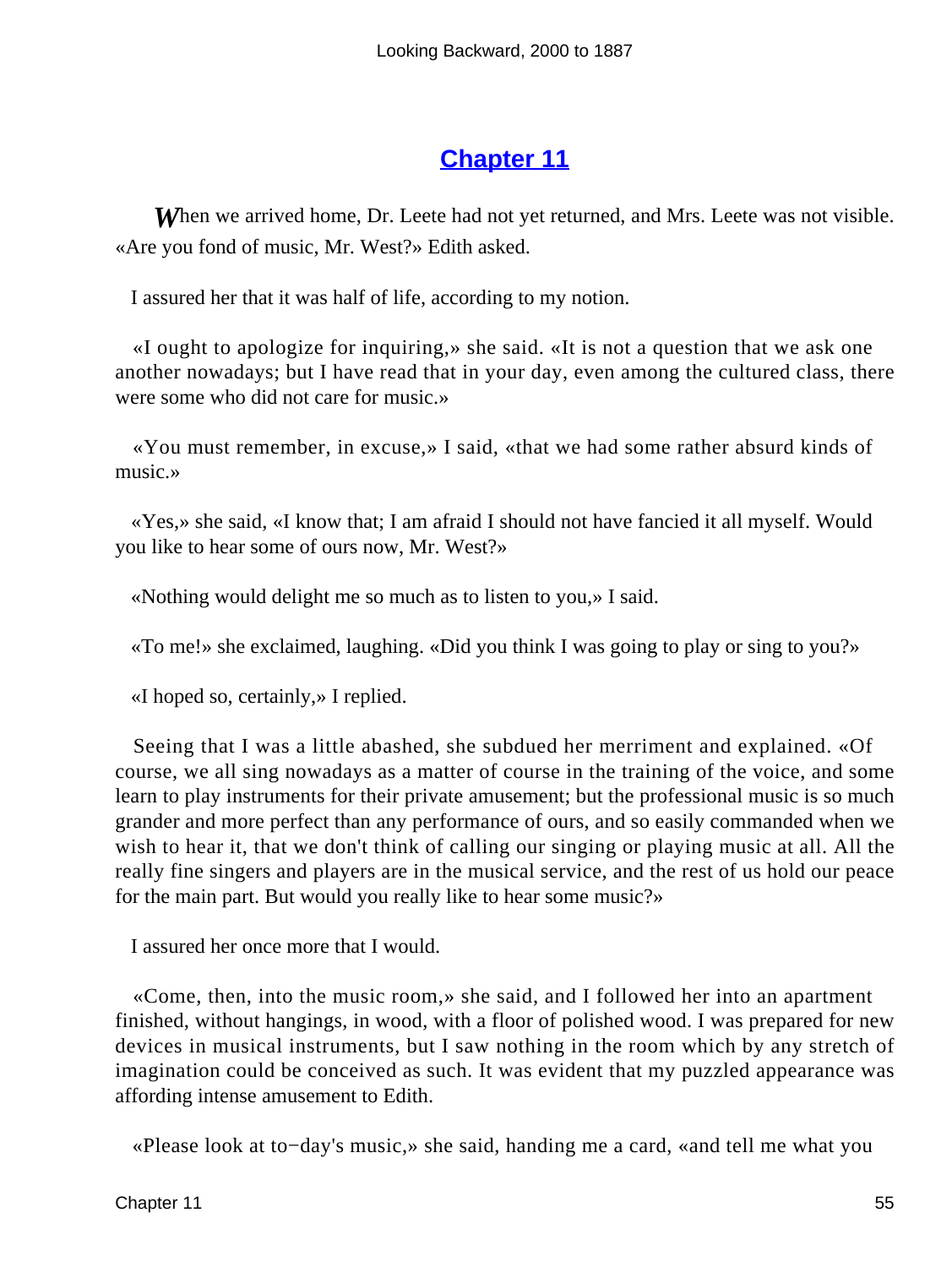## Chapter 11

*W*hen we arrived home, Dr. Leete had not yet returned, and Mrs. Leete was not visible. «Are you fond of music, Mr. West?» Edith asked.

I assured her that it was half of life, according to my notion.

«I ought to apologize for inquiring,» she said. «It is not a question that we ask one another nowadays; but I have read that in your day, even among the cultured class, there were some who did not care for music.»

«You must remember, in excuse,» I said, «that we had some rather absurd kinds of music.»

«Yes,» she said, «I know that; I am afraid I should not have fancied it all myself. Would you like to hear some of ours now, Mr. West?»

«Nothing would delight me so much as to listen to you,» I said.

«To me!» she exclaimed, laughing. «Did you think I was going to play or sing to you?»

«I hoped so, certainly,» I replied.

Seeing that I was a little abashed, she subdued her merriment and explained. «Of course, we all sing nowadays as a matter of course in the training of the voice, and some learn to play instruments for their private amusement; but the professional music is so much grander and more perfect than any performance of ours, and so easily commanded when we wish to hear it, that we don't think of calling our singing or playing music at all. All the really fine singers and players are in the musical service, and the rest of us hold our peace for the main part. But would you really like to hear some music?»

I assured her once more that I would.

«Come, then, into the music room,» she said, and I followed her into an apartment finished, without hangings, in wood, with a floor of polished wood. I was prepared for new devices in musical instruments, but I saw nothing in the room which by any stretch of imagination could be conceived as such. It was evident that my puzzled appearance was affording intense amusement to Edith.

«Please look at to−day's music,» she said, handing me a card, «and tell me what you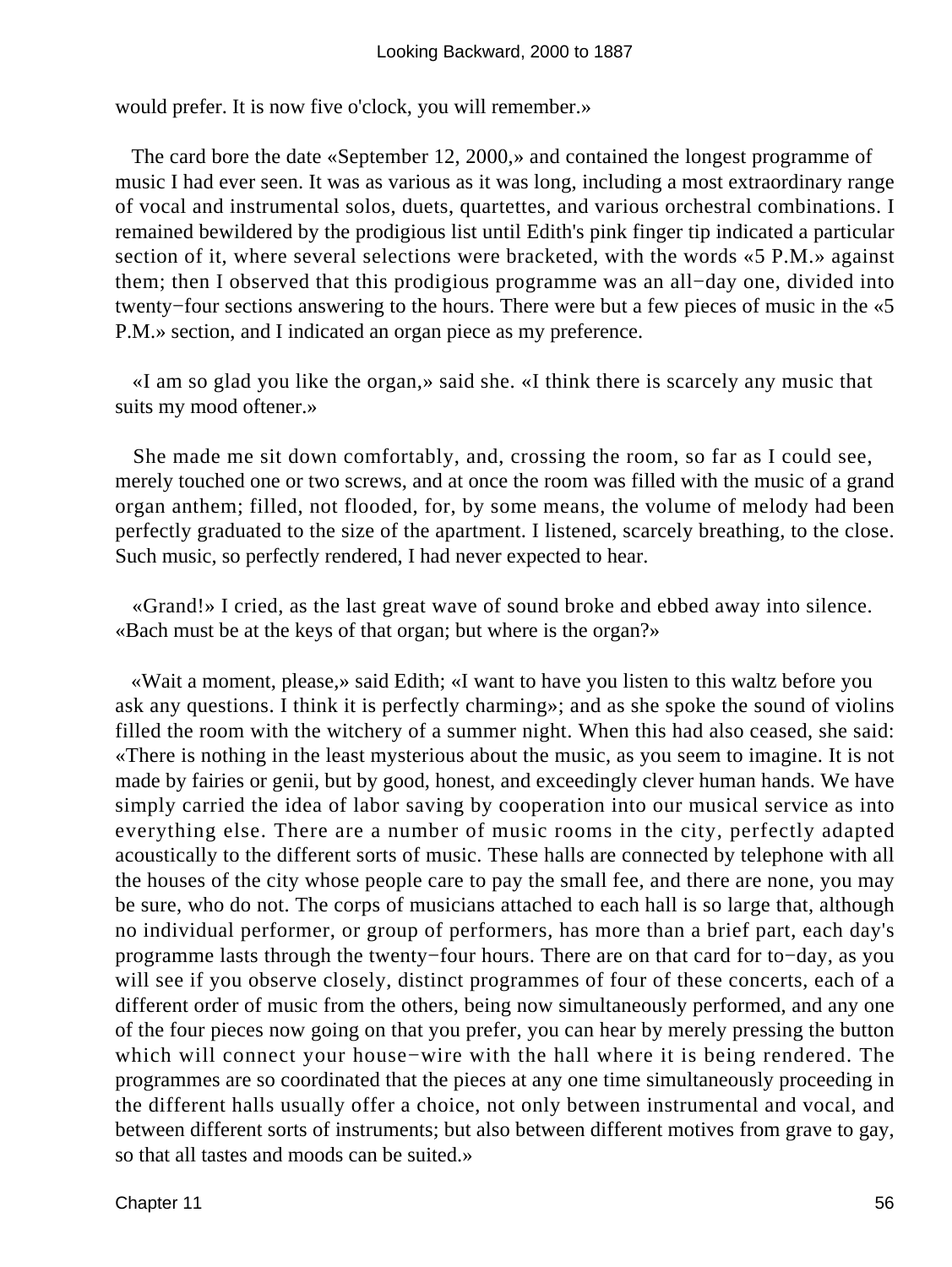would prefer. It is now five o'clock, you will remember.»

The card bore the date «September 12, 2000,» and contained the longest programme of music I had ever seen. It was as various as it was long, including a most extraordinary range of vocal and instrumental solos, duets, quartettes, and various orchestral combinations. I remained bewildered by the prodigious list until Edith's pink finger tip indicated a particular section of it, where several selections were bracketed, with the words «5 P.M.» against them; then I observed that this prodigious programme was an all−day one, divided into twenty−four sections answering to the hours. There were but a few pieces of music in the «5 P.M.» section, and I indicated an organ piece as my preference.

«I am so glad you like the organ,» said she. «I think there is scarcely any music that suits my mood oftener.»

She made me sit down comfortably, and, crossing the room, so far as I could see, merely touched one or two screws, and at once the room was filled with the music of a grand organ anthem; filled, not flooded, for, by some means, the volume of melody had been perfectly graduated to the size of the apartment. I listened, scarcely breathing, to the close. Such music, so perfectly rendered, I had never expected to hear.

«Grand!» I cried, as the last great wave of sound broke and ebbed away into silence. «Bach must be at the keys of that organ; but where is the organ?»

«Wait a moment, please,» said Edith; «I want to have you listen to this waltz before you ask any questions. I think it is perfectly charming»; and as she spoke the sound of violins filled the room with the witchery of a summer night. When this had also ceased, she said: «There is nothing in the least mysterious about the music, as you seem to imagine. It is not made by fairies or genii, but by good, honest, and exceedingly clever human hands. We have simply carried the idea of labor saving by cooperation into our musical service as into everything else. There are a number of music rooms in the city, perfectly adapted acoustically to the different sorts of music. These halls are connected by telephone with all the houses of the city whose people care to pay the small fee, and there are none, you may be sure, who do not. The corps of musicians attached to each hall is so large that, although no individual performer, or group of performers, has more than a brief part, each day's programme lasts through the twenty−four hours. There are on that card for to−day, as you will see if you observe closely, distinct programmes of four of these concerts, each of a different order of music from the others, being now simultaneously performed, and any one of the four pieces now going on that you prefer, you can hear by merely pressing the button which will connect your house−wire with the hall where it is being rendered. The programmes are so coordinated that the pieces at any one time simultaneously proceeding in the different halls usually offer a choice, not only between instrumental and vocal, and between different sorts of instruments; but also between different motives from grave to gay, so that all tastes and moods can be suited.»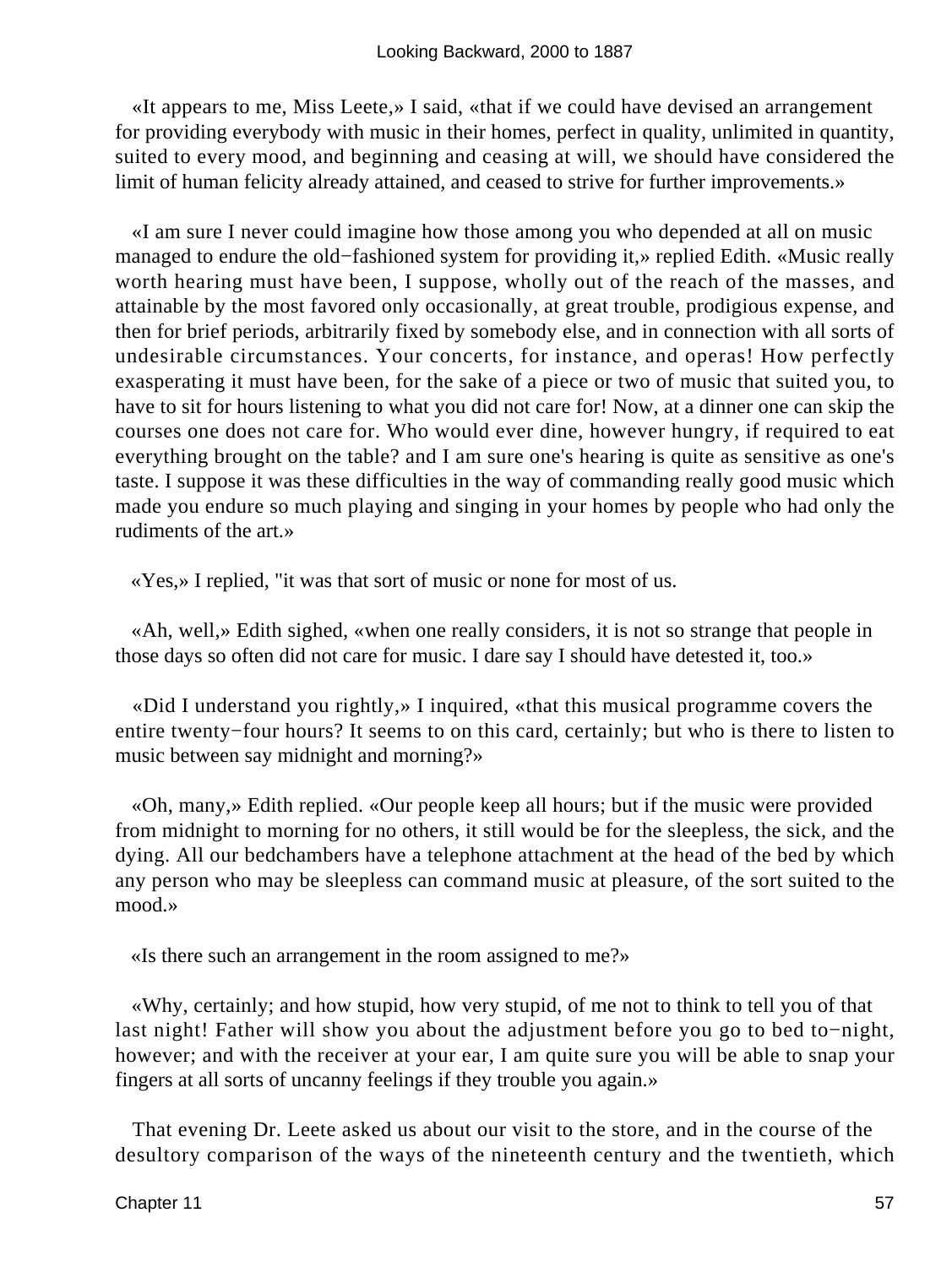«It appears to me, Miss Leete,» I said, «that if we could have devised an arrangement for providing everybody with music in their homes, perfect in quality, unlimited in quantity, suited to every mood, and beginning and ceasing at will, we should have considered the limit of human felicity already attained, and ceased to strive for further improvements.»

«I am sure I never could imagine how those among you who depended at all on music managed to endure the old−fashioned system for providing it,» replied Edith. «Music really worth hearing must have been, I suppose, wholly out of the reach of the masses, and attainable by the most favored only occasionally, at great trouble, prodigious expense, and then for brief periods, arbitrarily fixed by somebody else, and in connection with all sorts of undesirable circumstances. Your concerts, for instance, and operas! How perfectly exasperating it must have been, for the sake of a piece or two of music that suited you, to have to sit for hours listening to what you did not care for! Now, at a dinner one can skip the courses one does not care for. Who would ever dine, however hungry, if required to eat everything brought on the table? and I am sure one's hearing is quite as sensitive as one's taste. I suppose it was these difficulties in the way of commanding really good music which made you endure so much playing and singing in your homes by people who had only the rudiments of the art.»

«Yes,» I replied, "it was that sort of music or none for most of us.

«Ah, well,» Edith sighed, «when one really considers, it is not so strange that people in those days so often did not care for music. I dare say I should have detested it, too.»

«Did I understand you rightly,» I inquired, «that this musical programme covers the entire twenty−four hours? It seems to on this card, certainly; but who is there to listen to music between say midnight and morning?»

«Oh, many,» Edith replied. «Our people keep all hours; but if the music were provided from midnight to morning for no others, it still would be for the sleepless, the sick, and the dying. All our bedchambers have a telephone attachment at the head of the bed by which any person who may be sleepless can command music at pleasure, of the sort suited to the mood.»

«Is there such an arrangement in the room assigned to me?»

«Why, certainly; and how stupid, how very stupid, of me not to think to tell you of that last night! Father will show you about the adjustment before you go to bed to−night, however; and with the receiver at your ear, I am quite sure you will be able to snap your fingers at all sorts of uncanny feelings if they trouble you again.»

That evening Dr. Leete asked us about our visit to the store, and in the course of the desultory comparison of the ways of the nineteenth century and the twentieth, which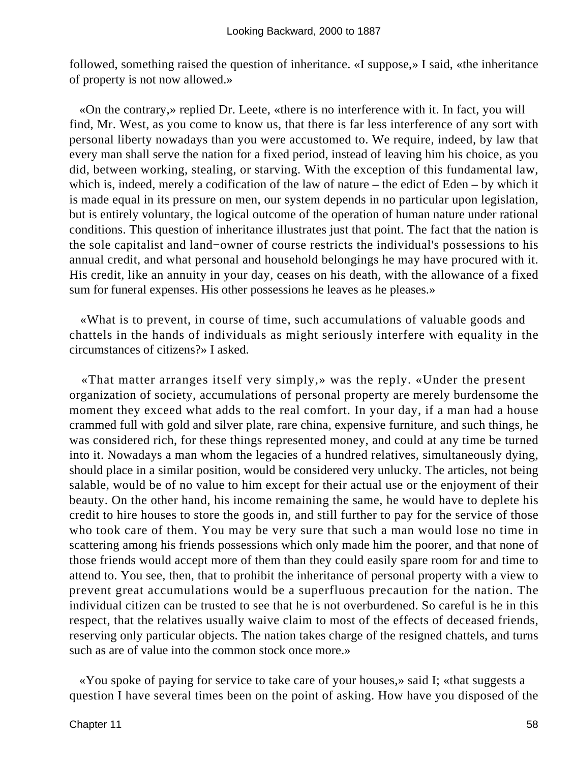followed, something raised the question of inheritance. «I suppose,» I said, «the inheritance of property is not now allowed.»

«On the contrary,» replied Dr. Leete, «there is no interference with it. In fact, you will find, Mr. West, as you come to know us, that there is far less interference of any sort with personal liberty nowadays than you were accustomed to. We require, indeed, by law that every man shall serve the nation for a fixed period, instead of leaving him his choice, as you did, between working, stealing, or starving. With the exception of this fundamental law, which is, indeed, merely a codification of the law of nature – the edict of Eden – by which it is made equal in its pressure on men, our system depends in no particular upon legislation, but is entirely voluntary, the logical outcome of the operation of human nature under rational conditions. This question of inheritance illustrates just that point. The fact that the nation is the sole capitalist and land−owner of course restricts the individual's possessions to his annual credit, and what personal and household belongings he may have procured with it. His credit, like an annuity in your day, ceases on his death, with the allowance of a fixed sum for funeral expenses. His other possessions he leaves as he pleases.»

«What is to prevent, in course of time, such accumulations of valuable goods and chattels in the hands of individuals as might seriously interfere with equality in the circumstances of citizens?» I asked.

«That matter arranges itself very simply,» was the reply. «Under the present organization of society, accumulations of personal property are merely burdensome the moment they exceed what adds to the real comfort. In your day, if a man had a house crammed full with gold and silver plate, rare china, expensive furniture, and such things, he was considered rich, for these things represented money, and could at any time be turned into it. Nowadays a man whom the legacies of a hundred relatives, simultaneously dying, should place in a similar position, would be considered very unlucky. The articles, not being salable, would be of no value to him except for their actual use or the enjoyment of their beauty. On the other hand, his income remaining the same, he would have to deplete his credit to hire houses to store the goods in, and still further to pay for the service of those who took care of them. You may be very sure that such a man would lose no time in scattering among his friends possessions which only made him the poorer, and that none of those friends would accept more of them than they could easily spare room for and time to attend to. You see, then, that to prohibit the inheritance of personal property with a view to prevent great accumulations would be a superfluous precaution for the nation. The individual citizen can be trusted to see that he is not overburdened. So careful is he in this respect, that the relatives usually waive claim to most of the effects of deceased friends, reserving only particular objects. The nation takes charge of the resigned chattels, and turns such as are of value into the common stock once more.»

«You spoke of paying for service to take care of your houses,» said I; «that suggests a question I have several times been on the point of asking. How have you disposed of the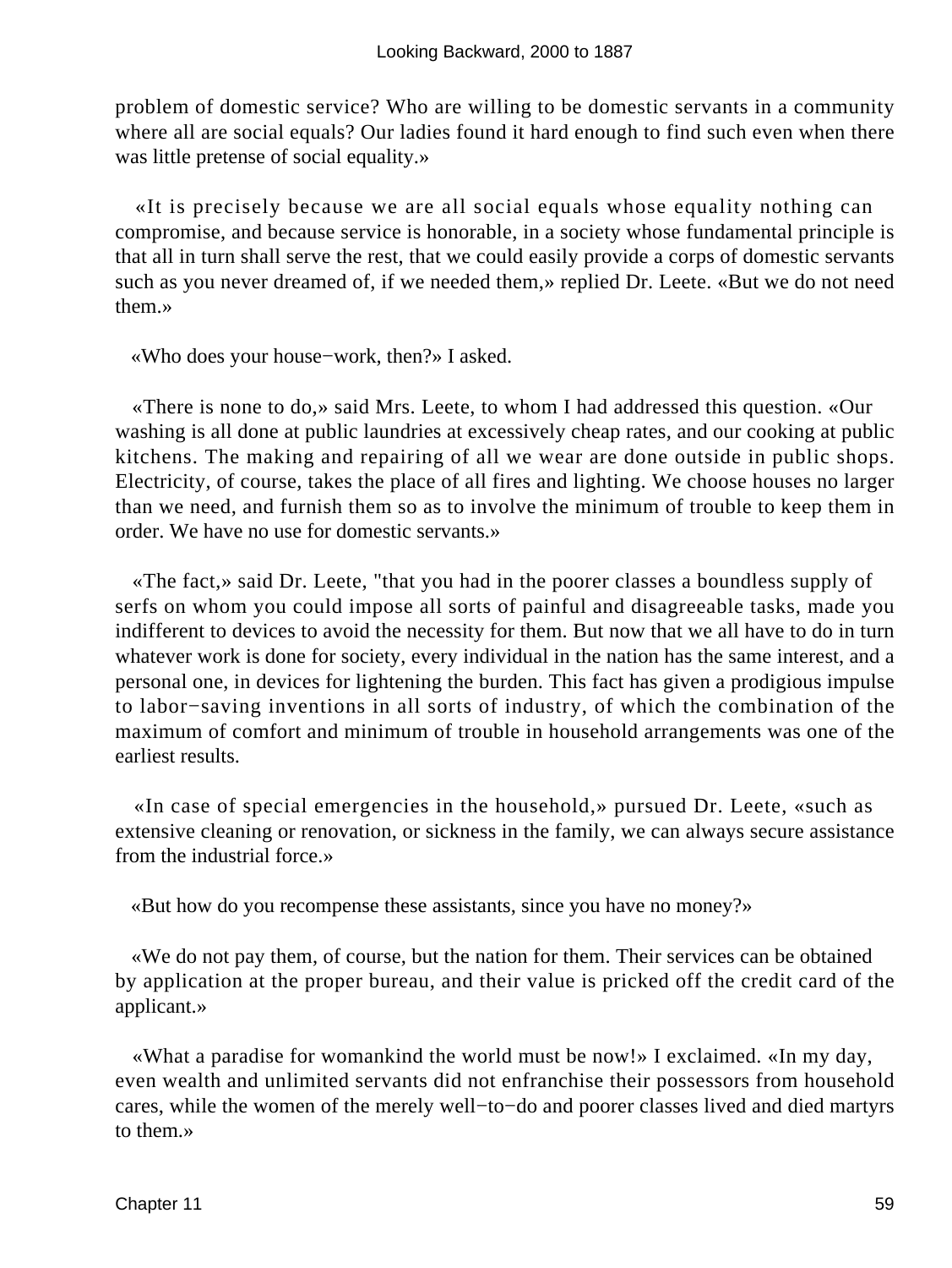problem of domestic service? Who are willing to be domestic servants in a community where all are social equals? Our ladies found it hard enough to find such even when there was little pretense of social equality.»

«It is precisely because we are all social equals whose equality nothing can compromise, and because service is honorable, in a society whose fundamental principle is that all in turn shall serve the rest, that we could easily provide a corps of domestic servants such as you never dreamed of, if we needed them,» replied Dr. Leete. «But we do not need them.»

«Who does your house−work, then?» I asked.

«There is none to do,» said Mrs. Leete, to whom I had addressed this question. «Our washing is all done at public laundries at excessively cheap rates, and our cooking at public kitchens. The making and repairing of all we wear are done outside in public shops. Electricity, of course, takes the place of all fires and lighting. We choose houses no larger than we need, and furnish them so as to involve the minimum of trouble to keep them in order. We have no use for domestic servants.»

«The fact,» said Dr. Leete, "that you had in the poorer classes a boundless supply of serfs on whom you could impose all sorts of painful and disagreeable tasks, made you indifferent to devices to avoid the necessity for them. But now that we all have to do in turn whatever work is done for society, every individual in the nation has the same interest, and a personal one, in devices for lightening the burden. This fact has given a prodigious impulse to labor−saving inventions in all sorts of industry, of which the combination of the maximum of comfort and minimum of trouble in household arrangements was one of the earliest results.

«In case of special emergencies in the household,» pursued Dr. Leete, «such as extensive cleaning or renovation, or sickness in the family, we can always secure assistance from the industrial force.»

«But how do you recompense these assistants, since you have no money?»

«We do not pay them, of course, but the nation for them. Their services can be obtained by application at the proper bureau, and their value is pricked off the credit card of the applicant.»

«What a paradise for womankind the world must be now!» I exclaimed. «In my day, even wealth and unlimited servants did not enfranchise their possessors from household cares, while the women of the merely well−to−do and poorer classes lived and died martyrs to them.»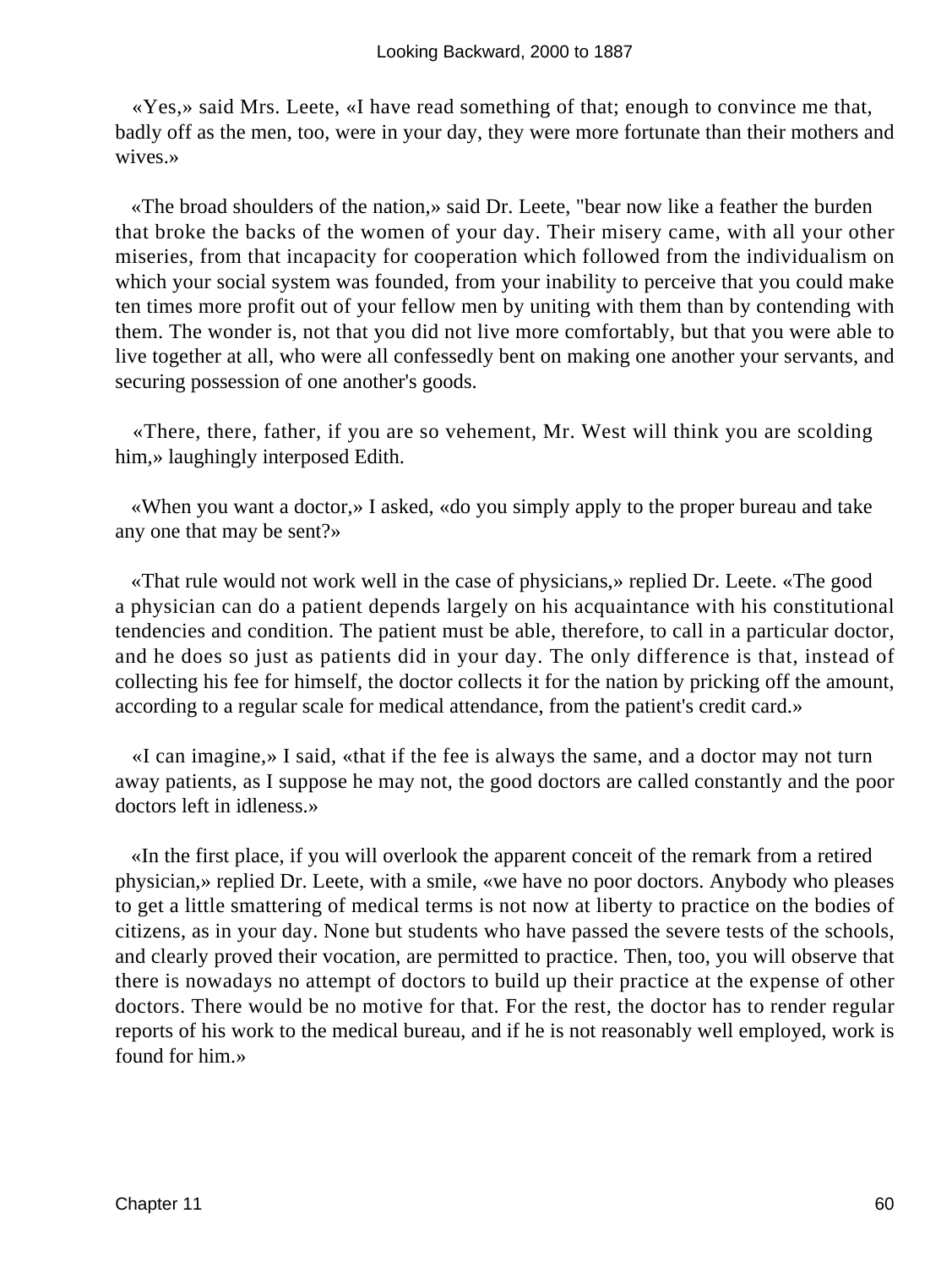«Yes,» said Mrs. Leete, «I have read something of that; enough to convince me that, badly off as the men, too, were in your day, they were more fortunate than their mothers and wives.»

«The broad shoulders of the nation,» said Dr. Leete, "bear now like a feather the burden that broke the backs of the women of your day. Their misery came, with all your other miseries, from that incapacity for cooperation which followed from the individualism on which your social system was founded, from your inability to perceive that you could make ten times more profit out of your fellow men by uniting with them than by contending with them. The wonder is, not that you did not live more comfortably, but that you were able to live together at all, who were all confessedly bent on making one another your servants, and securing possession of one another's goods.

«There, there, father, if you are so vehement, Mr. West will think you are scolding him,» laughingly interposed Edith.

«When you want a doctor,» I asked, «do you simply apply to the proper bureau and take any one that may be sent?»

«That rule would not work well in the case of physicians,» replied Dr. Leete. «The good a physician can do a patient depends largely on his acquaintance with his constitutional tendencies and condition. The patient must be able, therefore, to call in a particular doctor, and he does so just as patients did in your day. The only difference is that, instead of collecting his fee for himself, the doctor collects it for the nation by pricking off the amount, according to a regular scale for medical attendance, from the patient's credit card.»

«I can imagine,» I said, «that if the fee is always the same, and a doctor may not turn away patients, as I suppose he may not, the good doctors are called constantly and the poor doctors left in idleness.»

«In the first place, if you will overlook the apparent conceit of the remark from a retired physician,» replied Dr. Leete, with a smile, «we have no poor doctors. Anybody who pleases to get a little smattering of medical terms is not now at liberty to practice on the bodies of citizens, as in your day. None but students who have passed the severe tests of the schools, and clearly proved their vocation, are permitted to practice. Then, too, you will observe that there is nowadays no attempt of doctors to build up their practice at the expense of other doctors. There would be no motive for that. For the rest, the doctor has to render regular reports of his work to the medical bureau, and if he is not reasonably well employed, work is found for him.»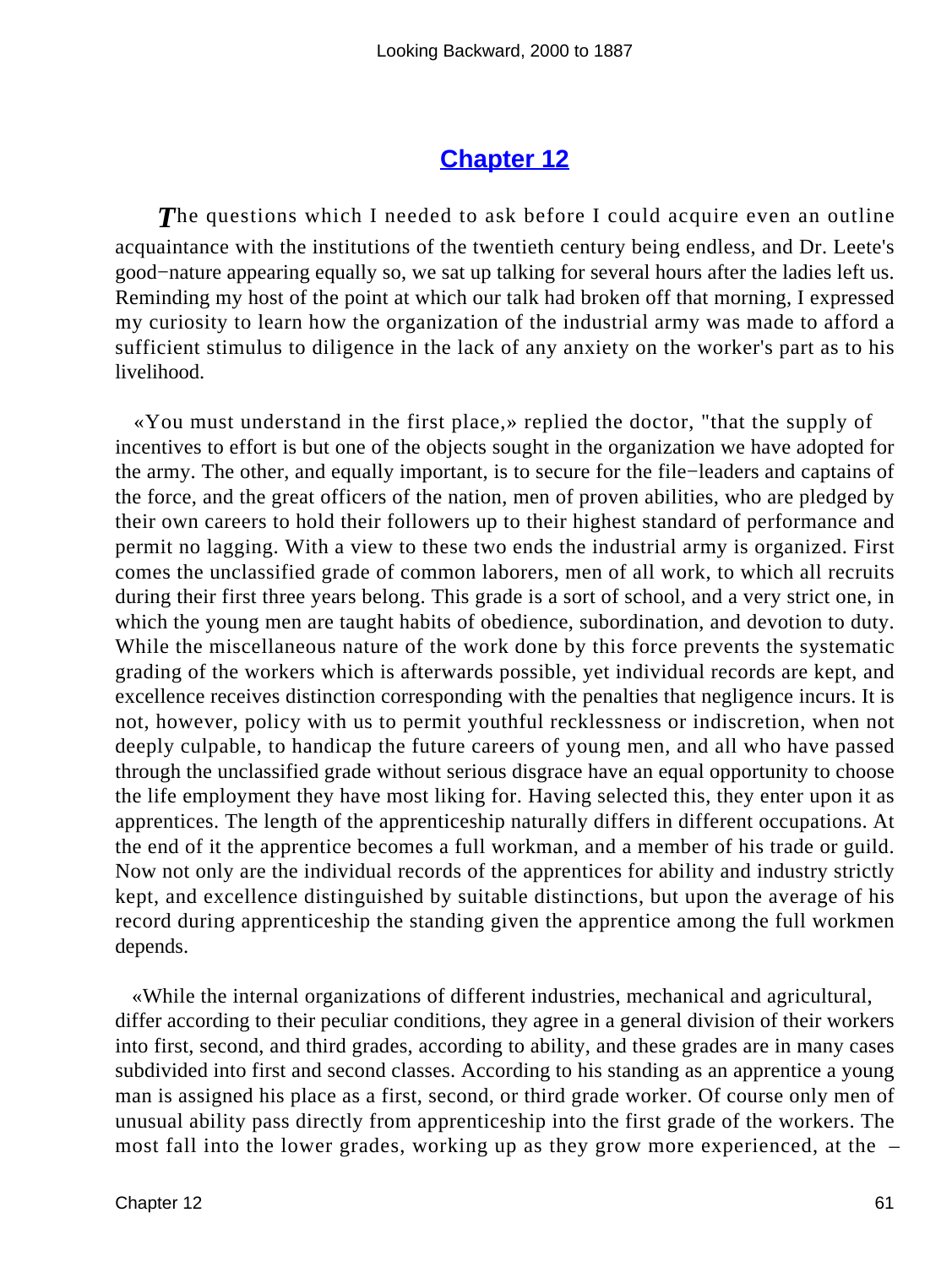## Chapter 12

*T*he questions which I needed to ask before I could acquire even an outline acquaintance with the institutions of the twentieth century being endless, and Dr. Leete's good−nature appearing equally so, we sat up talking for several hours after the ladies left us. Reminding my host of the point at which our talk had broken off that morning, I expressed my curiosity to learn how the organization of the industrial army was made to afford a sufficient stimulus to diligence in the lack of any anxiety on the worker's part as to his livelihood.

«You must understand in the first place,» replied the doctor, "that the supply of incentives to effort is but one of the objects sought in the organization we have adopted for the army. The other, and equally important, is to secure for the file−leaders and captains of the force, and the great officers of the nation, men of proven abilities, who are pledged by their own careers to hold their followers up to their highest standard of performance and permit no lagging. With a view to these two ends the industrial army is organized. First comes the unclassified grade of common laborers, men of all work, to which all recruits during their first three years belong. This grade is a sort of school, and a very strict one, in which the young men are taught habits of obedience, subordination, and devotion to duty. While the miscellaneous nature of the work done by this force prevents the systematic grading of the workers which is afterwards possible, yet individual records are kept, and excellence receives distinction corresponding with the penalties that negligence incurs. It is not, however, policy with us to permit youthful recklessness or indiscretion, when not deeply culpable, to handicap the future careers of young men, and all who have passed through the unclassified grade without serious disgrace have an equal opportunity to choose the life employment they have most liking for. Having selected this, they enter upon it as apprentices. The length of the apprenticeship naturally differs in different occupations. At the end of it the apprentice becomes a full workman, and a member of his trade or guild. Now not only are the individual records of the apprentices for ability and industry strictly kept, and excellence distinguished by suitable distinctions, but upon the average of his record during apprenticeship the standing given the apprentice among the full workmen depends.

«While the internal organizations of different industries, mechanical and agricultural, differ according to their peculiar conditions, they agree in a general division of their workers into first, second, and third grades, according to ability, and these grades are in many cases subdivided into first and second classes. According to his standing as an apprentice a young man is assigned his place as a first, second, or third grade worker. Of course only men of unusual ability pass directly from apprenticeship into the first grade of the workers. The most fall into the lower grades, working up as they grow more experienced, at the –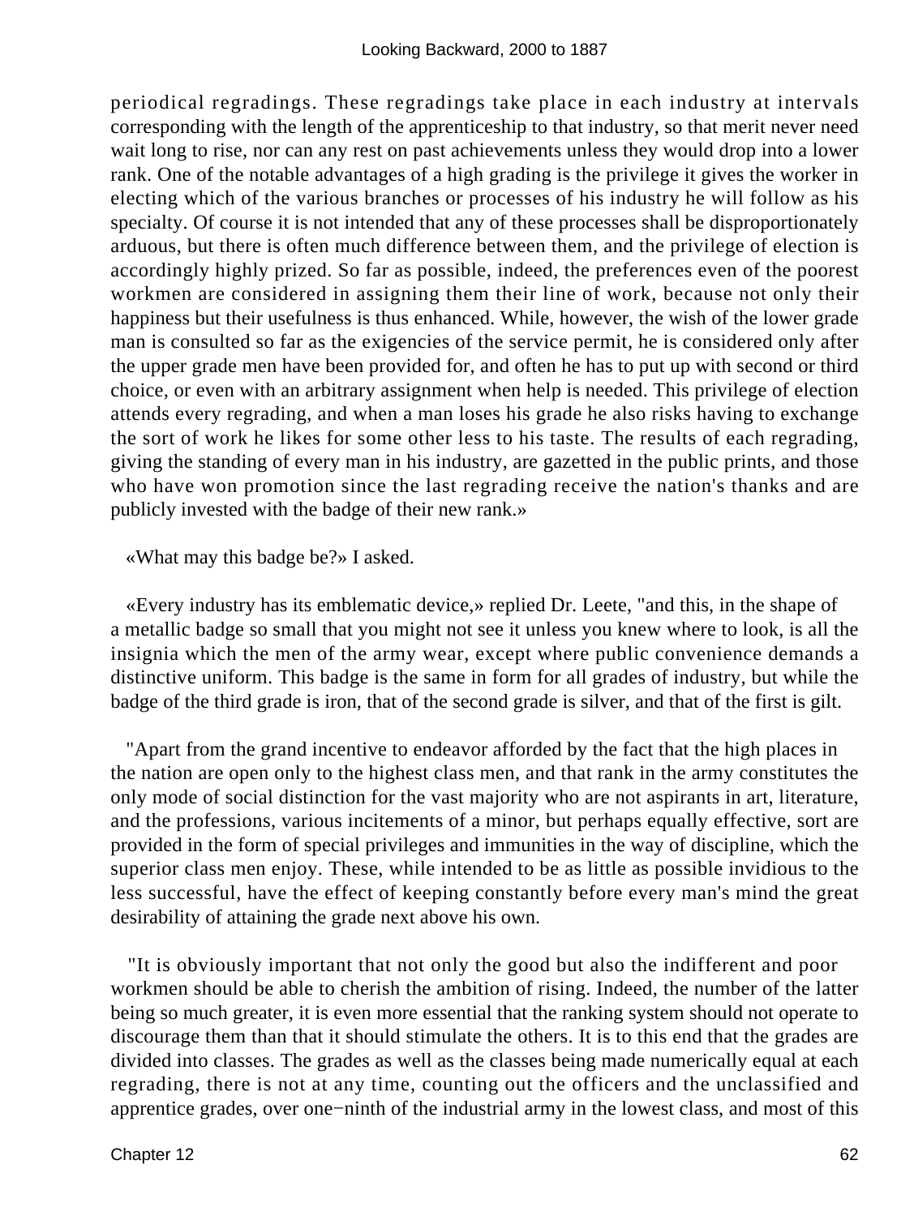periodical regradings. These regradings take place in each industry at intervals corresponding with the length of the apprenticeship to that industry, so that merit never need wait long to rise, nor can any rest on past achievements unless they would drop into a lower rank. One of the notable advantages of a high grading is the privilege it gives the worker in electing which of the various branches or processes of his industry he will follow as his specialty. Of course it is not intended that any of these processes shall be disproportionately arduous, but there is often much difference between them, and the privilege of election is accordingly highly prized. So far as possible, indeed, the preferences even of the poorest workmen are considered in assigning them their line of work, because not only their happiness but their usefulness is thus enhanced. While, however, the wish of the lower grade man is consulted so far as the exigencies of the service permit, he is considered only after the upper grade men have been provided for, and often he has to put up with second or third choice, or even with an arbitrary assignment when help is needed. This privilege of election attends every regrading, and when a man loses his grade he also risks having to exchange the sort of work he likes for some other less to his taste. The results of each regrading, giving the standing of every man in his industry, are gazetted in the public prints, and those who have won promotion since the last regrading receive the nation's thanks and are publicly invested with the badge of their new rank.»

«What may this badge be?» I asked.

«Every industry has its emblematic device,» replied Dr. Leete, "and this, in the shape of a metallic badge so small that you might not see it unless you knew where to look, is all the insignia which the men of the army wear, except where public convenience demands a distinctive uniform. This badge is the same in form for all grades of industry, but while the badge of the third grade is iron, that of the second grade is silver, and that of the first is gilt.

"Apart from the grand incentive to endeavor afforded by the fact that the high places in the nation are open only to the highest class men, and that rank in the army constitutes the only mode of social distinction for the vast majority who are not aspirants in art, literature, and the professions, various incitements of a minor, but perhaps equally effective, sort are provided in the form of special privileges and immunities in the way of discipline, which the superior class men enjoy. These, while intended to be as little as possible invidious to the less successful, have the effect of keeping constantly before every man's mind the great desirability of attaining the grade next above his own.

"It is obviously important that not only the good but also the indifferent and poor workmen should be able to cherish the ambition of rising. Indeed, the number of the latter being so much greater, it is even more essential that the ranking system should not operate to discourage them than that it should stimulate the others. It is to this end that the grades are divided into classes. The grades as well as the classes being made numerically equal at each regrading, there is not at any time, counting out the officers and the unclassified and apprentice grades, over one−ninth of the industrial army in the lowest class, and most of this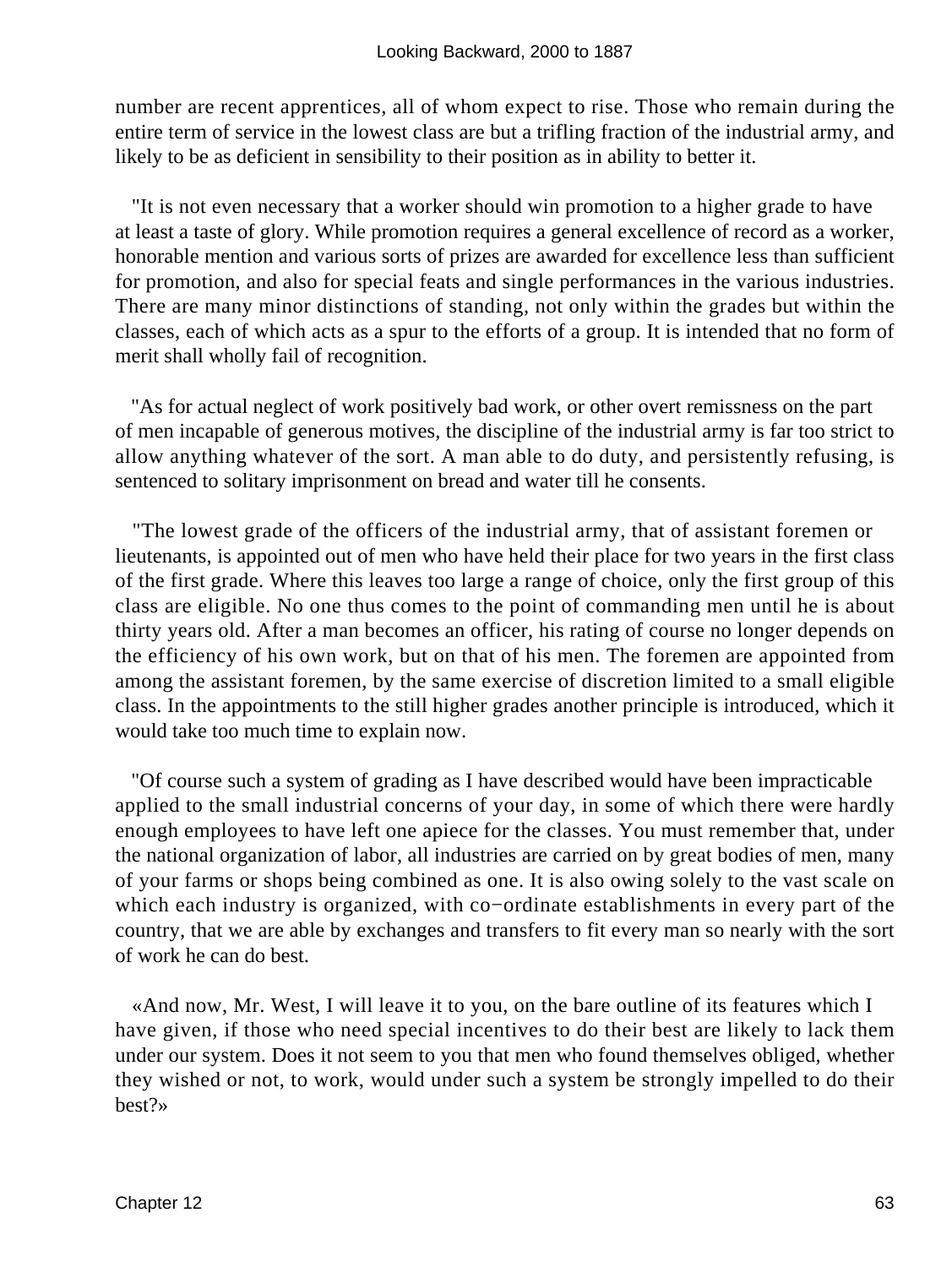number are recent apprentices, all of whom expect to rise. Those who remain during the entire term of service in the lowest class are but a trifling fraction of the industrial army, and likely to be as deficient in sensibility to their position as in ability to better it.

"It is not even necessary that a worker should win promotion to a higher grade to have at least a taste of glory. While promotion requires a general excellence of record as a worker, honorable mention and various sorts of prizes are awarded for excellence less than sufficient for promotion, and also for special feats and single performances in the various industries. There are many minor distinctions of standing, not only within the grades but within the classes, each of which acts as a spur to the efforts of a group. It is intended that no form of merit shall wholly fail of recognition.

"As for actual neglect of work positively bad work, or other overt remissness on the part of men incapable of generous motives, the discipline of the industrial army is far too strict to allow anything whatever of the sort. A man able to do duty, and persistently refusing, is sentenced to solitary imprisonment on bread and water till he consents.

"The lowest grade of the officers of the industrial army, that of assistant foremen or lieutenants, is appointed out of men who have held their place for two years in the first class of the first grade. Where this leaves too large a range of choice, only the first group of this class are eligible. No one thus comes to the point of commanding men until he is about thirty years old. After a man becomes an officer, his rating of course no longer depends on the efficiency of his own work, but on that of his men. The foremen are appointed from among the assistant foremen, by the same exercise of discretion limited to a small eligible class. In the appointments to the still higher grades another principle is introduced, which it would take too much time to explain now.

"Of course such a system of grading as I have described would have been impracticable applied to the small industrial concerns of your day, in some of which there were hardly enough employees to have left one apiece for the classes. You must remember that, under the national organization of labor, all industries are carried on by great bodies of men, many of your farms or shops being combined as one. It is also owing solely to the vast scale on which each industry is organized, with co−ordinate establishments in every part of the country, that we are able by exchanges and transfers to fit every man so nearly with the sort of work he can do best.

«And now, Mr. West, I will leave it to you, on the bare outline of its features which I have given, if those who need special incentives to do their best are likely to lack them under our system. Does it not seem to you that men who found themselves obliged, whether they wished or not, to work, would under such a system be strongly impelled to do their best?»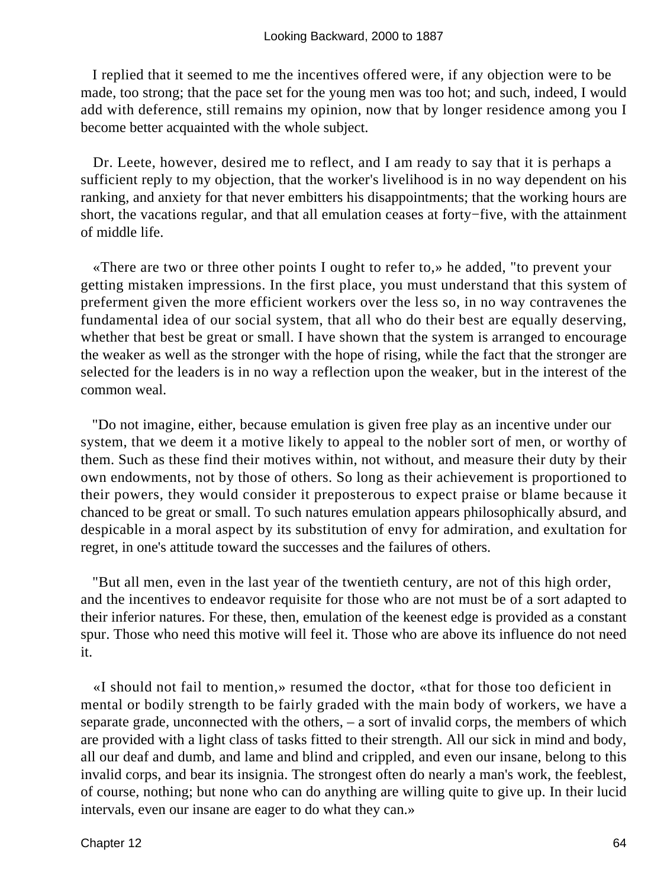I replied that it seemed to me the incentives offered were, if any objection were to be made, too strong; that the pace set for the young men was too hot; and such, indeed, I would add with deference, still remains my opinion, now that by longer residence among you I become better acquainted with the whole subject.

Dr. Leete, however, desired me to reflect, and I am ready to say that it is perhaps a sufficient reply to my objection, that the worker's livelihood is in no way dependent on his ranking, and anxiety for that never embitters his disappointments; that the working hours are short, the vacations regular, and that all emulation ceases at forty−five, with the attainment of middle life.

«There are two or three other points I ought to refer to,» he added, "to prevent your getting mistaken impressions. In the first place, you must understand that this system of preferment given the more efficient workers over the less so, in no way contravenes the fundamental idea of our social system, that all who do their best are equally deserving, whether that best be great or small. I have shown that the system is arranged to encourage the weaker as well as the stronger with the hope of rising, while the fact that the stronger are selected for the leaders is in no way a reflection upon the weaker, but in the interest of the common weal.

"Do not imagine, either, because emulation is given free play as an incentive under our system, that we deem it a motive likely to appeal to the nobler sort of men, or worthy of them. Such as these find their motives within, not without, and measure their duty by their own endowments, not by those of others. So long as their achievement is proportioned to their powers, they would consider it preposterous to expect praise or blame because it chanced to be great or small. To such natures emulation appears philosophically absurd, and despicable in a moral aspect by its substitution of envy for admiration, and exultation for regret, in one's attitude toward the successes and the failures of others.

"But all men, even in the last year of the twentieth century, are not of this high order, and the incentives to endeavor requisite for those who are not must be of a sort adapted to their inferior natures. For these, then, emulation of the keenest edge is provided as a constant spur. Those who need this motive will feel it. Those who are above its influence do not need it.

«I should not fail to mention,» resumed the doctor, «that for those too deficient in mental or bodily strength to be fairly graded with the main body of workers, we have a separate grade, unconnected with the others, – a sort of invalid corps, the members of which are provided with a light class of tasks fitted to their strength. All our sick in mind and body, all our deaf and dumb, and lame and blind and crippled, and even our insane, belong to this invalid corps, and bear its insignia. The strongest often do nearly a man's work, the feeblest, of course, nothing; but none who can do anything are willing quite to give up. In their lucid intervals, even our insane are eager to do what they can.»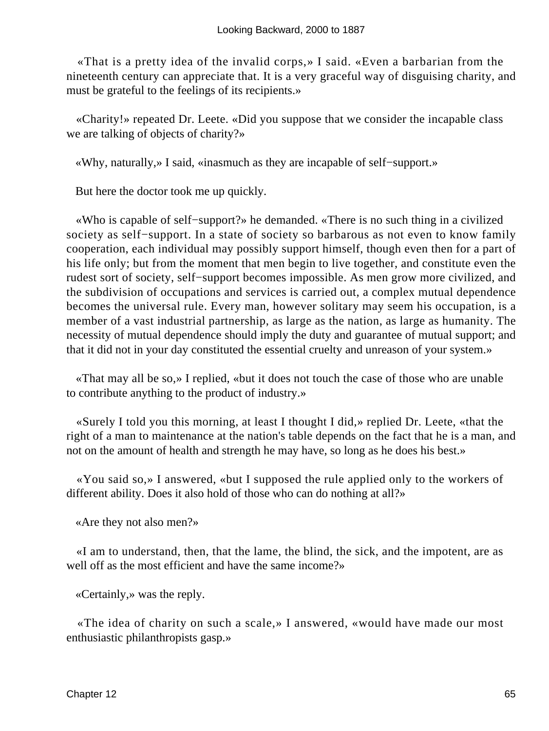«That is a pretty idea of the invalid corps,» I said. «Even a barbarian from the nineteenth century can appreciate that. It is a very graceful way of disguising charity, and must be grateful to the feelings of its recipients.»

«Charity!» repeated Dr. Leete. «Did you suppose that we consider the incapable class we are talking of objects of charity?»

«Why, naturally,» I said, «inasmuch as they are incapable of self−support.»

But here the doctor took me up quickly.

«Who is capable of self−support?» he demanded. «There is no such thing in a civilized society as self−support. In a state of society so barbarous as not even to know family cooperation, each individual may possibly support himself, though even then for a part of his life only; but from the moment that men begin to live together, and constitute even the rudest sort of society, self−support becomes impossible. As men grow more civilized, and the subdivision of occupations and services is carried out, a complex mutual dependence becomes the universal rule. Every man, however solitary may seem his occupation, is a member of a vast industrial partnership, as large as the nation, as large as humanity. The necessity of mutual dependence should imply the duty and guarantee of mutual support; and that it did not in your day constituted the essential cruelty and unreason of your system.»

«That may all be so,» I replied, «but it does not touch the case of those who are unable to contribute anything to the product of industry.»

«Surely I told you this morning, at least I thought I did,» replied Dr. Leete, «that the right of a man to maintenance at the nation's table depends on the fact that he is a man, and not on the amount of health and strength he may have, so long as he does his best.»

«You said so,» I answered, «but I supposed the rule applied only to the workers of different ability. Does it also hold of those who can do nothing at all?»

«Are they not also men?»

«I am to understand, then, that the lame, the blind, the sick, and the impotent, are as well off as the most efficient and have the same income?»

«Certainly,» was the reply.

«The idea of charity on such a scale,» I answered, «would have made our most enthusiastic philanthropists gasp.»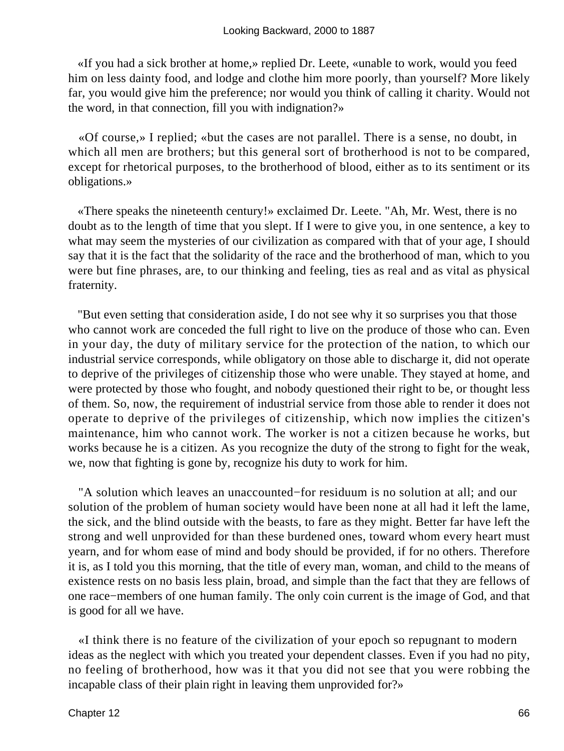«If you had a sick brother at home,» replied Dr. Leete, «unable to work, would you feed him on less dainty food, and lodge and clothe him more poorly, than yourself? More likely far, you would give him the preference; nor would you think of calling it charity. Would not the word, in that connection, fill you with indignation?»

«Of course,» I replied; «but the cases are not parallel. There is a sense, no doubt, in which all men are brothers; but this general sort of brotherhood is not to be compared, except for rhetorical purposes, to the brotherhood of blood, either as to its sentiment or its obligations.»

«There speaks the nineteenth century!» exclaimed Dr. Leete. "Ah, Mr. West, there is no doubt as to the length of time that you slept. If I were to give you, in one sentence, a key to what may seem the mysteries of our civilization as compared with that of your age, I should say that it is the fact that the solidarity of the race and the brotherhood of man, which to you were but fine phrases, are, to our thinking and feeling, ties as real and as vital as physical fraternity.

"But even setting that consideration aside, I do not see why it so surprises you that those who cannot work are conceded the full right to live on the produce of those who can. Even in your day, the duty of military service for the protection of the nation, to which our industrial service corresponds, while obligatory on those able to discharge it, did not operate to deprive of the privileges of citizenship those who were unable. They stayed at home, and were protected by those who fought, and nobody questioned their right to be, or thought less of them. So, now, the requirement of industrial service from those able to render it does not operate to deprive of the privileges of citizenship, which now implies the citizen's maintenance, him who cannot work. The worker is not a citizen because he works, but works because he is a citizen. As you recognize the duty of the strong to fight for the weak, we, now that fighting is gone by, recognize his duty to work for him.

"A solution which leaves an unaccounted−for residuum is no solution at all; and our solution of the problem of human society would have been none at all had it left the lame, the sick, and the blind outside with the beasts, to fare as they might. Better far have left the strong and well unprovided for than these burdened ones, toward whom every heart must yearn, and for whom ease of mind and body should be provided, if for no others. Therefore it is, as I told you this morning, that the title of every man, woman, and child to the means of existence rests on no basis less plain, broad, and simple than the fact that they are fellows of one race−members of one human family. The only coin current is the image of God, and that is good for all we have.

«I think there is no feature of the civilization of your epoch so repugnant to modern ideas as the neglect with which you treated your dependent classes. Even if you had no pity, no feeling of brotherhood, how was it that you did not see that you were robbing the incapable class of their plain right in leaving them unprovided for?»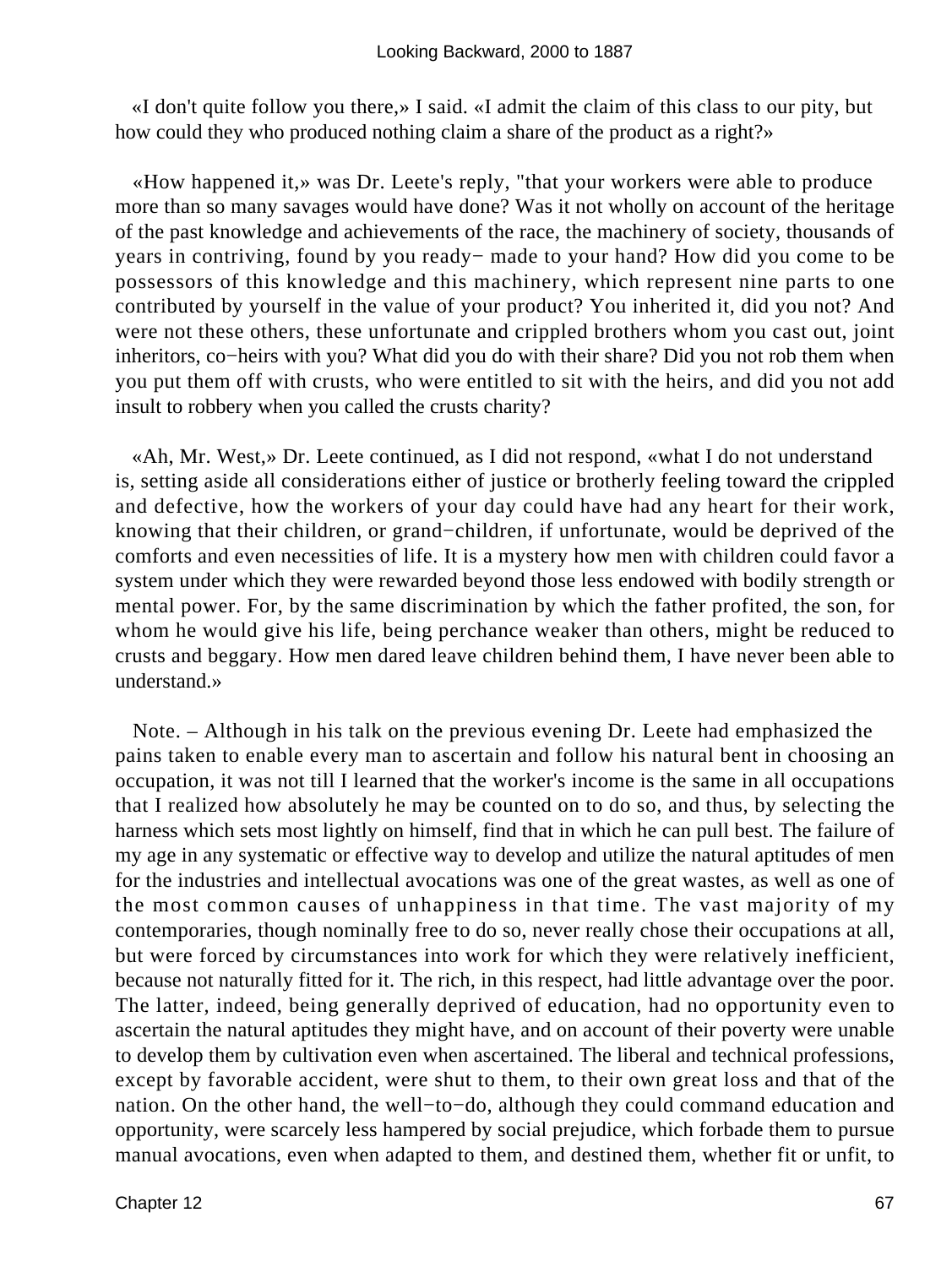«I don't quite follow you there,» I said. «I admit the claim of this class to our pity, but how could they who produced nothing claim a share of the product as a right?»

«How happened it,» was Dr. Leete's reply, "that your workers were able to produce more than so many savages would have done? Was it not wholly on account of the heritage of the past knowledge and achievements of the race, the machinery of society, thousands of years in contriving, found by you ready− made to your hand? How did you come to be possessors of this knowledge and this machinery, which represent nine parts to one contributed by yourself in the value of your product? You inherited it, did you not? And were not these others, these unfortunate and crippled brothers whom you cast out, joint inheritors, co−heirs with you? What did you do with their share? Did you not rob them when you put them off with crusts, who were entitled to sit with the heirs, and did you not add insult to robbery when you called the crusts charity?

«Ah, Mr. West,» Dr. Leete continued, as I did not respond, «what I do not understand is, setting aside all considerations either of justice or brotherly feeling toward the crippled and defective, how the workers of your day could have had any heart for their work, knowing that their children, or grand−children, if unfortunate, would be deprived of the comforts and even necessities of life. It is a mystery how men with children could favor a system under which they were rewarded beyond those less endowed with bodily strength or mental power. For, by the same discrimination by which the father profited, the son, for whom he would give his life, being perchance weaker than others, might be reduced to crusts and beggary. How men dared leave children behind them, I have never been able to understand.»

Note. – Although in his talk on the previous evening Dr. Leete had emphasized the pains taken to enable every man to ascertain and follow his natural bent in choosing an occupation, it was not till I learned that the worker's income is the same in all occupations that I realized how absolutely he may be counted on to do so, and thus, by selecting the harness which sets most lightly on himself, find that in which he can pull best. The failure of my age in any systematic or effective way to develop and utilize the natural aptitudes of men for the industries and intellectual avocations was one of the great wastes, as well as one of the most common causes of unhappiness in that time. The vast majority of my contemporaries, though nominally free to do so, never really chose their occupations at all, but were forced by circumstances into work for which they were relatively inefficient, because not naturally fitted for it. The rich, in this respect, had little advantage over the poor. The latter, indeed, being generally deprived of education, had no opportunity even to ascertain the natural aptitudes they might have, and on account of their poverty were unable to develop them by cultivation even when ascertained. The liberal and technical professions, except by favorable accident, were shut to them, to their own great loss and that of the nation. On the other hand, the well−to−do, although they could command education and opportunity, were scarcely less hampered by social prejudice, which forbade them to pursue manual avocations, even when adapted to them, and destined them, whether fit or unfit, to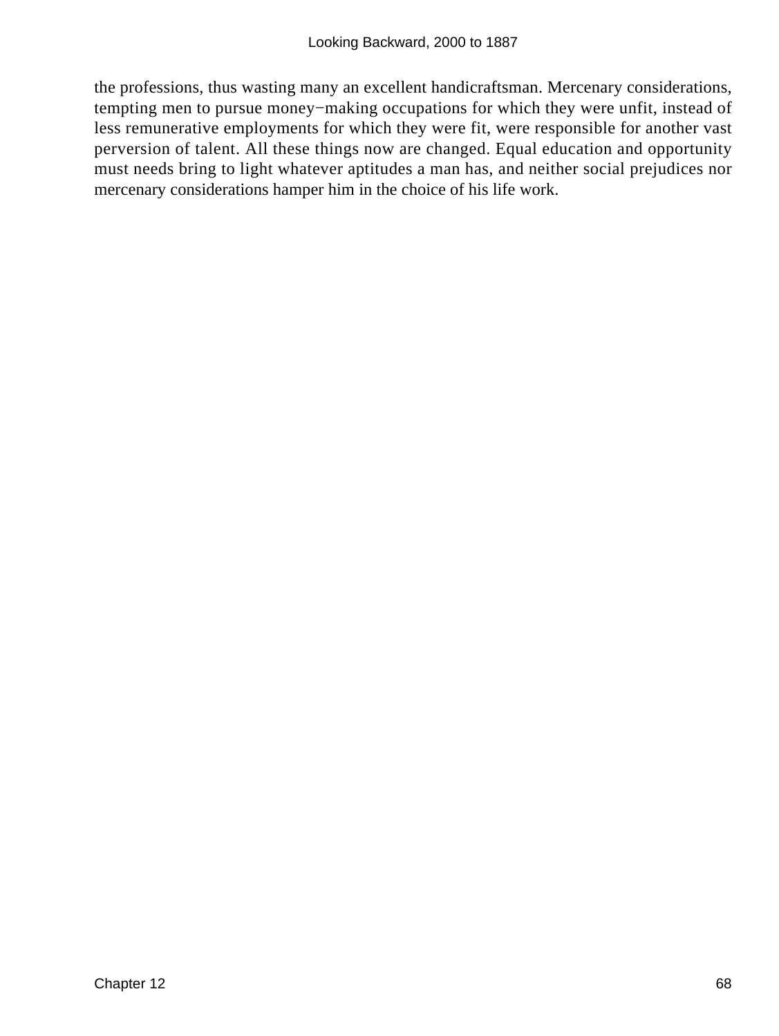the professions, thus wasting many an excellent handicraftsman. Mercenary considerations, tempting men to pursue money−making occupations for which they were unfit, instead of less remunerative employments for which they were fit, were responsible for another vast perversion of talent. All these things now are changed. Equal education and opportunity must needs bring to light whatever aptitudes a man has, and neither social prejudices nor mercenary considerations hamper him in the choice of his life work.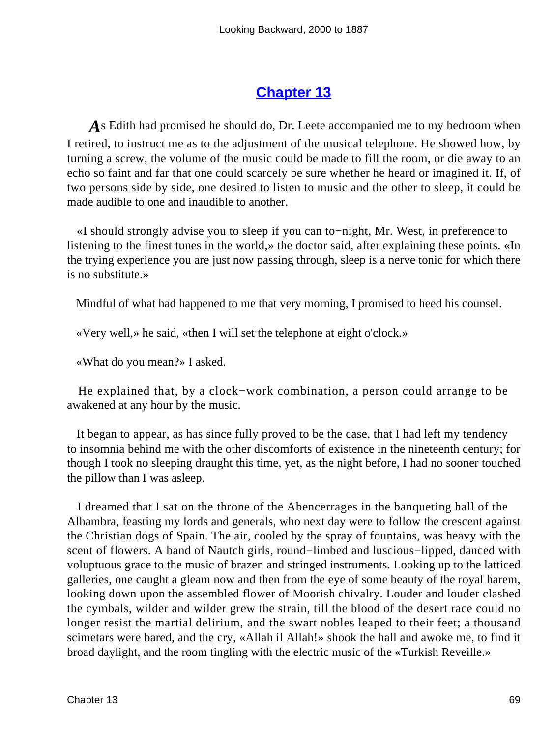## Chapter 13

As Edith had promised he should do, Dr. Leete accompanied me to my bedroom when I retired, to instruct me as to the adjustment of the musical telephone. He showed how, by turning a screw, the volume of the music could be made to fill the room, or die away to an echo so faint and far that one could scarcely be sure whether he heard or imagined it. If, of two persons side by side, one desired to listen to music and the other to sleep, it could be made audible to one and inaudible to another.

«I should strongly advise you to sleep if you can to−night, Mr. West, in preference to listening to the finest tunes in the world,» the doctor said, after explaining these points. «In the trying experience you are just now passing through, sleep is a nerve tonic for which there is no substitute.»

Mindful of what had happened to me that very morning, I promised to heed his counsel.

«Very well,» he said, «then I will set the telephone at eight o'clock.»

«What do you mean?» I asked.

He explained that, by a clock−work combination, a person could arrange to be awakened at any hour by the music.

It began to appear, as has since fully proved to be the case, that I had left my tendency to insomnia behind me with the other discomforts of existence in the nineteenth century; for though I took no sleeping draught this time, yet, as the night before, I had no sooner touched the pillow than I was asleep.

I dreamed that I sat on the throne of the Abencerrages in the banqueting hall of the Alhambra, feasting my lords and generals, who next day were to follow the crescent against the Christian dogs of Spain. The air, cooled by the spray of fountains, was heavy with the scent of flowers. A band of Nautch girls, round−limbed and luscious−lipped, danced with voluptuous grace to the music of brazen and stringed instruments. Looking up to the latticed galleries, one caught a gleam now and then from the eye of some beauty of the royal harem, looking down upon the assembled flower of Moorish chivalry. Louder and louder clashed the cymbals, wilder and wilder grew the strain, till the blood of the desert race could no longer resist the martial delirium, and the swart nobles leaped to their feet; a thousand scimetars were bared, and the cry, «Allah il Allah!» shook the hall and awoke me, to find it broad daylight, and the room tingling with the electric music of the «Turkish Reveille.»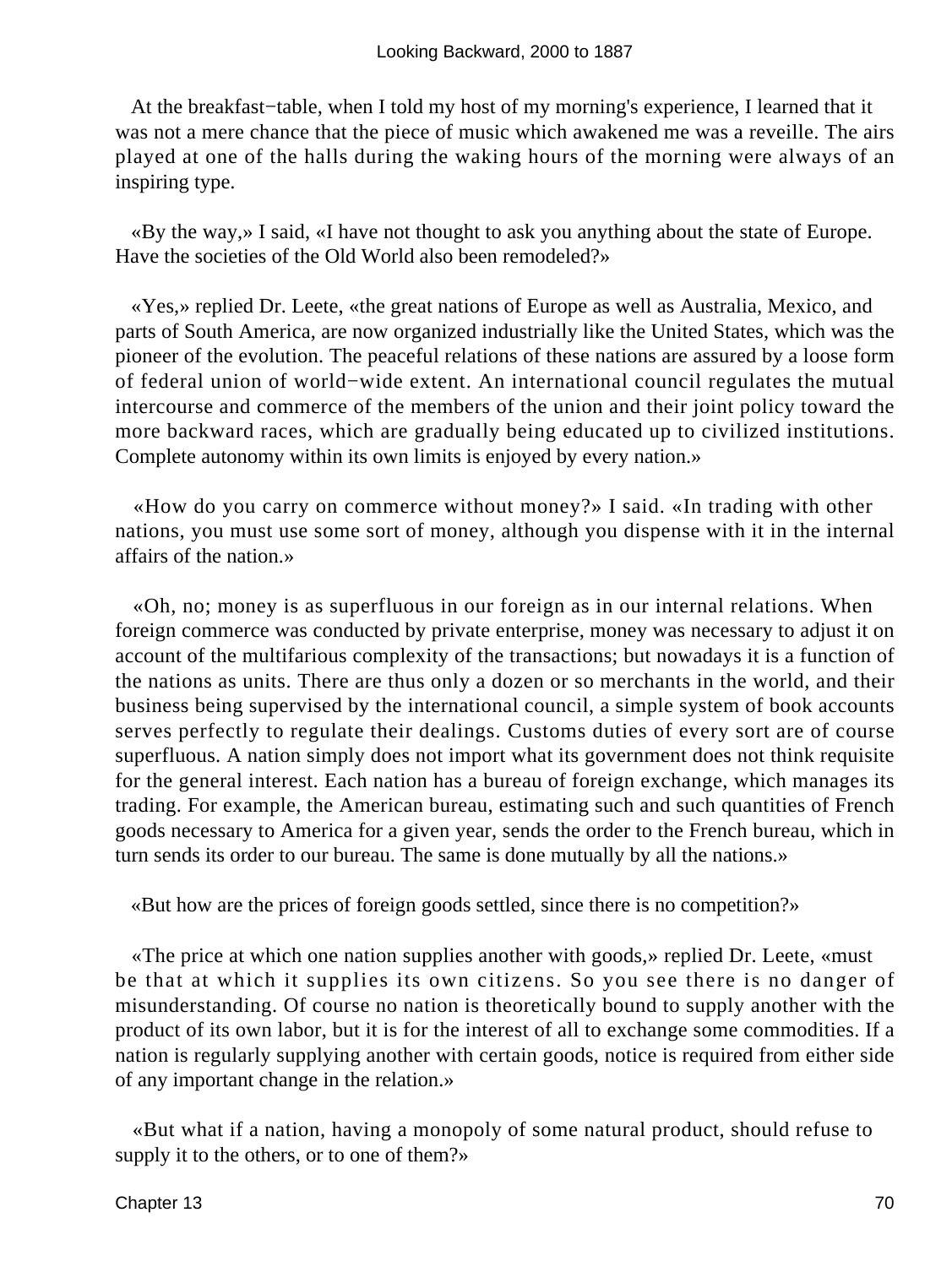At the breakfast−table, when I told my host of my morning's experience, I learned that it was not a mere chance that the piece of music which awakened me was a reveille. The airs played at one of the halls during the waking hours of the morning were always of an inspiring type.

«By the way,» I said, «I have not thought to ask you anything about the state of Europe. Have the societies of the Old World also been remodeled?»

«Yes,» replied Dr. Leete, «the great nations of Europe as well as Australia, Mexico, and parts of South America, are now organized industrially like the United States, which was the pioneer of the evolution. The peaceful relations of these nations are assured by a loose form of federal union of world−wide extent. An international council regulates the mutual intercourse and commerce of the members of the union and their joint policy toward the more backward races, which are gradually being educated up to civilized institutions. Complete autonomy within its own limits is enjoyed by every nation.»

«How do you carry on commerce without money?» I said. «In trading with other nations, you must use some sort of money, although you dispense with it in the internal affairs of the nation.»

«Oh, no; money is as superfluous in our foreign as in our internal relations. When foreign commerce was conducted by private enterprise, money was necessary to adjust it on account of the multifarious complexity of the transactions; but nowadays it is a function of the nations as units. There are thus only a dozen or so merchants in the world, and their business being supervised by the international council, a simple system of book accounts serves perfectly to regulate their dealings. Customs duties of every sort are of course superfluous. A nation simply does not import what its government does not think requisite for the general interest. Each nation has a bureau of foreign exchange, which manages its trading. For example, the American bureau, estimating such and such quantities of French goods necessary to America for a given year, sends the order to the French bureau, which in turn sends its order to our bureau. The same is done mutually by all the nations.»

«But how are the prices of foreign goods settled, since there is no competition?»

«The price at which one nation supplies another with goods,» replied Dr. Leete, «must be that at which it supplies its own citizens. So you see there is no danger of misunderstanding. Of course no nation is theoretically bound to supply another with the product of its own labor, but it is for the interest of all to exchange some commodities. If a nation is regularly supplying another with certain goods, notice is required from either side of any important change in the relation.»

«But what if a nation, having a monopoly of some natural product, should refuse to supply it to the others, or to one of them?»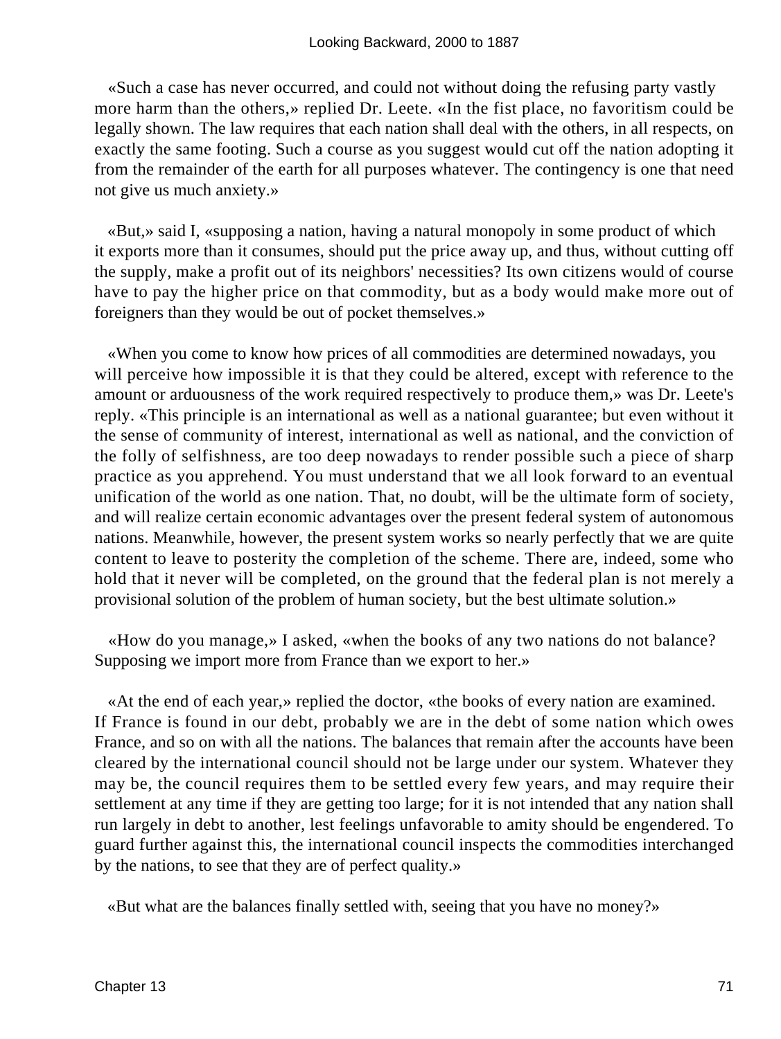«Such a case has never occurred, and could not without doing the refusing party vastly more harm than the others,» replied Dr. Leete. «In the fist place, no favoritism could be legally shown. The law requires that each nation shall deal with the others, in all respects, on exactly the same footing. Such a course as you suggest would cut off the nation adopting it from the remainder of the earth for all purposes whatever. The contingency is one that need not give us much anxiety.»

«But,» said I, «supposing a nation, having a natural monopoly in some product of which it exports more than it consumes, should put the price away up, and thus, without cutting off the supply, make a profit out of its neighbors' necessities? Its own citizens would of course have to pay the higher price on that commodity, but as a body would make more out of foreigners than they would be out of pocket themselves.»

«When you come to know how prices of all commodities are determined nowadays, you will perceive how impossible it is that they could be altered, except with reference to the amount or arduousness of the work required respectively to produce them,» was Dr. Leete's reply. «This principle is an international as well as a national guarantee; but even without it the sense of community of interest, international as well as national, and the conviction of the folly of selfishness, are too deep nowadays to render possible such a piece of sharp practice as you apprehend. You must understand that we all look forward to an eventual unification of the world as one nation. That, no doubt, will be the ultimate form of society, and will realize certain economic advantages over the present federal system of autonomous nations. Meanwhile, however, the present system works so nearly perfectly that we are quite content to leave to posterity the completion of the scheme. There are, indeed, some who hold that it never will be completed, on the ground that the federal plan is not merely a provisional solution of the problem of human society, but the best ultimate solution.»

«How do you manage,» I asked, «when the books of any two nations do not balance? Supposing we import more from France than we export to her.»

«At the end of each year,» replied the doctor, «the books of every nation are examined. If France is found in our debt, probably we are in the debt of some nation which owes France, and so on with all the nations. The balances that remain after the accounts have been cleared by the international council should not be large under our system. Whatever they may be, the council requires them to be settled every few years, and may require their settlement at any time if they are getting too large; for it is not intended that any nation shall run largely in debt to another, lest feelings unfavorable to amity should be engendered. To guard further against this, the international council inspects the commodities interchanged by the nations, to see that they are of perfect quality.»

«But what are the balances finally settled with, seeing that you have no money?»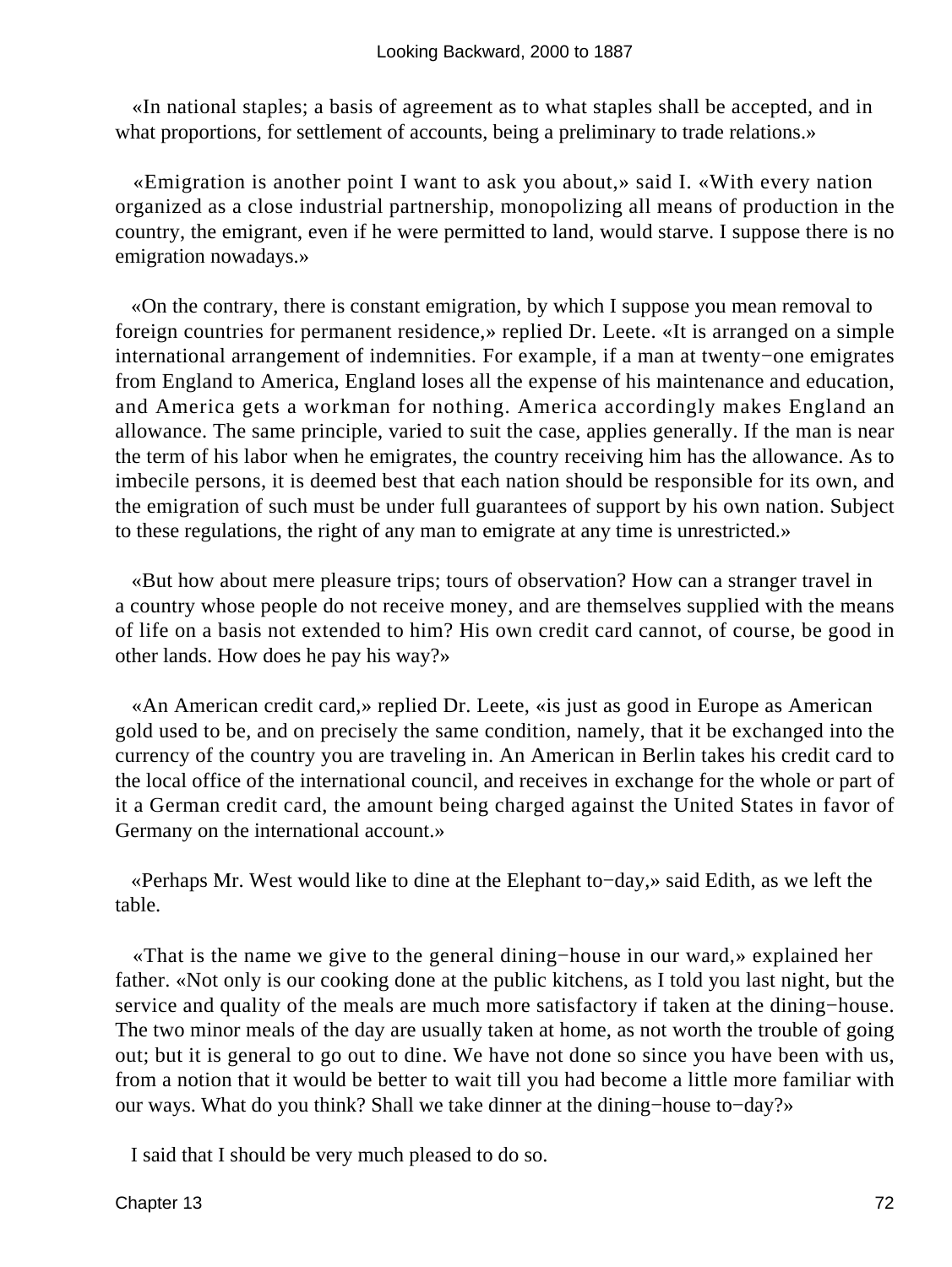«In national staples; a basis of agreement as to what staples shall be accepted, and in what proportions, for settlement of accounts, being a preliminary to trade relations.»

«Emigration is another point I want to ask you about,» said I. «With every nation organized as a close industrial partnership, monopolizing all means of production in the country, the emigrant, even if he were permitted to land, would starve. I suppose there is no emigration nowadays.»

«On the contrary, there is constant emigration, by which I suppose you mean removal to foreign countries for permanent residence,» replied Dr. Leete. «It is arranged on a simple international arrangement of indemnities. For example, if a man at twenty−one emigrates from England to America, England loses all the expense of his maintenance and education, and America gets a workman for nothing. America accordingly makes England an allowance. The same principle, varied to suit the case, applies generally. If the man is near the term of his labor when he emigrates, the country receiving him has the allowance. As to imbecile persons, it is deemed best that each nation should be responsible for its own, and the emigration of such must be under full guarantees of support by his own nation. Subject to these regulations, the right of any man to emigrate at any time is unrestricted.»

«But how about mere pleasure trips; tours of observation? How can a stranger travel in a country whose people do not receive money, and are themselves supplied with the means of life on a basis not extended to him? His own credit card cannot, of course, be good in other lands. How does he pay his way?»

«An American credit card,» replied Dr. Leete, «is just as good in Europe as American gold used to be, and on precisely the same condition, namely, that it be exchanged into the currency of the country you are traveling in. An American in Berlin takes his credit card to the local office of the international council, and receives in exchange for the whole or part of it a German credit card, the amount being charged against the United States in favor of Germany on the international account.»

«Perhaps Mr. West would like to dine at the Elephant to−day,» said Edith, as we left the table.

«That is the name we give to the general dining−house in our ward,» explained her father. «Not only is our cooking done at the public kitchens, as I told you last night, but the service and quality of the meals are much more satisfactory if taken at the dining−house. The two minor meals of the day are usually taken at home, as not worth the trouble of going out; but it is general to go out to dine. We have not done so since you have been with us, from a notion that it would be better to wait till you had become a little more familiar with our ways. What do you think? Shall we take dinner at the dining−house to−day?»

I said that I should be very much pleased to do so.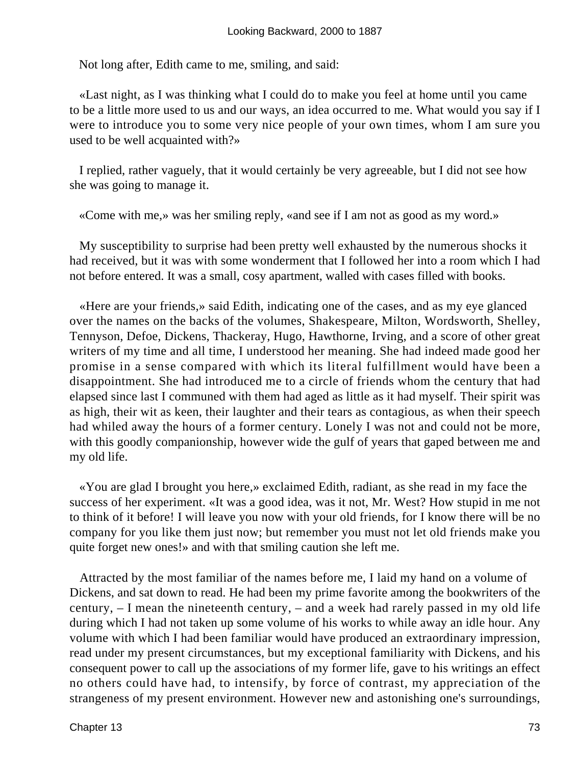Not long after, Edith came to me, smiling, and said:

«Last night, as I was thinking what I could do to make you feel at home until you came to be a little more used to us and our ways, an idea occurred to me. What would you say if I were to introduce you to some very nice people of your own times, whom I am sure you used to be well acquainted with?»

I replied, rather vaguely, that it would certainly be very agreeable, but I did not see how she was going to manage it.

«Come with me,» was her smiling reply, «and see if I am not as good as my word.»

My susceptibility to surprise had been pretty well exhausted by the numerous shocks it had received, but it was with some wonderment that I followed her into a room which I had not before entered. It was a small, cosy apartment, walled with cases filled with books.

«Here are your friends,» said Edith, indicating one of the cases, and as my eye glanced over the names on the backs of the volumes, Shakespeare, Milton, Wordsworth, Shelley, Tennyson, Defoe, Dickens, Thackeray, Hugo, Hawthorne, Irving, and a score of other great writers of my time and all time, I understood her meaning. She had indeed made good her promise in a sense compared with which its literal fulfillment would have been a disappointment. She had introduced me to a circle of friends whom the century that had elapsed since last I communed with them had aged as little as it had myself. Their spirit was as high, their wit as keen, their laughter and their tears as contagious, as when their speech had whiled away the hours of a former century. Lonely I was not and could not be more, with this goodly companionship, however wide the gulf of years that gaped between me and my old life.

«You are glad I brought you here,» exclaimed Edith, radiant, as she read in my face the success of her experiment. «It was a good idea, was it not, Mr. West? How stupid in me not to think of it before! I will leave you now with your old friends, for I know there will be no company for you like them just now; but remember you must not let old friends make you quite forget new ones!» and with that smiling caution she left me.

Attracted by the most familiar of the names before me, I laid my hand on a volume of Dickens, and sat down to read. He had been my prime favorite among the bookwriters of the century, – I mean the nineteenth century, – and a week had rarely passed in my old life during which I had not taken up some volume of his works to while away an idle hour. Any volume with which I had been familiar would have produced an extraordinary impression, read under my present circumstances, but my exceptional familiarity with Dickens, and his consequent power to call up the associations of my former life, gave to his writings an effect no others could have had, to intensify, by force of contrast, my appreciation of the strangeness of my present environment. However new and astonishing one's surroundings,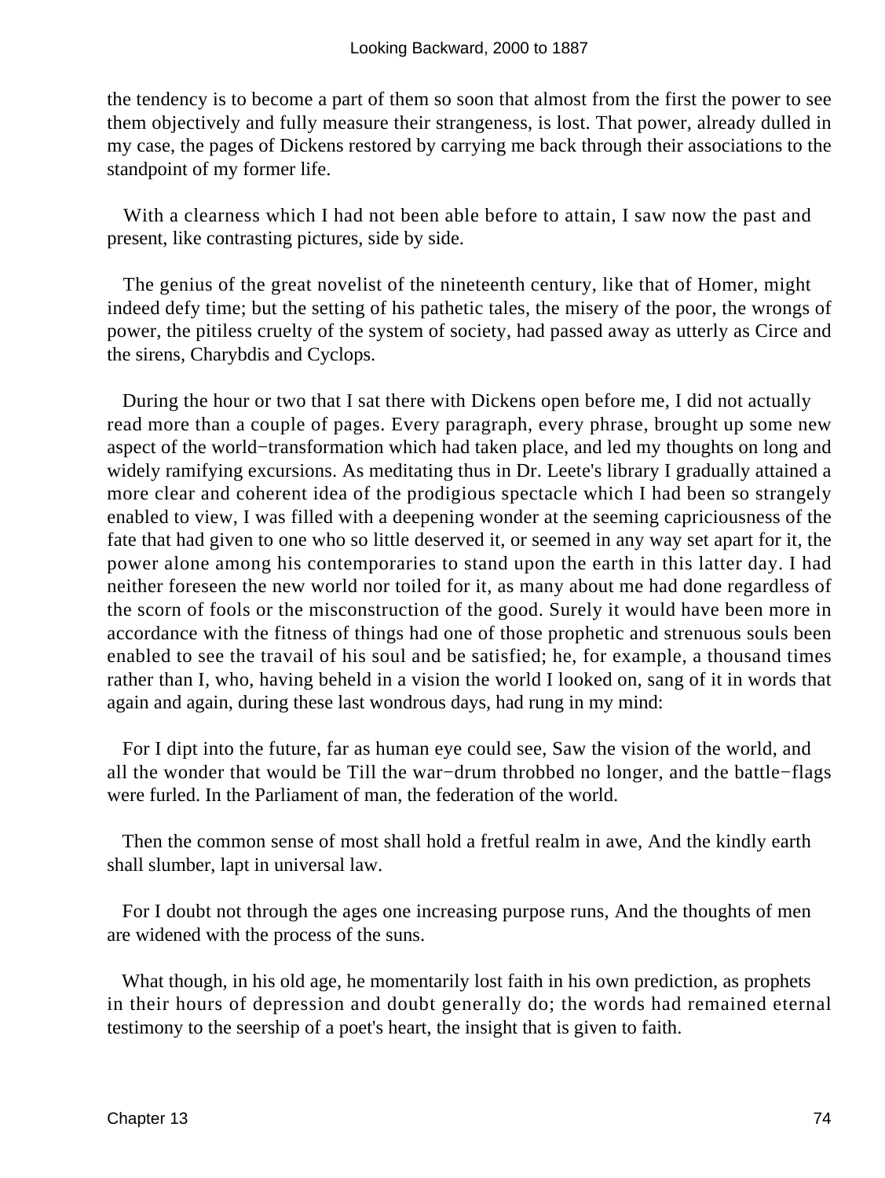the tendency is to become a part of them so soon that almost from the first the power to see them objectively and fully measure their strangeness, is lost. That power, already dulled in my case, the pages of Dickens restored by carrying me back through their associations to the standpoint of my former life.

With a clearness which I had not been able before to attain, I saw now the past and present, like contrasting pictures, side by side.

The genius of the great novelist of the nineteenth century, like that of Homer, might indeed defy time; but the setting of his pathetic tales, the misery of the poor, the wrongs of power, the pitiless cruelty of the system of society, had passed away as utterly as Circe and the sirens, Charybdis and Cyclops.

During the hour or two that I sat there with Dickens open before me, I did not actually read more than a couple of pages. Every paragraph, every phrase, brought up some new aspect of the world−transformation which had taken place, and led my thoughts on long and widely ramifying excursions. As meditating thus in Dr. Leete's library I gradually attained a more clear and coherent idea of the prodigious spectacle which I had been so strangely enabled to view, I was filled with a deepening wonder at the seeming capriciousness of the fate that had given to one who so little deserved it, or seemed in any way set apart for it, the power alone among his contemporaries to stand upon the earth in this latter day. I had neither foreseen the new world nor toiled for it, as many about me had done regardless of the scorn of fools or the misconstruction of the good. Surely it would have been more in accordance with the fitness of things had one of those prophetic and strenuous souls been enabled to see the travail of his soul and be satisfied; he, for example, a thousand times rather than I, who, having beheld in a vision the world I looked on, sang of it in words that again and again, during these last wondrous days, had rung in my mind:

For I dipt into the future, far as human eye could see, Saw the vision of the world, and all the wonder that would be Till the war−drum throbbed no longer, and the battle−flags were furled. In the Parliament of man, the federation of the world.

Then the common sense of most shall hold a fretful realm in awe, And the kindly earth shall slumber, lapt in universal law.

For I doubt not through the ages one increasing purpose runs, And the thoughts of men are widened with the process of the suns.

What though, in his old age, he momentarily lost faith in his own prediction, as prophets in their hours of depression and doubt generally do; the words had remained eternal testimony to the seership of a poet's heart, the insight that is given to faith.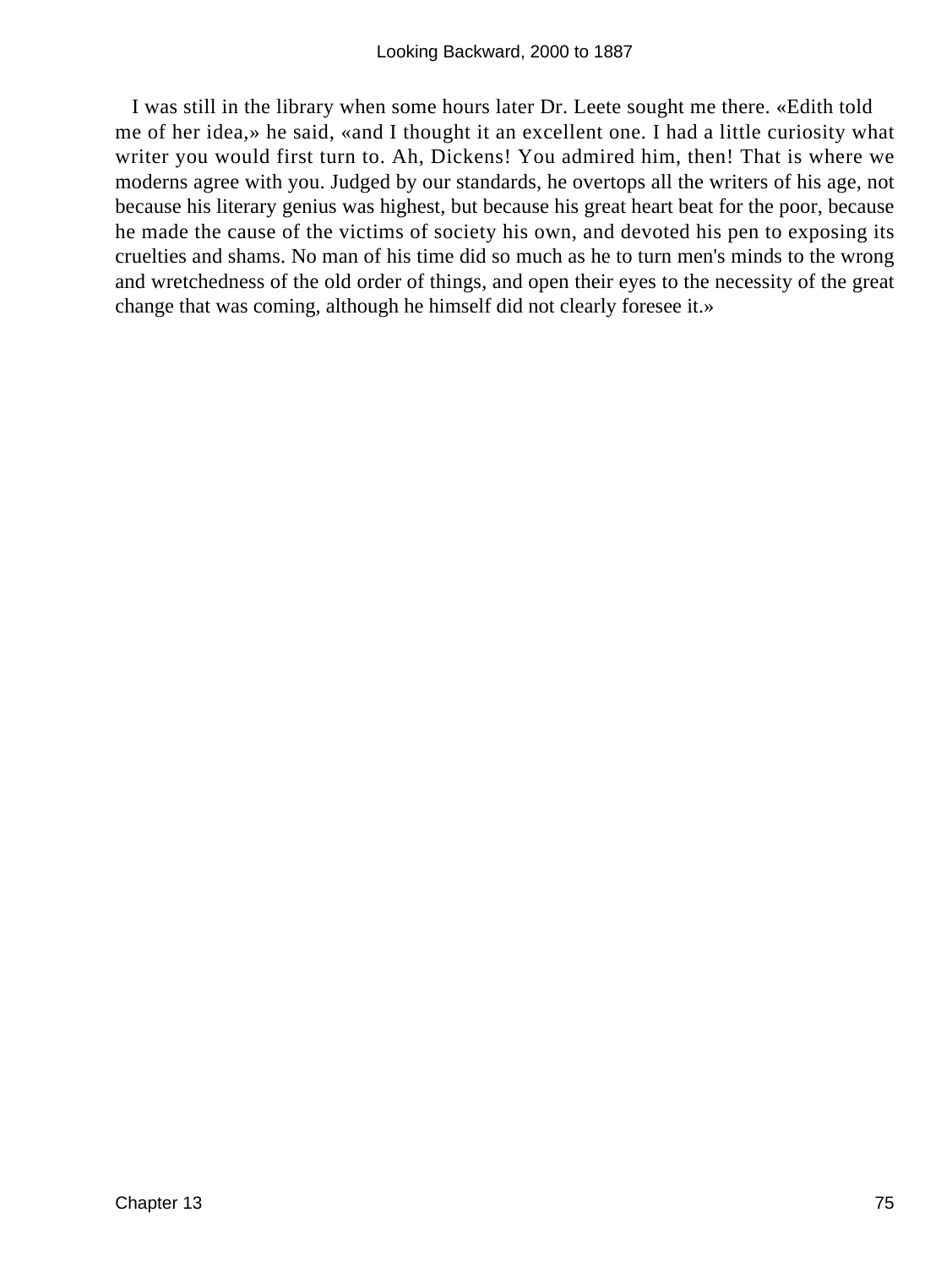I was still in the library when some hours later Dr. Leete sought me there. «Edith told me of her idea,» he said, «and I thought it an excellent one. I had a little curiosity what writer you would first turn to. Ah, Dickens! You admired him, then! That is where we moderns agree with you. Judged by our standards, he overtops all the writers of his age, not because his literary genius was highest, but because his great heart beat for the poor, because he made the cause of the victims of society his own, and devoted his pen to exposing its cruelties and shams. No man of his time did so much as he to turn men's minds to the wrong and wretchedness of the old order of things, and open their eyes to the necessity of the great change that was coming, although he himself did not clearly foresee it.»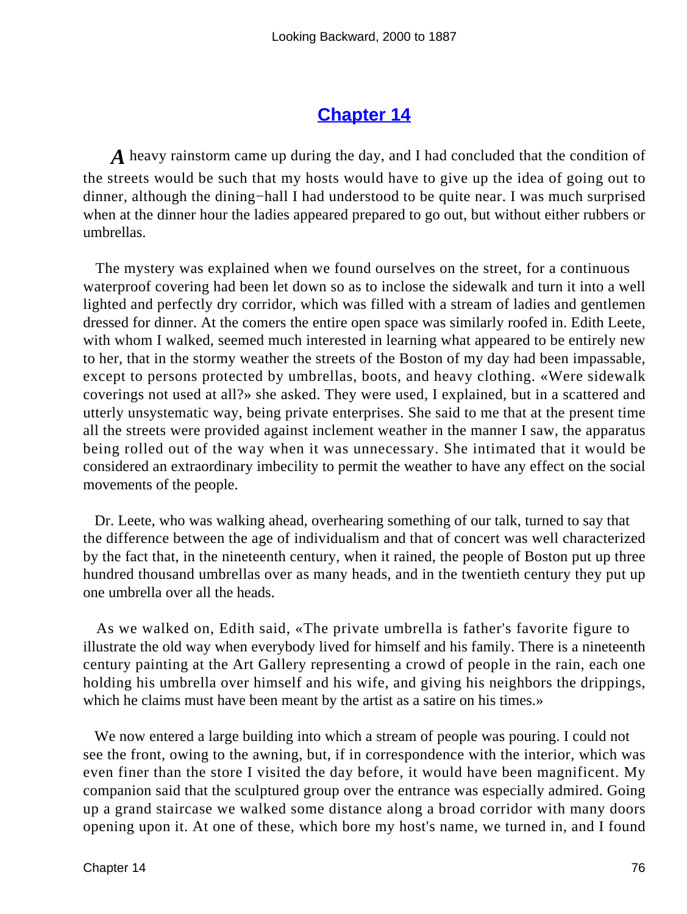# Chapter 14

*A* heavy rainstorm came up during the day, and I had concluded that the condition of the streets would be such that my hosts would have to give up the idea of going out to dinner, although the dining−hall I had understood to be quite near. I was much surprised when at the dinner hour the ladies appeared prepared to go out, but without either rubbers or umbrellas.

The mystery was explained when we found ourselves on the street, for a continuous waterproof covering had been let down so as to inclose the sidewalk and turn it into a well lighted and perfectly dry corridor, which was filled with a stream of ladies and gentlemen dressed for dinner. At the comers the entire open space was similarly roofed in. Edith Leete, with whom I walked, seemed much interested in learning what appeared to be entirely new to her, that in the stormy weather the streets of the Boston of my day had been impassable, except to persons protected by umbrellas, boots, and heavy clothing. «Were sidewalk coverings not used at all?» she asked. They were used, I explained, but in a scattered and utterly unsystematic way, being private enterprises. She said to me that at the present time all the streets were provided against inclement weather in the manner I saw, the apparatus being rolled out of the way when it was unnecessary. She intimated that it would be considered an extraordinary imbecility to permit the weather to have any effect on the social movements of the people.

Dr. Leete, who was walking ahead, overhearing something of our talk, turned to say that the difference between the age of individualism and that of concert was well characterized by the fact that, in the nineteenth century, when it rained, the people of Boston put up three hundred thousand umbrellas over as many heads, and in the twentieth century they put up one umbrella over all the heads.

As we walked on, Edith said, «The private umbrella is father's favorite figure to illustrate the old way when everybody lived for himself and his family. There is a nineteenth century painting at the Art Gallery representing a crowd of people in the rain, each one holding his umbrella over himself and his wife, and giving his neighbors the drippings, which he claims must have been meant by the artist as a satire on his times.»

We now entered a large building into which a stream of people was pouring. I could not see the front, owing to the awning, but, if in correspondence with the interior, which was even finer than the store I visited the day before, it would have been magnificent. My companion said that the sculptured group over the entrance was especially admired. Going up a grand staircase we walked some distance along a broad corridor with many doors opening upon it. At one of these, which bore my host's name, we turned in, and I found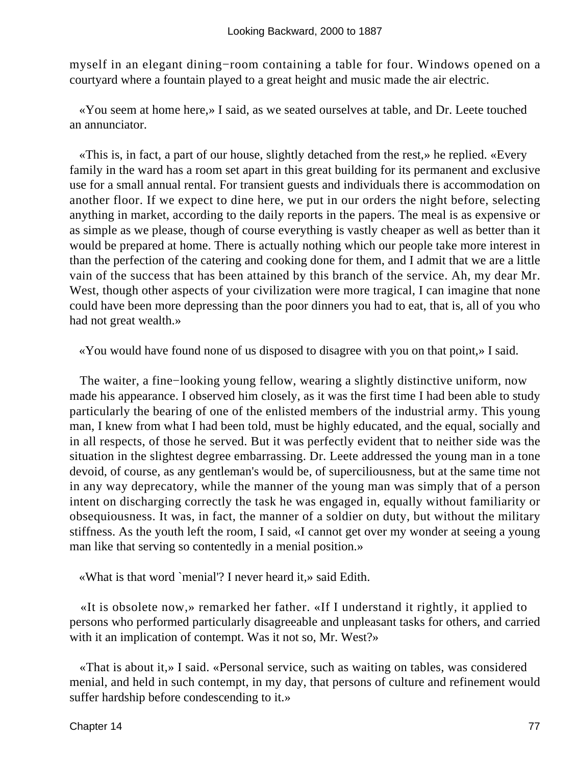myself in an elegant dining−room containing a table for four. Windows opened on a courtyard where a fountain played to a great height and music made the air electric.

«You seem at home here,» I said, as we seated ourselves at table, and Dr. Leete touched an annunciator.

«This is, in fact, a part of our house, slightly detached from the rest,» he replied. «Every family in the ward has a room set apart in this great building for its permanent and exclusive use for a small annual rental. For transient guests and individuals there is accommodation on another floor. If we expect to dine here, we put in our orders the night before, selecting anything in market, according to the daily reports in the papers. The meal is as expensive or as simple as we please, though of course everything is vastly cheaper as well as better than it would be prepared at home. There is actually nothing which our people take more interest in than the perfection of the catering and cooking done for them, and I admit that we are a little vain of the success that has been attained by this branch of the service. Ah, my dear Mr. West, though other aspects of your civilization were more tragical, I can imagine that none could have been more depressing than the poor dinners you had to eat, that is, all of you who had not great wealth.»

«You would have found none of us disposed to disagree with you on that point,» I said.

The waiter, a fine−looking young fellow, wearing a slightly distinctive uniform, now made his appearance. I observed him closely, as it was the first time I had been able to study particularly the bearing of one of the enlisted members of the industrial army. This young man, I knew from what I had been told, must be highly educated, and the equal, socially and in all respects, of those he served. But it was perfectly evident that to neither side was the situation in the slightest degree embarrassing. Dr. Leete addressed the young man in a tone devoid, of course, as any gentleman's would be, of superciliousness, but at the same time not in any way deprecatory, while the manner of the young man was simply that of a person intent on discharging correctly the task he was engaged in, equally without familiarity or obsequiousness. It was, in fact, the manner of a soldier on duty, but without the military stiffness. As the youth left the room, I said, «I cannot get over my wonder at seeing a young man like that serving so contentedly in a menial position.»

«What is that word `menial'? I never heard it,» said Edith.

«It is obsolete now,» remarked her father. «If I understand it rightly, it applied to persons who performed particularly disagreeable and unpleasant tasks for others, and carried with it an implication of contempt. Was it not so, Mr. West?»

«That is about it,» I said. «Personal service, such as waiting on tables, was considered menial, and held in such contempt, in my day, that persons of culture and refinement would suffer hardship before condescending to it.»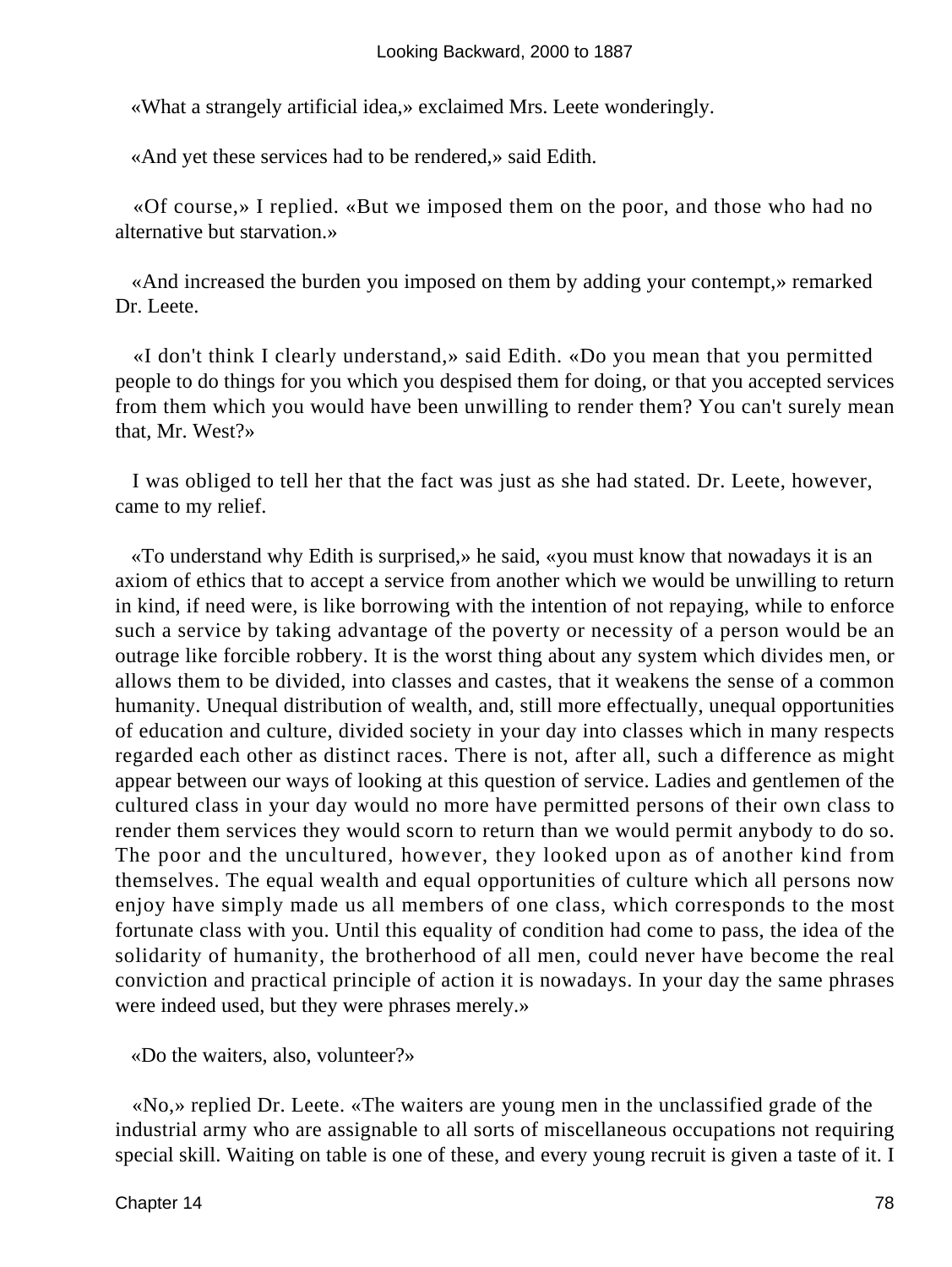«What a strangely artificial idea,» exclaimed Mrs. Leete wonderingly.

«And yet these services had to be rendered,» said Edith.

«Of course,» I replied. «But we imposed them on the poor, and those who had no alternative but starvation.»

«And increased the burden you imposed on them by adding your contempt,» remarked Dr. Leete.

«I don't think I clearly understand,» said Edith. «Do you mean that you permitted people to do things for you which you despised them for doing, or that you accepted services from them which you would have been unwilling to render them? You can't surely mean that, Mr. West?»

I was obliged to tell her that the fact was just as she had stated. Dr. Leete, however, came to my relief.

«To understand why Edith is surprised,» he said, «you must know that nowadays it is an axiom of ethics that to accept a service from another which we would be unwilling to return in kind, if need were, is like borrowing with the intention of not repaying, while to enforce such a service by taking advantage of the poverty or necessity of a person would be an outrage like forcible robbery. It is the worst thing about any system which divides men, or allows them to be divided, into classes and castes, that it weakens the sense of a common humanity. Unequal distribution of wealth, and, still more effectually, unequal opportunities of education and culture, divided society in your day into classes which in many respects regarded each other as distinct races. There is not, after all, such a difference as might appear between our ways of looking at this question of service. Ladies and gentlemen of the cultured class in your day would no more have permitted persons of their own class to render them services they would scorn to return than we would permit anybody to do so. The poor and the uncultured, however, they looked upon as of another kind from themselves. The equal wealth and equal opportunities of culture which all persons now enjoy have simply made us all members of one class, which corresponds to the most fortunate class with you. Until this equality of condition had come to pass, the idea of the solidarity of humanity, the brotherhood of all men, could never have become the real conviction and practical principle of action it is nowadays. In your day the same phrases were indeed used, but they were phrases merely.»

«Do the waiters, also, volunteer?»

«No,» replied Dr. Leete. «The waiters are young men in the unclassified grade of the industrial army who are assignable to all sorts of miscellaneous occupations not requiring special skill. Waiting on table is one of these, and every young recruit is given a taste of it. I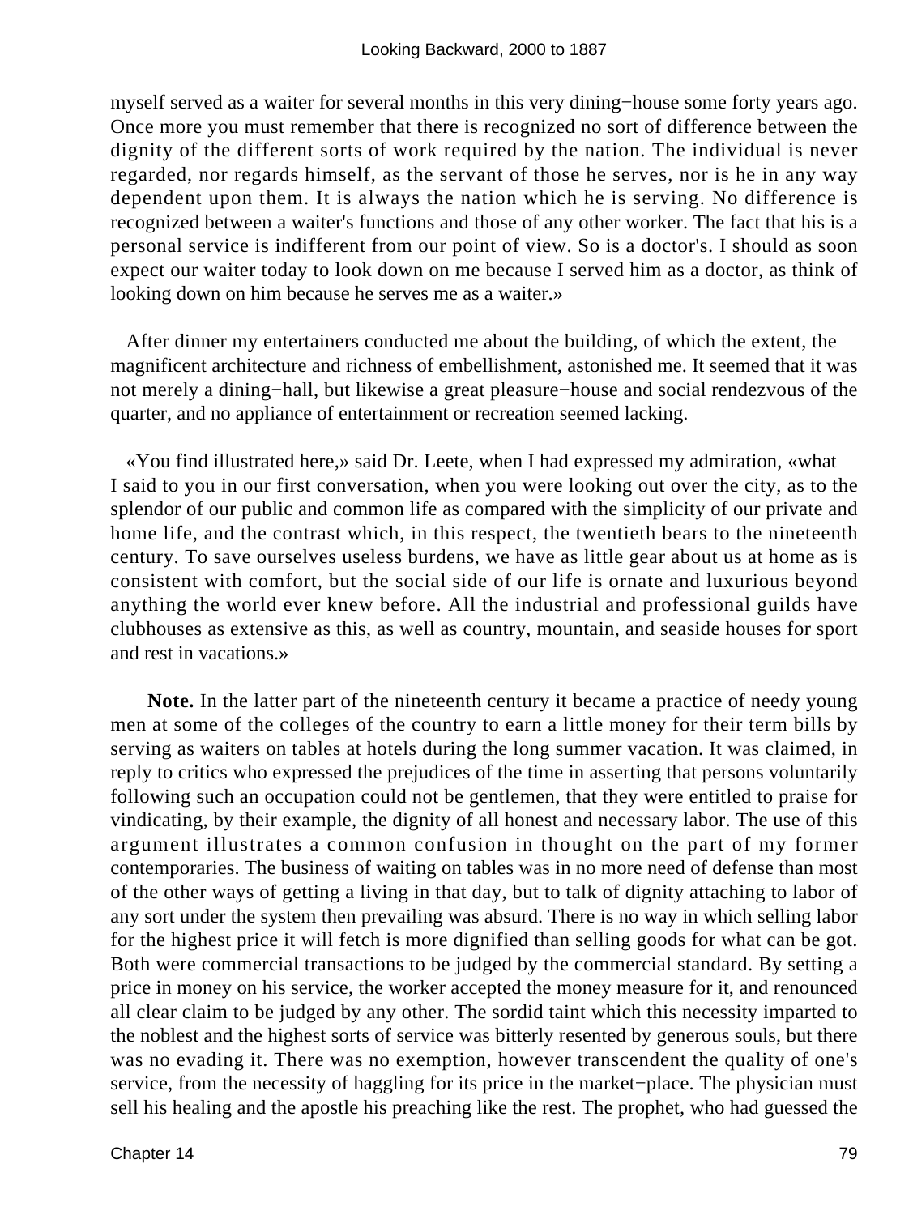myself served as a waiter for several months in this very dining−house some forty years ago. Once more you must remember that there is recognized no sort of difference between the dignity of the different sorts of work required by the nation. The individual is never regarded, nor regards himself, as the servant of those he serves, nor is he in any way dependent upon them. It is always the nation which he is serving. No difference is recognized between a waiter's functions and those of any other worker. The fact that his is a personal service is indifferent from our point of view. So is a doctor's. I should as soon expect our waiter today to look down on me because I served him as a doctor, as think of looking down on him because he serves me as a waiter.»

After dinner my entertainers conducted me about the building, of which the extent, the magnificent architecture and richness of embellishment, astonished me. It seemed that it was not merely a dining−hall, but likewise a great pleasure−house and social rendezvous of the quarter, and no appliance of entertainment or recreation seemed lacking.

«You find illustrated here,» said Dr. Leete, when I had expressed my admiration, «what I said to you in our first conversation, when you were looking out over the city, as to the splendor of our public and common life as compared with the simplicity of our private and home life, and the contrast which, in this respect, the twentieth bears to the nineteenth century. To save ourselves useless burdens, we have as little gear about us at home as is consistent with comfort, but the social side of our life is ornate and luxurious beyond anything the world ever knew before. All the industrial and professional guilds have clubhouses as extensive as this, as well as country, mountain, and seaside houses for sport and rest in vacations.»

**Note.** In the latter part of the nineteenth century it became a practice of needy young men at some of the colleges of the country to earn a little money for their term bills by serving as waiters on tables at hotels during the long summer vacation. It was claimed, in reply to critics who expressed the prejudices of the time in asserting that persons voluntarily following such an occupation could not be gentlemen, that they were entitled to praise for vindicating, by their example, the dignity of all honest and necessary labor. The use of this argument illustrates a common confusion in thought on the part of my former contemporaries. The business of waiting on tables was in no more need of defense than most of the other ways of getting a living in that day, but to talk of dignity attaching to labor of any sort under the system then prevailing was absurd. There is no way in which selling labor for the highest price it will fetch is more dignified than selling goods for what can be got. Both were commercial transactions to be judged by the commercial standard. By setting a price in money on his service, the worker accepted the money measure for it, and renounced all clear claim to be judged by any other. The sordid taint which this necessity imparted to the noblest and the highest sorts of service was bitterly resented by generous souls, but there was no evading it. There was no exemption, however transcendent the quality of one's service, from the necessity of haggling for its price in the market−place. The physician must sell his healing and the apostle his preaching like the rest. The prophet, who had guessed the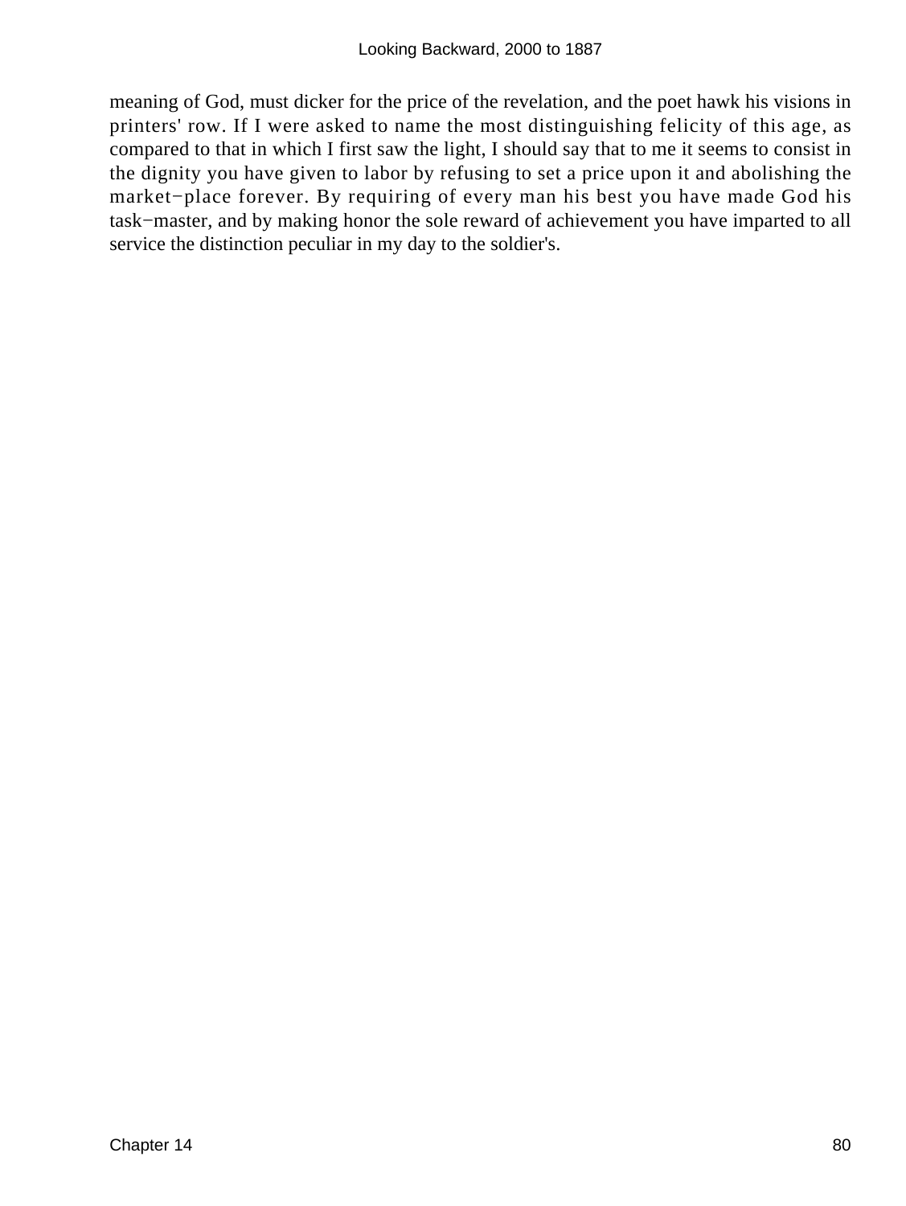meaning of God, must dicker for the price of the revelation, and the poet hawk his visions in printers' row. If I were asked to name the most distinguishing felicity of this age, as compared to that in which I first saw the light, I should say that to me it seems to consist in the dignity you have given to labor by refusing to set a price upon it and abolishing the market−place forever. By requiring of every man his best you have made God his task−master, and by making honor the sole reward of achievement you have imparted to all service the distinction peculiar in my day to the soldier's.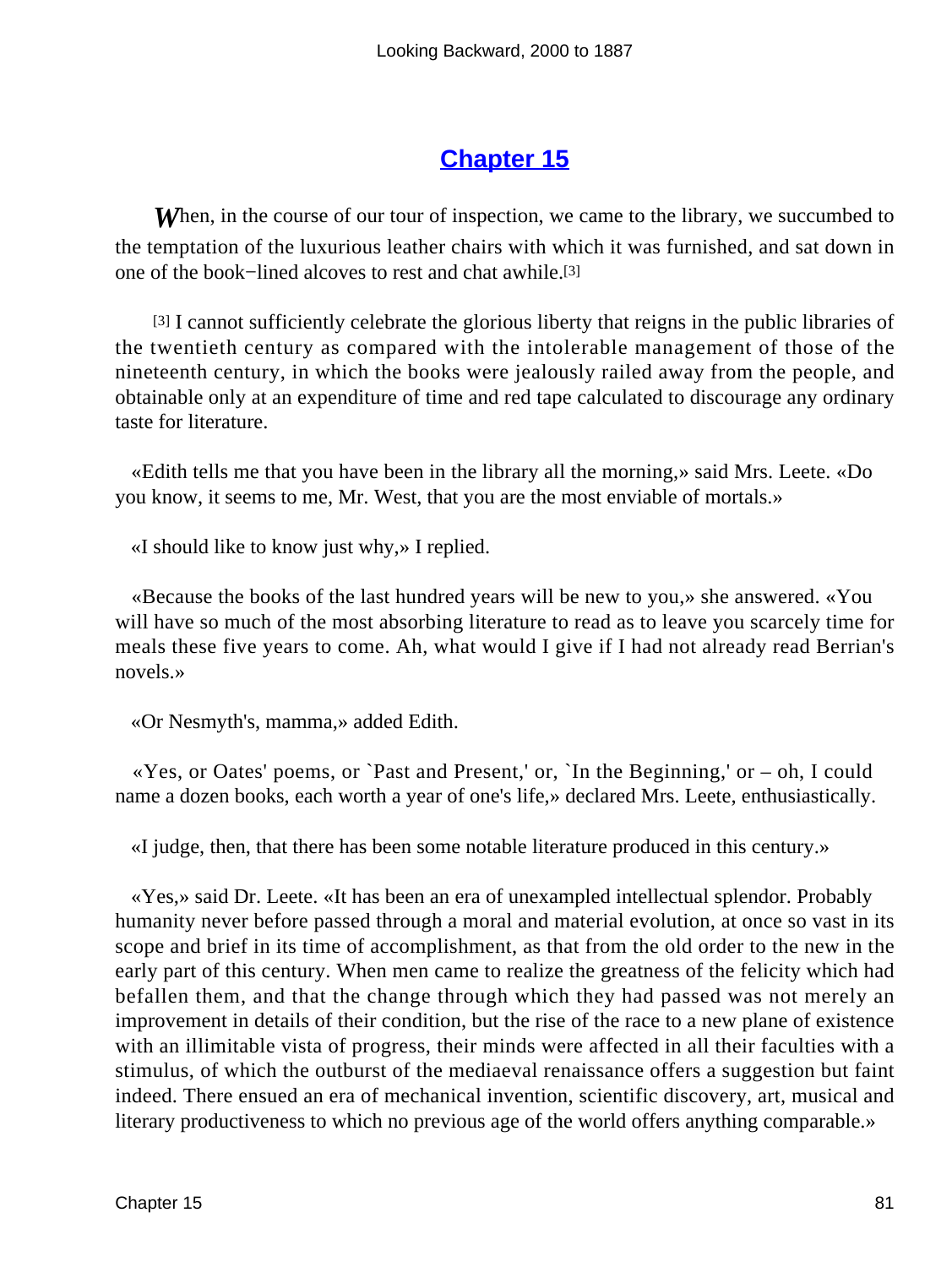## Chapter 15

*W*hen, in the course of our tour of inspection, we came to the library, we succumbed to the temptation of the luxurious leather chairs with which it was furnished, and sat down in one of the book−lined alcoves to rest and chat awhile.[3]

[3] I cannot sufficiently celebrate the glorious liberty that reigns in the public libraries of the twentieth century as compared with the intolerable management of those of the nineteenth century, in which the books were jealously railed away from the people, and obtainable only at an expenditure of time and red tape calculated to discourage any ordinary taste for literature.

«Edith tells me that you have been in the library all the morning,» said Mrs. Leete. «Do you know, it seems to me, Mr. West, that you are the most enviable of mortals.»

«I should like to know just why,» I replied.

«Because the books of the last hundred years will be new to you,» she answered. «You will have so much of the most absorbing literature to read as to leave you scarcely time for meals these five years to come. Ah, what would I give if I had not already read Berrian's novels.»

«Or Nesmyth's, mamma,» added Edith.

«Yes, or Oates' poems, or `Past and Present,' or, `In the Beginning,' or – oh, I could name a dozen books, each worth a year of one's life,» declared Mrs. Leete, enthusiastically.

«I judge, then, that there has been some notable literature produced in this century.»

«Yes,» said Dr. Leete. «It has been an era of unexampled intellectual splendor. Probably humanity never before passed through a moral and material evolution, at once so vast in its scope and brief in its time of accomplishment, as that from the old order to the new in the early part of this century. When men came to realize the greatness of the felicity which had befallen them, and that the change through which they had passed was not merely an improvement in details of their condition, but the rise of the race to a new plane of existence with an illimitable vista of progress, their minds were affected in all their faculties with a stimulus, of which the outburst of the mediaeval renaissance offers a suggestion but faint indeed. There ensued an era of mechanical invention, scientific discovery, art, musical and literary productiveness to which no previous age of the world offers anything comparable.»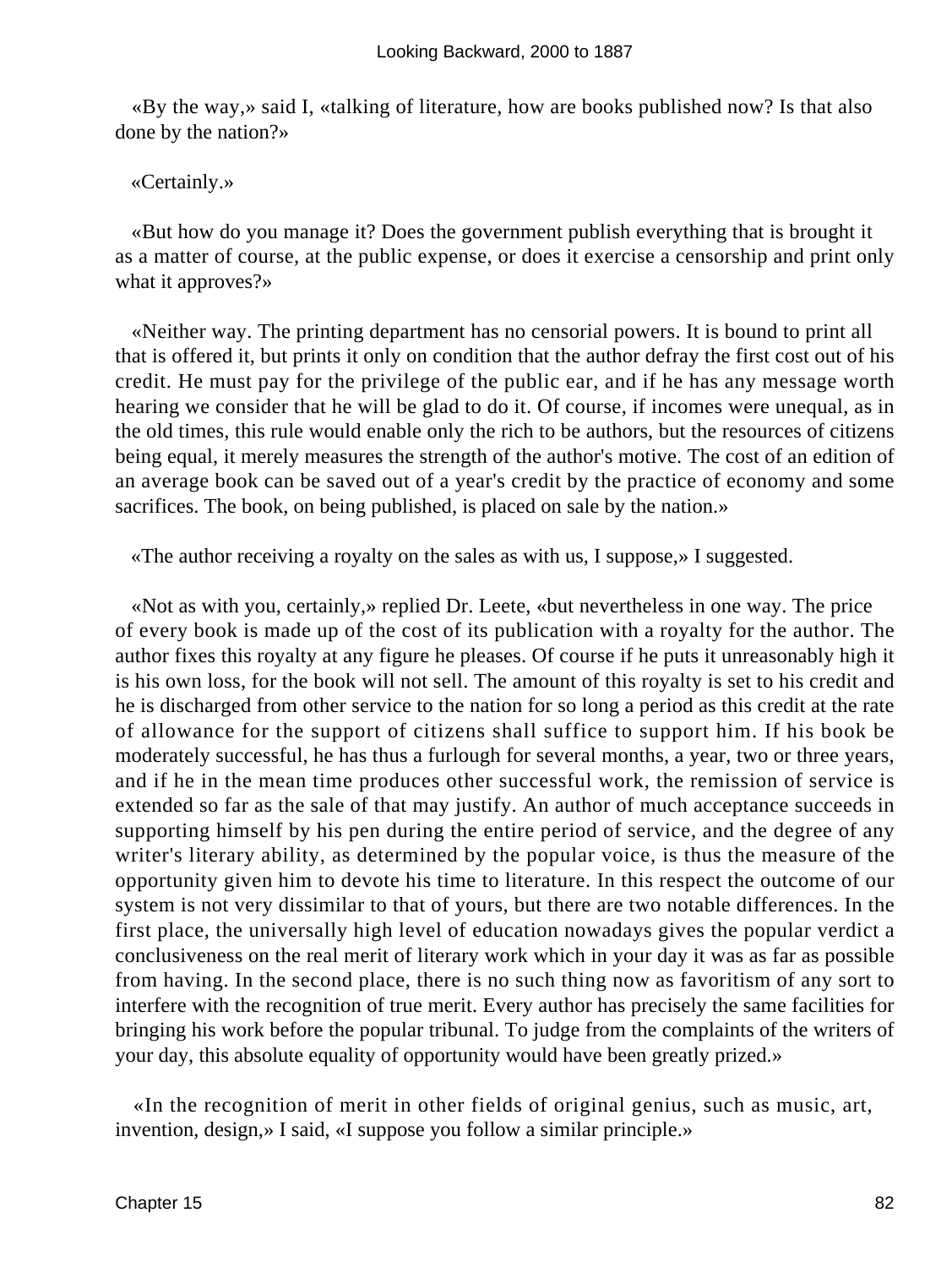«By the way,» said I, «talking of literature, how are books published now? Is that also done by the nation?»

«Certainly.»

«But how do you manage it? Does the government publish everything that is brought it as a matter of course, at the public expense, or does it exercise a censorship and print only what it approves?»

«Neither way. The printing department has no censorial powers. It is bound to print all that is offered it, but prints it only on condition that the author defray the first cost out of his credit. He must pay for the privilege of the public ear, and if he has any message worth hearing we consider that he will be glad to do it. Of course, if incomes were unequal, as in the old times, this rule would enable only the rich to be authors, but the resources of citizens being equal, it merely measures the strength of the author's motive. The cost of an edition of an average book can be saved out of a year's credit by the practice of economy and some sacrifices. The book, on being published, is placed on sale by the nation.»

«The author receiving a royalty on the sales as with us, I suppose,» I suggested.

«Not as with you, certainly,» replied Dr. Leete, «but nevertheless in one way. The price of every book is made up of the cost of its publication with a royalty for the author. The author fixes this royalty at any figure he pleases. Of course if he puts it unreasonably high it is his own loss, for the book will not sell. The amount of this royalty is set to his credit and he is discharged from other service to the nation for so long a period as this credit at the rate of allowance for the support of citizens shall suffice to support him. If his book be moderately successful, he has thus a furlough for several months, a year, two or three years, and if he in the mean time produces other successful work, the remission of service is extended so far as the sale of that may justify. An author of much acceptance succeeds in supporting himself by his pen during the entire period of service, and the degree of any writer's literary ability, as determined by the popular voice, is thus the measure of the opportunity given him to devote his time to literature. In this respect the outcome of our system is not very dissimilar to that of yours, but there are two notable differences. In the first place, the universally high level of education nowadays gives the popular verdict a conclusiveness on the real merit of literary work which in your day it was as far as possible from having. In the second place, there is no such thing now as favoritism of any sort to interfere with the recognition of true merit. Every author has precisely the same facilities for bringing his work before the popular tribunal. To judge from the complaints of the writers of your day, this absolute equality of opportunity would have been greatly prized.»

«In the recognition of merit in other fields of original genius, such as music, art, invention, design,» I said, «I suppose you follow a similar principle.»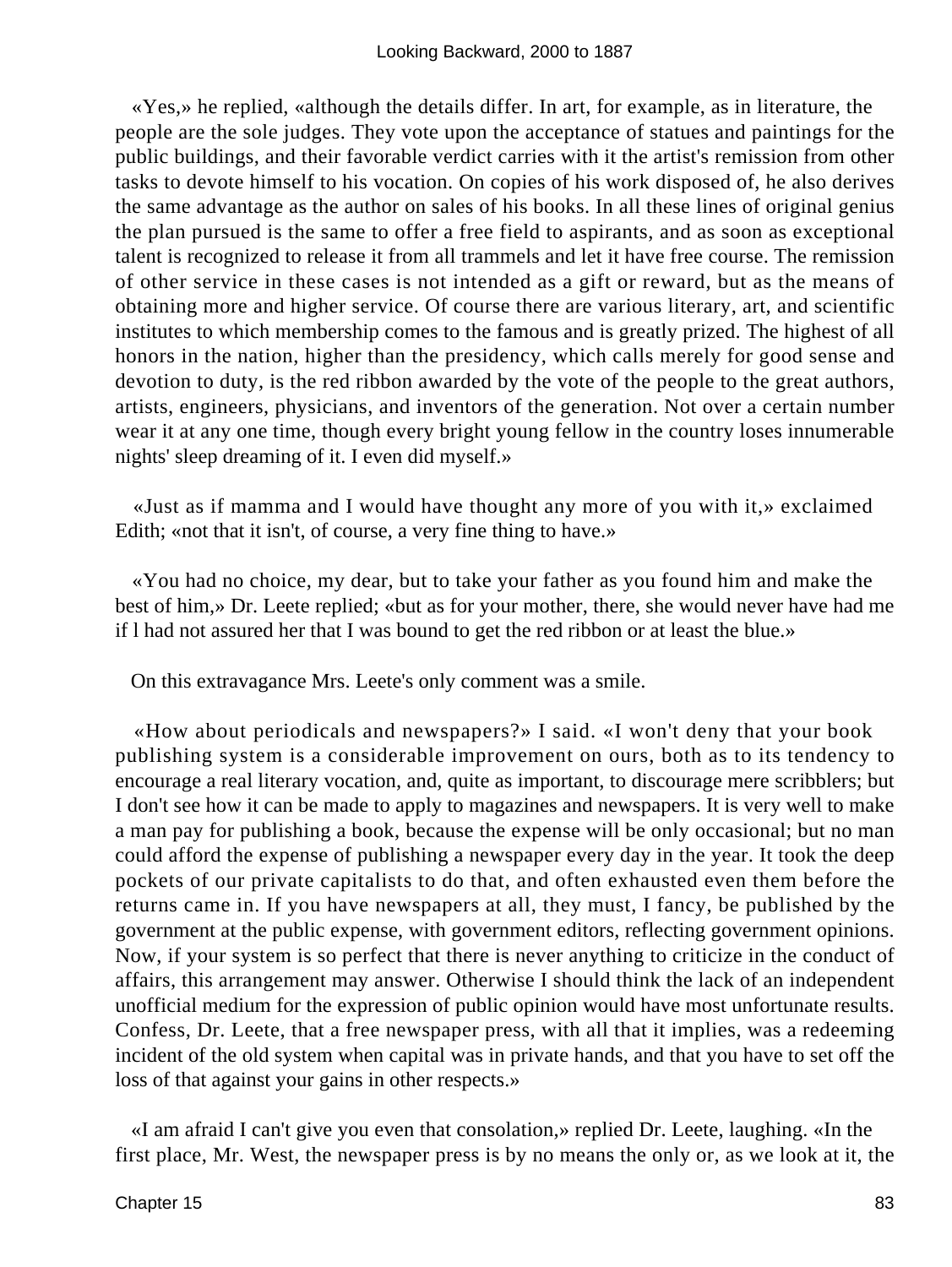«Yes,» he replied, «although the details differ. In art, for example, as in literature, the people are the sole judges. They vote upon the acceptance of statues and paintings for the public buildings, and their favorable verdict carries with it the artist's remission from other tasks to devote himself to his vocation. On copies of his work disposed of, he also derives the same advantage as the author on sales of his books. In all these lines of original genius the plan pursued is the same to offer a free field to aspirants, and as soon as exceptional talent is recognized to release it from all trammels and let it have free course. The remission of other service in these cases is not intended as a gift or reward, but as the means of obtaining more and higher service. Of course there are various literary, art, and scientific institutes to which membership comes to the famous and is greatly prized. The highest of all honors in the nation, higher than the presidency, which calls merely for good sense and devotion to duty, is the red ribbon awarded by the vote of the people to the great authors, artists, engineers, physicians, and inventors of the generation. Not over a certain number wear it at any one time, though every bright young fellow in the country loses innumerable nights' sleep dreaming of it. I even did myself.»

«Just as if mamma and I would have thought any more of you with it,» exclaimed Edith; «not that it isn't, of course, a very fine thing to have.»

«You had no choice, my dear, but to take your father as you found him and make the best of him,» Dr. Leete replied; «but as for your mother, there, she would never have had me if l had not assured her that I was bound to get the red ribbon or at least the blue.»

On this extravagance Mrs. Leete's only comment was a smile.

«How about periodicals and newspapers?» I said. «I won't deny that your book publishing system is a considerable improvement on ours, both as to its tendency to encourage a real literary vocation, and, quite as important, to discourage mere scribblers; but I don't see how it can be made to apply to magazines and newspapers. It is very well to make a man pay for publishing a book, because the expense will be only occasional; but no man could afford the expense of publishing a newspaper every day in the year. It took the deep pockets of our private capitalists to do that, and often exhausted even them before the returns came in. If you have newspapers at all, they must, I fancy, be published by the government at the public expense, with government editors, reflecting government opinions. Now, if your system is so perfect that there is never anything to criticize in the conduct of affairs, this arrangement may answer. Otherwise I should think the lack of an independent unofficial medium for the expression of public opinion would have most unfortunate results. Confess, Dr. Leete, that a free newspaper press, with all that it implies, was a redeeming incident of the old system when capital was in private hands, and that you have to set off the loss of that against your gains in other respects.»

«I am afraid I can't give you even that consolation,» replied Dr. Leete, laughing. «In the first place, Mr. West, the newspaper press is by no means the only or, as we look at it, the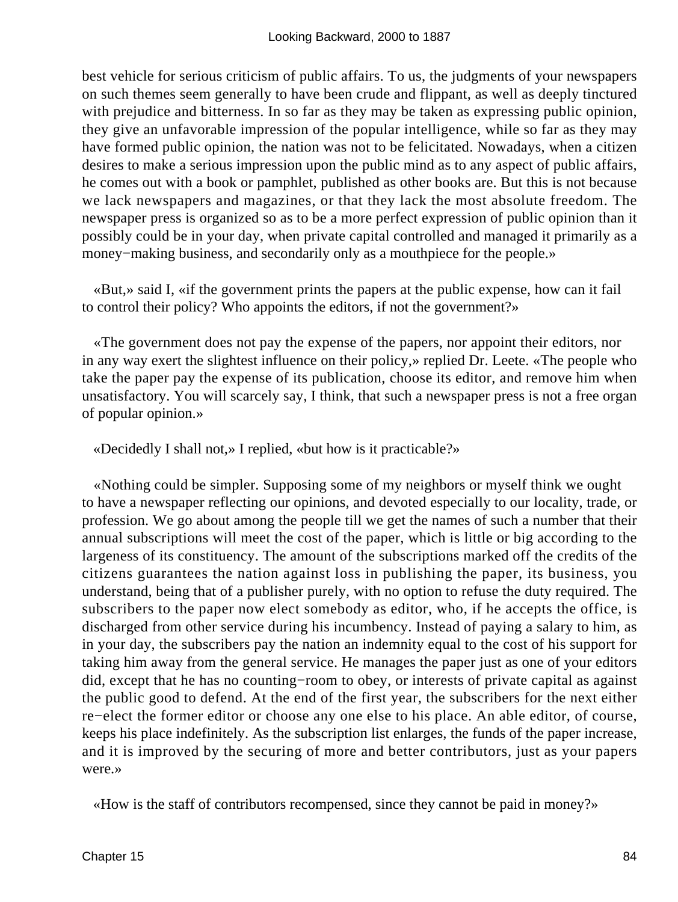best vehicle for serious criticism of public affairs. To us, the judgments of your newspapers on such themes seem generally to have been crude and flippant, as well as deeply tinctured with prejudice and bitterness. In so far as they may be taken as expressing public opinion, they give an unfavorable impression of the popular intelligence, while so far as they may have formed public opinion, the nation was not to be felicitated. Nowadays, when a citizen desires to make a serious impression upon the public mind as to any aspect of public affairs, he comes out with a book or pamphlet, published as other books are. But this is not because we lack newspapers and magazines, or that they lack the most absolute freedom. The newspaper press is organized so as to be a more perfect expression of public opinion than it possibly could be in your day, when private capital controlled and managed it primarily as a money−making business, and secondarily only as a mouthpiece for the people.»

«But,» said I, «if the government prints the papers at the public expense, how can it fail to control their policy? Who appoints the editors, if not the government?»

«The government does not pay the expense of the papers, nor appoint their editors, nor in any way exert the slightest influence on their policy,» replied Dr. Leete. «The people who take the paper pay the expense of its publication, choose its editor, and remove him when unsatisfactory. You will scarcely say, I think, that such a newspaper press is not a free organ of popular opinion.»

«Decidedly I shall not,» I replied, «but how is it practicable?»

«Nothing could be simpler. Supposing some of my neighbors or myself think we ought to have a newspaper reflecting our opinions, and devoted especially to our locality, trade, or profession. We go about among the people till we get the names of such a number that their annual subscriptions will meet the cost of the paper, which is little or big according to the largeness of its constituency. The amount of the subscriptions marked off the credits of the citizens guarantees the nation against loss in publishing the paper, its business, you understand, being that of a publisher purely, with no option to refuse the duty required. The subscribers to the paper now elect somebody as editor, who, if he accepts the office, is discharged from other service during his incumbency. Instead of paying a salary to him, as in your day, the subscribers pay the nation an indemnity equal to the cost of his support for taking him away from the general service. He manages the paper just as one of your editors did, except that he has no counting−room to obey, or interests of private capital as against the public good to defend. At the end of the first year, the subscribers for the next either re−elect the former editor or choose any one else to his place. An able editor, of course, keeps his place indefinitely. As the subscription list enlarges, the funds of the paper increase, and it is improved by the securing of more and better contributors, just as your papers were.»

«How is the staff of contributors recompensed, since they cannot be paid in money?»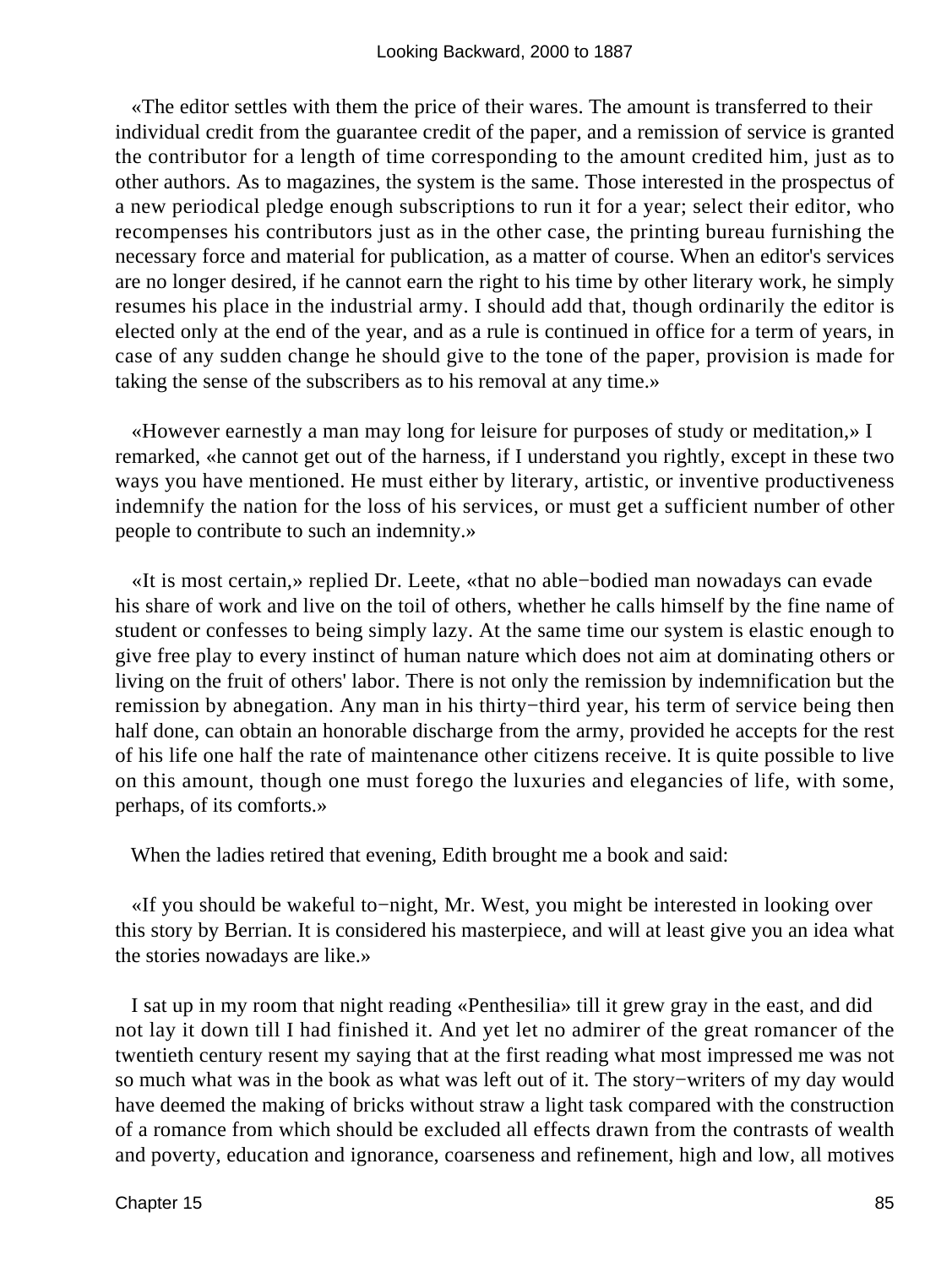«The editor settles with them the price of their wares. The amount is transferred to their individual credit from the guarantee credit of the paper, and a remission of service is granted the contributor for a length of time corresponding to the amount credited him, just as to other authors. As to magazines, the system is the same. Those interested in the prospectus of a new periodical pledge enough subscriptions to run it for a year; select their editor, who recompenses his contributors just as in the other case, the printing bureau furnishing the necessary force and material for publication, as a matter of course. When an editor's services are no longer desired, if he cannot earn the right to his time by other literary work, he simply resumes his place in the industrial army. I should add that, though ordinarily the editor is elected only at the end of the year, and as a rule is continued in office for a term of years, in case of any sudden change he should give to the tone of the paper, provision is made for taking the sense of the subscribers as to his removal at any time.»

«However earnestly a man may long for leisure for purposes of study or meditation,» I remarked, «he cannot get out of the harness, if I understand you rightly, except in these two ways you have mentioned. He must either by literary, artistic, or inventive productiveness indemnify the nation for the loss of his services, or must get a sufficient number of other people to contribute to such an indemnity.»

«It is most certain,» replied Dr. Leete, «that no able−bodied man nowadays can evade his share of work and live on the toil of others, whether he calls himself by the fine name of student or confesses to being simply lazy. At the same time our system is elastic enough to give free play to every instinct of human nature which does not aim at dominating others or living on the fruit of others' labor. There is not only the remission by indemnification but the remission by abnegation. Any man in his thirty−third year, his term of service being then half done, can obtain an honorable discharge from the army, provided he accepts for the rest of his life one half the rate of maintenance other citizens receive. It is quite possible to live on this amount, though one must forego the luxuries and elegancies of life, with some, perhaps, of its comforts.»

When the ladies retired that evening, Edith brought me a book and said:

«If you should be wakeful to−night, Mr. West, you might be interested in looking over this story by Berrian. It is considered his masterpiece, and will at least give you an idea what the stories nowadays are like.»

I sat up in my room that night reading «Penthesilia» till it grew gray in the east, and did not lay it down till I had finished it. And yet let no admirer of the great romancer of the twentieth century resent my saying that at the first reading what most impressed me was not so much what was in the book as what was left out of it. The story−writers of my day would have deemed the making of bricks without straw a light task compared with the construction of a romance from which should be excluded all effects drawn from the contrasts of wealth and poverty, education and ignorance, coarseness and refinement, high and low, all motives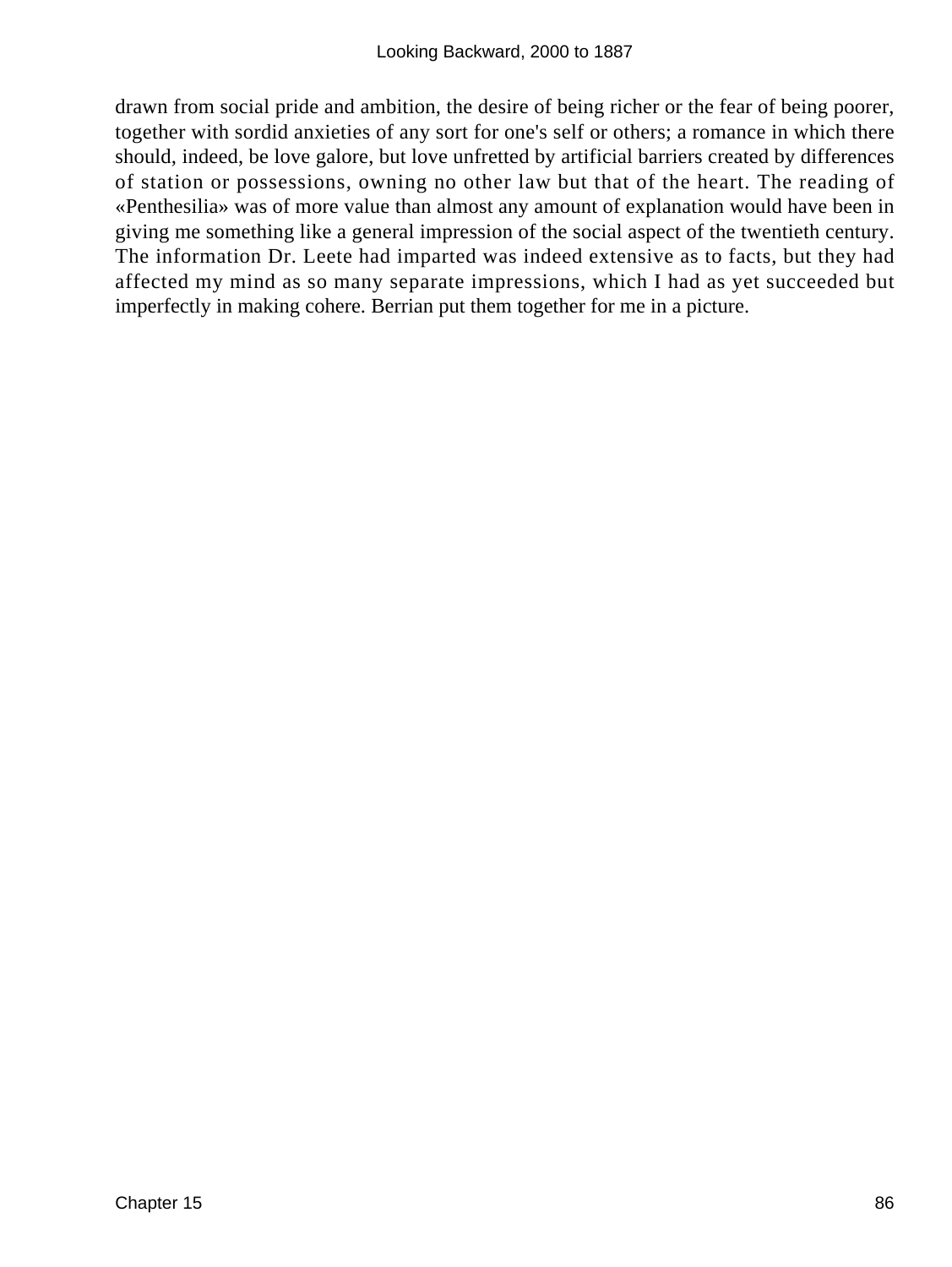drawn from social pride and ambition, the desire of being richer or the fear of being poorer, together with sordid anxieties of any sort for one's self or others; a romance in which there should, indeed, be love galore, but love unfretted by artificial barriers created by differences of station or possessions, owning no other law but that of the heart. The reading of «Penthesilia» was of more value than almost any amount of explanation would have been in giving me something like a general impression of the social aspect of the twentieth century. The information Dr. Leete had imparted was indeed extensive as to facts, but they had affected my mind as so many separate impressions, which I had as yet succeeded but imperfectly in making cohere. Berrian put them together for me in a picture.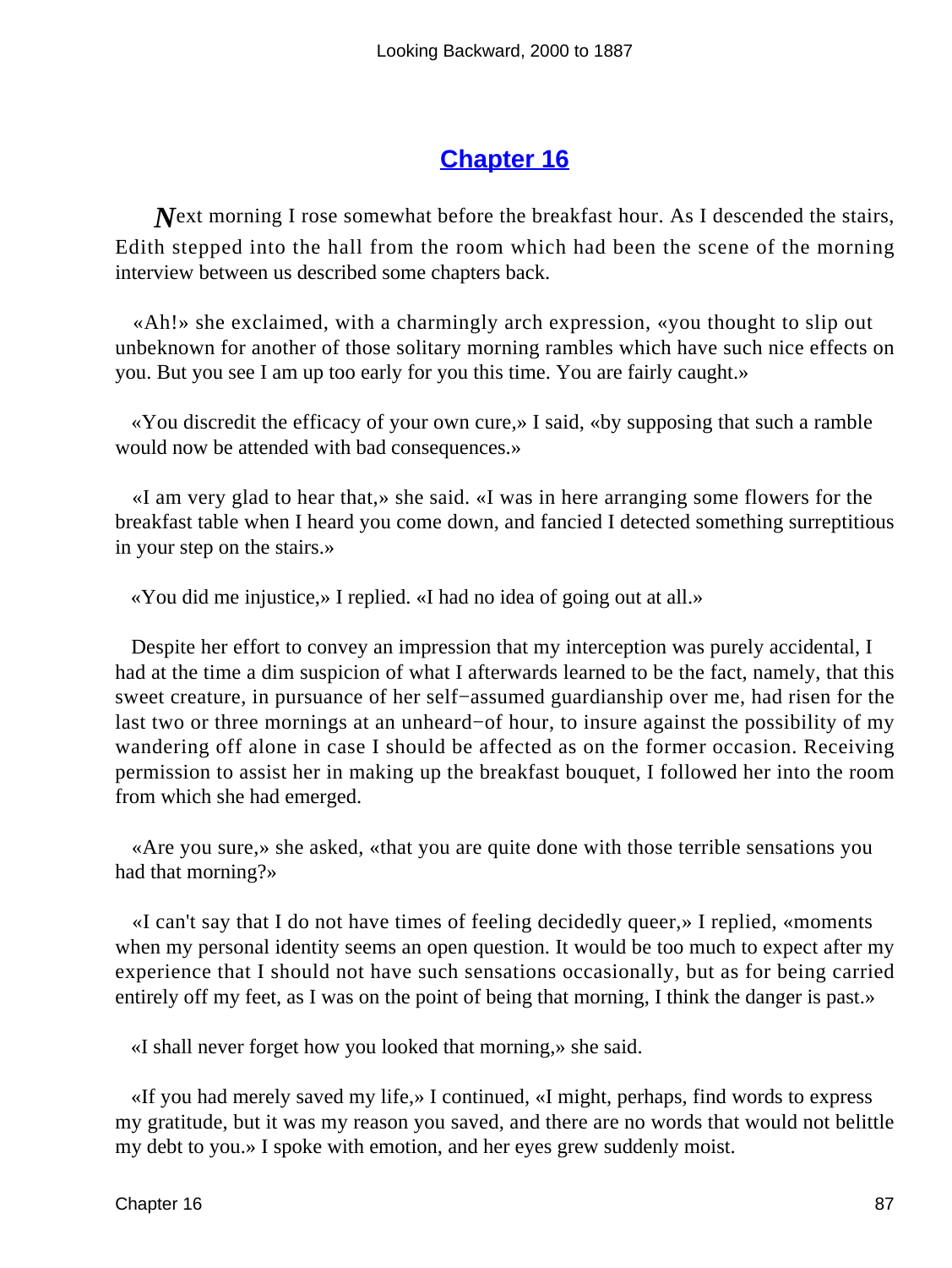## Chapter 16

*N*ext morning I rose somewhat before the breakfast hour. As I descended the stairs, Edith stepped into the hall from the room which had been the scene of the morning interview between us described some chapters back.

«Ah!» she exclaimed, with a charmingly arch expression, «you thought to slip out unbeknown for another of those solitary morning rambles which have such nice effects on you. But you see I am up too early for you this time. You are fairly caught.»

«You discredit the efficacy of your own cure,» I said, «by supposing that such a ramble would now be attended with bad consequences.»

«I am very glad to hear that,» she said. «I was in here arranging some flowers for the breakfast table when I heard you come down, and fancied I detected something surreptitious in your step on the stairs.»

«You did me injustice,» I replied. «I had no idea of going out at all.»

Despite her effort to convey an impression that my interception was purely accidental, I had at the time a dim suspicion of what I afterwards learned to be the fact, namely, that this sweet creature, in pursuance of her self−assumed guardianship over me, had risen for the last two or three mornings at an unheard−of hour, to insure against the possibility of my wandering off alone in case I should be affected as on the former occasion. Receiving permission to assist her in making up the breakfast bouquet, I followed her into the room from which she had emerged.

«Are you sure,» she asked, «that you are quite done with those terrible sensations you had that morning?»

«I can't say that I do not have times of feeling decidedly queer,» I replied, «moments when my personal identity seems an open question. It would be too much to expect after my experience that I should not have such sensations occasionally, but as for being carried entirely off my feet, as I was on the point of being that morning, I think the danger is past.»

«I shall never forget how you looked that morning,» she said.

«If you had merely saved my life,» I continued, «I might, perhaps, find words to express my gratitude, but it was my reason you saved, and there are no words that would not belittle my debt to you.» I spoke with emotion, and her eyes grew suddenly moist.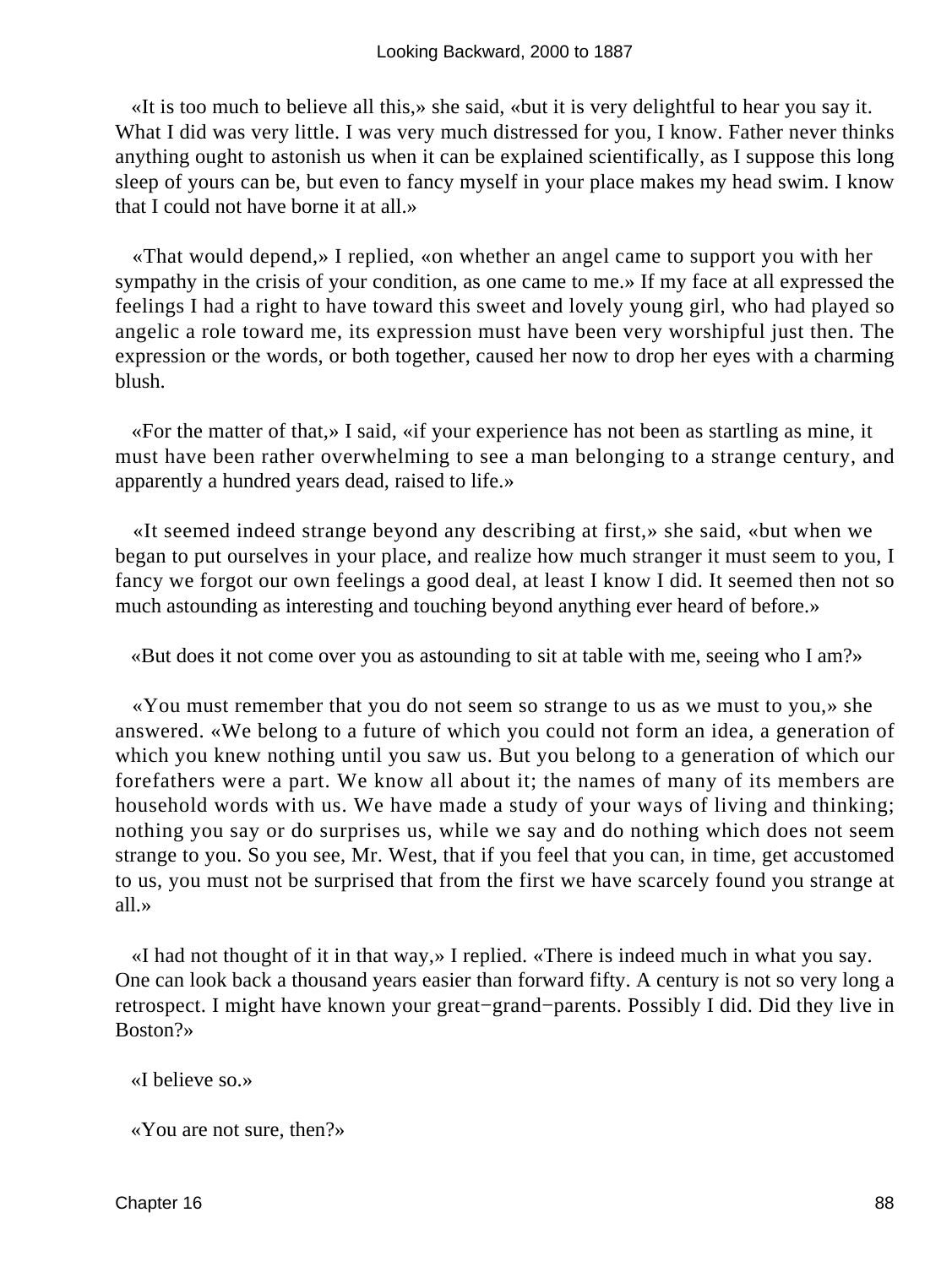«It is too much to believe all this,» she said, «but it is very delightful to hear you say it. What I did was very little. I was very much distressed for you, I know. Father never thinks anything ought to astonish us when it can be explained scientifically, as I suppose this long sleep of yours can be, but even to fancy myself in your place makes my head swim. I know that I could not have borne it at all.»

«That would depend,» I replied, «on whether an angel came to support you with her sympathy in the crisis of your condition, as one came to me.» If my face at all expressed the feelings I had a right to have toward this sweet and lovely young girl, who had played so angelic a role toward me, its expression must have been very worshipful just then. The expression or the words, or both together, caused her now to drop her eyes with a charming blush.

«For the matter of that,» I said, «if your experience has not been as startling as mine, it must have been rather overwhelming to see a man belonging to a strange century, and apparently a hundred years dead, raised to life.»

«It seemed indeed strange beyond any describing at first,» she said, «but when we began to put ourselves in your place, and realize how much stranger it must seem to you, I fancy we forgot our own feelings a good deal, at least I know I did. It seemed then not so much astounding as interesting and touching beyond anything ever heard of before.»

«But does it not come over you as astounding to sit at table with me, seeing who I am?»

«You must remember that you do not seem so strange to us as we must to you,» she answered. «We belong to a future of which you could not form an idea, a generation of which you knew nothing until you saw us. But you belong to a generation of which our forefathers were a part. We know all about it; the names of many of its members are household words with us. We have made a study of your ways of living and thinking; nothing you say or do surprises us, while we say and do nothing which does not seem strange to you. So you see, Mr. West, that if you feel that you can, in time, get accustomed to us, you must not be surprised that from the first we have scarcely found you strange at all.»

«I had not thought of it in that way,» I replied. «There is indeed much in what you say. One can look back a thousand years easier than forward fifty. A century is not so very long a retrospect. I might have known your great-grand-parents. Possibly I did. Did they live in Boston?»

«I believe so.»

«You are not sure, then?»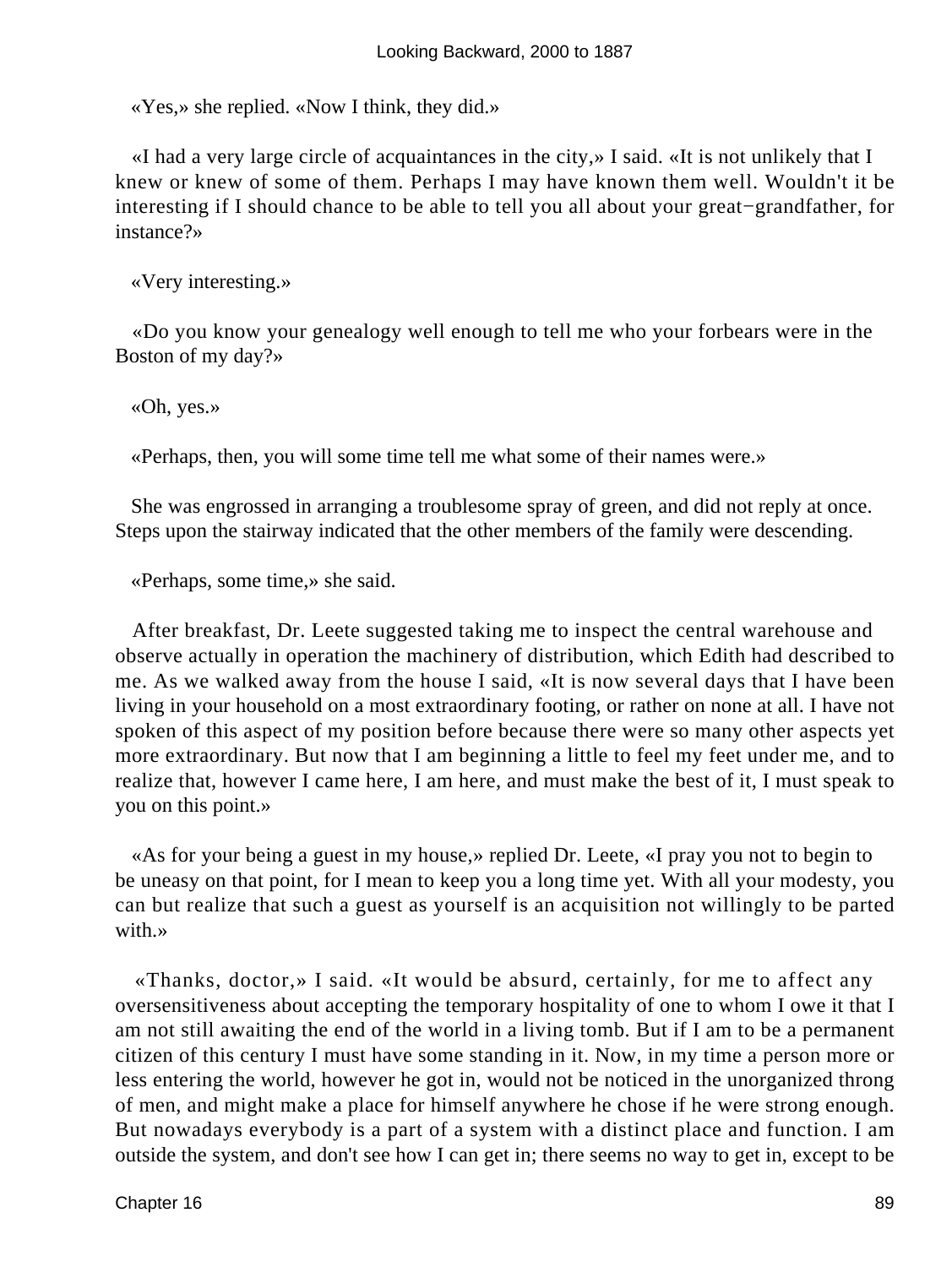«Yes,» she replied. «Now I think, they did.»

«I had a very large circle of acquaintances in the city,» I said. «It is not unlikely that I knew or knew of some of them. Perhaps I may have known them well. Wouldn't it be interesting if I should chance to be able to tell you all about your great−grandfather, for instance?»

«Very interesting.»

«Do you know your genealogy well enough to tell me who your forbears were in the Boston of my day?»

«Oh, yes.»

«Perhaps, then, you will some time tell me what some of their names were.»

She was engrossed in arranging a troublesome spray of green, and did not reply at once. Steps upon the stairway indicated that the other members of the family were descending.

«Perhaps, some time,» she said.

After breakfast, Dr. Leete suggested taking me to inspect the central warehouse and observe actually in operation the machinery of distribution, which Edith had described to me. As we walked away from the house I said, «It is now several days that I have been living in your household on a most extraordinary footing, or rather on none at all. I have not spoken of this aspect of my position before because there were so many other aspects yet more extraordinary. But now that I am beginning a little to feel my feet under me, and to realize that, however I came here, I am here, and must make the best of it, I must speak to you on this point.»

«As for your being a guest in my house,» replied Dr. Leete, «I pray you not to begin to be uneasy on that point, for I mean to keep you a long time yet. With all your modesty, you can but realize that such a guest as yourself is an acquisition not willingly to be parted with.»

«Thanks, doctor,» I said. «It would be absurd, certainly, for me to affect any oversensitiveness about accepting the temporary hospitality of one to whom I owe it that I am not still awaiting the end of the world in a living tomb. But if I am to be a permanent citizen of this century I must have some standing in it. Now, in my time a person more or less entering the world, however he got in, would not be noticed in the unorganized throng of men, and might make a place for himself anywhere he chose if he were strong enough. But nowadays everybody is a part of a system with a distinct place and function. I am outside the system, and don't see how I can get in; there seems no way to get in, except to be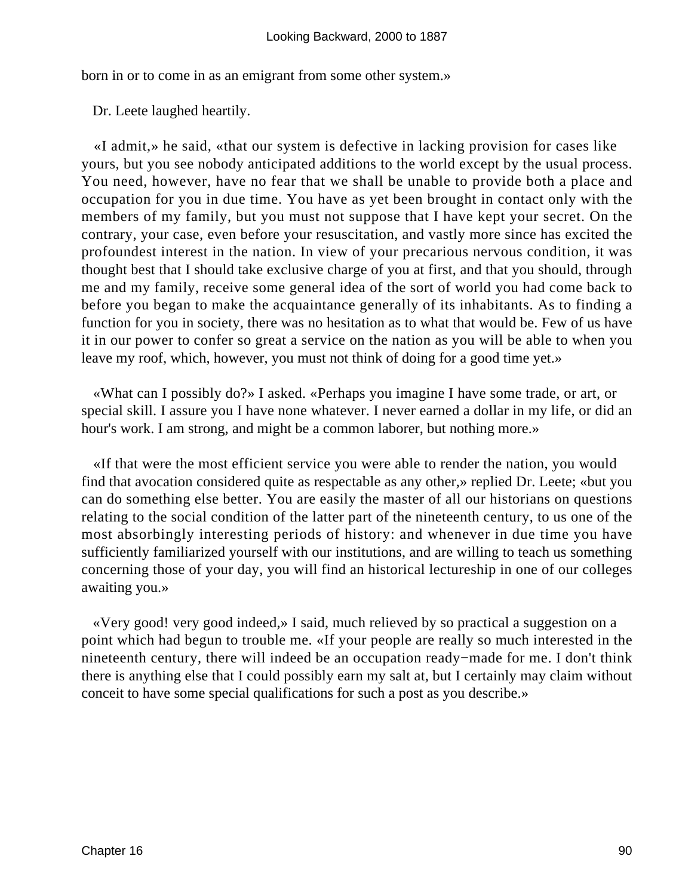born in or to come in as an emigrant from some other system.»

Dr. Leete laughed heartily.

«I admit,» he said, «that our system is defective in lacking provision for cases like yours, but you see nobody anticipated additions to the world except by the usual process. You need, however, have no fear that we shall be unable to provide both a place and occupation for you in due time. You have as yet been brought in contact only with the members of my family, but you must not suppose that I have kept your secret. On the contrary, your case, even before your resuscitation, and vastly more since has excited the profoundest interest in the nation. In view of your precarious nervous condition, it was thought best that I should take exclusive charge of you at first, and that you should, through me and my family, receive some general idea of the sort of world you had come back to before you began to make the acquaintance generally of its inhabitants. As to finding a function for you in society, there was no hesitation as to what that would be. Few of us have it in our power to confer so great a service on the nation as you will be able to when you leave my roof, which, however, you must not think of doing for a good time yet.»

«What can I possibly do?» I asked. «Perhaps you imagine I have some trade, or art, or special skill. I assure you I have none whatever. I never earned a dollar in my life, or did an hour's work. I am strong, and might be a common laborer, but nothing more.»

«If that were the most efficient service you were able to render the nation, you would find that avocation considered quite as respectable as any other,» replied Dr. Leete; «but you can do something else better. You are easily the master of all our historians on questions relating to the social condition of the latter part of the nineteenth century, to us one of the most absorbingly interesting periods of history: and whenever in due time you have sufficiently familiarized yourself with our institutions, and are willing to teach us something concerning those of your day, you will find an historical lectureship in one of our colleges awaiting you.»

«Very good! very good indeed,» I said, much relieved by so practical a suggestion on a point which had begun to trouble me. «If your people are really so much interested in the nineteenth century, there will indeed be an occupation ready−made for me. I don't think there is anything else that I could possibly earn my salt at, but I certainly may claim without conceit to have some special qualifications for such a post as you describe.»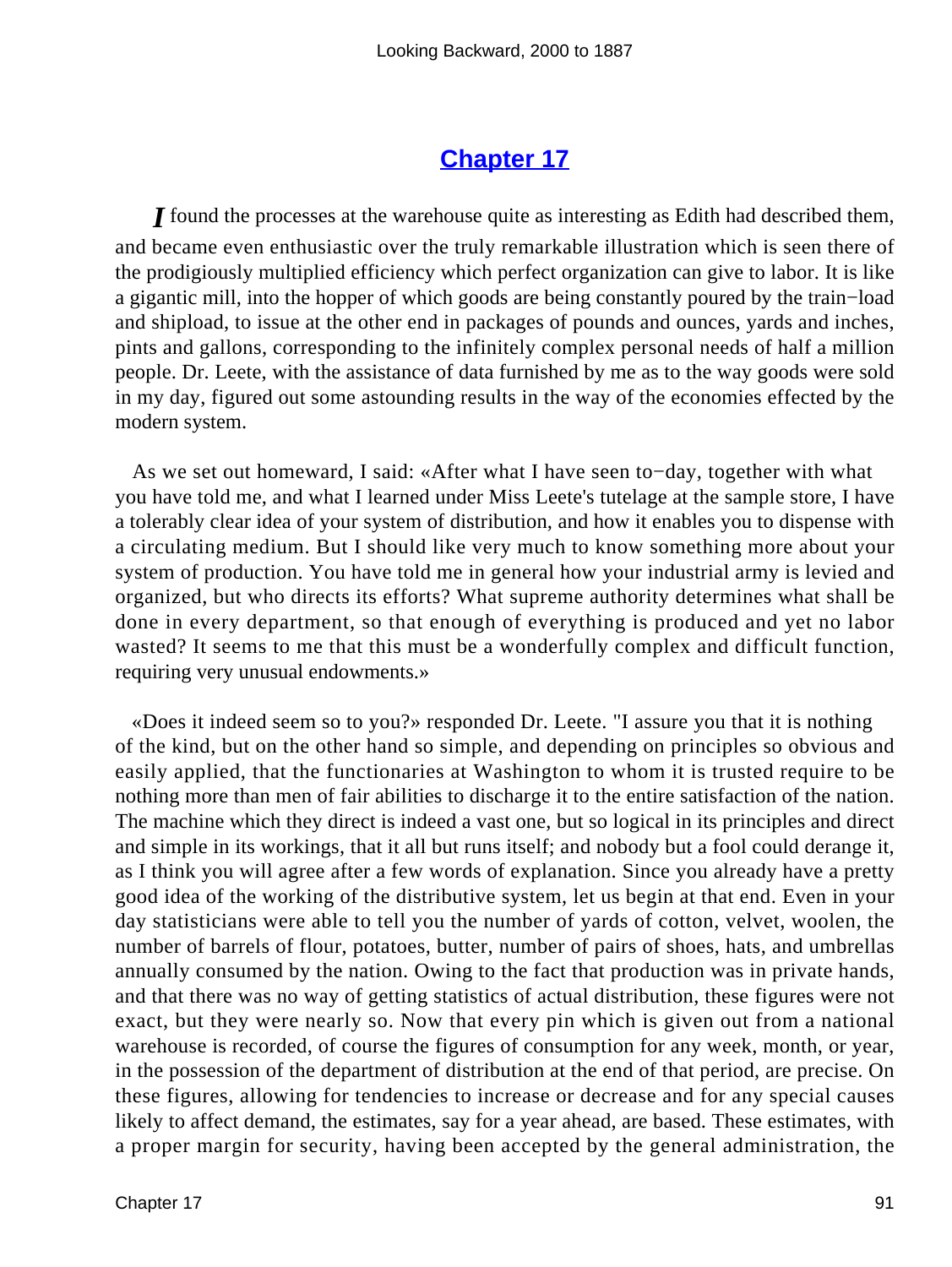# Chapter 17

*I* found the processes at the warehouse quite as interesting as Edith had described them, and became even enthusiastic over the truly remarkable illustration which is seen there of the prodigiously multiplied efficiency which perfect organization can give to labor. It is like a gigantic mill, into the hopper of which goods are being constantly poured by the train−load and shipload, to issue at the other end in packages of pounds and ounces, yards and inches, pints and gallons, corresponding to the infinitely complex personal needs of half a million people. Dr. Leete, with the assistance of data furnished by me as to the way goods were sold in my day, figured out some astounding results in the way of the economies effected by the modern system.

As we set out homeward, I said: «After what I have seen to−day, together with what you have told me, and what I learned under Miss Leete's tutelage at the sample store, I have a tolerably clear idea of your system of distribution, and how it enables you to dispense with a circulating medium. But I should like very much to know something more about your system of production. You have told me in general how your industrial army is levied and organized, but who directs its efforts? What supreme authority determines what shall be done in every department, so that enough of everything is produced and yet no labor wasted? It seems to me that this must be a wonderfully complex and difficult function, requiring very unusual endowments.»

«Does it indeed seem so to you?» responded Dr. Leete. "I assure you that it is nothing of the kind, but on the other hand so simple, and depending on principles so obvious and easily applied, that the functionaries at Washington to whom it is trusted require to be nothing more than men of fair abilities to discharge it to the entire satisfaction of the nation. The machine which they direct is indeed a vast one, but so logical in its principles and direct and simple in its workings, that it all but runs itself; and nobody but a fool could derange it, as I think you will agree after a few words of explanation. Since you already have a pretty good idea of the working of the distributive system, let us begin at that end. Even in your day statisticians were able to tell you the number of yards of cotton, velvet, woolen, the number of barrels of flour, potatoes, butter, number of pairs of shoes, hats, and umbrellas annually consumed by the nation. Owing to the fact that production was in private hands, and that there was no way of getting statistics of actual distribution, these figures were not exact, but they were nearly so. Now that every pin which is given out from a national warehouse is recorded, of course the figures of consumption for any week, month, or year, in the possession of the department of distribution at the end of that period, are precise. On these figures, allowing for tendencies to increase or decrease and for any special causes likely to affect demand, the estimates, say for a year ahead, are based. These estimates, with a proper margin for security, having been accepted by the general administration, the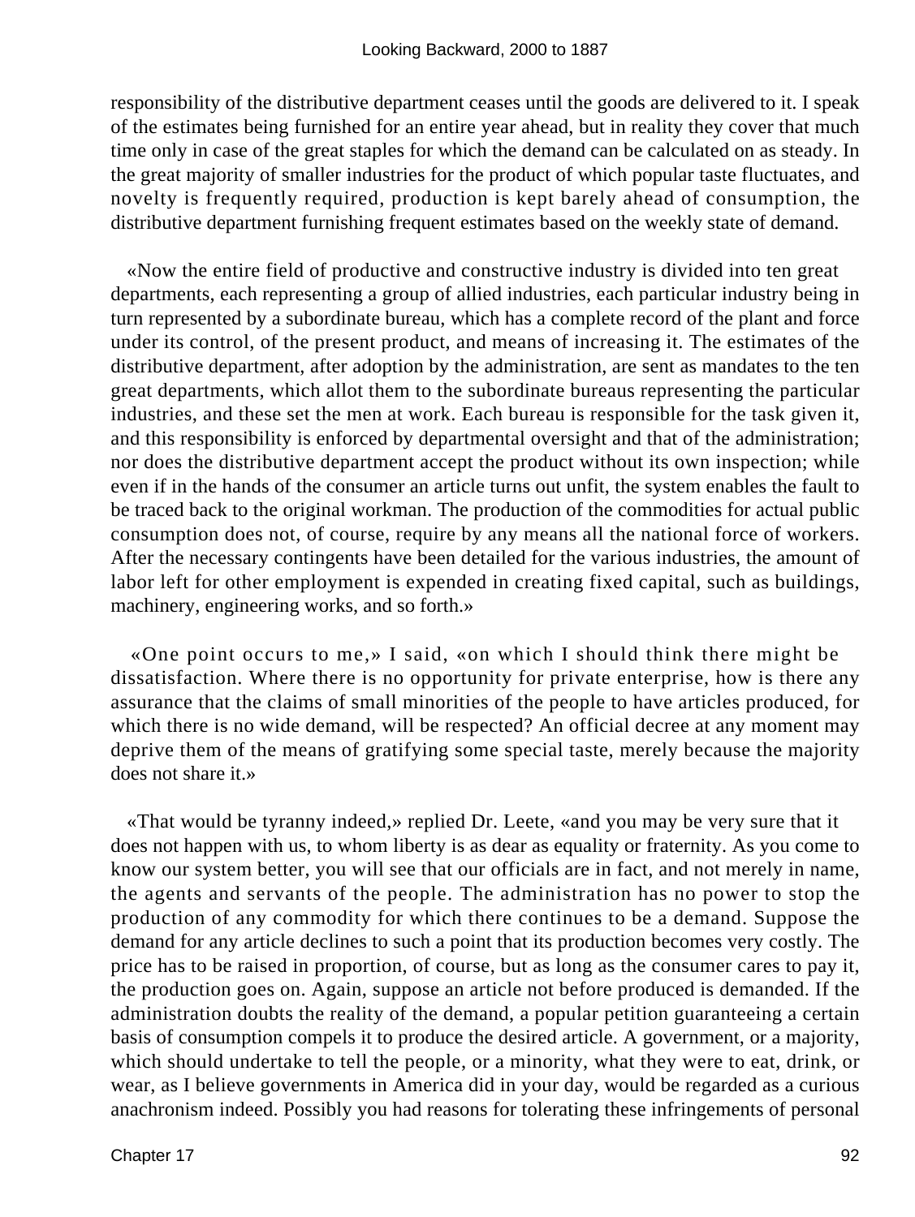responsibility of the distributive department ceases until the goods are delivered to it. I speak of the estimates being furnished for an entire year ahead, but in reality they cover that much time only in case of the great staples for which the demand can be calculated on as steady. In the great majority of smaller industries for the product of which popular taste fluctuates, and novelty is frequently required, production is kept barely ahead of consumption, the distributive department furnishing frequent estimates based on the weekly state of demand.

«Now the entire field of productive and constructive industry is divided into ten great departments, each representing a group of allied industries, each particular industry being in turn represented by a subordinate bureau, which has a complete record of the plant and force under its control, of the present product, and means of increasing it. The estimates of the distributive department, after adoption by the administration, are sent as mandates to the ten great departments, which allot them to the subordinate bureaus representing the particular industries, and these set the men at work. Each bureau is responsible for the task given it, and this responsibility is enforced by departmental oversight and that of the administration; nor does the distributive department accept the product without its own inspection; while even if in the hands of the consumer an article turns out unfit, the system enables the fault to be traced back to the original workman. The production of the commodities for actual public consumption does not, of course, require by any means all the national force of workers. After the necessary contingents have been detailed for the various industries, the amount of labor left for other employment is expended in creating fixed capital, such as buildings, machinery, engineering works, and so forth.»

«One point occurs to me,» I said, «on which I should think there might be dissatisfaction. Where there is no opportunity for private enterprise, how is there any assurance that the claims of small minorities of the people to have articles produced, for which there is no wide demand, will be respected? An official decree at any moment may deprive them of the means of gratifying some special taste, merely because the majority does not share it.»

«That would be tyranny indeed,» replied Dr. Leete, «and you may be very sure that it does not happen with us, to whom liberty is as dear as equality or fraternity. As you come to know our system better, you will see that our officials are in fact, and not merely in name, the agents and servants of the people. The administration has no power to stop the production of any commodity for which there continues to be a demand. Suppose the demand for any article declines to such a point that its production becomes very costly. The price has to be raised in proportion, of course, but as long as the consumer cares to pay it, the production goes on. Again, suppose an article not before produced is demanded. If the administration doubts the reality of the demand, a popular petition guaranteeing a certain basis of consumption compels it to produce the desired article. A government, or a majority, which should undertake to tell the people, or a minority, what they were to eat, drink, or wear, as I believe governments in America did in your day, would be regarded as a curious anachronism indeed. Possibly you had reasons for tolerating these infringements of personal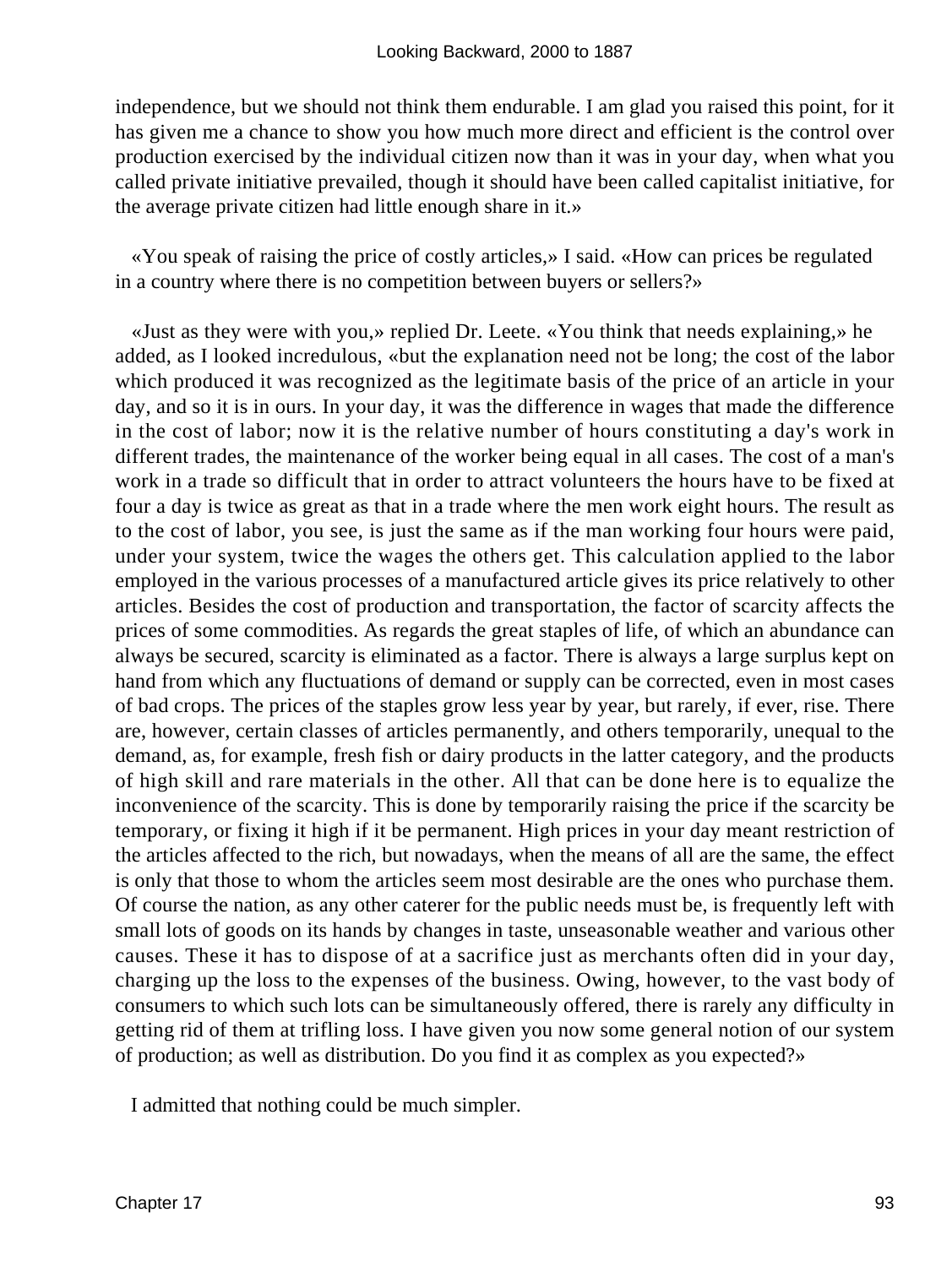independence, but we should not think them endurable. I am glad you raised this point, for it has given me a chance to show you how much more direct and efficient is the control over production exercised by the individual citizen now than it was in your day, when what you called private initiative prevailed, though it should have been called capitalist initiative, for the average private citizen had little enough share in it.»

«You speak of raising the price of costly articles,» I said. «How can prices be regulated in a country where there is no competition between buyers or sellers?»

«Just as they were with you,» replied Dr. Leete. «You think that needs explaining,» he added, as I looked incredulous, «but the explanation need not be long; the cost of the labor which produced it was recognized as the legitimate basis of the price of an article in your day, and so it is in ours. In your day, it was the difference in wages that made the difference in the cost of labor; now it is the relative number of hours constituting a day's work in different trades, the maintenance of the worker being equal in all cases. The cost of a man's work in a trade so difficult that in order to attract volunteers the hours have to be fixed at four a day is twice as great as that in a trade where the men work eight hours. The result as to the cost of labor, you see, is just the same as if the man working four hours were paid, under your system, twice the wages the others get. This calculation applied to the labor employed in the various processes of a manufactured article gives its price relatively to other articles. Besides the cost of production and transportation, the factor of scarcity affects the prices of some commodities. As regards the great staples of life, of which an abundance can always be secured, scarcity is eliminated as a factor. There is always a large surplus kept on hand from which any fluctuations of demand or supply can be corrected, even in most cases of bad crops. The prices of the staples grow less year by year, but rarely, if ever, rise. There are, however, certain classes of articles permanently, and others temporarily, unequal to the demand, as, for example, fresh fish or dairy products in the latter category, and the products of high skill and rare materials in the other. All that can be done here is to equalize the inconvenience of the scarcity. This is done by temporarily raising the price if the scarcity be temporary, or fixing it high if it be permanent. High prices in your day meant restriction of the articles affected to the rich, but nowadays, when the means of all are the same, the effect is only that those to whom the articles seem most desirable are the ones who purchase them. Of course the nation, as any other caterer for the public needs must be, is frequently left with small lots of goods on its hands by changes in taste, unseasonable weather and various other causes. These it has to dispose of at a sacrifice just as merchants often did in your day, charging up the loss to the expenses of the business. Owing, however, to the vast body of consumers to which such lots can be simultaneously offered, there is rarely any difficulty in getting rid of them at trifling loss. I have given you now some general notion of our system of production; as well as distribution. Do you find it as complex as you expected?»

I admitted that nothing could be much simpler.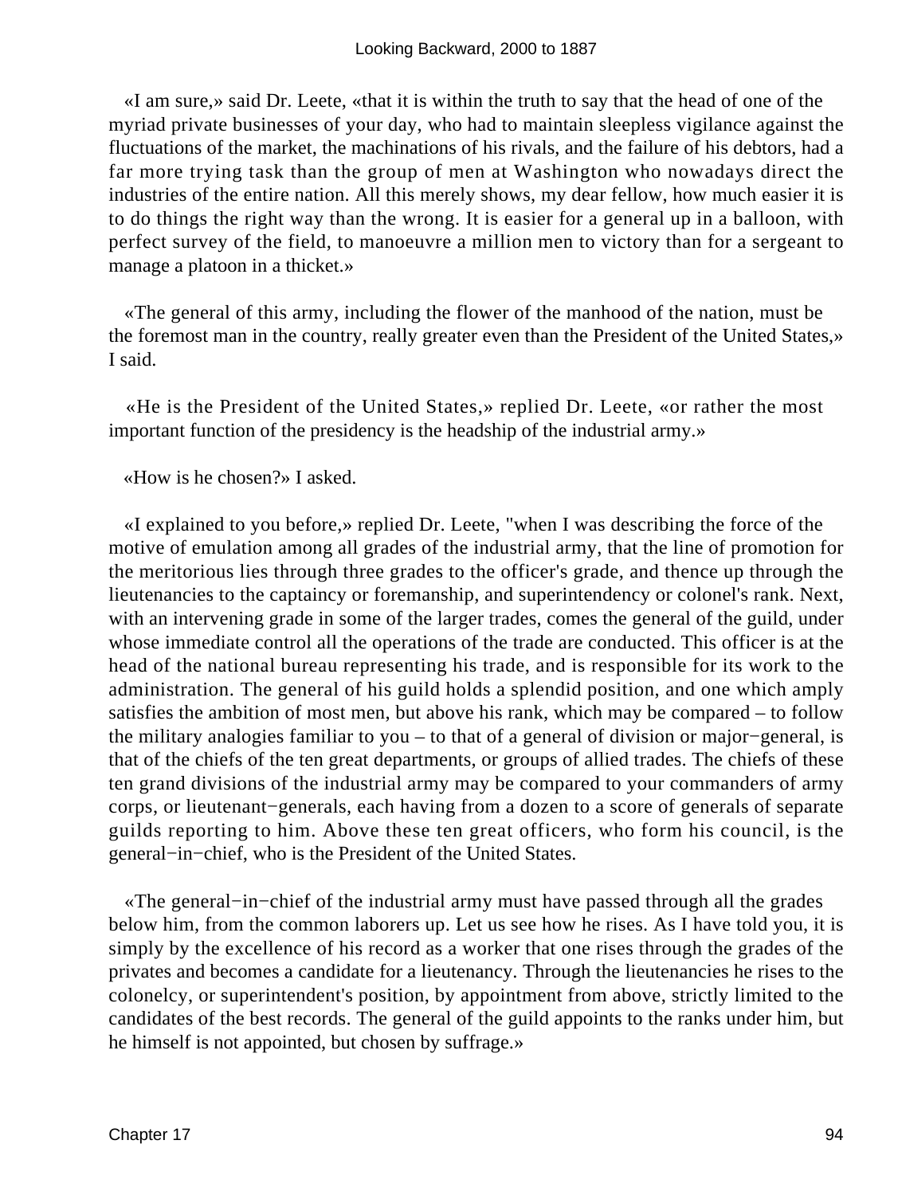«I am sure,» said Dr. Leete, «that it is within the truth to say that the head of one of the myriad private businesses of your day, who had to maintain sleepless vigilance against the fluctuations of the market, the machinations of his rivals, and the failure of his debtors, had a far more trying task than the group of men at Washington who nowadays direct the industries of the entire nation. All this merely shows, my dear fellow, how much easier it is to do things the right way than the wrong. It is easier for a general up in a balloon, with perfect survey of the field, to manoeuvre a million men to victory than for a sergeant to manage a platoon in a thicket.»

«The general of this army, including the flower of the manhood of the nation, must be the foremost man in the country, really greater even than the President of the United States,» I said.

«He is the President of the United States,» replied Dr. Leete, «or rather the most important function of the presidency is the headship of the industrial army.»

«How is he chosen?» I asked.

«I explained to you before,» replied Dr. Leete, "when I was describing the force of the motive of emulation among all grades of the industrial army, that the line of promotion for the meritorious lies through three grades to the officer's grade, and thence up through the lieutenancies to the captaincy or foremanship, and superintendency or colonel's rank. Next, with an intervening grade in some of the larger trades, comes the general of the guild, under whose immediate control all the operations of the trade are conducted. This officer is at the head of the national bureau representing his trade, and is responsible for its work to the administration. The general of his guild holds a splendid position, and one which amply satisfies the ambition of most men, but above his rank, which may be compared – to follow the military analogies familiar to you – to that of a general of division or major−general, is that of the chiefs of the ten great departments, or groups of allied trades. The chiefs of these ten grand divisions of the industrial army may be compared to your commanders of army corps, or lieutenant−generals, each having from a dozen to a score of generals of separate guilds reporting to him. Above these ten great officers, who form his council, is the general−in−chief, who is the President of the United States.

«The general−in−chief of the industrial army must have passed through all the grades below him, from the common laborers up. Let us see how he rises. As I have told you, it is simply by the excellence of his record as a worker that one rises through the grades of the privates and becomes a candidate for a lieutenancy. Through the lieutenancies he rises to the colonelcy, or superintendent's position, by appointment from above, strictly limited to the candidates of the best records. The general of the guild appoints to the ranks under him, but he himself is not appointed, but chosen by suffrage.»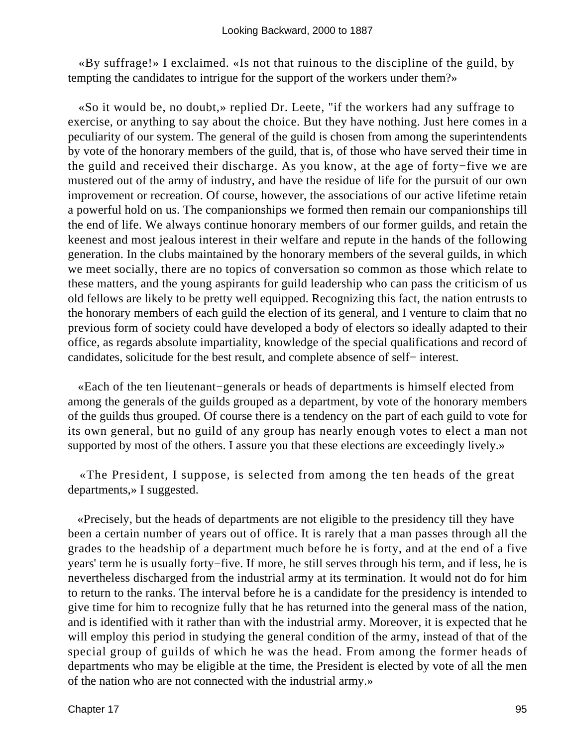«By suffrage!» I exclaimed. «Is not that ruinous to the discipline of the guild, by tempting the candidates to intrigue for the support of the workers under them?»

«So it would be, no doubt,» replied Dr. Leete, "if the workers had any suffrage to exercise, or anything to say about the choice. But they have nothing. Just here comes in a peculiarity of our system. The general of the guild is chosen from among the superintendents by vote of the honorary members of the guild, that is, of those who have served their time in the guild and received their discharge. As you know, at the age of forty−five we are mustered out of the army of industry, and have the residue of life for the pursuit of our own improvement or recreation. Of course, however, the associations of our active lifetime retain a powerful hold on us. The companionships we formed then remain our companionships till the end of life. We always continue honorary members of our former guilds, and retain the keenest and most jealous interest in their welfare and repute in the hands of the following generation. In the clubs maintained by the honorary members of the several guilds, in which we meet socially, there are no topics of conversation so common as those which relate to these matters, and the young aspirants for guild leadership who can pass the criticism of us old fellows are likely to be pretty well equipped. Recognizing this fact, the nation entrusts to the honorary members of each guild the election of its general, and I venture to claim that no previous form of society could have developed a body of electors so ideally adapted to their office, as regards absolute impartiality, knowledge of the special qualifications and record of candidates, solicitude for the best result, and complete absence of self− interest.

«Each of the ten lieutenant−generals or heads of departments is himself elected from among the generals of the guilds grouped as a department, by vote of the honorary members of the guilds thus grouped. Of course there is a tendency on the part of each guild to vote for its own general, but no guild of any group has nearly enough votes to elect a man not supported by most of the others. I assure you that these elections are exceedingly lively.»

«The President, I suppose, is selected from among the ten heads of the great departments,» I suggested.

«Precisely, but the heads of departments are not eligible to the presidency till they have been a certain number of years out of office. It is rarely that a man passes through all the grades to the headship of a department much before he is forty, and at the end of a five years' term he is usually forty−five. If more, he still serves through his term, and if less, he is nevertheless discharged from the industrial army at its termination. It would not do for him to return to the ranks. The interval before he is a candidate for the presidency is intended to give time for him to recognize fully that he has returned into the general mass of the nation, and is identified with it rather than with the industrial army. Moreover, it is expected that he will employ this period in studying the general condition of the army, instead of that of the special group of guilds of which he was the head. From among the former heads of departments who may be eligible at the time, the President is elected by vote of all the men of the nation who are not connected with the industrial army.»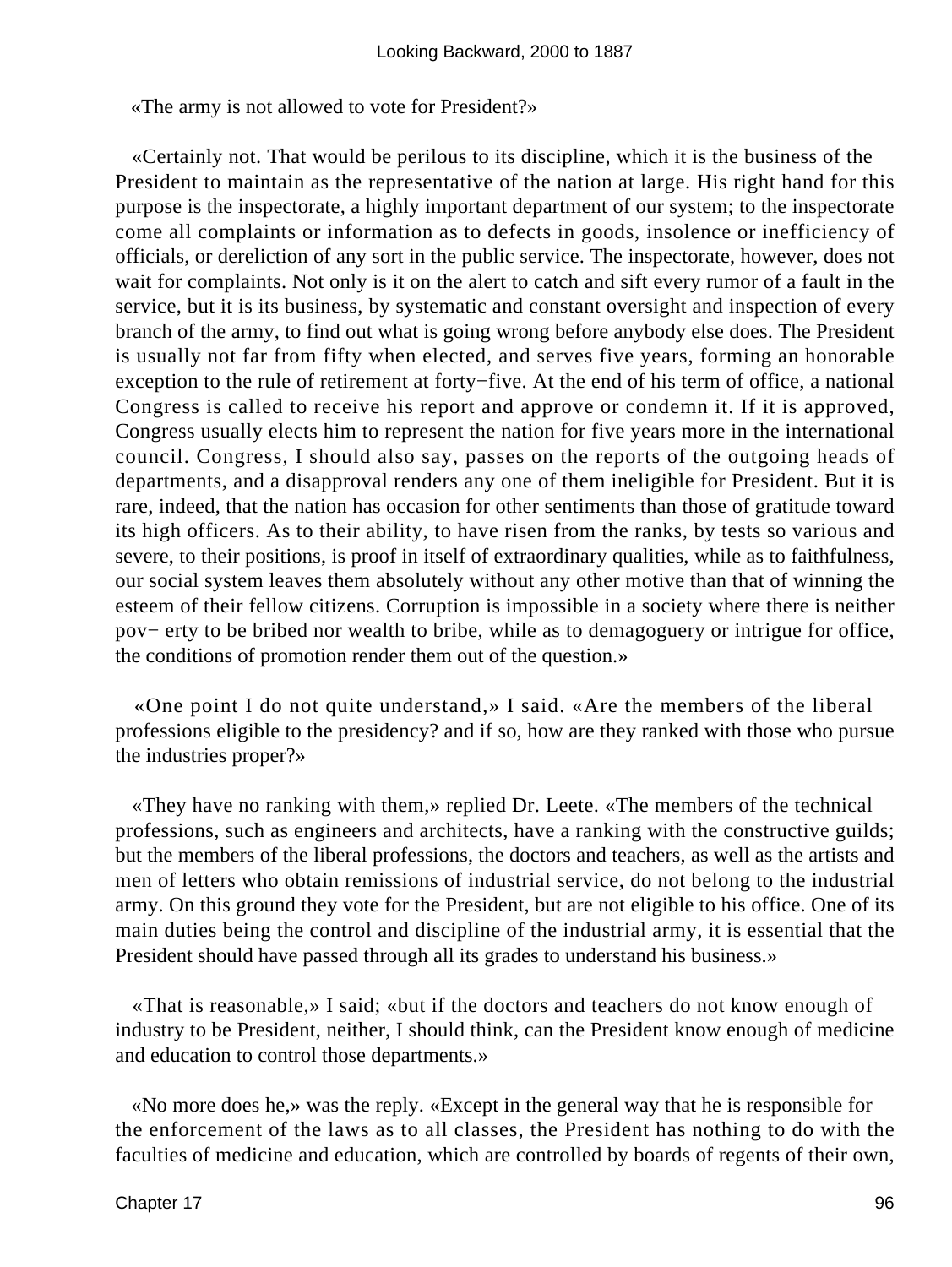«The army is not allowed to vote for President?»

«Certainly not. That would be perilous to its discipline, which it is the business of the President to maintain as the representative of the nation at large. His right hand for this purpose is the inspectorate, a highly important department of our system; to the inspectorate come all complaints or information as to defects in goods, insolence or inefficiency of officials, or dereliction of any sort in the public service. The inspectorate, however, does not wait for complaints. Not only is it on the alert to catch and sift every rumor of a fault in the service, but it is its business, by systematic and constant oversight and inspection of every branch of the army, to find out what is going wrong before anybody else does. The President is usually not far from fifty when elected, and serves five years, forming an honorable exception to the rule of retirement at forty−five. At the end of his term of office, a national Congress is called to receive his report and approve or condemn it. If it is approved, Congress usually elects him to represent the nation for five years more in the international council. Congress, I should also say, passes on the reports of the outgoing heads of departments, and a disapproval renders any one of them ineligible for President. But it is rare, indeed, that the nation has occasion for other sentiments than those of gratitude toward its high officers. As to their ability, to have risen from the ranks, by tests so various and severe, to their positions, is proof in itself of extraordinary qualities, while as to faithfulness, our social system leaves them absolutely without any other motive than that of winning the esteem of their fellow citizens. Corruption is impossible in a society where there is neither poverty to be bribed nor wealth to bribe, while as to demagoguery or intrigue for office, the conditions of promotion render them out of the question.»

«One point I do not quite understand,» I said. «Are the members of the liberal professions eligible to the presidency? and if so, how are they ranked with those who pursue the industries proper?»

«They have no ranking with them,» replied Dr. Leete. «The members of the technical professions, such as engineers and architects, have a ranking with the constructive guilds; but the members of the liberal professions, the doctors and teachers, as well as the artists and men of letters who obtain remissions of industrial service, do not belong to the industrial army. On this ground they vote for the President, but are not eligible to his office. One of its main duties being the control and discipline of the industrial army, it is essential that the President should have passed through all its grades to understand his business.»

«That is reasonable,» I said; «but if the doctors and teachers do not know enough of industry to be President, neither, I should think, can the President know enough of medicine and education to control those departments.»

«No more does he,» was the reply. «Except in the general way that he is responsible for the enforcement of the laws as to all classes, the President has nothing to do with the faculties of medicine and education, which are controlled by boards of regents of their own,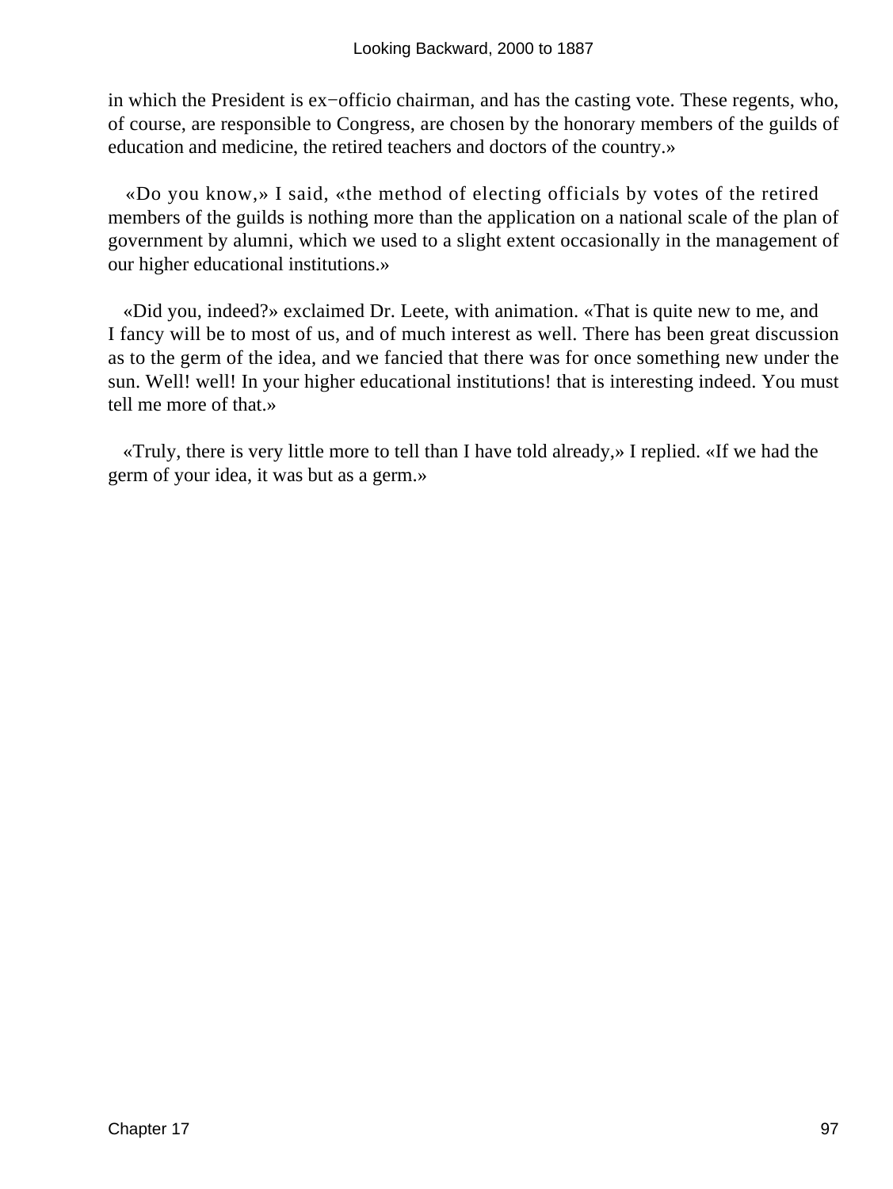in which the President is ex−officio chairman, and has the casting vote. These regents, who, of course, are responsible to Congress, are chosen by the honorary members of the guilds of education and medicine, the retired teachers and doctors of the country.»

«Do you know,» I said, «the method of electing officials by votes of the retired members of the guilds is nothing more than the application on a national scale of the plan of government by alumni, which we used to a slight extent occasionally in the management of our higher educational institutions.»

«Did you, indeed?» exclaimed Dr. Leete, with animation. «That is quite new to me, and I fancy will be to most of us, and of much interest as well. There has been great discussion as to the germ of the idea, and we fancied that there was for once something new under the sun. Well! well! In your higher educational institutions! that is interesting indeed. You must tell me more of that.»

«Truly, there is very little more to tell than I have told already,» I replied. «If we had the germ of your idea, it was but as a germ.»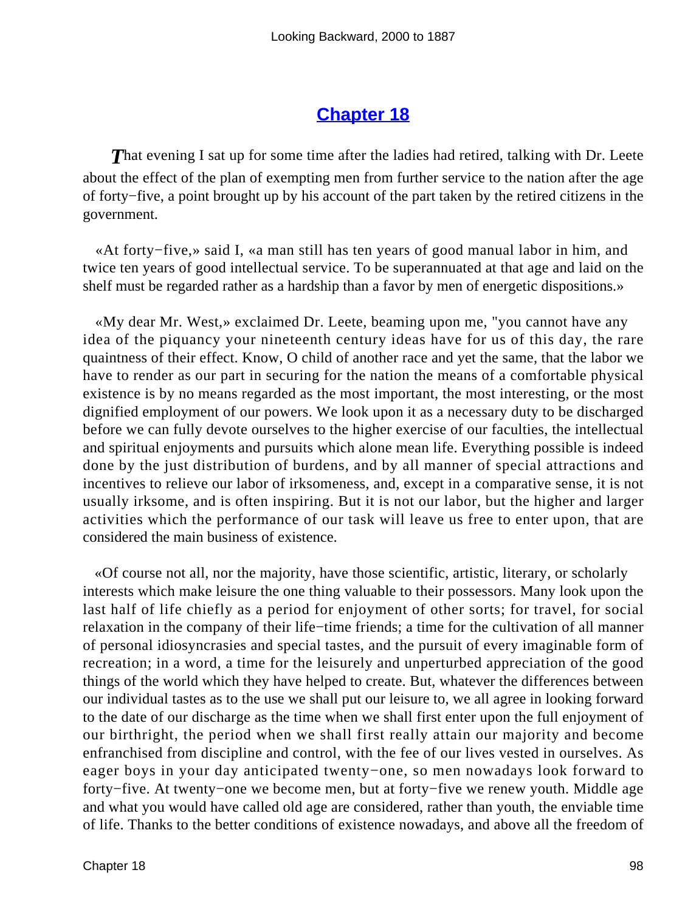# Chapter 18

*T*hat evening I sat up for some time after the ladies had retired, talking with Dr. Leete about the effect of the plan of exempting men from further service to the nation after the age of forty−five, a point brought up by his account of the part taken by the retired citizens in the government.

«At forty−five,» said I, «a man still has ten years of good manual labor in him, and twice ten years of good intellectual service. To be superannuated at that age and laid on the shelf must be regarded rather as a hardship than a favor by men of energetic dispositions.»

«My dear Mr. West,» exclaimed Dr. Leete, beaming upon me, "you cannot have any idea of the piquancy your nineteenth century ideas have for us of this day, the rare quaintness of their effect. Know, O child of another race and yet the same, that the labor we have to render as our part in securing for the nation the means of a comfortable physical existence is by no means regarded as the most important, the most interesting, or the most dignified employment of our powers. We look upon it as a necessary duty to be discharged before we can fully devote ourselves to the higher exercise of our faculties, the intellectual and spiritual enjoyments and pursuits which alone mean life. Everything possible is indeed done by the just distribution of burdens, and by all manner of special attractions and incentives to relieve our labor of irksomeness, and, except in a comparative sense, it is not usually irksome, and is often inspiring. But it is not our labor, but the higher and larger activities which the performance of our task will leave us free to enter upon, that are considered the main business of existence.

«Of course not all, nor the majority, have those scientific, artistic, literary, or scholarly interests which make leisure the one thing valuable to their possessors. Many look upon the last half of life chiefly as a period for enjoyment of other sorts; for travel, for social relaxation in the company of their life−time friends; a time for the cultivation of all manner of personal idiosyncrasies and special tastes, and the pursuit of every imaginable form of recreation; in a word, a time for the leisurely and unperturbed appreciation of the good things of the world which they have helped to create. But, whatever the differences between our individual tastes as to the use we shall put our leisure to, we all agree in looking forward to the date of our discharge as the time when we shall first enter upon the full enjoyment of our birthright, the period when we shall first really attain our majority and become enfranchised from discipline and control, with the fee of our lives vested in ourselves. As eager boys in your day anticipated twenty−one, so men nowadays look forward to forty−five. At twenty−one we become men, but at forty−five we renew youth. Middle age and what you would have called old age are considered, rather than youth, the enviable time of life. Thanks to the better conditions of existence nowadays, and above all the freedom of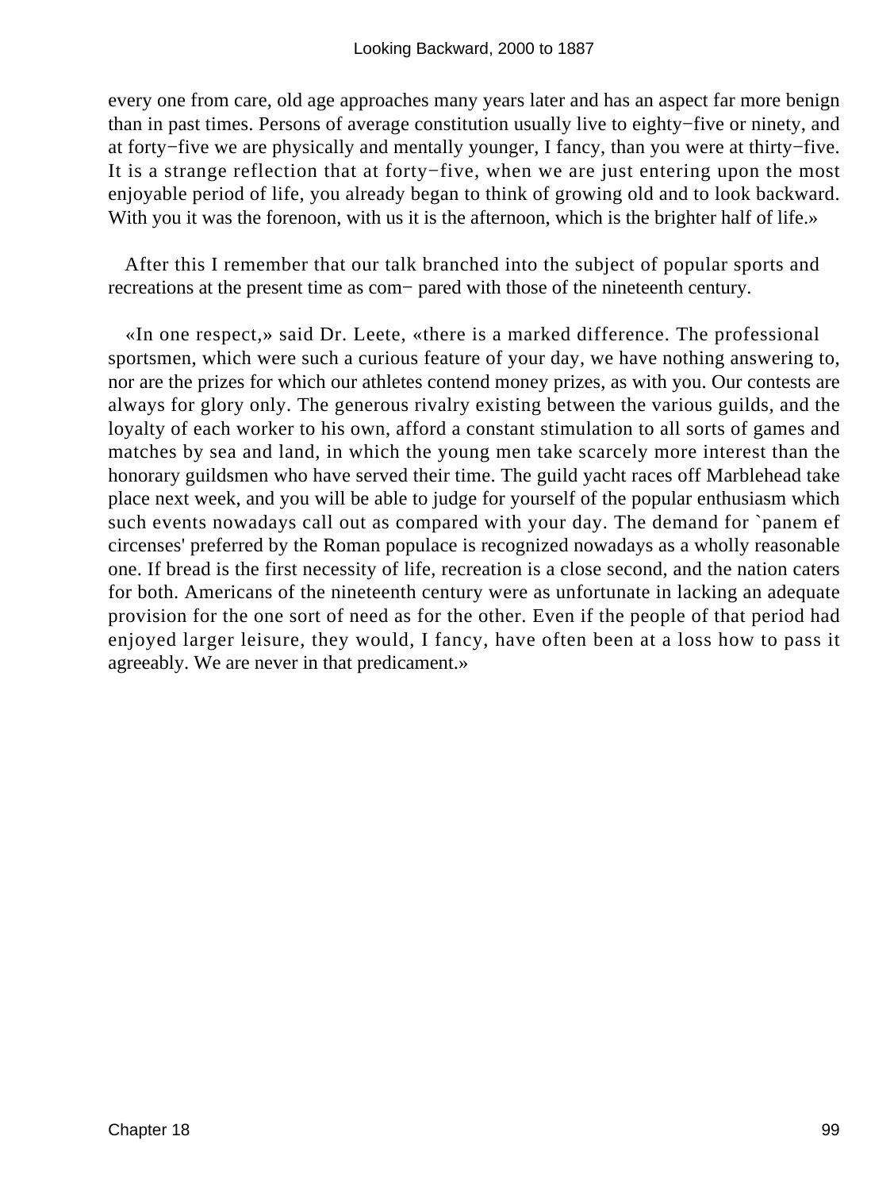every one from care, old age approaches many years later and has an aspect far more benign than in past times. Persons of average constitution usually live to eighty−five or ninety, and at forty−five we are physically and mentally younger, I fancy, than you were at thirty−five. It is a strange reflection that at forty−five, when we are just entering upon the most enjoyable period of life, you already began to think of growing old and to look backward. With you it was the forenoon, with us it is the afternoon, which is the brighter half of life.»

After this I remember that our talk branched into the subject of popular sports and recreations at the present time as com− pared with those of the nineteenth century.

«In one respect,» said Dr. Leete, «there is a marked difference. The professional sportsmen, which were such a curious feature of your day, we have nothing answering to, nor are the prizes for which our athletes contend money prizes, as with you. Our contests are always for glory only. The generous rivalry existing between the various guilds, and the loyalty of each worker to his own, afford a constant stimulation to all sorts of games and matches by sea and land, in which the young men take scarcely more interest than the honorary guildsmen who have served their time. The guild yacht races off Marblehead take place next week, and you will be able to judge for yourself of the popular enthusiasm which such events nowadays call out as compared with your day. The demand for `panem ef circenses' preferred by the Roman populace is recognized nowadays as a wholly reasonable one. If bread is the first necessity of life, recreation is a close second, and the nation caters for both. Americans of the nineteenth century were as unfortunate in lacking an adequate provision for the one sort of need as for the other. Even if the people of that period had enjoyed larger leisure, they would, I fancy, have often been at a loss how to pass it agreeably. We are never in that predicament.»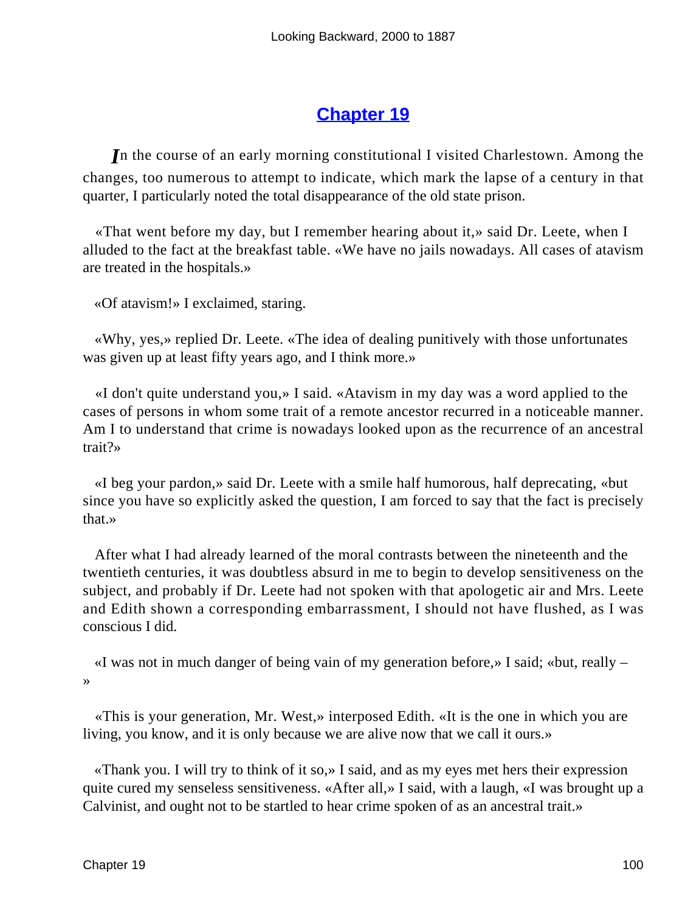## Chapter 19

In the course of an early morning constitutional I visited Charlestown. Among the changes, too numerous to attempt to indicate, which mark the lapse of a century in that quarter, I particularly noted the total disappearance of the old state prison.

«That went before my day, but I remember hearing about it,» said Dr. Leete, when I alluded to the fact at the breakfast table. «We have no jails nowadays. All cases of atavism are treated in the hospitals.»

«Of atavism!» I exclaimed, staring.

«Why, yes,» replied Dr. Leete. «The idea of dealing punitively with those unfortunates was given up at least fifty years ago, and I think more.»

«I don't quite understand you,» I said. «Atavism in my day was a word applied to the cases of persons in whom some trait of a remote ancestor recurred in a noticeable manner. Am I to understand that crime is nowadays looked upon as the recurrence of an ancestral trait?»

«I beg your pardon,» said Dr. Leete with a smile half humorous, half deprecating, «but since you have so explicitly asked the question, I am forced to say that the fact is precisely that.»

After what I had already learned of the moral contrasts between the nineteenth and the twentieth centuries, it was doubtless absurd in me to begin to develop sensitiveness on the subject, and probably if Dr. Leete had not spoken with that apologetic air and Mrs. Leete and Edith shown a corresponding embarrassment, I should not have flushed, as I was conscious I did.

«I was not in much danger of being vain of my generation before,» I said; «but, really – »

«This is your generation, Mr. West,» interposed Edith. «It is the one in which you are living, you know, and it is only because we are alive now that we call it ours.»

«Thank you. I will try to think of it so,» I said, and as my eyes met hers their expression quite cured my senseless sensitiveness. «After all,» I said, with a laugh, «I was brought up a Calvinist, and ought not to be startled to hear crime spoken of as an ancestral trait.»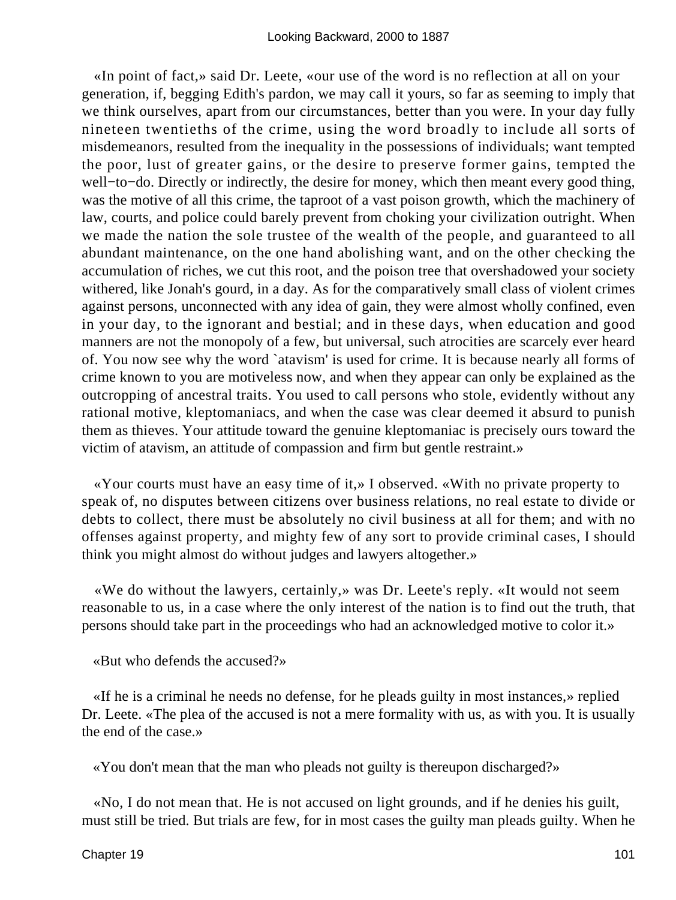«In point of fact,» said Dr. Leete, «our use of the word is no reflection at all on your generation, if, begging Edith's pardon, we may call it yours, so far as seeming to imply that we think ourselves, apart from our circumstances, better than you were. In your day fully nineteen twentieths of the crime, using the word broadly to include all sorts of misdemeanors, resulted from the inequality in the possessions of individuals; want tempted the poor, lust of greater gains, or the desire to preserve former gains, tempted the well−to−do. Directly or indirectly, the desire for money, which then meant every good thing, was the motive of all this crime, the taproot of a vast poison growth, which the machinery of law, courts, and police could barely prevent from choking your civilization outright. When we made the nation the sole trustee of the wealth of the people, and guaranteed to all abundant maintenance, on the one hand abolishing want, and on the other checking the accumulation of riches, we cut this root, and the poison tree that overshadowed your society withered, like Jonah's gourd, in a day. As for the comparatively small class of violent crimes against persons, unconnected with any idea of gain, they were almost wholly confined, even in your day, to the ignorant and bestial; and in these days, when education and good manners are not the monopoly of a few, but universal, such atrocities are scarcely ever heard of. You now see why the word `atavism' is used for crime. It is because nearly all forms of crime known to you are motiveless now, and when they appear can only be explained as the outcropping of ancestral traits. You used to call persons who stole, evidently without any rational motive, kleptomaniacs, and when the case was clear deemed it absurd to punish them as thieves. Your attitude toward the genuine kleptomaniac is precisely ours toward the victim of atavism, an attitude of compassion and firm but gentle restraint.»

«Your courts must have an easy time of it,» I observed. «With no private property to speak of, no disputes between citizens over business relations, no real estate to divide or debts to collect, there must be absolutely no civil business at all for them; and with no offenses against property, and mighty few of any sort to provide criminal cases, I should think you might almost do without judges and lawyers altogether.»

«We do without the lawyers, certainly,» was Dr. Leete's reply. «It would not seem reasonable to us, in a case where the only interest of the nation is to find out the truth, that persons should take part in the proceedings who had an acknowledged motive to color it.»

«But who defends the accused?»

«If he is a criminal he needs no defense, for he pleads guilty in most instances,» replied Dr. Leete. «The plea of the accused is not a mere formality with us, as with you. It is usually the end of the case.»

«You don't mean that the man who pleads not guilty is thereupon discharged?»

«No, I do not mean that. He is not accused on light grounds, and if he denies his guilt, must still be tried. But trials are few, for in most cases the guilty man pleads guilty. When he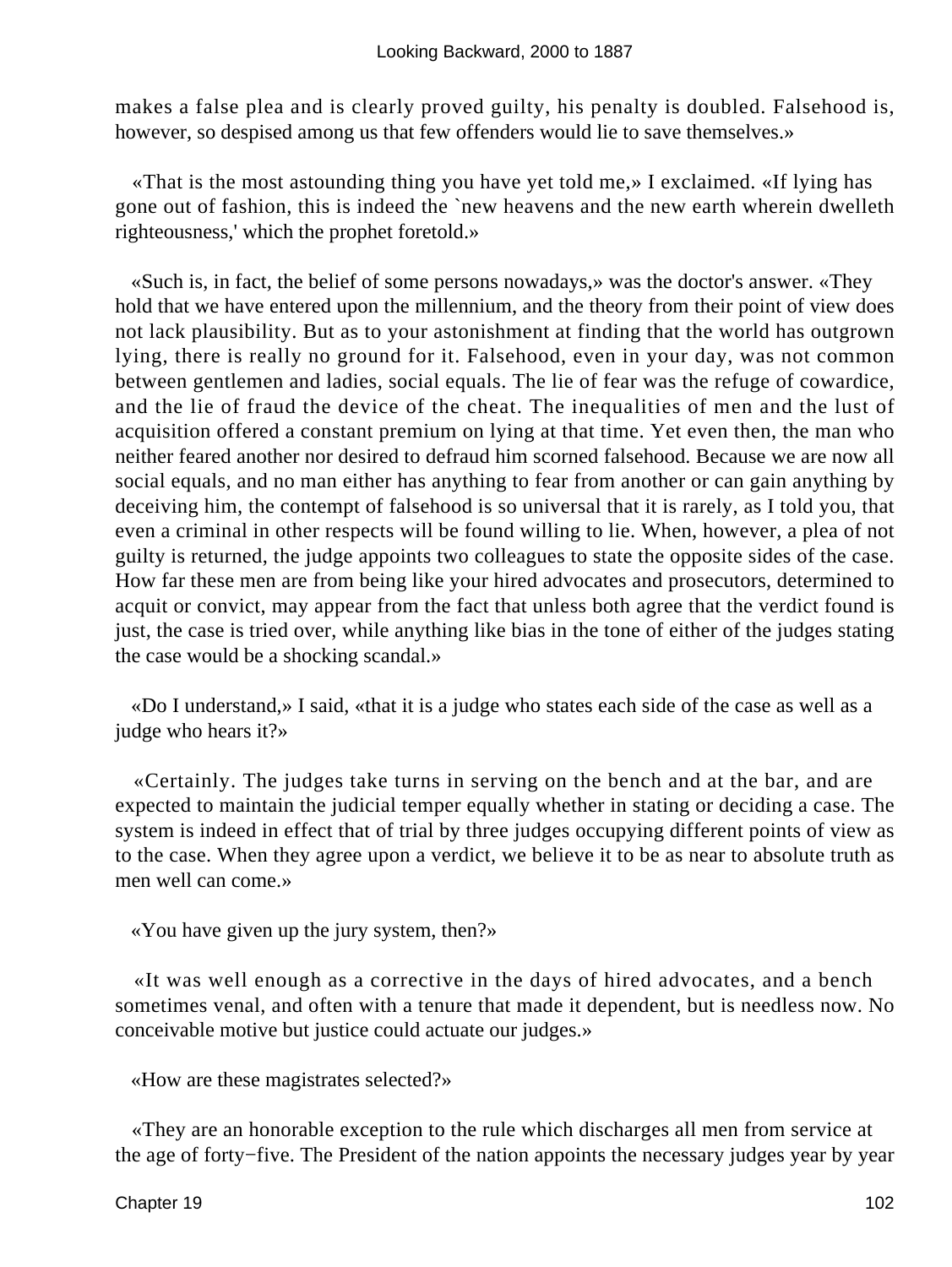makes a false plea and is clearly proved guilty, his penalty is doubled. Falsehood is, however, so despised among us that few offenders would lie to save themselves.»

«That is the most astounding thing you have yet told me,» I exclaimed. «If lying has gone out of fashion, this is indeed the `new heavens and the new earth wherein dwelleth righteousness,' which the prophet foretold.»

«Such is, in fact, the belief of some persons nowadays,» was the doctor's answer. «They hold that we have entered upon the millennium, and the theory from their point of view does not lack plausibility. But as to your astonishment at finding that the world has outgrown lying, there is really no ground for it. Falsehood, even in your day, was not common between gentlemen and ladies, social equals. The lie of fear was the refuge of cowardice, and the lie of fraud the device of the cheat. The inequalities of men and the lust of acquisition offered a constant premium on lying at that time. Yet even then, the man who neither feared another nor desired to defraud him scorned falsehood. Because we are now all social equals, and no man either has anything to fear from another or can gain anything by deceiving him, the contempt of falsehood is so universal that it is rarely, as I told you, that even a criminal in other respects will be found willing to lie. When, however, a plea of not guilty is returned, the judge appoints two colleagues to state the opposite sides of the case. How far these men are from being like your hired advocates and prosecutors, determined to acquit or convict, may appear from the fact that unless both agree that the verdict found is just, the case is tried over, while anything like bias in the tone of either of the judges stating the case would be a shocking scandal.»

«Do I understand,» I said, «that it is a judge who states each side of the case as well as a judge who hears it?»

«Certainly. The judges take turns in serving on the bench and at the bar, and are expected to maintain the judicial temper equally whether in stating or deciding a case. The system is indeed in effect that of trial by three judges occupying different points of view as to the case. When they agree upon a verdict, we believe it to be as near to absolute truth as men well can come.»

«You have given up the jury system, then?»

«It was well enough as a corrective in the days of hired advocates, and a bench sometimes venal, and often with a tenure that made it dependent, but is needless now. No conceivable motive but justice could actuate our judges.»

«How are these magistrates selected?»

«They are an honorable exception to the rule which discharges all men from service at the age of forty−five. The President of the nation appoints the necessary judges year by year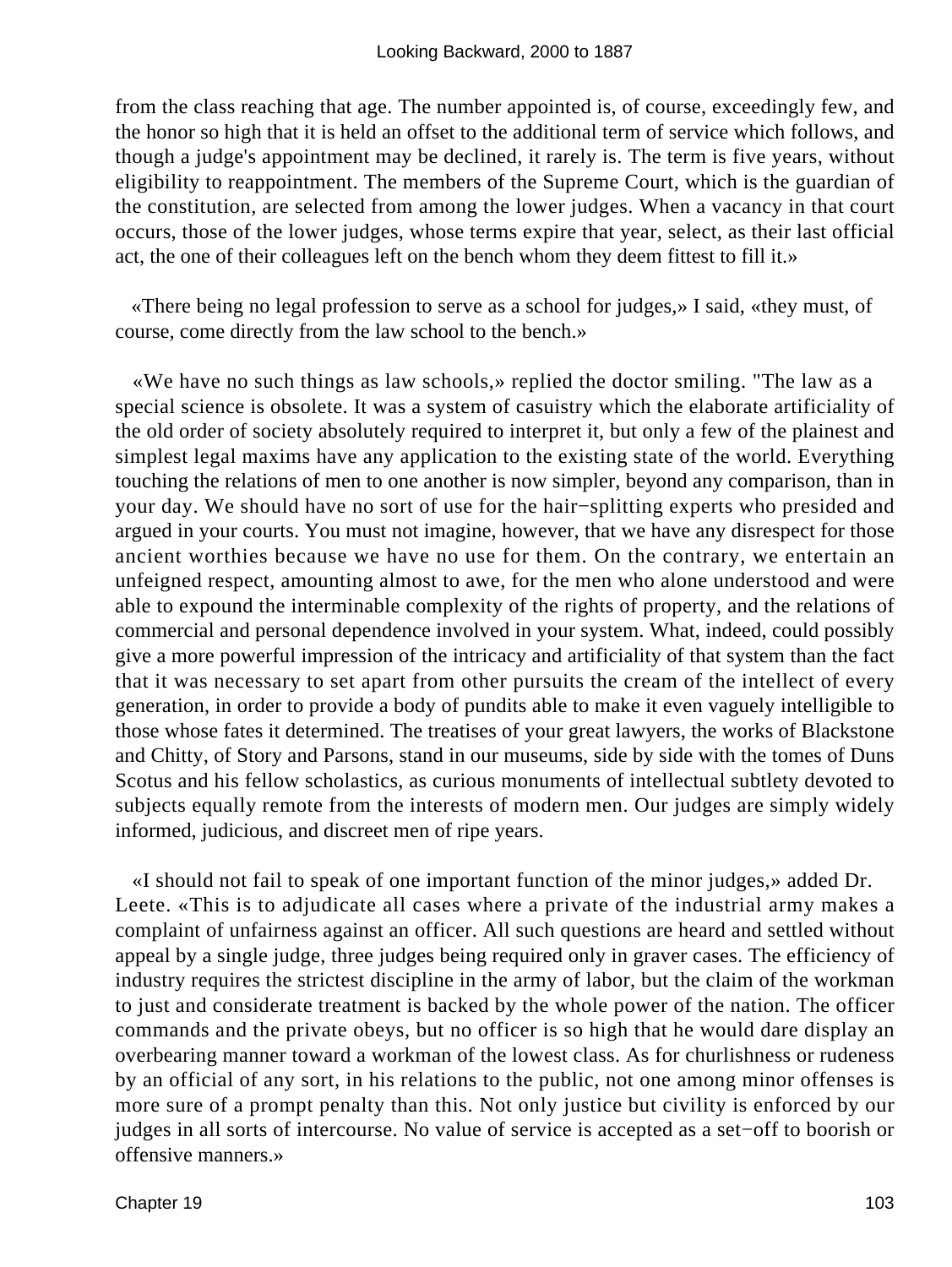from the class reaching that age. The number appointed is, of course, exceedingly few, and the honor so high that it is held an offset to the additional term of service which follows, and though a judge's appointment may be declined, it rarely is. The term is five years, without eligibility to reappointment. The members of the Supreme Court, which is the guardian of the constitution, are selected from among the lower judges. When a vacancy in that court occurs, those of the lower judges, whose terms expire that year, select, as their last official act, the one of their colleagues left on the bench whom they deem fittest to fill it.»

«There being no legal profession to serve as a school for judges,» I said, «they must, of course, come directly from the law school to the bench.»

«We have no such things as law schools,» replied the doctor smiling. "The law as a special science is obsolete. It was a system of casuistry which the elaborate artificiality of the old order of society absolutely required to interpret it, but only a few of the plainest and simplest legal maxims have any application to the existing state of the world. Everything touching the relations of men to one another is now simpler, beyond any comparison, than in your day. We should have no sort of use for the hair−splitting experts who presided and argued in your courts. You must not imagine, however, that we have any disrespect for those ancient worthies because we have no use for them. On the contrary, we entertain an unfeigned respect, amounting almost to awe, for the men who alone understood and were able to expound the interminable complexity of the rights of property, and the relations of commercial and personal dependence involved in your system. What, indeed, could possibly give a more powerful impression of the intricacy and artificiality of that system than the fact that it was necessary to set apart from other pursuits the cream of the intellect of every generation, in order to provide a body of pundits able to make it even vaguely intelligible to those whose fates it determined. The treatises of your great lawyers, the works of Blackstone and Chitty, of Story and Parsons, stand in our museums, side by side with the tomes of Duns Scotus and his fellow scholastics, as curious monuments of intellectual subtlety devoted to subjects equally remote from the interests of modern men. Our judges are simply widely informed, judicious, and discreet men of ripe years.

«I should not fail to speak of one important function of the minor judges,» added Dr. Leete. «This is to adjudicate all cases where a private of the industrial army makes a complaint of unfairness against an officer. All such questions are heard and settled without appeal by a single judge, three judges being required only in graver cases. The efficiency of industry requires the strictest discipline in the army of labor, but the claim of the workman to just and considerate treatment is backed by the whole power of the nation. The officer commands and the private obeys, but no officer is so high that he would dare display an overbearing manner toward a workman of the lowest class. As for churlishness or rudeness by an official of any sort, in his relations to the public, not one among minor offenses is more sure of a prompt penalty than this. Not only justice but civility is enforced by our judges in all sorts of intercourse. No value of service is accepted as a set−off to boorish or offensive manners.»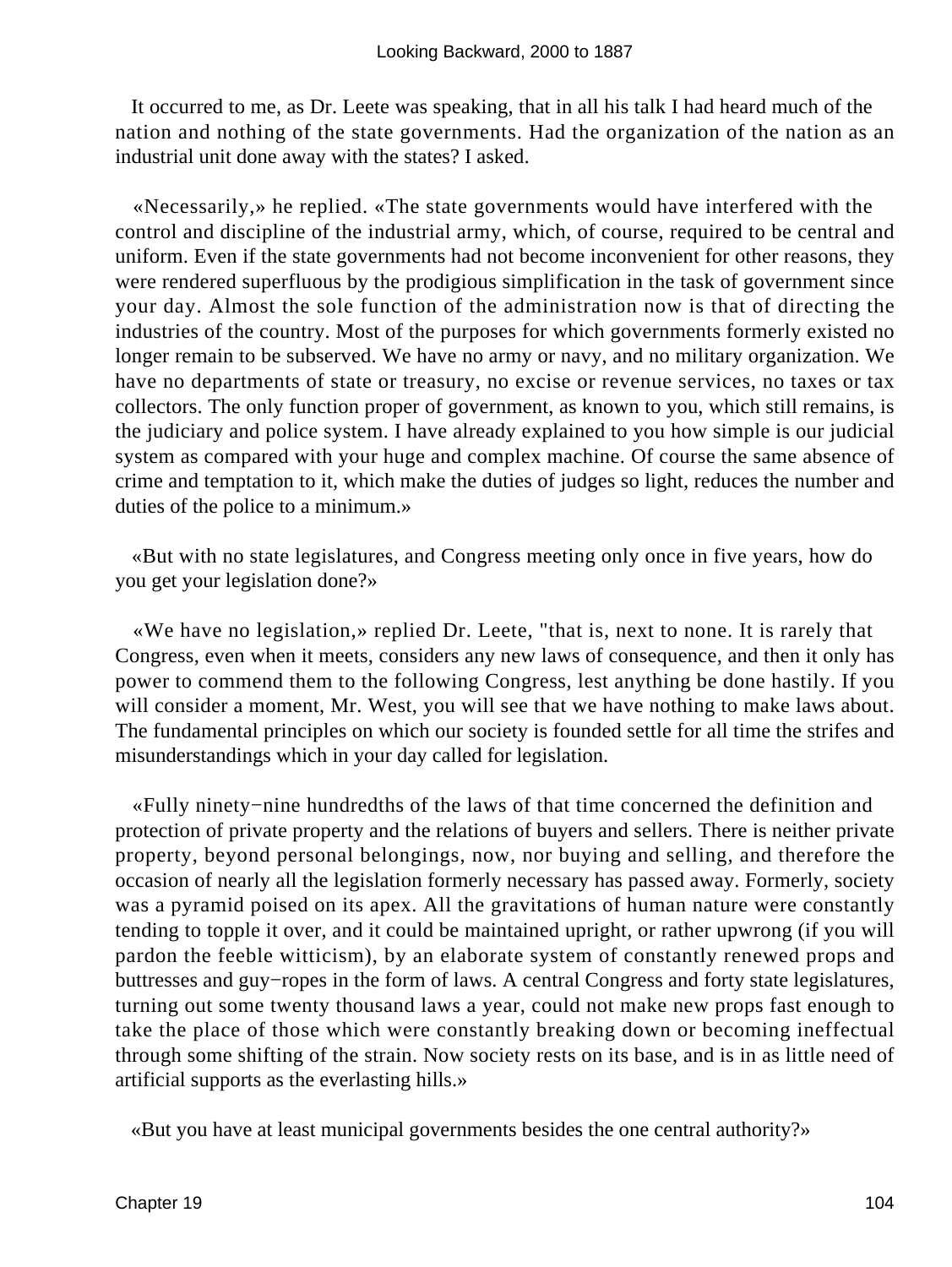It occurred to me, as Dr. Leete was speaking, that in all his talk I had heard much of the nation and nothing of the state governments. Had the organization of the nation as an industrial unit done away with the states? I asked.

«Necessarily,» he replied. «The state governments would have interfered with the control and discipline of the industrial army, which, of course, required to be central and uniform. Even if the state governments had not become inconvenient for other reasons, they were rendered superfluous by the prodigious simplification in the task of government since your day. Almost the sole function of the administration now is that of directing the industries of the country. Most of the purposes for which governments formerly existed no longer remain to be subserved. We have no army or navy, and no military organization. We have no departments of state or treasury, no excise or revenue services, no taxes or tax collectors. The only function proper of government, as known to you, which still remains, is the judiciary and police system. I have already explained to you how simple is our judicial system as compared with your huge and complex machine. Of course the same absence of crime and temptation to it, which make the duties of judges so light, reduces the number and duties of the police to a minimum.»

«But with no state legislatures, and Congress meeting only once in five years, how do you get your legislation done?»

«We have no legislation,» replied Dr. Leete, "that is, next to none. It is rarely that Congress, even when it meets, considers any new laws of consequence, and then it only has power to commend them to the following Congress, lest anything be done hastily. If you will consider a moment, Mr. West, you will see that we have nothing to make laws about. The fundamental principles on which our society is founded settle for all time the strifes and misunderstandings which in your day called for legislation.

«Fully ninety−nine hundredths of the laws of that time concerned the definition and protection of private property and the relations of buyers and sellers. There is neither private property, beyond personal belongings, now, nor buying and selling, and therefore the occasion of nearly all the legislation formerly necessary has passed away. Formerly, society was a pyramid poised on its apex. All the gravitations of human nature were constantly tending to topple it over, and it could be maintained upright, or rather upwrong (if you will pardon the feeble witticism), by an elaborate system of constantly renewed props and buttresses and guy−ropes in the form of laws. A central Congress and forty state legislatures, turning out some twenty thousand laws a year, could not make new props fast enough to take the place of those which were constantly breaking down or becoming ineffectual through some shifting of the strain. Now society rests on its base, and is in as little need of artificial supports as the everlasting hills.»

«But you have at least municipal governments besides the one central authority?»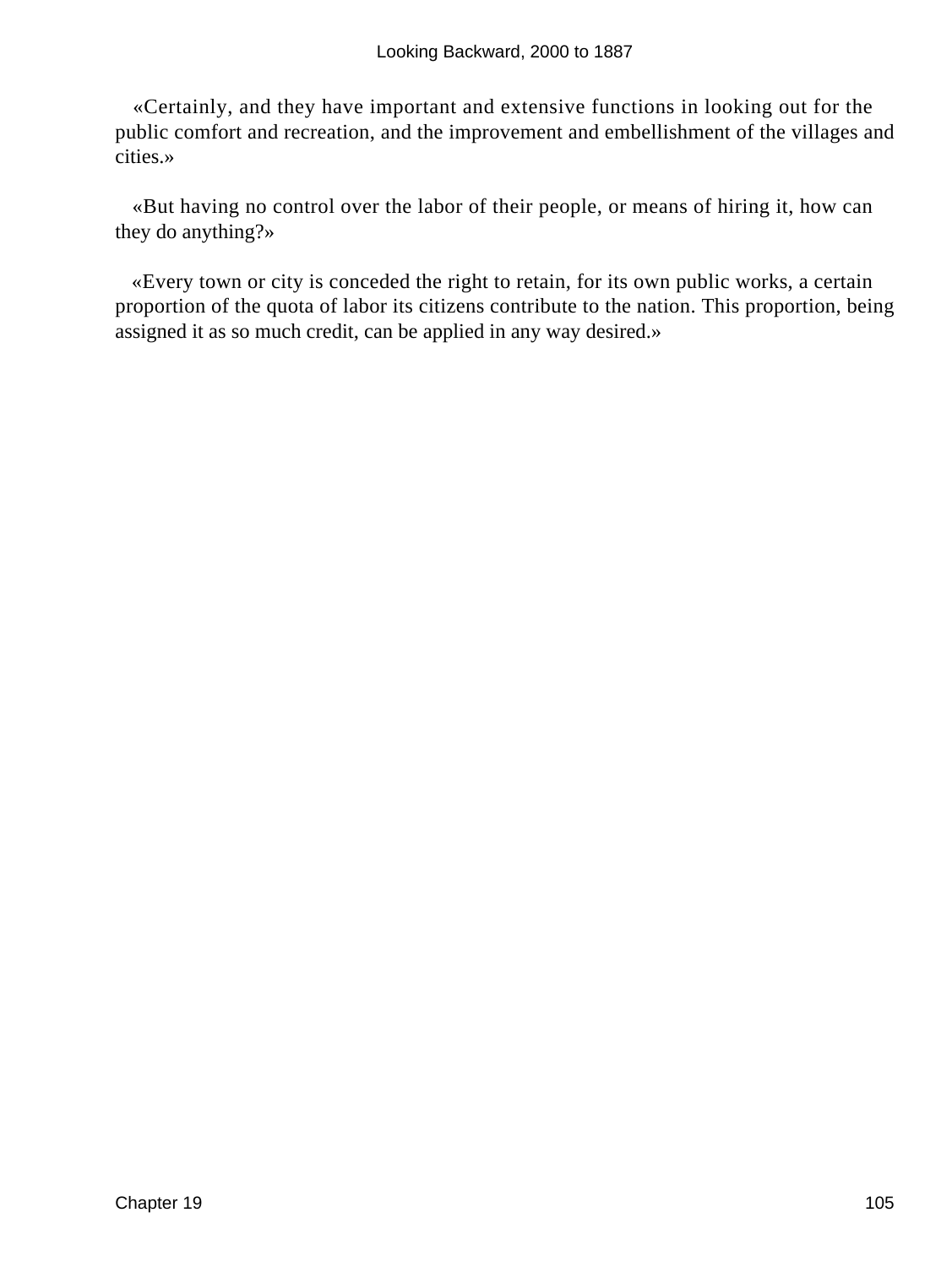«Certainly, and they have important and extensive functions in looking out for the public comfort and recreation, and the improvement and embellishment of the villages and cities.»

«But having no control over the labor of their people, or means of hiring it, how can they do anything?»

«Every town or city is conceded the right to retain, for its own public works, a certain proportion of the quota of labor its citizens contribute to the nation. This proportion, being assigned it as so much credit, can be applied in any way desired.»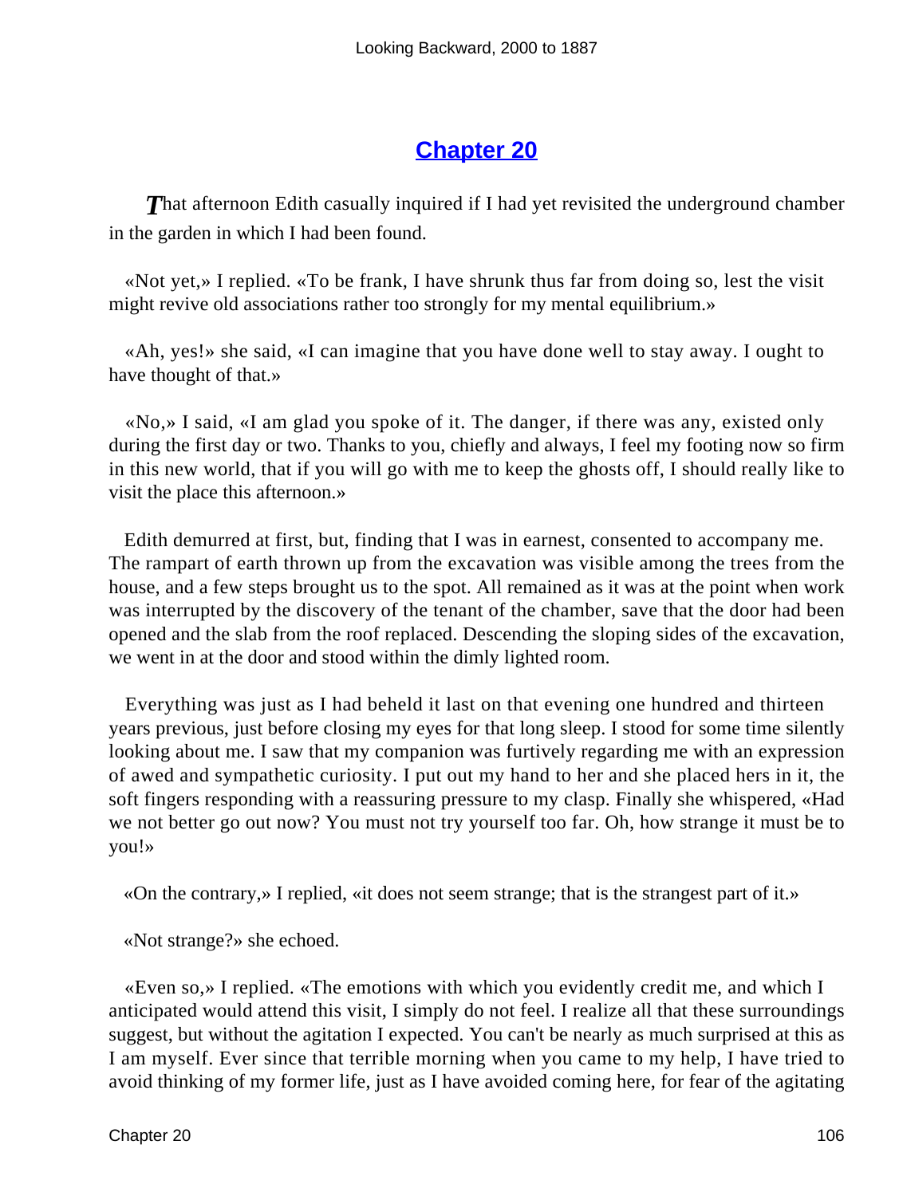## Chapter 20

That afternoon Edith casually inquired if I had yet revisited the underground chamber in the garden in which I had been found.

«Not yet,» I replied. «To be frank, I have shrunk thus far from doing so, lest the visit might revive old associations rather too strongly for my mental equilibrium.»

«Ah, yes!» she said, «I can imagine that you have done well to stay away. I ought to have thought of that.»

«No,» I said, «I am glad you spoke of it. The danger, if there was any, existed only during the first day or two. Thanks to you, chiefly and always, I feel my footing now so firm in this new world, that if you will go with me to keep the ghosts off, I should really like to visit the place this afternoon.»

Edith demurred at first, but, finding that I was in earnest, consented to accompany me. The rampart of earth thrown up from the excavation was visible among the trees from the house, and a few steps brought us to the spot. All remained as it was at the point when work was interrupted by the discovery of the tenant of the chamber, save that the door had been opened and the slab from the roof replaced. Descending the sloping sides of the excavation, we went in at the door and stood within the dimly lighted room.

Everything was just as I had beheld it last on that evening one hundred and thirteen years previous, just before closing my eyes for that long sleep. I stood for some time silently looking about me. I saw that my companion was furtively regarding me with an expression of awed and sympathetic curiosity. I put out my hand to her and she placed hers in it, the soft fingers responding with a reassuring pressure to my clasp. Finally she whispered, «Had we not better go out now? You must not try yourself too far. Oh, how strange it must be to you!»

«On the contrary,» I replied, «it does not seem strange; that is the strangest part of it.»

«Not strange?» she echoed.

«Even so,» I replied. «The emotions with which you evidently credit me, and which I anticipated would attend this visit, I simply do not feel. I realize all that these surroundings suggest, but without the agitation I expected. You can't be nearly as much surprised at this as I am myself. Ever since that terrible morning when you came to my help, I have tried to avoid thinking of my former life, just as I have avoided coming here, for fear of the agitating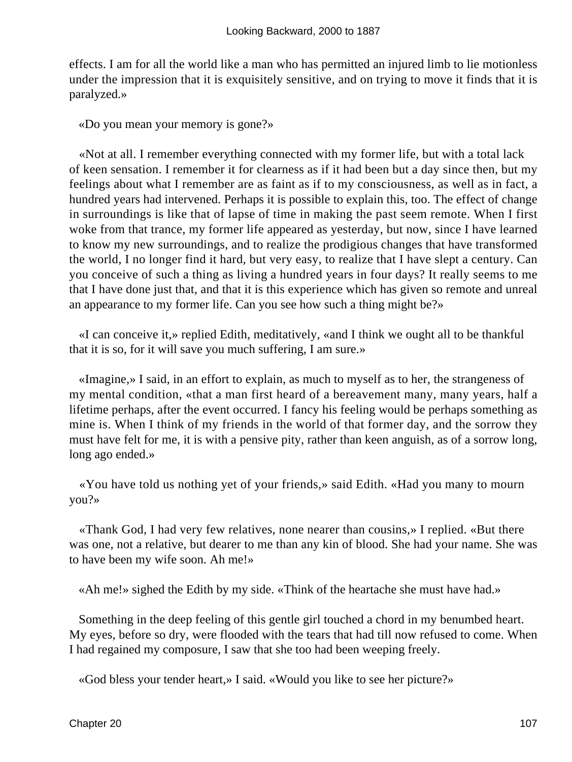effects. I am for all the world like a man who has permitted an injured limb to lie motionless under the impression that it is exquisitely sensitive, and on trying to move it finds that it is paralyzed.»

«Do you mean your memory is gone?»

«Not at all. I remember everything connected with my former life, but with a total lack of keen sensation. I remember it for clearness as if it had been but a day since then, but my feelings about what I remember are as faint as if to my consciousness, as well as in fact, a hundred years had intervened. Perhaps it is possible to explain this, too. The effect of change in surroundings is like that of lapse of time in making the past seem remote. When I first woke from that trance, my former life appeared as yesterday, but now, since I have learned to know my new surroundings, and to realize the prodigious changes that have transformed the world, I no longer find it hard, but very easy, to realize that I have slept a century. Can you conceive of such a thing as living a hundred years in four days? It really seems to me that I have done just that, and that it is this experience which has given so remote and unreal an appearance to my former life. Can you see how such a thing might be?»

«I can conceive it,» replied Edith, meditatively, «and I think we ought all to be thankful that it is so, for it will save you much suffering, I am sure.»

«Imagine,» I said, in an effort to explain, as much to myself as to her, the strangeness of my mental condition, «that a man first heard of a bereavement many, many years, half a lifetime perhaps, after the event occurred. I fancy his feeling would be perhaps something as mine is. When I think of my friends in the world of that former day, and the sorrow they must have felt for me, it is with a pensive pity, rather than keen anguish, as of a sorrow long, long ago ended.»

«You have told us nothing yet of your friends,» said Edith. «Had you many to mourn you?»

«Thank God, I had very few relatives, none nearer than cousins,» I replied. «But there was one, not a relative, but dearer to me than any kin of blood. She had your name. She was to have been my wife soon. Ah me!»

«Ah me!» sighed the Edith by my side. «Think of the heartache she must have had.»

Something in the deep feeling of this gentle girl touched a chord in my benumbed heart. My eyes, before so dry, were flooded with the tears that had till now refused to come. When I had regained my composure, I saw that she too had been weeping freely.

«God bless your tender heart,» I said. «Would you like to see her picture?»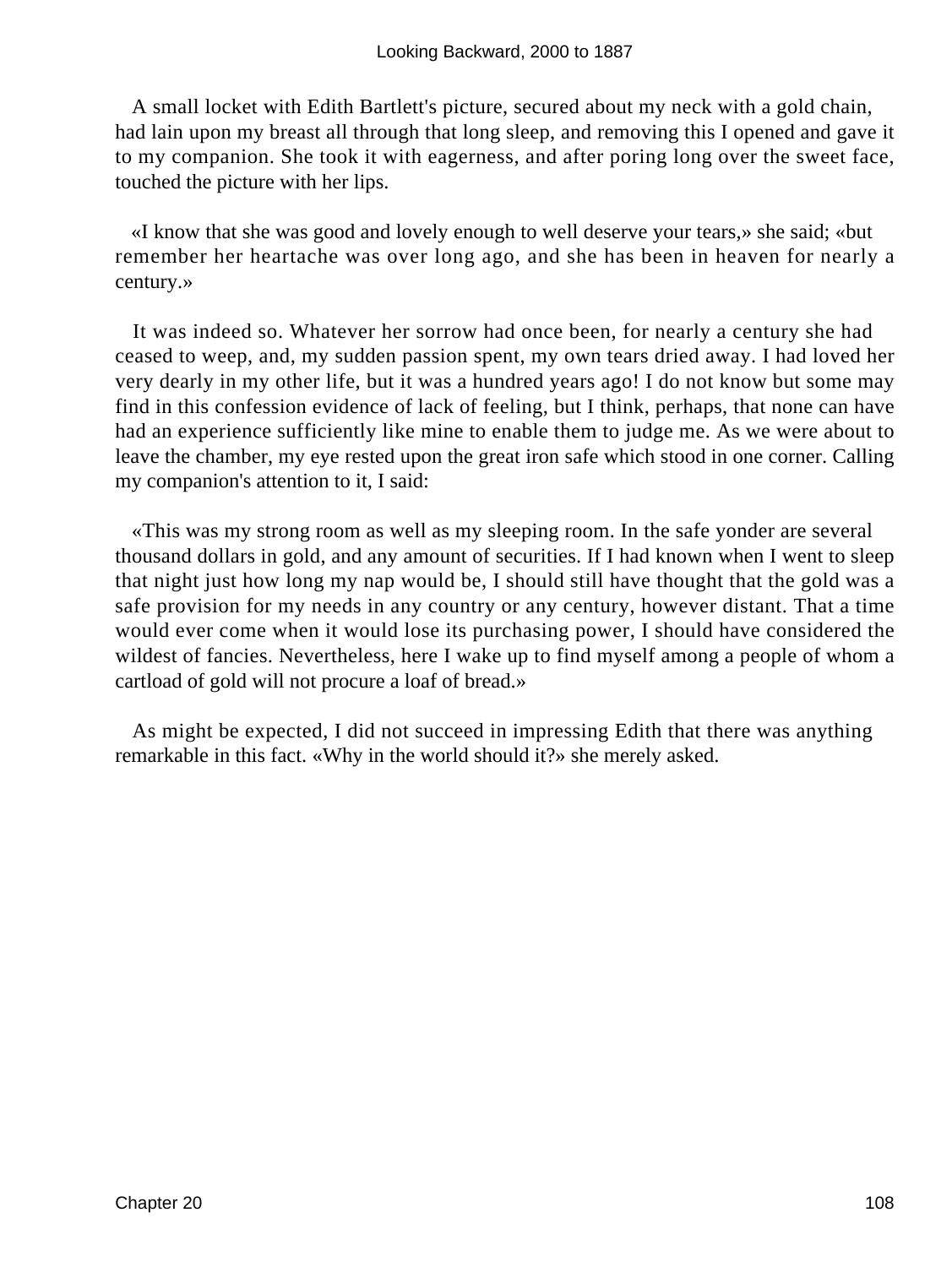A small locket with Edith Bartlett's picture, secured about my neck with a gold chain, had lain upon my breast all through that long sleep, and removing this I opened and gave it to my companion. She took it with eagerness, and after poring long over the sweet face, touched the picture with her lips.

«I know that she was good and lovely enough to well deserve your tears,» she said; «but remember her heartache was over long ago, and she has been in heaven for nearly a century.»

It was indeed so. Whatever her sorrow had once been, for nearly a century she had ceased to weep, and, my sudden passion spent, my own tears dried away. I had loved her very dearly in my other life, but it was a hundred years ago! I do not know but some may find in this confession evidence of lack of feeling, but I think, perhaps, that none can have had an experience sufficiently like mine to enable them to judge me. As we were about to leave the chamber, my eye rested upon the great iron safe which stood in one corner. Calling my companion's attention to it, I said:

«This was my strong room as well as my sleeping room. In the safe yonder are several thousand dollars in gold, and any amount of securities. If I had known when I went to sleep that night just how long my nap would be, I should still have thought that the gold was a safe provision for my needs in any country or any century, however distant. That a time would ever come when it would lose its purchasing power, I should have considered the wildest of fancies. Nevertheless, here I wake up to find myself among a people of whom a cartload of gold will not procure a loaf of bread.»

As might be expected, I did not succeed in impressing Edith that there was anything remarkable in this fact. «Why in the world should it?» she merely asked.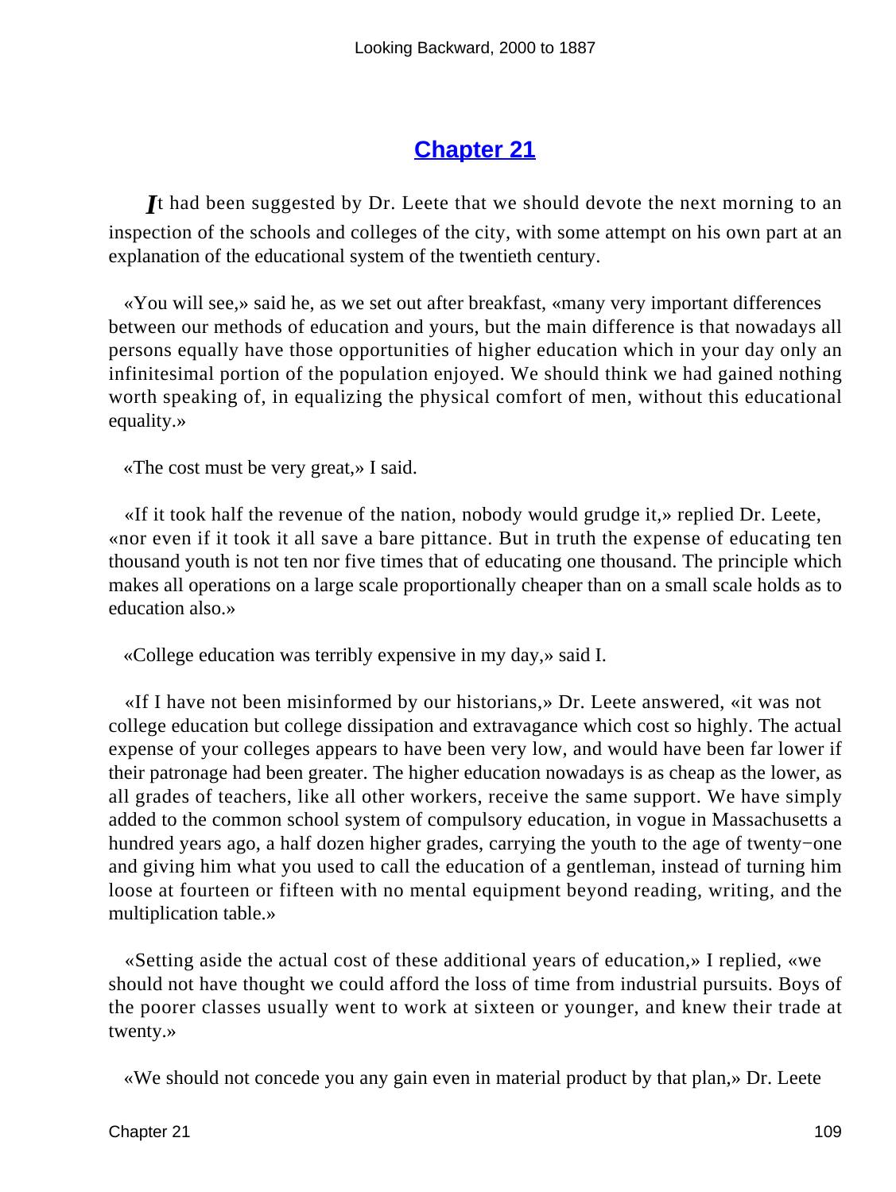## Chapter 21

*I*t had been suggested by Dr. Leete that we should devote the next morning to an inspection of the schools and colleges of the city, with some attempt on his own part at an explanation of the educational system of the twentieth century.

«You will see,» said he, as we set out after breakfast, «many very important differences between our methods of education and yours, but the main difference is that nowadays all persons equally have those opportunities of higher education which in your day only an infinitesimal portion of the population enjoyed. We should think we had gained nothing worth speaking of, in equalizing the physical comfort of men, without this educational equality.»

«The cost must be very great,» I said.

«If it took half the revenue of the nation, nobody would grudge it,» replied Dr. Leete, «nor even if it took it all save a bare pittance. But in truth the expense of educating ten thousand youth is not ten nor five times that of educating one thousand. The principle which makes all operations on a large scale proportionally cheaper than on a small scale holds as to education also.»

«College education was terribly expensive in my day,» said I.

«If I have not been misinformed by our historians,» Dr. Leete answered, «it was not college education but college dissipation and extravagance which cost so highly. The actual expense of your colleges appears to have been very low, and would have been far lower if their patronage had been greater. The higher education nowadays is as cheap as the lower, as all grades of teachers, like all other workers, receive the same support. We have simply added to the common school system of compulsory education, in vogue in Massachusetts a hundred years ago, a half dozen higher grades, carrying the youth to the age of twenty−one and giving him what you used to call the education of a gentleman, instead of turning him loose at fourteen or fifteen with no mental equipment beyond reading, writing, and the multiplication table.»

«Setting aside the actual cost of these additional years of education,» I replied, «we should not have thought we could afford the loss of time from industrial pursuits. Boys of the poorer classes usually went to work at sixteen or younger, and knew their trade at twenty.»

«We should not concede you any gain even in material product by that plan,» Dr. Leete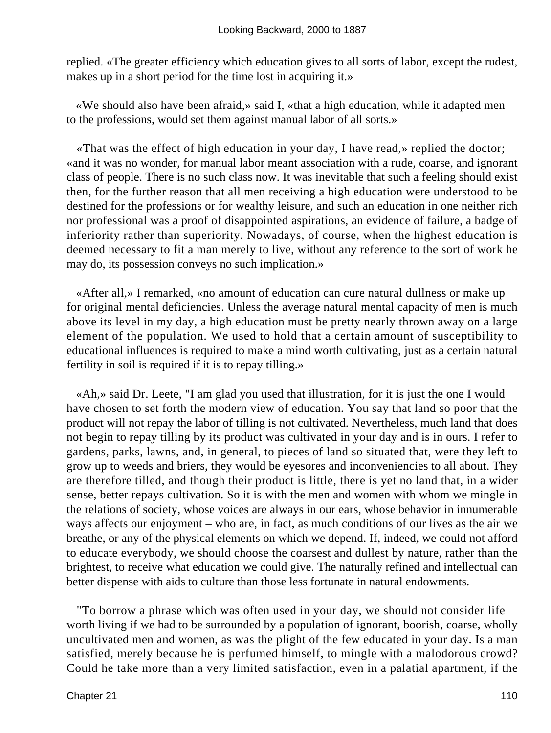replied. «The greater efficiency which education gives to all sorts of labor, except the rudest, makes up in a short period for the time lost in acquiring it.»

«We should also have been afraid,» said I, «that a high education, while it adapted men to the professions, would set them against manual labor of all sorts.»

«That was the effect of high education in your day, I have read,» replied the doctor; «and it was no wonder, for manual labor meant association with a rude, coarse, and ignorant class of people. There is no such class now. It was inevitable that such a feeling should exist then, for the further reason that all men receiving a high education were understood to be destined for the professions or for wealthy leisure, and such an education in one neither rich nor professional was a proof of disappointed aspirations, an evidence of failure, a badge of inferiority rather than superiority. Nowadays, of course, when the highest education is deemed necessary to fit a man merely to live, without any reference to the sort of work he may do, its possession conveys no such implication.»

«After all,» I remarked, «no amount of education can cure natural dullness or make up for original mental deficiencies. Unless the average natural mental capacity of men is much above its level in my day, a high education must be pretty nearly thrown away on a large element of the population. We used to hold that a certain amount of susceptibility to educational influences is required to make a mind worth cultivating, just as a certain natural fertility in soil is required if it is to repay tilling.»

«Ah,» said Dr. Leete, "I am glad you used that illustration, for it is just the one I would have chosen to set forth the modern view of education. You say that land so poor that the product will not repay the labor of tilling is not cultivated. Nevertheless, much land that does not begin to repay tilling by its product was cultivated in your day and is in ours. I refer to gardens, parks, lawns, and, in general, to pieces of land so situated that, were they left to grow up to weeds and briers, they would be eyesores and inconveniencies to all about. They are therefore tilled, and though their product is little, there is yet no land that, in a wider sense, better repays cultivation. So it is with the men and women with whom we mingle in the relations of society, whose voices are always in our ears, whose behavior in innumerable ways affects our enjoyment – who are, in fact, as much conditions of our lives as the air we breathe, or any of the physical elements on which we depend. If, indeed, we could not afford to educate everybody, we should choose the coarsest and dullest by nature, rather than the brightest, to receive what education we could give. The naturally refined and intellectual can better dispense with aids to culture than those less fortunate in natural endowments.

"To borrow a phrase which was often used in your day, we should not consider life worth living if we had to be surrounded by a population of ignorant, boorish, coarse, wholly uncultivated men and women, as was the plight of the few educated in your day. Is a man satisfied, merely because he is perfumed himself, to mingle with a malodorous crowd? Could he take more than a very limited satisfaction, even in a palatial apartment, if the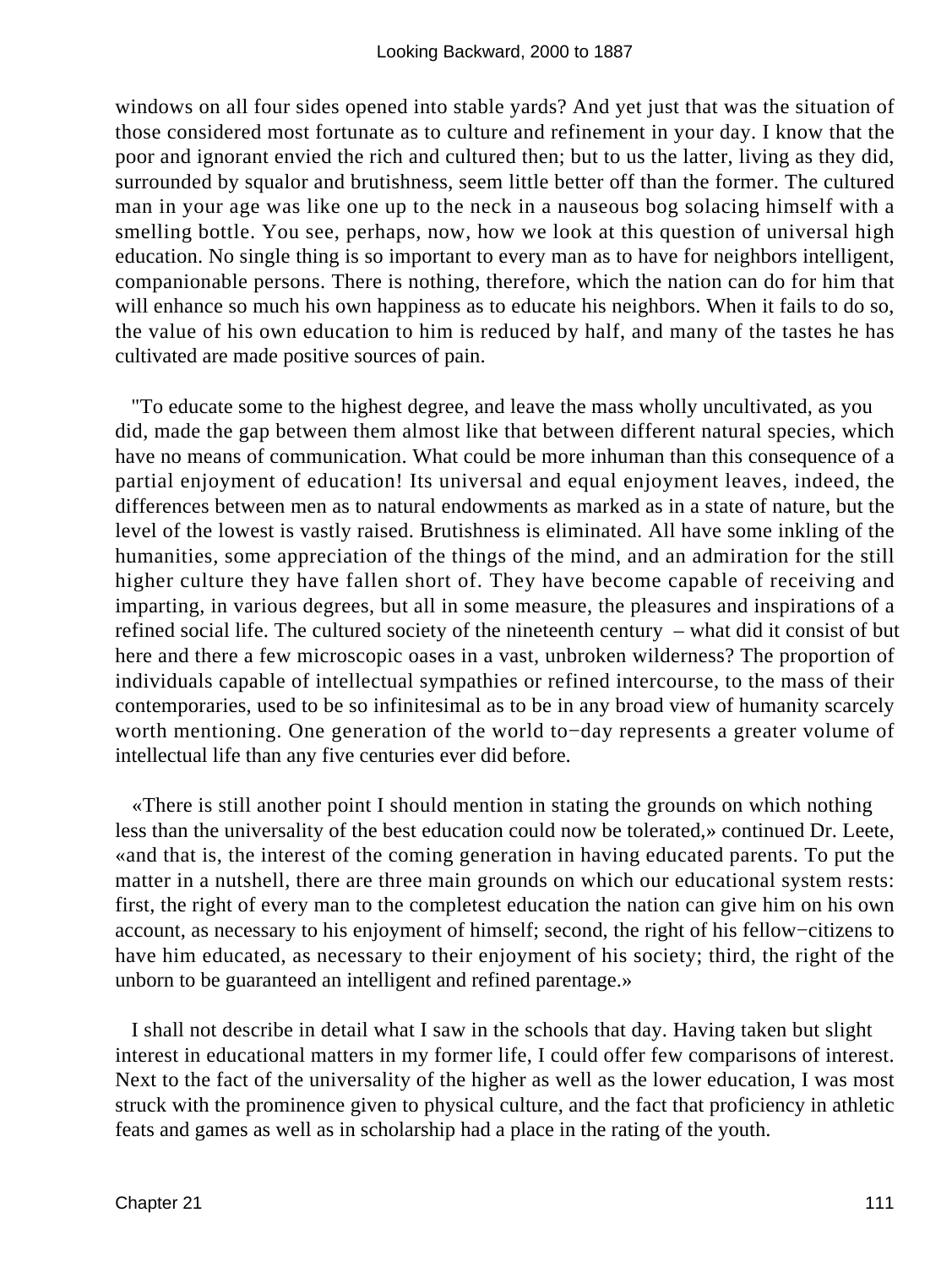windows on all four sides opened into stable yards? And yet just that was the situation of those considered most fortunate as to culture and refinement in your day. I know that the poor and ignorant envied the rich and cultured then; but to us the latter, living as they did, surrounded by squalor and brutishness, seem little better off than the former. The cultured man in your age was like one up to the neck in a nauseous bog solacing himself with a smelling bottle. You see, perhaps, now, how we look at this question of universal high education. No single thing is so important to every man as to have for neighbors intelligent, companionable persons. There is nothing, therefore, which the nation can do for him that will enhance so much his own happiness as to educate his neighbors. When it fails to do so, the value of his own education to him is reduced by half, and many of the tastes he has cultivated are made positive sources of pain.

"To educate some to the highest degree, and leave the mass wholly uncultivated, as you did, made the gap between them almost like that between different natural species, which have no means of communication. What could be more inhuman than this consequence of a partial enjoyment of education! Its universal and equal enjoyment leaves, indeed, the differences between men as to natural endowments as marked as in a state of nature, but the level of the lowest is vastly raised. Brutishness is eliminated. All have some inkling of the humanities, some appreciation of the things of the mind, and an admiration for the still higher culture they have fallen short of. They have become capable of receiving and imparting, in various degrees, but all in some measure, the pleasures and inspirations of a refined social life. The cultured society of the nineteenth century – what did it consist of but here and there a few microscopic oases in a vast, unbroken wilderness? The proportion of individuals capable of intellectual sympathies or refined intercourse, to the mass of their contemporaries, used to be so infinitesimal as to be in any broad view of humanity scarcely worth mentioning. One generation of the world to−day represents a greater volume of intellectual life than any five centuries ever did before.

«There is still another point I should mention in stating the grounds on which nothing less than the universality of the best education could now be tolerated,» continued Dr. Leete, «and that is, the interest of the coming generation in having educated parents. To put the matter in a nutshell, there are three main grounds on which our educational system rests: first, the right of every man to the completest education the nation can give him on his own account, as necessary to his enjoyment of himself; second, the right of his fellow−citizens to have him educated, as necessary to their enjoyment of his society; third, the right of the unborn to be guaranteed an intelligent and refined parentage.»

I shall not describe in detail what I saw in the schools that day. Having taken but slight interest in educational matters in my former life, I could offer few comparisons of interest. Next to the fact of the universality of the higher as well as the lower education, I was most struck with the prominence given to physical culture, and the fact that proficiency in athletic feats and games as well as in scholarship had a place in the rating of the youth.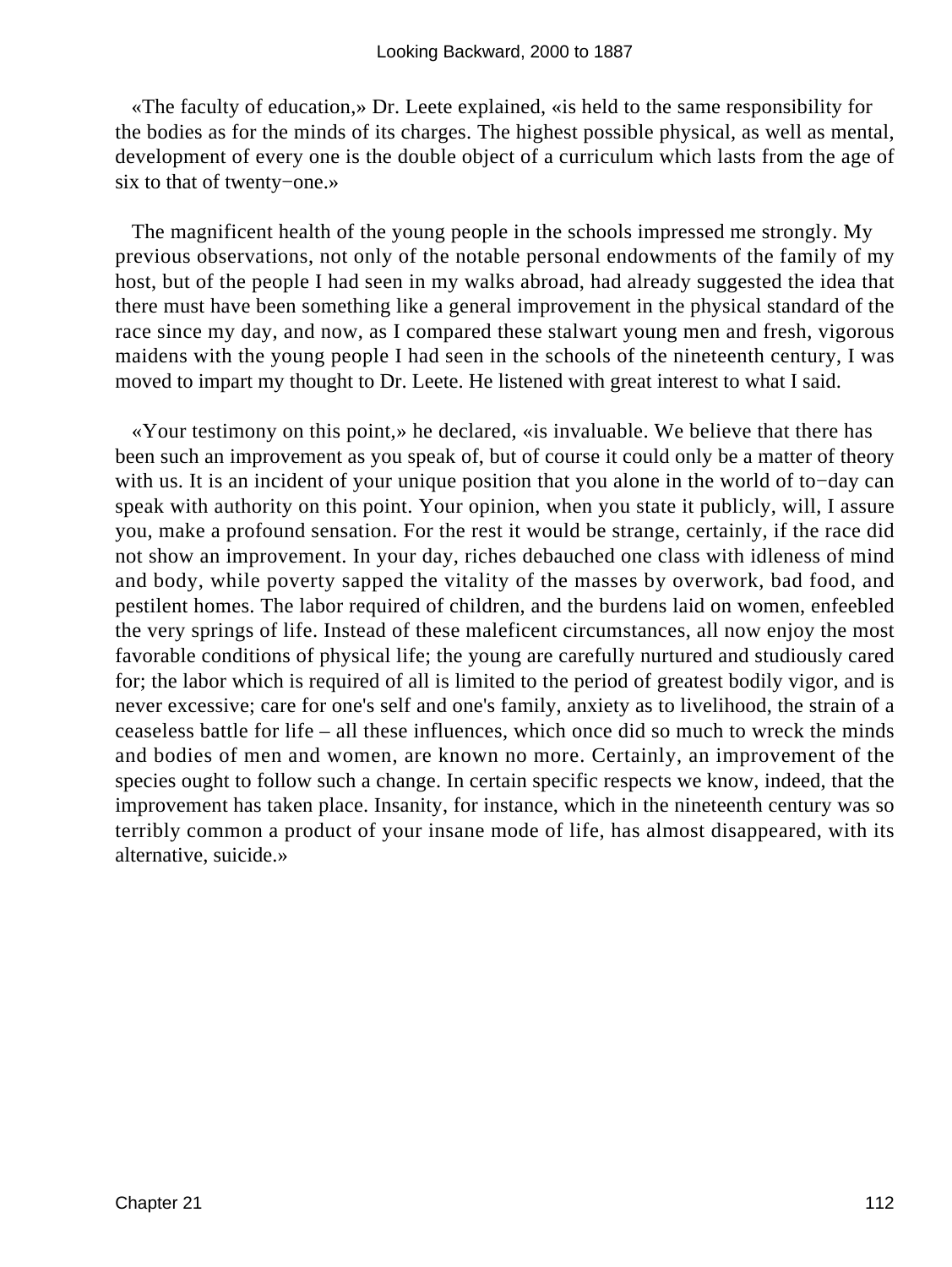«The faculty of education,» Dr. Leete explained, «is held to the same responsibility for the bodies as for the minds of its charges. The highest possible physical, as well as mental, development of every one is the double object of a curriculum which lasts from the age of six to that of twenty−one.»

The magnificent health of the young people in the schools impressed me strongly. My previous observations, not only of the notable personal endowments of the family of my host, but of the people I had seen in my walks abroad, had already suggested the idea that there must have been something like a general improvement in the physical standard of the race since my day, and now, as I compared these stalwart young men and fresh, vigorous maidens with the young people I had seen in the schools of the nineteenth century, I was moved to impart my thought to Dr. Leete. He listened with great interest to what I said.

«Your testimony on this point,» he declared, «is invaluable. We believe that there has been such an improvement as you speak of, but of course it could only be a matter of theory with us. It is an incident of your unique position that you alone in the world of to−day can speak with authority on this point. Your opinion, when you state it publicly, will, I assure you, make a profound sensation. For the rest it would be strange, certainly, if the race did not show an improvement. In your day, riches debauched one class with idleness of mind and body, while poverty sapped the vitality of the masses by overwork, bad food, and pestilent homes. The labor required of children, and the burdens laid on women, enfeebled the very springs of life. Instead of these maleficent circumstances, all now enjoy the most favorable conditions of physical life; the young are carefully nurtured and studiously cared for; the labor which is required of all is limited to the period of greatest bodily vigor, and is never excessive; care for one's self and one's family, anxiety as to livelihood, the strain of a ceaseless battle for life – all these influences, which once did so much to wreck the minds and bodies of men and women, are known no more. Certainly, an improvement of the species ought to follow such a change. In certain specific respects we know, indeed, that the improvement has taken place. Insanity, for instance, which in the nineteenth century was so terribly common a product of your insane mode of life, has almost disappeared, with its alternative, suicide.»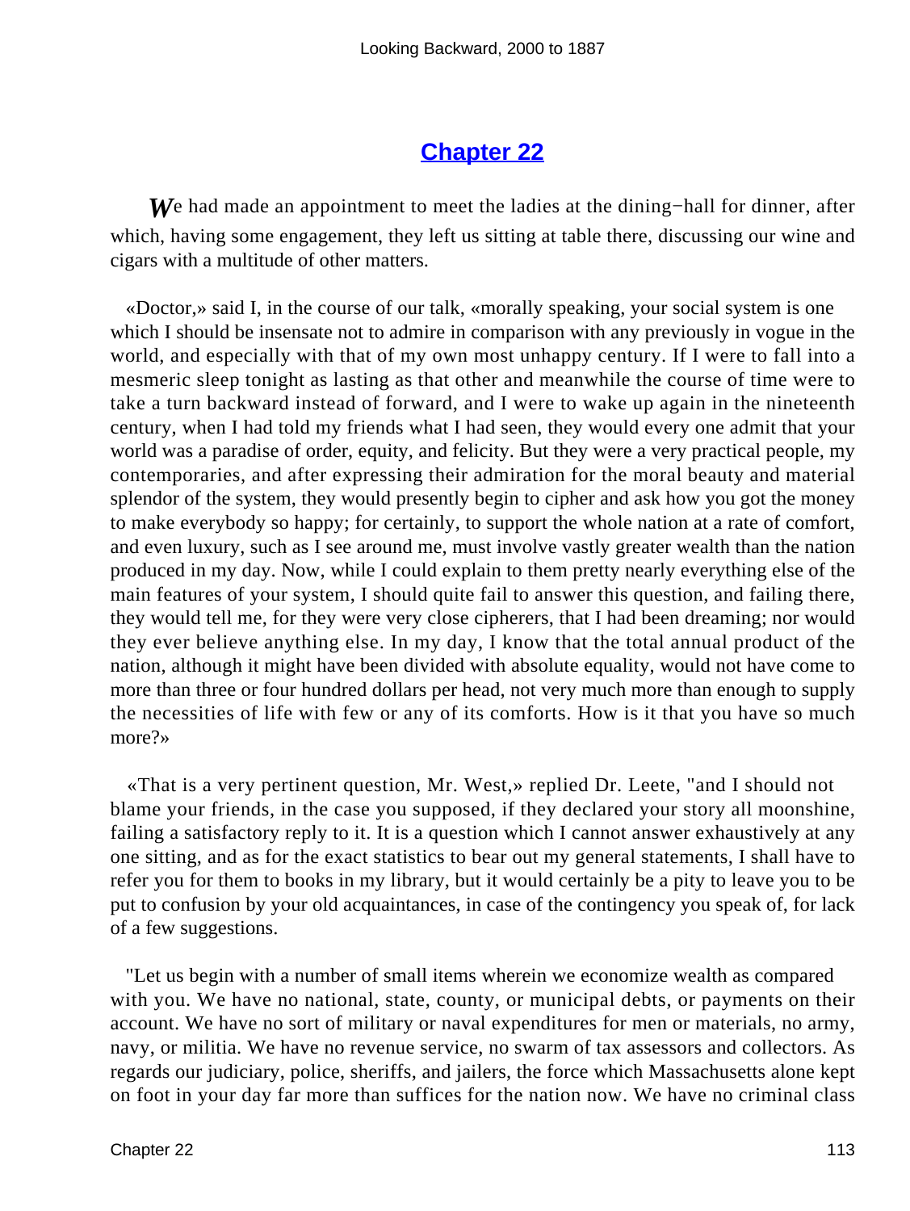## Chapter 22

*W*e had made an appointment to meet the ladies at the dining−hall for dinner, after which, having some engagement, they left us sitting at table there, discussing our wine and cigars with a multitude of other matters.

«Doctor,» said I, in the course of our talk, «morally speaking, your social system is one which I should be insensate not to admire in comparison with any previously in vogue in the world, and especially with that of my own most unhappy century. If I were to fall into a mesmeric sleep tonight as lasting as that other and meanwhile the course of time were to take a turn backward instead of forward, and I were to wake up again in the nineteenth century, when I had told my friends what I had seen, they would every one admit that your world was a paradise of order, equity, and felicity. But they were a very practical people, my contemporaries, and after expressing their admiration for the moral beauty and material splendor of the system, they would presently begin to cipher and ask how you got the money to make everybody so happy; for certainly, to support the whole nation at a rate of comfort, and even luxury, such as I see around me, must involve vastly greater wealth than the nation produced in my day. Now, while I could explain to them pretty nearly everything else of the main features of your system, I should quite fail to answer this question, and failing there, they would tell me, for they were very close cipherers, that I had been dreaming; nor would they ever believe anything else. In my day, I know that the total annual product of the nation, although it might have been divided with absolute equality, would not have come to more than three or four hundred dollars per head, not very much more than enough to supply the necessities of life with few or any of its comforts. How is it that you have so much more?»

«That is a very pertinent question, Mr. West,» replied Dr. Leete, "and I should not blame your friends, in the case you supposed, if they declared your story all moonshine, failing a satisfactory reply to it. It is a question which I cannot answer exhaustively at any one sitting, and as for the exact statistics to bear out my general statements, I shall have to refer you for them to books in my library, but it would certainly be a pity to leave you to be put to confusion by your old acquaintances, in case of the contingency you speak of, for lack of a few suggestions.

"Let us begin with a number of small items wherein we economize wealth as compared with you. We have no national, state, county, or municipal debts, or payments on their account. We have no sort of military or naval expenditures for men or materials, no army, navy, or militia. We have no revenue service, no swarm of tax assessors and collectors. As regards our judiciary, police, sheriffs, and jailers, the force which Massachusetts alone kept on foot in your day far more than suffices for the nation now. We have no criminal class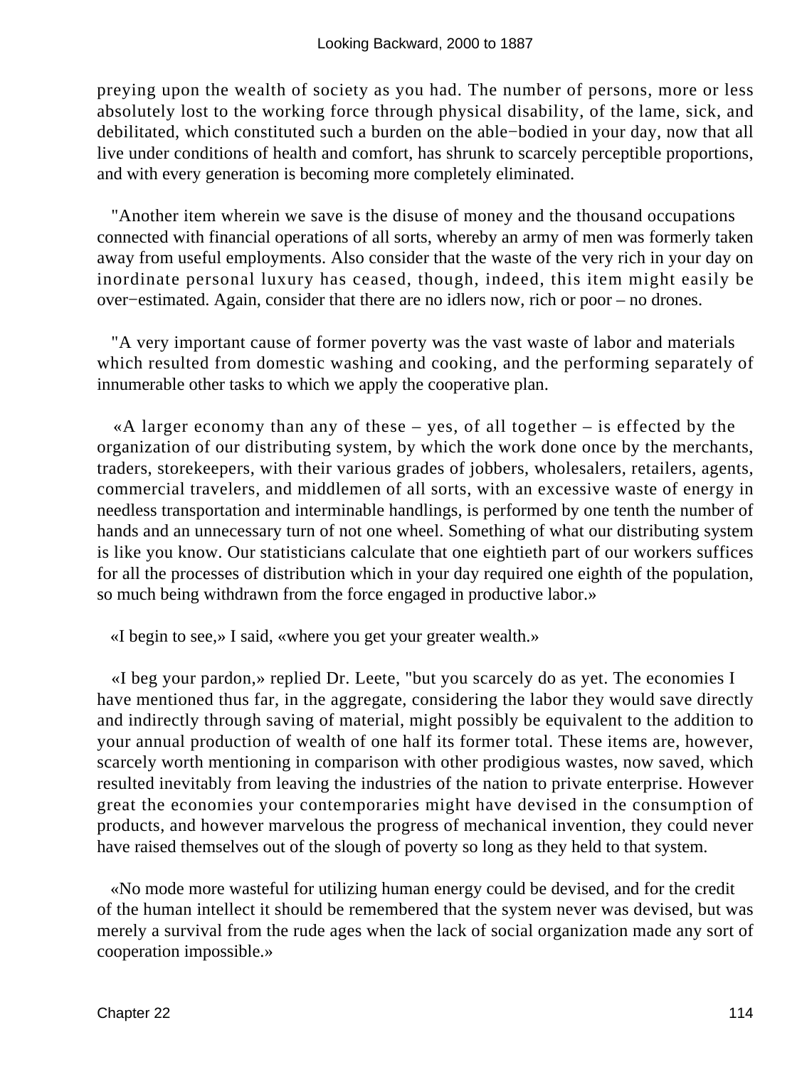preying upon the wealth of society as you had. The number of persons, more or less absolutely lost to the working force through physical disability, of the lame, sick, and debilitated, which constituted such a burden on the able−bodied in your day, now that all live under conditions of health and comfort, has shrunk to scarcely perceptible proportions, and with every generation is becoming more completely eliminated.

"Another item wherein we save is the disuse of money and the thousand occupations connected with financial operations of all sorts, whereby an army of men was formerly taken away from useful employments. Also consider that the waste of the very rich in your day on inordinate personal luxury has ceased, though, indeed, this item might easily be over−estimated. Again, consider that there are no idlers now, rich or poor – no drones.

"A very important cause of former poverty was the vast waste of labor and materials which resulted from domestic washing and cooking, and the performing separately of innumerable other tasks to which we apply the cooperative plan.

«A larger economy than any of these – yes, of all together – is effected by the organization of our distributing system, by which the work done once by the merchants, traders, storekeepers, with their various grades of jobbers, wholesalers, retailers, agents, commercial travelers, and middlemen of all sorts, with an excessive waste of energy in needless transportation and interminable handlings, is performed by one tenth the number of hands and an unnecessary turn of not one wheel. Something of what our distributing system is like you know. Our statisticians calculate that one eightieth part of our workers suffices for all the processes of distribution which in your day required one eighth of the population, so much being withdrawn from the force engaged in productive labor.»

«I begin to see,» I said, «where you get your greater wealth.»

«I beg your pardon,» replied Dr. Leete, "but you scarcely do as yet. The economies I have mentioned thus far, in the aggregate, considering the labor they would save directly and indirectly through saving of material, might possibly be equivalent to the addition to your annual production of wealth of one half its former total. These items are, however, scarcely worth mentioning in comparison with other prodigious wastes, now saved, which resulted inevitably from leaving the industries of the nation to private enterprise. However great the economies your contemporaries might have devised in the consumption of products, and however marvelous the progress of mechanical invention, they could never have raised themselves out of the slough of poverty so long as they held to that system.

«No mode more wasteful for utilizing human energy could be devised, and for the credit of the human intellect it should be remembered that the system never was devised, but was merely a survival from the rude ages when the lack of social organization made any sort of cooperation impossible.»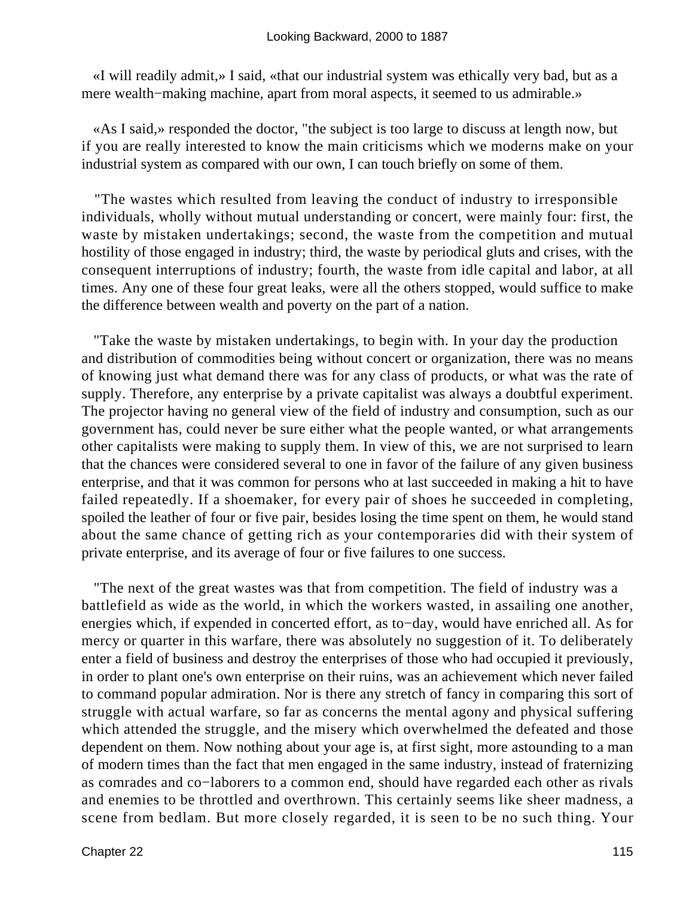«I will readily admit,» I said, «that our industrial system was ethically very bad, but as a mere wealth−making machine, apart from moral aspects, it seemed to us admirable.»

«As I said,» responded the doctor, "the subject is too large to discuss at length now, but if you are really interested to know the main criticisms which we moderns make on your industrial system as compared with our own, I can touch briefly on some of them.

"The wastes which resulted from leaving the conduct of industry to irresponsible individuals, wholly without mutual understanding or concert, were mainly four: first, the waste by mistaken undertakings; second, the waste from the competition and mutual hostility of those engaged in industry; third, the waste by periodical gluts and crises, with the consequent interruptions of industry; fourth, the waste from idle capital and labor, at all times. Any one of these four great leaks, were all the others stopped, would suffice to make the difference between wealth and poverty on the part of a nation.

"Take the waste by mistaken undertakings, to begin with. In your day the production and distribution of commodities being without concert or organization, there was no means of knowing just what demand there was for any class of products, or what was the rate of supply. Therefore, any enterprise by a private capitalist was always a doubtful experiment. The projector having no general view of the field of industry and consumption, such as our government has, could never be sure either what the people wanted, or what arrangements other capitalists were making to supply them. In view of this, we are not surprised to learn that the chances were considered several to one in favor of the failure of any given business enterprise, and that it was common for persons who at last succeeded in making a hit to have failed repeatedly. If a shoemaker, for every pair of shoes he succeeded in completing, spoiled the leather of four or five pair, besides losing the time spent on them, he would stand about the same chance of getting rich as your contemporaries did with their system of private enterprise, and its average of four or five failures to one success.

"The next of the great wastes was that from competition. The field of industry was a battlefield as wide as the world, in which the workers wasted, in assailing one another, energies which, if expended in concerted effort, as to−day, would have enriched all. As for mercy or quarter in this warfare, there was absolutely no suggestion of it. To deliberately enter a field of business and destroy the enterprises of those who had occupied it previously, in order to plant one's own enterprise on their ruins, was an achievement which never failed to command popular admiration. Nor is there any stretch of fancy in comparing this sort of struggle with actual warfare, so far as concerns the mental agony and physical suffering which attended the struggle, and the misery which overwhelmed the defeated and those dependent on them. Now nothing about your age is, at first sight, more astounding to a man of modern times than the fact that men engaged in the same industry, instead of fraternizing as comrades and co−laborers to a common end, should have regarded each other as rivals and enemies to be throttled and overthrown. This certainly seems like sheer madness, a scene from bedlam. But more closely regarded, it is seen to be no such thing. Your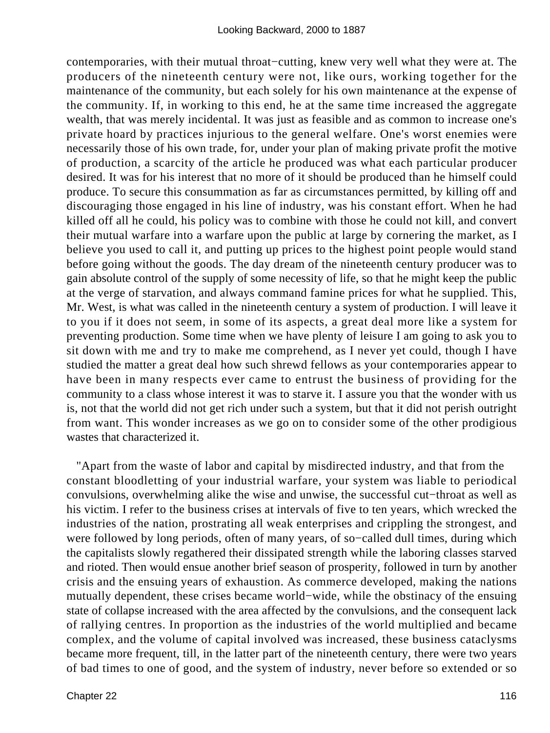contemporaries, with their mutual throat-cutting, knew very well what they were at. The producers of the nineteenth century were not, like ours, working together for the maintenance of the community, but each solely for his own maintenance at the expense of the community. If, in working to this end, he at the same time increased the aggregate wealth, that was merely incidental. It was just as feasible and as common to increase one's private hoard by practices injurious to the general welfare. One's worst enemies were necessarily those of his own trade, for, under your plan of making private profit the motive of production, a scarcity of the article he produced was what each particular producer desired. It was for his interest that no more of it should be produced than he himself could produce. To secure this consummation as far as circumstances permitted, by killing off and discouraging those engaged in his line of industry, was his constant effort. When he had killed off all he could, his policy was to combine with those he could not kill, and convert their mutual warfare into a warfare upon the public at large by cornering the market, as I believe you used to call it, and putting up prices to the highest point people would stand before going without the goods. The day dream of the nineteenth century producer was to gain absolute control of the supply of some necessity of life, so that he might keep the public at the verge of starvation, and always command famine prices for what he supplied. This, Mr. West, is what was called in the nineteenth century a system of production. I will leave it to you if it does not seem, in some of its aspects, a great deal more like a system for preventing production. Some time when we have plenty of leisure I am going to ask you to sit down with me and try to make me comprehend, as I never yet could, though I have studied the matter a great deal how such shrewd fellows as your contemporaries appear to have been in many respects ever came to entrust the business of providing for the community to a class whose interest it was to starve it. I assure you that the wonder with us is, not that the world did not get rich under such a system, but that it did not perish outright from want. This wonder increases as we go on to consider some of the other prodigious wastes that characterized it.

"Apart from the waste of labor and capital by misdirected industry, and that from the constant bloodletting of your industrial warfare, your system was liable to periodical convulsions, overwhelming alike the wise and unwise, the successful cut-throat as well as his victim. I refer to the business crises at intervals of five to ten years, which wrecked the industries of the nation, prostrating all weak enterprises and crippling the strongest, and were followed by long periods, often of many years, of so-called dull times, during which the capitalists slowly regathered their dissipated strength while the laboring classes starved and rioted. Then would ensue another brief season of prosperity, followed in turn by another crisis and the ensuing years of exhaustion. As commerce developed, making the nations mutually dependent, these crises became world-wide, while the obstinacy of the ensuing state of collapse increased with the area affected by the convulsions, and the consequent lack of rallying centres. In proportion as the industries of the world multiplied and became complex, and the volume of capital involved was increased, these business cataclysms became more frequent, till, in the latter part of the nineteenth century, there were two years of bad times to one of good, and the system of industry, never before so extended or so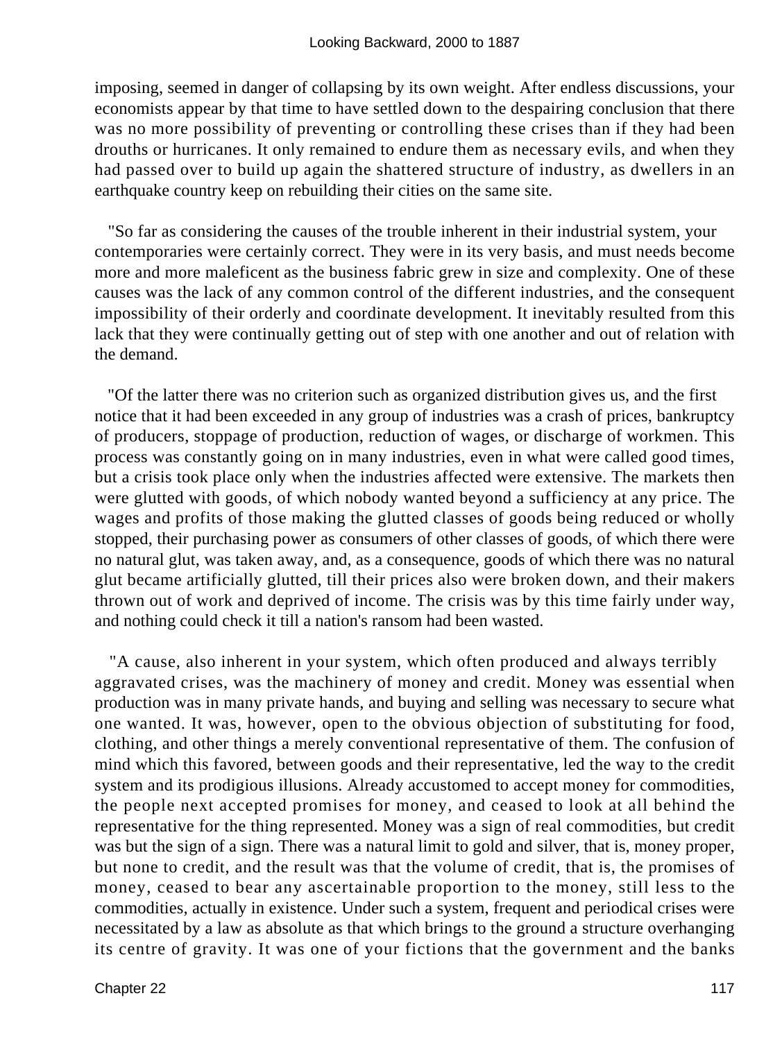imposing, seemed in danger of collapsing by its own weight. After endless discussions, your economists appear by that time to have settled down to the despairing conclusion that there was no more possibility of preventing or controlling these crises than if they had been drouths or hurricanes. It only remained to endure them as necessary evils, and when they had passed over to build up again the shattered structure of industry, as dwellers in an earthquake country keep on rebuilding their cities on the same site.

"So far as considering the causes of the trouble inherent in their industrial system, your contemporaries were certainly correct. They were in its very basis, and must needs become more and more maleficent as the business fabric grew in size and complexity. One of these causes was the lack of any common control of the different industries, and the consequent impossibility of their orderly and coordinate development. It inevitably resulted from this lack that they were continually getting out of step with one another and out of relation with the demand.

"Of the latter there was no criterion such as organized distribution gives us, and the first notice that it had been exceeded in any group of industries was a crash of prices, bankruptcy of producers, stoppage of production, reduction of wages, or discharge of workmen. This process was constantly going on in many industries, even in what were called good times, but a crisis took place only when the industries affected were extensive. The markets then were glutted with goods, of which nobody wanted beyond a sufficiency at any price. The wages and profits of those making the glutted classes of goods being reduced or wholly stopped, their purchasing power as consumers of other classes of goods, of which there were no natural glut, was taken away, and, as a consequence, goods of which there was no natural glut became artificially glutted, till their prices also were broken down, and their makers thrown out of work and deprived of income. The crisis was by this time fairly under way, and nothing could check it till a nation's ransom had been wasted.

"A cause, also inherent in your system, which often produced and always terribly aggravated crises, was the machinery of money and credit. Money was essential when production was in many private hands, and buying and selling was necessary to secure what one wanted. It was, however, open to the obvious objection of substituting for food, clothing, and other things a merely conventional representative of them. The confusion of mind which this favored, between goods and their representative, led the way to the credit system and its prodigious illusions. Already accustomed to accept money for commodities, the people next accepted promises for money, and ceased to look at all behind the representative for the thing represented. Money was a sign of real commodities, but credit was but the sign of a sign. There was a natural limit to gold and silver, that is, money proper, but none to credit, and the result was that the volume of credit, that is, the promises of money, ceased to bear any ascertainable proportion to the money, still less to the commodities, actually in existence. Under such a system, frequent and periodical crises were necessitated by a law as absolute as that which brings to the ground a structure overhanging its centre of gravity. It was one of your fictions that the government and the banks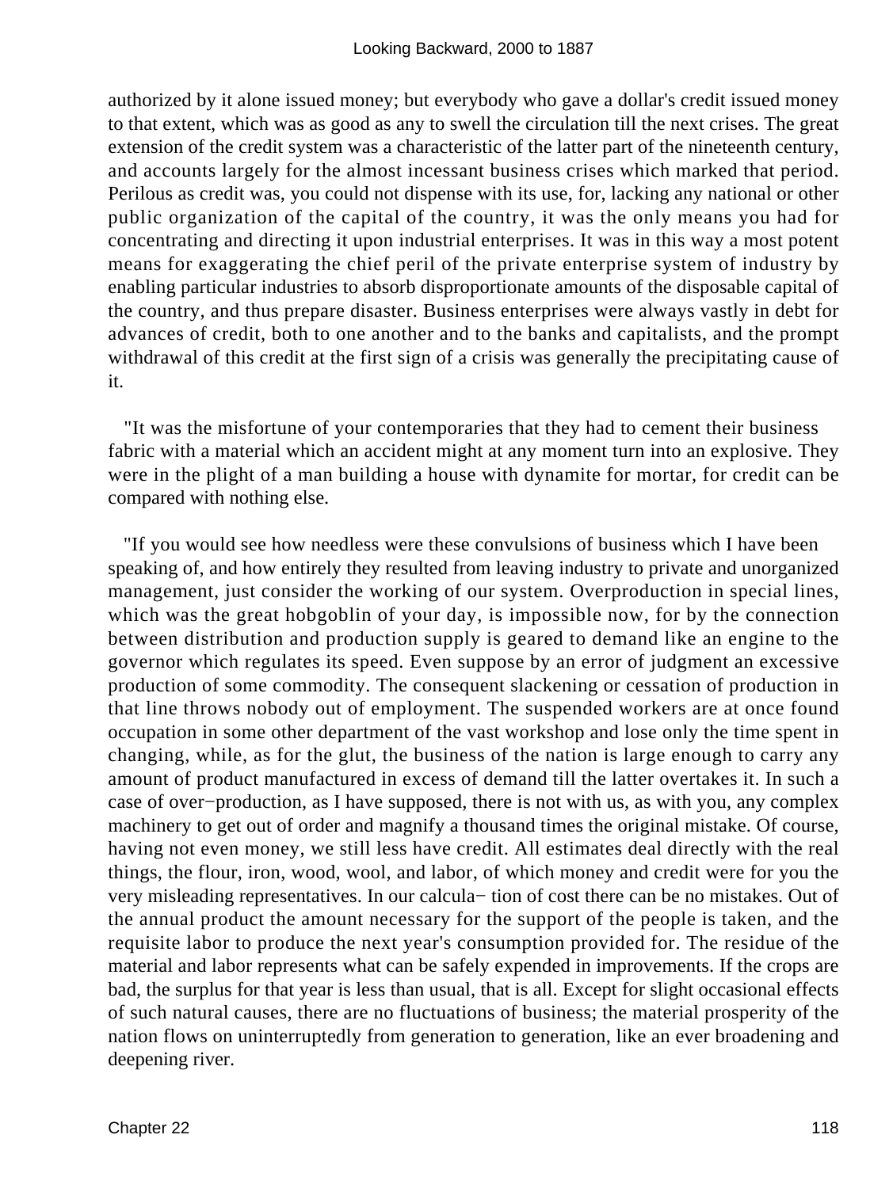authorized by it alone issued money; but everybody who gave a dollar's credit issued money to that extent, which was as good as any to swell the circulation till the next crises. The great extension of the credit system was a characteristic of the latter part of the nineteenth century, and accounts largely for the almost incessant business crises which marked that period. Perilous as credit was, you could not dispense with its use, for, lacking any national or other public organization of the capital of the country, it was the only means you had for concentrating and directing it upon industrial enterprises. It was in this way a most potent means for exaggerating the chief peril of the private enterprise system of industry by enabling particular industries to absorb disproportionate amounts of the disposable capital of the country, and thus prepare disaster. Business enterprises were always vastly in debt for advances of credit, both to one another and to the banks and capitalists, and the prompt withdrawal of this credit at the first sign of a crisis was generally the precipitating cause of it.

"It was the misfortune of your contemporaries that they had to cement their business fabric with a material which an accident might at any moment turn into an explosive. They were in the plight of a man building a house with dynamite for mortar, for credit can be compared with nothing else.

"If you would see how needless were these convulsions of business which I have been speaking of, and how entirely they resulted from leaving industry to private and unorganized management, just consider the working of our system. Overproduction in special lines, which was the great hobgoblin of your day, is impossible now, for by the connection between distribution and production supply is geared to demand like an engine to the governor which regulates its speed. Even suppose by an error of judgment an excessive production of some commodity. The consequent slackening or cessation of production in that line throws nobody out of employment. The suspended workers are at once found occupation in some other department of the vast workshop and lose only the time spent in changing, while, as for the glut, the business of the nation is large enough to carry any amount of product manufactured in excess of demand till the latter overtakes it. In such a case of over−production, as I have supposed, there is not with us, as with you, any complex machinery to get out of order and magnify a thousand times the original mistake. Of course, having not even money, we still less have credit. All estimates deal directly with the real things, the flour, iron, wood, wool, and labor, of which money and credit were for you the very misleading representatives. In our calculation of cost there can be no mistakes. Out of the annual product the amount necessary for the support of the people is taken, and the requisite labor to produce the next year's consumption provided for. The residue of the material and labor represents what can be safely expended in improvements. If the crops are bad, the surplus for that year is less than usual, that is all. Except for slight occasional effects of such natural causes, there are no fluctuations of business; the material prosperity of the nation flows on uninterruptedly from generation to generation, like an ever broadening and deepening river.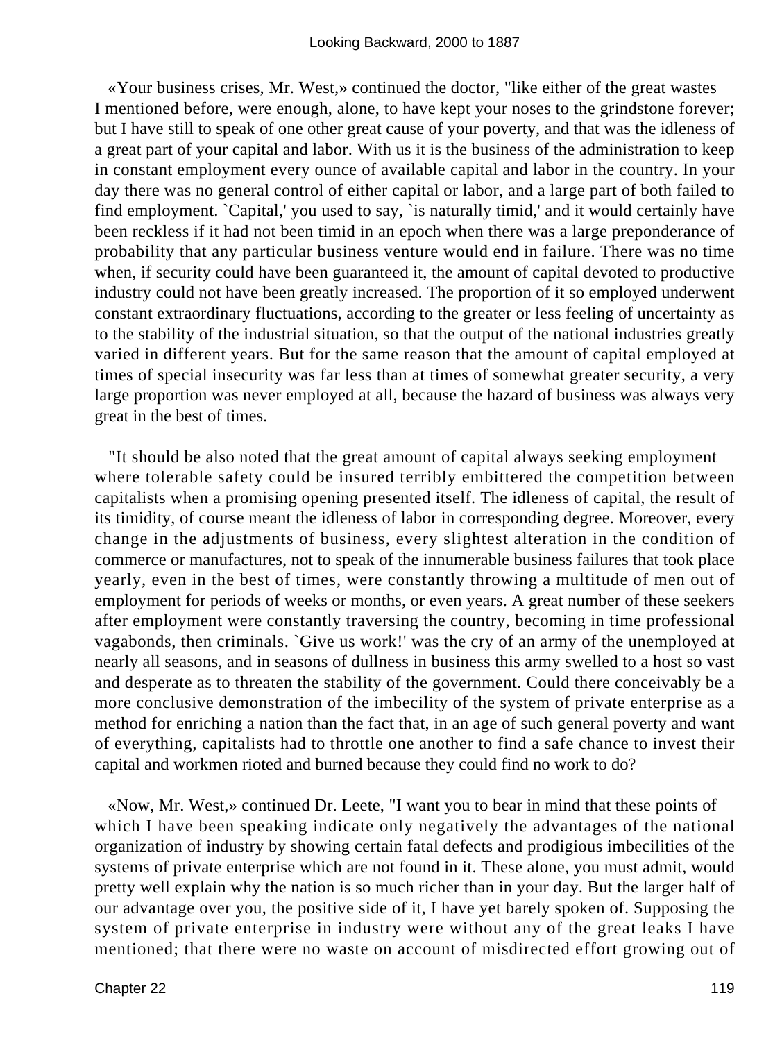«Your business crises, Mr. West,» continued the doctor, "like either of the great wastes I mentioned before, were enough, alone, to have kept your noses to the grindstone forever; but I have still to speak of one other great cause of your poverty, and that was the idleness of a great part of your capital and labor. With us it is the business of the administration to keep in constant employment every ounce of available capital and labor in the country. In your day there was no general control of either capital or labor, and a large part of both failed to find employment. `Capital,' you used to say, `is naturally timid,' and it would certainly have been reckless if it had not been timid in an epoch when there was a large preponderance of probability that any particular business venture would end in failure. There was no time when, if security could have been guaranteed it, the amount of capital devoted to productive industry could not have been greatly increased. The proportion of it so employed underwent constant extraordinary fluctuations, according to the greater or less feeling of uncertainty as to the stability of the industrial situation, so that the output of the national industries greatly varied in different years. But for the same reason that the amount of capital employed at times of special insecurity was far less than at times of somewhat greater security, a very large proportion was never employed at all, because the hazard of business was always very great in the best of times.

"It should be also noted that the great amount of capital always seeking employment where tolerable safety could be insured terribly embittered the competition between capitalists when a promising opening presented itself. The idleness of capital, the result of its timidity, of course meant the idleness of labor in corresponding degree. Moreover, every change in the adjustments of business, every slightest alteration in the condition of commerce or manufactures, not to speak of the innumerable business failures that took place yearly, even in the best of times, were constantly throwing a multitude of men out of employment for periods of weeks or months, or even years. A great number of these seekers after employment were constantly traversing the country, becoming in time professional vagabonds, then criminals. `Give us work!' was the cry of an army of the unemployed at nearly all seasons, and in seasons of dullness in business this army swelled to a host so vast and desperate as to threaten the stability of the government. Could there conceivably be a more conclusive demonstration of the imbecility of the system of private enterprise as a method for enriching a nation than the fact that, in an age of such general poverty and want of everything, capitalists had to throttle one another to find a safe chance to invest their capital and workmen rioted and burned because they could find no work to do?

«Now, Mr. West,» continued Dr. Leete, "I want you to bear in mind that these points of which I have been speaking indicate only negatively the advantages of the national organization of industry by showing certain fatal defects and prodigious imbecilities of the systems of private enterprise which are not found in it. These alone, you must admit, would pretty well explain why the nation is so much richer than in your day. But the larger half of our advantage over you, the positive side of it, I have yet barely spoken of. Supposing the system of private enterprise in industry were without any of the great leaks I have mentioned; that there were no waste on account of misdirected effort growing out of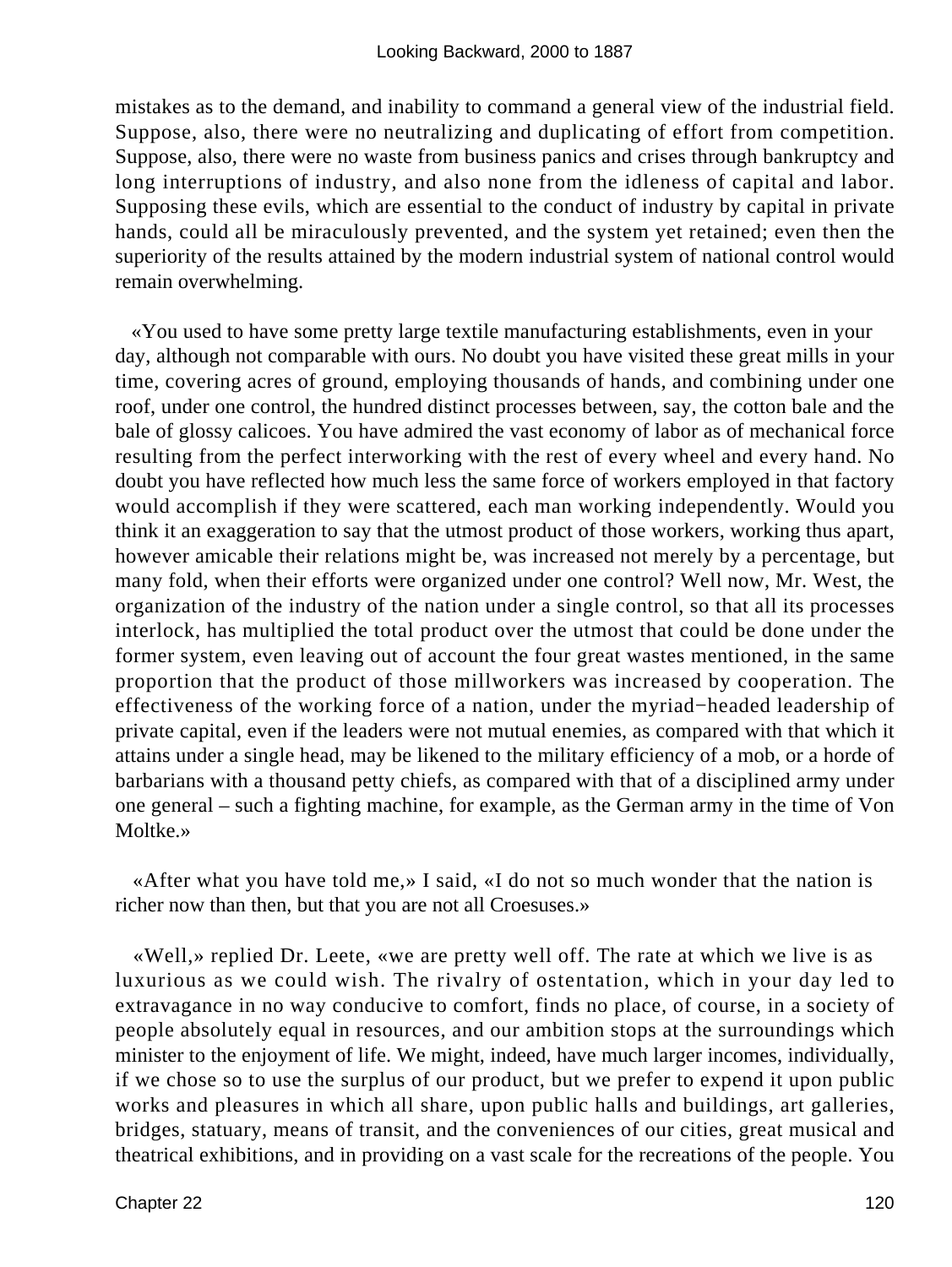mistakes as to the demand, and inability to command a general view of the industrial field. Suppose, also, there were no neutralizing and duplicating of effort from competition. Suppose, also, there were no waste from business panics and crises through bankruptcy and long interruptions of industry, and also none from the idleness of capital and labor. Supposing these evils, which are essential to the conduct of industry by capital in private hands, could all be miraculously prevented, and the system yet retained; even then the superiority of the results attained by the modern industrial system of national control would remain overwhelming.

«You used to have some pretty large textile manufacturing establishments, even in your day, although not comparable with ours. No doubt you have visited these great mills in your time, covering acres of ground, employing thousands of hands, and combining under one roof, under one control, the hundred distinct processes between, say, the cotton bale and the bale of glossy calicoes. You have admired the vast economy of labor as of mechanical force resulting from the perfect interworking with the rest of every wheel and every hand. No doubt you have reflected how much less the same force of workers employed in that factory would accomplish if they were scattered, each man working independently. Would you think it an exaggeration to say that the utmost product of those workers, working thus apart, however amicable their relations might be, was increased not merely by a percentage, but many fold, when their efforts were organized under one control? Well now, Mr. West, the organization of the industry of the nation under a single control, so that all its processes interlock, has multiplied the total product over the utmost that could be done under the former system, even leaving out of account the four great wastes mentioned, in the same proportion that the product of those millworkers was increased by cooperation. The effectiveness of the working force of a nation, under the myriad−headed leadership of private capital, even if the leaders were not mutual enemies, as compared with that which it attains under a single head, may be likened to the military efficiency of a mob, or a horde of barbarians with a thousand petty chiefs, as compared with that of a disciplined army under one general – such a fighting machine, for example, as the German army in the time of Von Moltke.»

«After what you have told me,» I said, «I do not so much wonder that the nation is richer now than then, but that you are not all Croesuses.»

«Well,» replied Dr. Leete, «we are pretty well off. The rate at which we live is as luxurious as we could wish. The rivalry of ostentation, which in your day led to extravagance in no way conducive to comfort, finds no place, of course, in a society of people absolutely equal in resources, and our ambition stops at the surroundings which minister to the enjoyment of life. We might, indeed, have much larger incomes, individually, if we chose so to use the surplus of our product, but we prefer to expend it upon public works and pleasures in which all share, upon public halls and buildings, art galleries, bridges, statuary, means of transit, and the conveniences of our cities, great musical and theatrical exhibitions, and in providing on a vast scale for the recreations of the people. You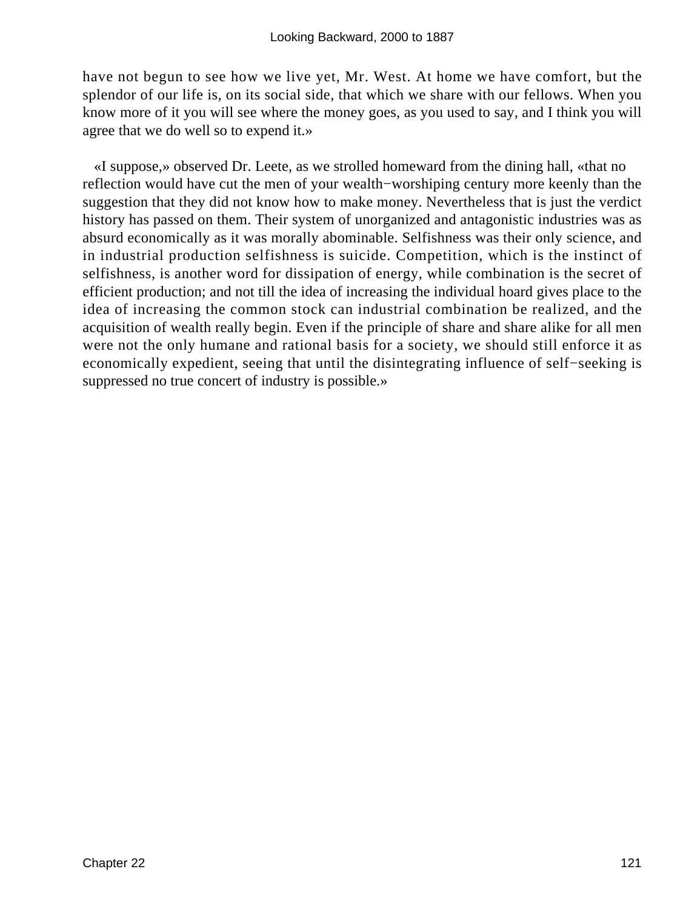have not begun to see how we live yet, Mr. West. At home we have comfort, but the splendor of our life is, on its social side, that which we share with our fellows. When you know more of it you will see where the money goes, as you used to say, and I think you will agree that we do well so to expend it.»

«I suppose,» observed Dr. Leete, as we strolled homeward from the dining hall, «that no reflection would have cut the men of your wealth−worshiping century more keenly than the suggestion that they did not know how to make money. Nevertheless that is just the verdict history has passed on them. Their system of unorganized and antagonistic industries was as absurd economically as it was morally abominable. Selfishness was their only science, and in industrial production selfishness is suicide. Competition, which is the instinct of selfishness, is another word for dissipation of energy, while combination is the secret of efficient production; and not till the idea of increasing the individual hoard gives place to the idea of increasing the common stock can industrial combination be realized, and the acquisition of wealth really begin. Even if the principle of share and share alike for all men were not the only humane and rational basis for a society, we should still enforce it as economically expedient, seeing that until the disintegrating influence of self−seeking is suppressed no true concert of industry is possible.»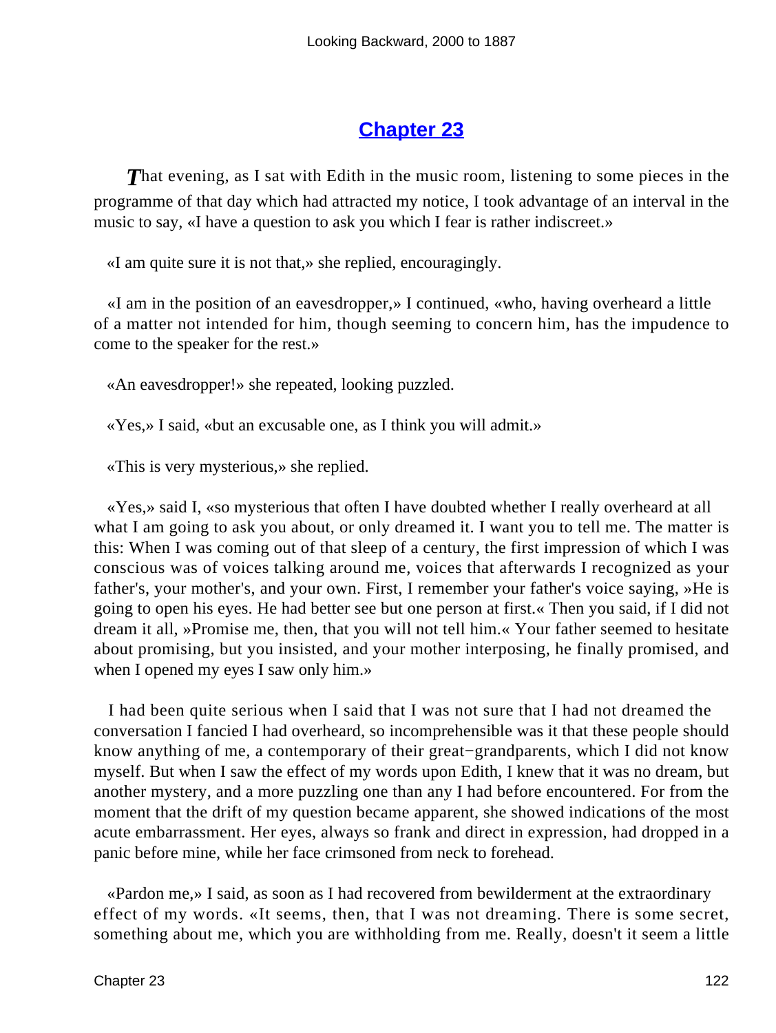## Chapter 23

*T*hat evening, as I sat with Edith in the music room, listening to some pieces in the programme of that day which had attracted my notice, I took advantage of an interval in the music to say, «I have a question to ask you which I fear is rather indiscreet.»

«I am quite sure it is not that,» she replied, encouragingly.

«I am in the position of an eavesdropper,» I continued, «who, having overheard a little of a matter not intended for him, though seeming to concern him, has the impudence to come to the speaker for the rest.»

«An eavesdropper!» she repeated, looking puzzled.

«Yes,» I said, «but an excusable one, as I think you will admit.»

«This is very mysterious,» she replied.

«Yes,» said I, «so mysterious that often I have doubted whether I really overheard at all what I am going to ask you about, or only dreamed it. I want you to tell me. The matter is this: When I was coming out of that sleep of a century, the first impression of which I was conscious was of voices talking around me, voices that afterwards I recognized as your father's, your mother's, and your own. First, I remember your father's voice saying, »He is going to open his eyes. He had better see but one person at first.« Then you said, if I did not dream it all, »Promise me, then, that you will not tell him.« Your father seemed to hesitate about promising, but you insisted, and your mother interposing, he finally promised, and when I opened my eyes I saw only him.»

I had been quite serious when I said that I was not sure that I had not dreamed the conversation I fancied I had overheard, so incomprehensible was it that these people should know anything of me, a contemporary of their great−grandparents, which I did not know myself. But when I saw the effect of my words upon Edith, I knew that it was no dream, but another mystery, and a more puzzling one than any I had before encountered. For from the moment that the drift of my question became apparent, she showed indications of the most acute embarrassment. Her eyes, always so frank and direct in expression, had dropped in a panic before mine, while her face crimsoned from neck to forehead.

«Pardon me,» I said, as soon as I had recovered from bewilderment at the extraordinary effect of my words. «It seems, then, that I was not dreaming. There is some secret, something about me, which you are withholding from me. Really, doesn't it seem a little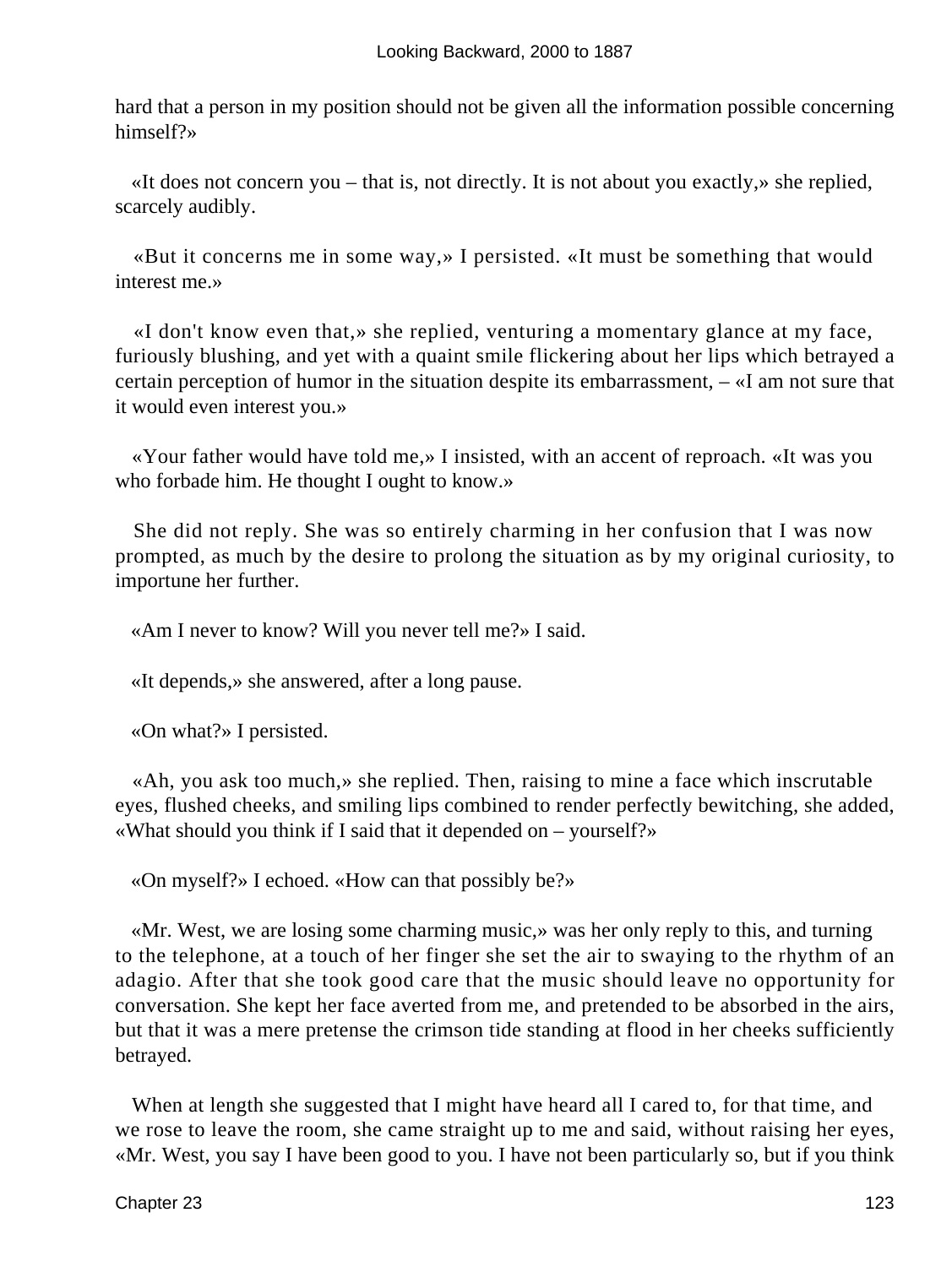hard that a person in my position should not be given all the information possible concerning himself?»

«It does not concern you – that is, not directly. It is not about you exactly,» she replied, scarcely audibly.

«But it concerns me in some way,» I persisted. «It must be something that would interest me.»

«I don't know even that,» she replied, venturing a momentary glance at my face, furiously blushing, and yet with a quaint smile flickering about her lips which betrayed a certain perception of humor in the situation despite its embarrassment, – «I am not sure that it would even interest you.»

«Your father would have told me,» I insisted, with an accent of reproach. «It was you who forbade him. He thought I ought to know.»

She did not reply. She was so entirely charming in her confusion that I was now prompted, as much by the desire to prolong the situation as by my original curiosity, to importune her further.

«Am I never to know? Will you never tell me?» I said.

«It depends,» she answered, after a long pause.

«On what?» I persisted.

«Ah, you ask too much,» she replied. Then, raising to mine a face which inscrutable eyes, flushed cheeks, and smiling lips combined to render perfectly bewitching, she added, «What should you think if I said that it depended on – yourself?»

«On myself?» I echoed. «How can that possibly be?»

«Mr. West, we are losing some charming music,» was her only reply to this, and turning to the telephone, at a touch of her finger she set the air to swaying to the rhythm of an adagio. After that she took good care that the music should leave no opportunity for conversation. She kept her face averted from me, and pretended to be absorbed in the airs, but that it was a mere pretense the crimson tide standing at flood in her cheeks sufficiently betrayed.

When at length she suggested that I might have heard all I cared to, for that time, and we rose to leave the room, she came straight up to me and said, without raising her eyes, «Mr. West, you say I have been good to you. I have not been particularly so, but if you think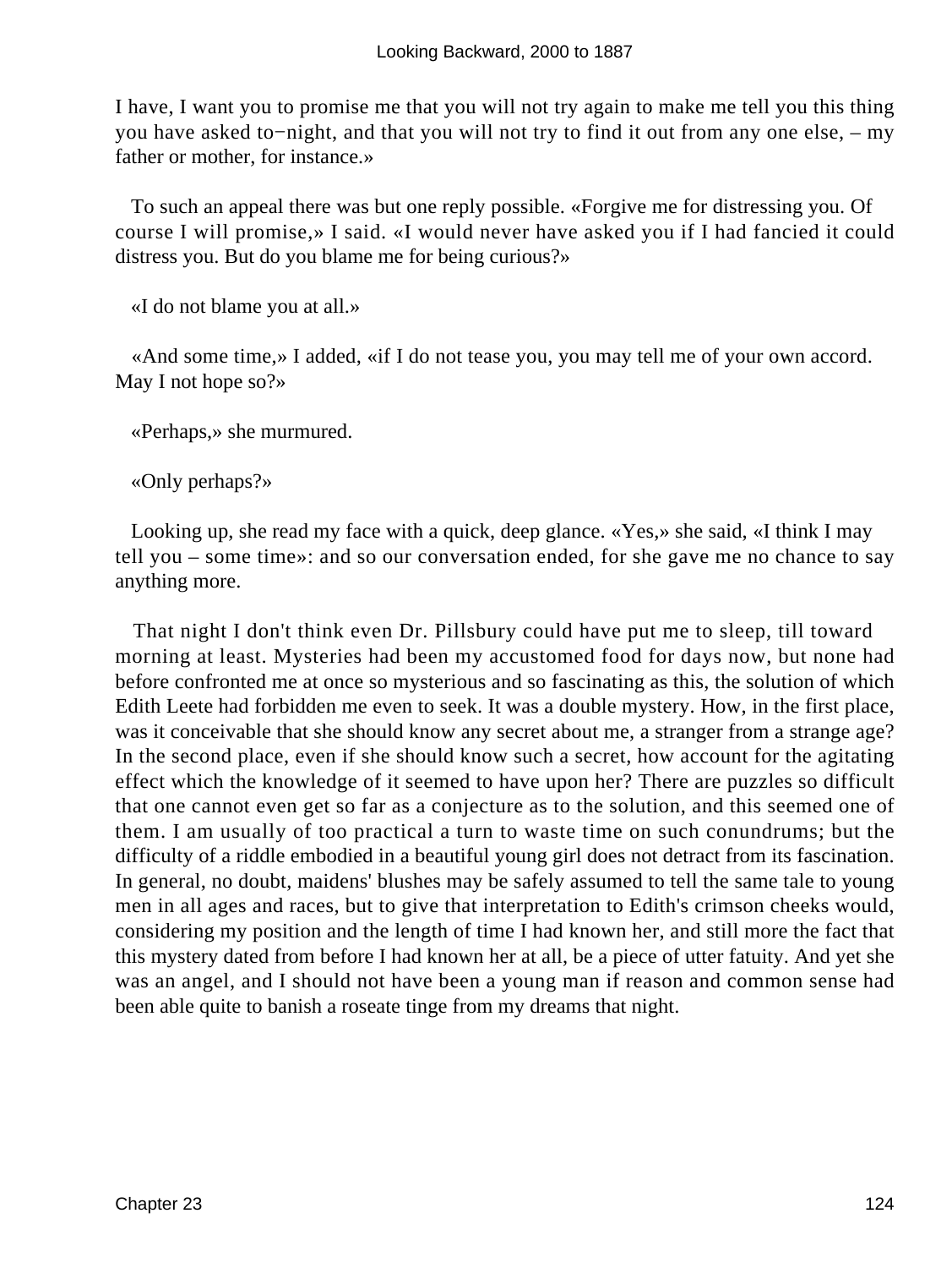I have, I want you to promise me that you will not try again to make me tell you this thing you have asked to−night, and that you will not try to find it out from any one else, – my father or mother, for instance.»

To such an appeal there was but one reply possible. «Forgive me for distressing you. Of course I will promise,» I said. «I would never have asked you if I had fancied it could distress you. But do you blame me for being curious?»

«I do not blame you at all.»

«And some time,» I added, «if I do not tease you, you may tell me of your own accord. May I not hope so?»

«Perhaps,» she murmured.

«Only perhaps?»

Looking up, she read my face with a quick, deep glance. «Yes,» she said, «I think I may tell you – some time»: and so our conversation ended, for she gave me no chance to say anything more.

That night I don't think even Dr. Pillsbury could have put me to sleep, till toward morning at least. Mysteries had been my accustomed food for days now, but none had before confronted me at once so mysterious and so fascinating as this, the solution of which Edith Leete had forbidden me even to seek. It was a double mystery. How, in the first place, was it conceivable that she should know any secret about me, a stranger from a strange age? In the second place, even if she should know such a secret, how account for the agitating effect which the knowledge of it seemed to have upon her? There are puzzles so difficult that one cannot even get so far as a conjecture as to the solution, and this seemed one of them. I am usually of too practical a turn to waste time on such conundrums; but the difficulty of a riddle embodied in a beautiful young girl does not detract from its fascination. In general, no doubt, maidens' blushes may be safely assumed to tell the same tale to young men in all ages and races, but to give that interpretation to Edith's crimson cheeks would, considering my position and the length of time I had known her, and still more the fact that this mystery dated from before I had known her at all, be a piece of utter fatuity. And yet she was an angel, and I should not have been a young man if reason and common sense had been able quite to banish a roseate tinge from my dreams that night.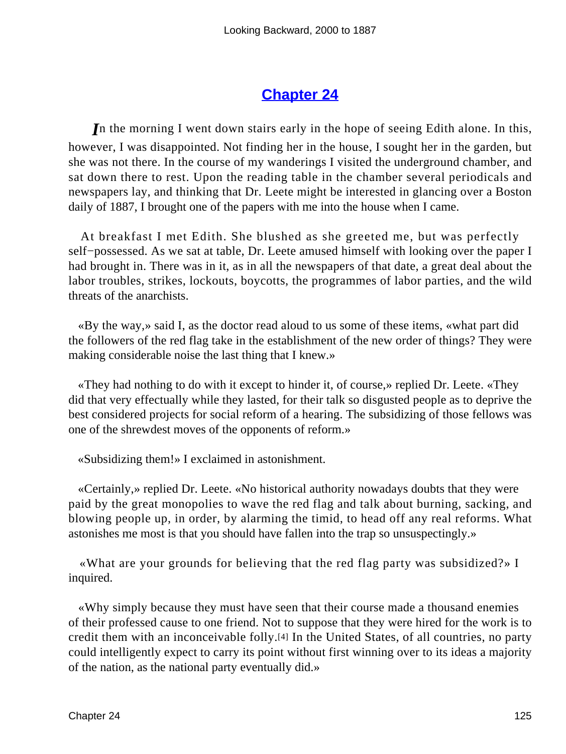## Chapter 24

*I*n the morning I went down stairs early in the hope of seeing Edith alone. In this, however, I was disappointed. Not finding her in the house, I sought her in the garden, but she was not there. In the course of my wanderings I visited the underground chamber, and sat down there to rest. Upon the reading table in the chamber several periodicals and newspapers lay, and thinking that Dr. Leete might be interested in glancing over a Boston daily of 1887, I brought one of the papers with me into the house when I came.

At breakfast I met Edith. She blushed as she greeted me, but was perfectly self−possessed. As we sat at table, Dr. Leete amused himself with looking over the paper I had brought in. There was in it, as in all the newspapers of that date, a great deal about the labor troubles, strikes, lockouts, boycotts, the programmes of labor parties, and the wild threats of the anarchists.

«By the way,» said I, as the doctor read aloud to us some of these items, «what part did the followers of the red flag take in the establishment of the new order of things? They were making considerable noise the last thing that I knew.»

«They had nothing to do with it except to hinder it, of course,» replied Dr. Leete. «They did that very effectually while they lasted, for their talk so disgusted people as to deprive the best considered projects for social reform of a hearing. The subsidizing of those fellows was one of the shrewdest moves of the opponents of reform.»

«Subsidizing them!» I exclaimed in astonishment.

«Certainly,» replied Dr. Leete. «No historical authority nowadays doubts that they were paid by the great monopolies to wave the red flag and talk about burning, sacking, and blowing people up, in order, by alarming the timid, to head off any real reforms. What astonishes me most is that you should have fallen into the trap so unsuspectingly.»

«What are your grounds for believing that the red flag party was subsidized?» I inquired.

«Why simply because they must have seen that their course made a thousand enemies of their professed cause to one friend. Not to suppose that they were hired for the work is to credit them with an inconceivable folly.[4] In the United States, of all countries, no party could intelligently expect to carry its point without first winning over to its ideas a majority of the nation, as the national party eventually did.»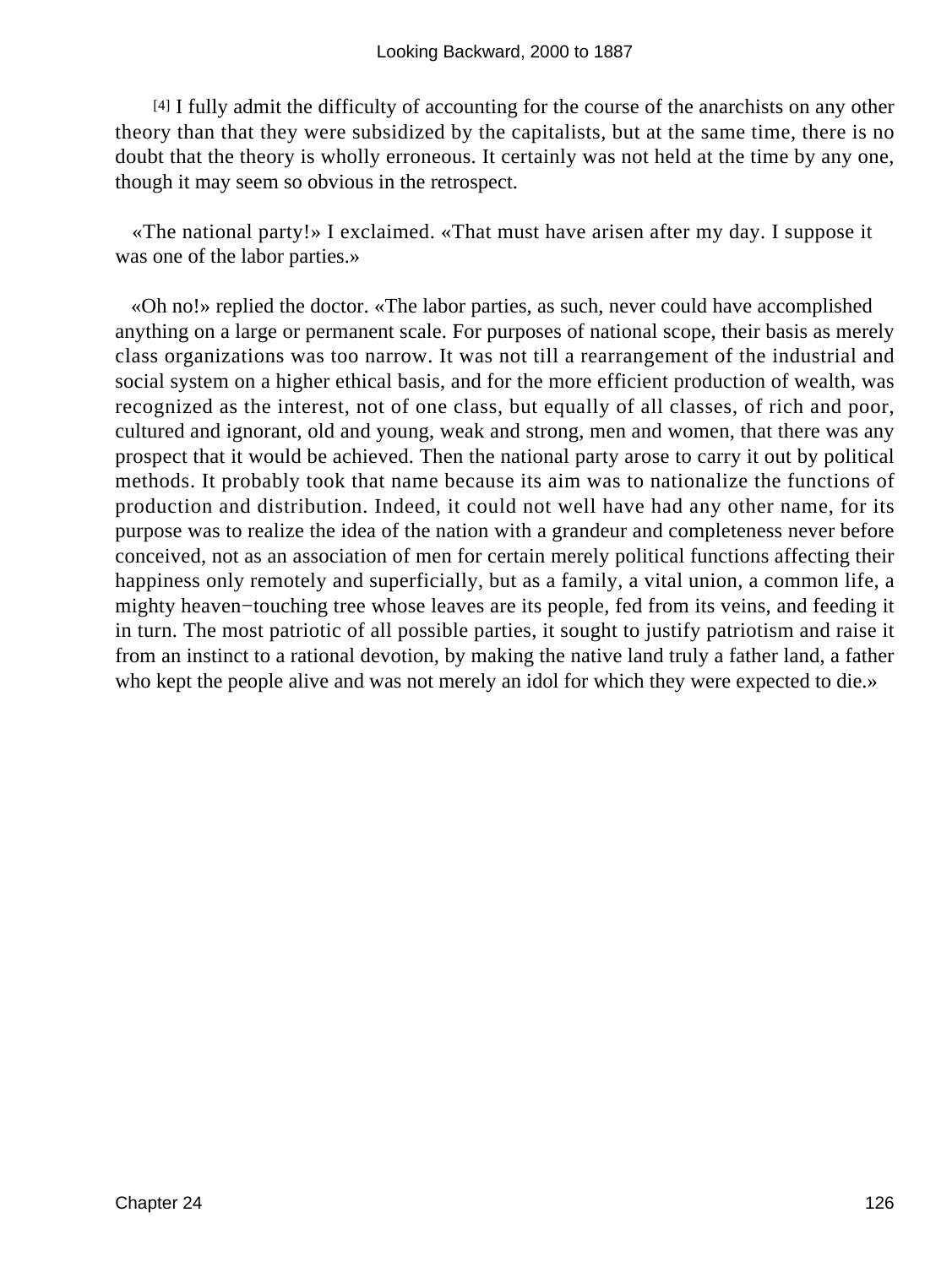[4] I fully admit the difficulty of accounting for the course of the anarchists on any other theory than that they were subsidized by the capitalists, but at the same time, there is no doubt that the theory is wholly erroneous. It certainly was not held at the time by any one, though it may seem so obvious in the retrospect.

«The national party!» I exclaimed. «That must have arisen after my day. I suppose it was one of the labor parties.»

«Oh no!» replied the doctor. «The labor parties, as such, never could have accomplished anything on a large or permanent scale. For purposes of national scope, their basis as merely class organizations was too narrow. It was not till a rearrangement of the industrial and social system on a higher ethical basis, and for the more efficient production of wealth, was recognized as the interest, not of one class, but equally of all classes, of rich and poor, cultured and ignorant, old and young, weak and strong, men and women, that there was any prospect that it would be achieved. Then the national party arose to carry it out by political methods. It probably took that name because its aim was to nationalize the functions of production and distribution. Indeed, it could not well have had any other name, for its purpose was to realize the idea of the nation with a grandeur and completeness never before conceived, not as an association of men for certain merely political functions affecting their happiness only remotely and superficially, but as a family, a vital union, a common life, a mighty heaven−touching tree whose leaves are its people, fed from its veins, and feeding it in turn. The most patriotic of all possible parties, it sought to justify patriotism and raise it from an instinct to a rational devotion, by making the native land truly a father land, a father who kept the people alive and was not merely an idol for which they were expected to die.»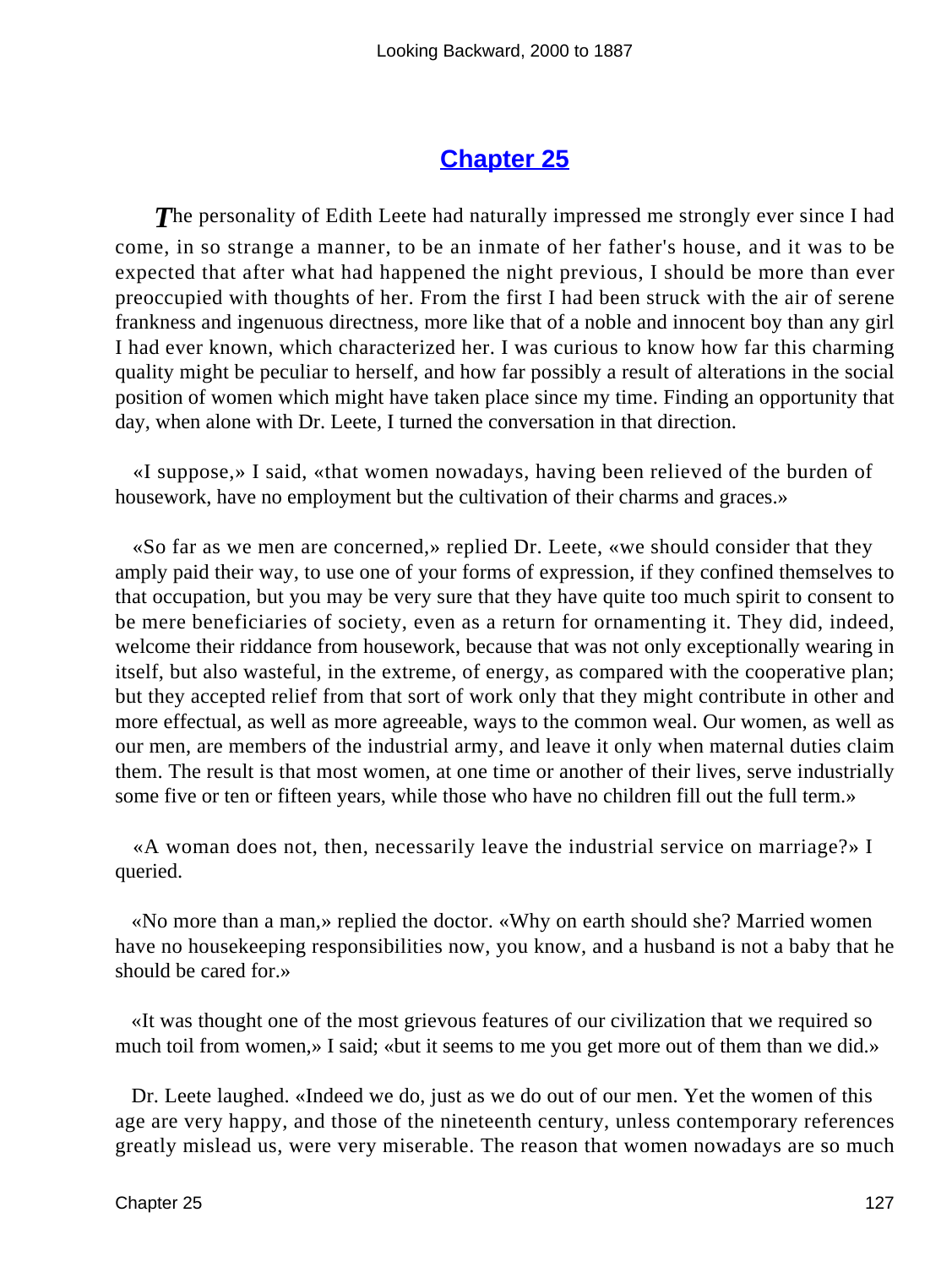## Chapter 25

The personality of Edith Leete had naturally impressed me strongly ever since I had come, in so strange a manner, to be an inmate of her father's house, and it was to be expected that after what had happened the night previous, I should be more than ever preoccupied with thoughts of her. From the first I had been struck with the air of serene frankness and ingenuous directness, more like that of a noble and innocent boy than any girl I had ever known, which characterized her. I was curious to know how far this charming quality might be peculiar to herself, and how far possibly a result of alterations in the social position of women which might have taken place since my time. Finding an opportunity that day, when alone with Dr. Leete, I turned the conversation in that direction.

«I suppose,» I said, «that women nowadays, having been relieved of the burden of housework, have no employment but the cultivation of their charms and graces.»

«So far as we men are concerned,» replied Dr. Leete, «we should consider that they amply paid their way, to use one of your forms of expression, if they confined themselves to that occupation, but you may be very sure that they have quite too much spirit to consent to be mere beneficiaries of society, even as a return for ornamenting it. They did, indeed, welcome their riddance from housework, because that was not only exceptionally wearing in itself, but also wasteful, in the extreme, of energy, as compared with the cooperative plan; but they accepted relief from that sort of work only that they might contribute in other and more effectual, as well as more agreeable, ways to the common weal. Our women, as well as our men, are members of the industrial army, and leave it only when maternal duties claim them. The result is that most women, at one time or another of their lives, serve industrially some five or ten or fifteen years, while those who have no children fill out the full term.»

«A woman does not, then, necessarily leave the industrial service on marriage?» I queried.

«No more than a man,» replied the doctor. «Why on earth should she? Married women have no housekeeping responsibilities now, you know, and a husband is not a baby that he should be cared for.»

«It was thought one of the most grievous features of our civilization that we required so much toil from women,» I said; «but it seems to me you get more out of them than we did.»

Dr. Leete laughed. «Indeed we do, just as we do out of our men. Yet the women of this age are very happy, and those of the nineteenth century, unless contemporary references greatly mislead us, were very miserable. The reason that women nowadays are so much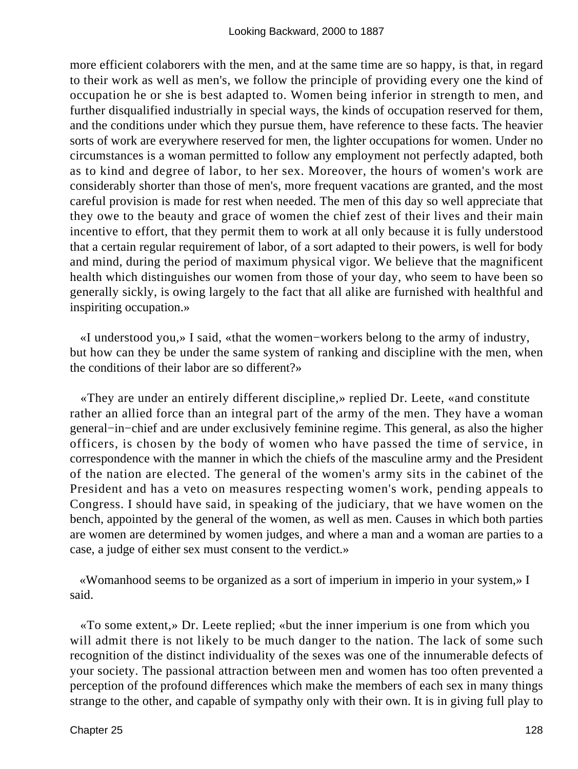more efficient colaborers with the men, and at the same time are so happy, is that, in regard to their work as well as men's, we follow the principle of providing every one the kind of occupation he or she is best adapted to. Women being inferior in strength to men, and further disqualified industrially in special ways, the kinds of occupation reserved for them, and the conditions under which they pursue them, have reference to these facts. The heavier sorts of work are everywhere reserved for men, the lighter occupations for women. Under no circumstances is a woman permitted to follow any employment not perfectly adapted, both as to kind and degree of labor, to her sex. Moreover, the hours of women's work are considerably shorter than those of men's, more frequent vacations are granted, and the most careful provision is made for rest when needed. The men of this day so well appreciate that they owe to the beauty and grace of women the chief zest of their lives and their main incentive to effort, that they permit them to work at all only because it is fully understood that a certain regular requirement of labor, of a sort adapted to their powers, is well for body and mind, during the period of maximum physical vigor. We believe that the magnificent health which distinguishes our women from those of your day, who seem to have been so generally sickly, is owing largely to the fact that all alike are furnished with healthful and inspiriting occupation.»

«I understood you,» I said, «that the women−workers belong to the army of industry, but how can they be under the same system of ranking and discipline with the men, when the conditions of their labor are so different?»

«They are under an entirely different discipline,» replied Dr. Leete, «and constitute rather an allied force than an integral part of the army of the men. They have a woman general−in−chief and are under exclusively feminine regime. This general, as also the higher officers, is chosen by the body of women who have passed the time of service, in correspondence with the manner in which the chiefs of the masculine army and the President of the nation are elected. The general of the women's army sits in the cabinet of the President and has a veto on measures respecting women's work, pending appeals to Congress. I should have said, in speaking of the judiciary, that we have women on the bench, appointed by the general of the women, as well as men. Causes in which both parties are women are determined by women judges, and where a man and a woman are parties to a case, a judge of either sex must consent to the verdict.»

«Womanhood seems to be organized as a sort of imperium in imperio in your system,» I said.

«To some extent,» Dr. Leete replied; «but the inner imperium is one from which you will admit there is not likely to be much danger to the nation. The lack of some such recognition of the distinct individuality of the sexes was one of the innumerable defects of your society. The passional attraction between men and women has too often prevented a perception of the profound differences which make the members of each sex in many things strange to the other, and capable of sympathy only with their own. It is in giving full play to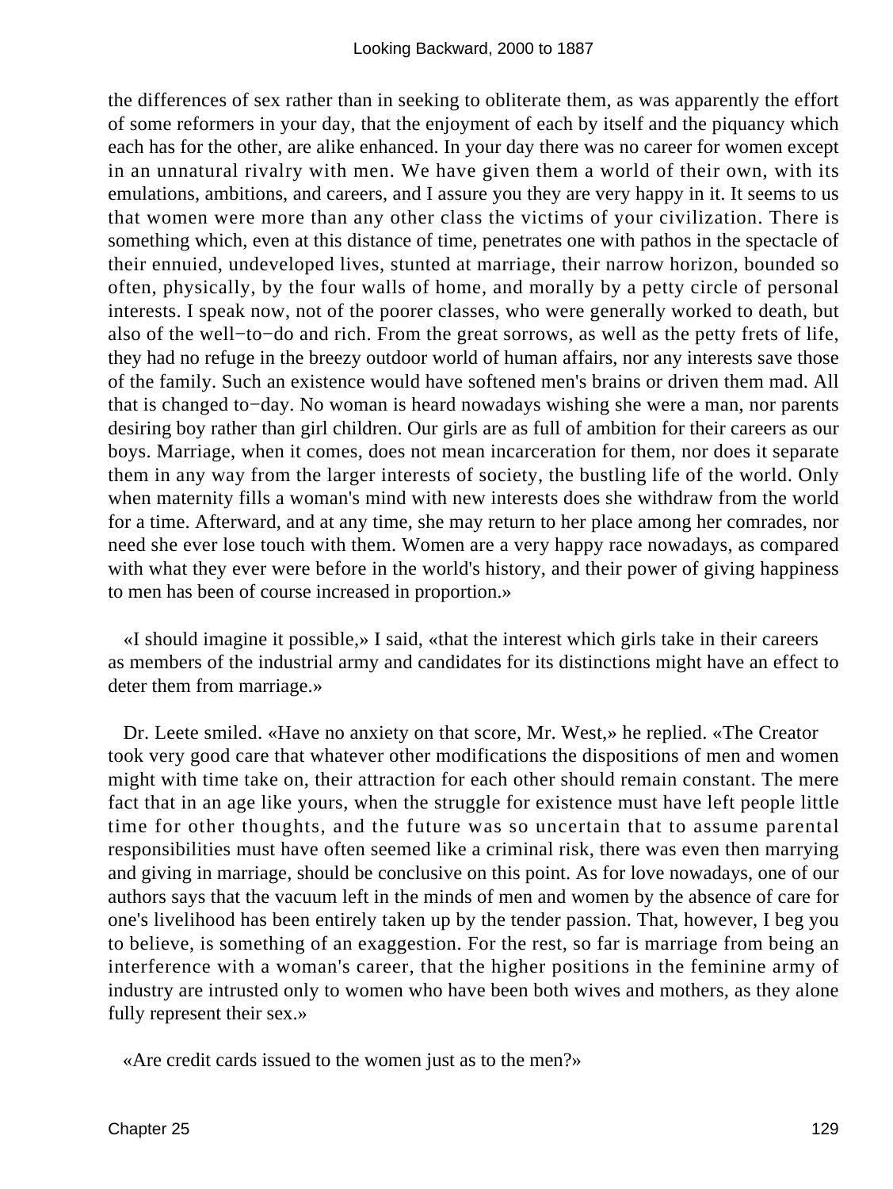the differences of sex rather than in seeking to obliterate them, as was apparently the effort of some reformers in your day, that the enjoyment of each by itself and the piquancy which each has for the other, are alike enhanced. In your day there was no career for women except in an unnatural rivalry with men. We have given them a world of their own, with its emulations, ambitions, and careers, and I assure you they are very happy in it. It seems to us that women were more than any other class the victims of your civilization. There is something which, even at this distance of time, penetrates one with pathos in the spectacle of their ennuied, undeveloped lives, stunted at marriage, their narrow horizon, bounded so often, physically, by the four walls of home, and morally by a petty circle of personal interests. I speak now, not of the poorer classes, who were generally worked to death, but also of the well−to−do and rich. From the great sorrows, as well as the petty frets of life, they had no refuge in the breezy outdoor world of human affairs, nor any interests save those of the family. Such an existence would have softened men's brains or driven them mad. All that is changed to−day. No woman is heard nowadays wishing she were a man, nor parents desiring boy rather than girl children. Our girls are as full of ambition for their careers as our boys. Marriage, when it comes, does not mean incarceration for them, nor does it separate them in any way from the larger interests of society, the bustling life of the world. Only when maternity fills a woman's mind with new interests does she withdraw from the world for a time. Afterward, and at any time, she may return to her place among her comrades, nor need she ever lose touch with them. Women are a very happy race nowadays, as compared with what they ever were before in the world's history, and their power of giving happiness to men has been of course increased in proportion.»

«I should imagine it possible,» I said, «that the interest which girls take in their careers as members of the industrial army and candidates for its distinctions might have an effect to deter them from marriage.»

Dr. Leete smiled. «Have no anxiety on that score, Mr. West,» he replied. «The Creator took very good care that whatever other modifications the dispositions of men and women might with time take on, their attraction for each other should remain constant. The mere fact that in an age like yours, when the struggle for existence must have left people little time for other thoughts, and the future was so uncertain that to assume parental responsibilities must have often seemed like a criminal risk, there was even then marrying and giving in marriage, should be conclusive on this point. As for love nowadays, one of our authors says that the vacuum left in the minds of men and women by the absence of care for one's livelihood has been entirely taken up by the tender passion. That, however, I beg you to believe, is something of an exaggestion. For the rest, so far is marriage from being an interference with a woman's career, that the higher positions in the feminine army of industry are intrusted only to women who have been both wives and mothers, as they alone fully represent their sex.»

«Are credit cards issued to the women just as to the men?»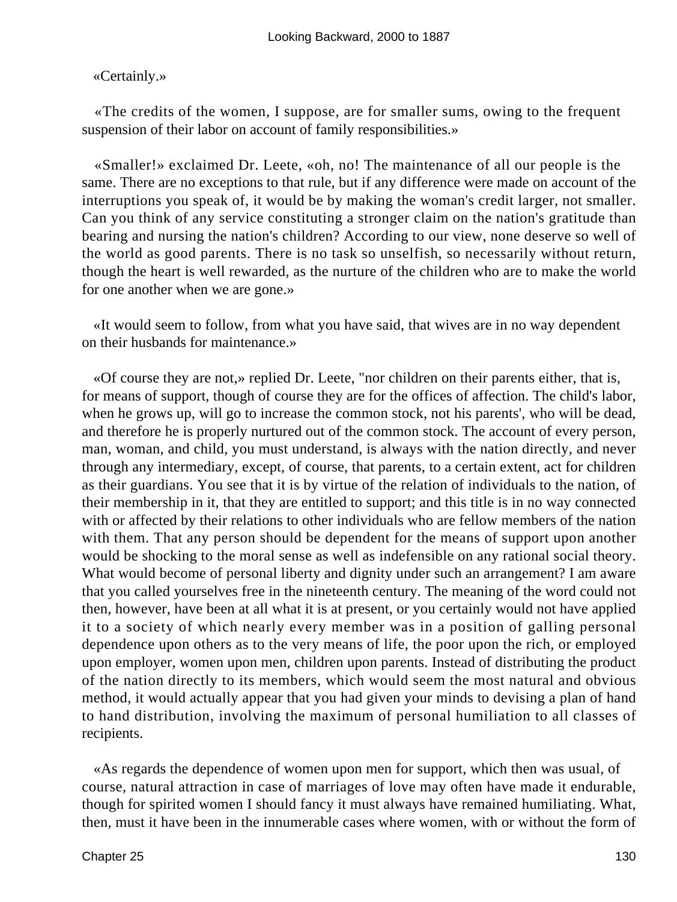«Certainly.»

«The credits of the women, I suppose, are for smaller sums, owing to the frequent suspension of their labor on account of family responsibilities.»

«Smaller!» exclaimed Dr. Leete, «oh, no! The maintenance of all our people is the same. There are no exceptions to that rule, but if any difference were made on account of the interruptions you speak of, it would be by making the woman's credit larger, not smaller. Can you think of any service constituting a stronger claim on the nation's gratitude than bearing and nursing the nation's children? According to our view, none deserve so well of the world as good parents. There is no task so unselfish, so necessarily without return, though the heart is well rewarded, as the nurture of the children who are to make the world for one another when we are gone.»

«It would seem to follow, from what you have said, that wives are in no way dependent on their husbands for maintenance.»

«Of course they are not,» replied Dr. Leete, "nor children on their parents either, that is, for means of support, though of course they are for the offices of affection. The child's labor, when he grows up, will go to increase the common stock, not his parents', who will be dead, and therefore he is properly nurtured out of the common stock. The account of every person, man, woman, and child, you must understand, is always with the nation directly, and never through any intermediary, except, of course, that parents, to a certain extent, act for children as their guardians. You see that it is by virtue of the relation of individuals to the nation, of their membership in it, that they are entitled to support; and this title is in no way connected with or affected by their relations to other individuals who are fellow members of the nation with them. That any person should be dependent for the means of support upon another would be shocking to the moral sense as well as indefensible on any rational social theory. What would become of personal liberty and dignity under such an arrangement? I am aware that you called yourselves free in the nineteenth century. The meaning of the word could not then, however, have been at all what it is at present, or you certainly would not have applied it to a society of which nearly every member was in a position of galling personal dependence upon others as to the very means of life, the poor upon the rich, or employed upon employer, women upon men, children upon parents. Instead of distributing the product of the nation directly to its members, which would seem the most natural and obvious method, it would actually appear that you had given your minds to devising a plan of hand to hand distribution, involving the maximum of personal humiliation to all classes of recipients.

«As regards the dependence of women upon men for support, which then was usual, of course, natural attraction in case of marriages of love may often have made it endurable, though for spirited women I should fancy it must always have remained humiliating. What, then, must it have been in the innumerable cases where women, with or without the form of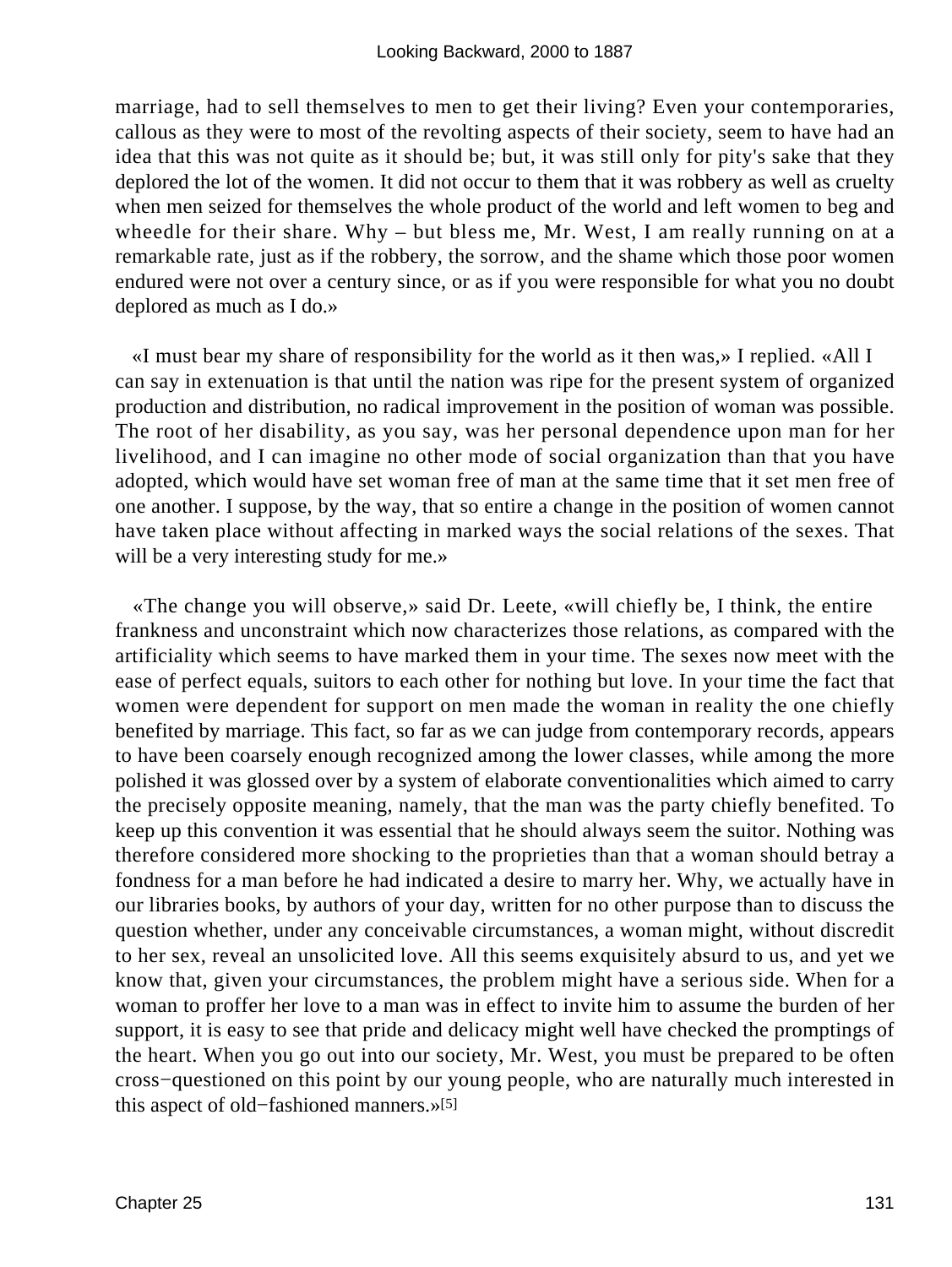marriage, had to sell themselves to men to get their living? Even your contemporaries, callous as they were to most of the revolting aspects of their society, seem to have had an idea that this was not quite as it should be; but, it was still only for pity's sake that they deplored the lot of the women. It did not occur to them that it was robbery as well as cruelty when men seized for themselves the whole product of the world and left women to beg and wheedle for their share. Why – but bless me, Mr. West, I am really running on at a remarkable rate, just as if the robbery, the sorrow, and the shame which those poor women endured were not over a century since, or as if you were responsible for what you no doubt deplored as much as I do.»

«I must bear my share of responsibility for the world as it then was,» I replied. «All I can say in extenuation is that until the nation was ripe for the present system of organized production and distribution, no radical improvement in the position of woman was possible. The root of her disability, as you say, was her personal dependence upon man for her livelihood, and I can imagine no other mode of social organization than that you have adopted, which would have set woman free of man at the same time that it set men free of one another. I suppose, by the way, that so entire a change in the position of women cannot have taken place without affecting in marked ways the social relations of the sexes. That will be a very interesting study for me.»

«The change you will observe,» said Dr. Leete, «will chiefly be, I think, the entire frankness and unconstraint which now characterizes those relations, as compared with the artificiality which seems to have marked them in your time. The sexes now meet with the ease of perfect equals, suitors to each other for nothing but love. In your time the fact that women were dependent for support on men made the woman in reality the one chiefly benefited by marriage. This fact, so far as we can judge from contemporary records, appears to have been coarsely enough recognized among the lower classes, while among the more polished it was glossed over by a system of elaborate conventionalities which aimed to carry the precisely opposite meaning, namely, that the man was the party chiefly benefited. To keep up this convention it was essential that he should always seem the suitor. Nothing was therefore considered more shocking to the proprieties than that a woman should betray a fondness for a man before he had indicated a desire to marry her. Why, we actually have in our libraries books, by authors of your day, written for no other purpose than to discuss the question whether, under any conceivable circumstances, a woman might, without discredit to her sex, reveal an unsolicited love. All this seems exquisitely absurd to us, and yet we know that, given your circumstances, the problem might have a serious side. When for a woman to proffer her love to a man was in effect to invite him to assume the burden of her support, it is easy to see that pride and delicacy might well have checked the promptings of the heart. When you go out into our society, Mr. West, you must be prepared to be often cross−questioned on this point by our young people, who are naturally much interested in this aspect of old−fashioned manners.»[5]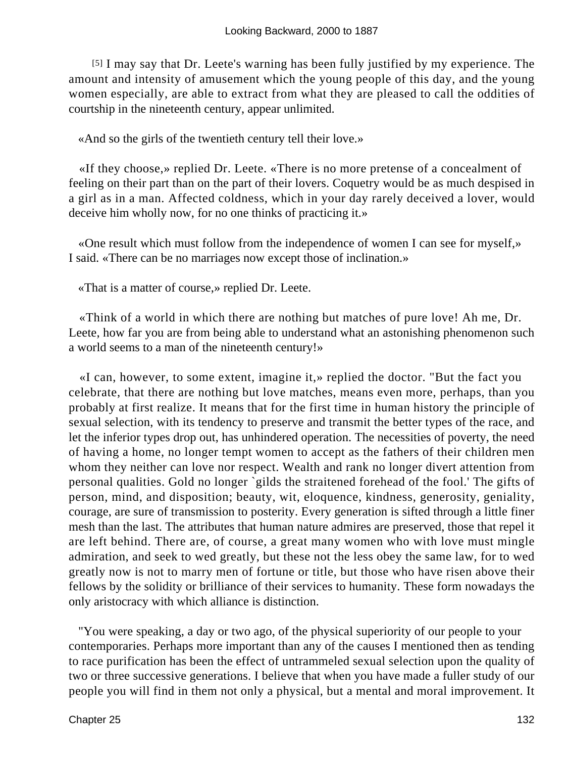[5] I may say that Dr. Leete's warning has been fully justified by my experience. The amount and intensity of amusement which the young people of this day, and the young women especially, are able to extract from what they are pleased to call the oddities of courtship in the nineteenth century, appear unlimited.

«And so the girls of the twentieth century tell their love.»

«If they choose,» replied Dr. Leete. «There is no more pretense of a concealment of feeling on their part than on the part of their lovers. Coquetry would be as much despised in a girl as in a man. Affected coldness, which in your day rarely deceived a lover, would deceive him wholly now, for no one thinks of practicing it.»

«One result which must follow from the independence of women I can see for myself,» I said. «There can be no marriages now except those of inclination.»

«That is a matter of course,» replied Dr. Leete.

«Think of a world in which there are nothing but matches of pure love! Ah me, Dr. Leete, how far you are from being able to understand what an astonishing phenomenon such a world seems to a man of the nineteenth century!»

«I can, however, to some extent, imagine it,» replied the doctor. "But the fact you celebrate, that there are nothing but love matches, means even more, perhaps, than you probably at first realize. It means that for the first time in human history the principle of sexual selection, with its tendency to preserve and transmit the better types of the race, and let the inferior types drop out, has unhindered operation. The necessities of poverty, the need of having a home, no longer tempt women to accept as the fathers of their children men whom they neither can love nor respect. Wealth and rank no longer divert attention from personal qualities. Gold no longer `gilds the straitened forehead of the fool.' The gifts of person, mind, and disposition; beauty, wit, eloquence, kindness, generosity, geniality, courage, are sure of transmission to posterity. Every generation is sifted through a little finer mesh than the last. The attributes that human nature admires are preserved, those that repel it are left behind. There are, of course, a great many women who with love must mingle admiration, and seek to wed greatly, but these not the less obey the same law, for to wed greatly now is not to marry men of fortune or title, but those who have risen above their fellows by the solidity or brilliance of their services to humanity. These form nowadays the only aristocracy with which alliance is distinction.

"You were speaking, a day or two ago, of the physical superiority of our people to your contemporaries. Perhaps more important than any of the causes I mentioned then as tending to race purification has been the effect of untrammeled sexual selection upon the quality of two or three successive generations. I believe that when you have made a fuller study of our people you will find in them not only a physical, but a mental and moral improvement. It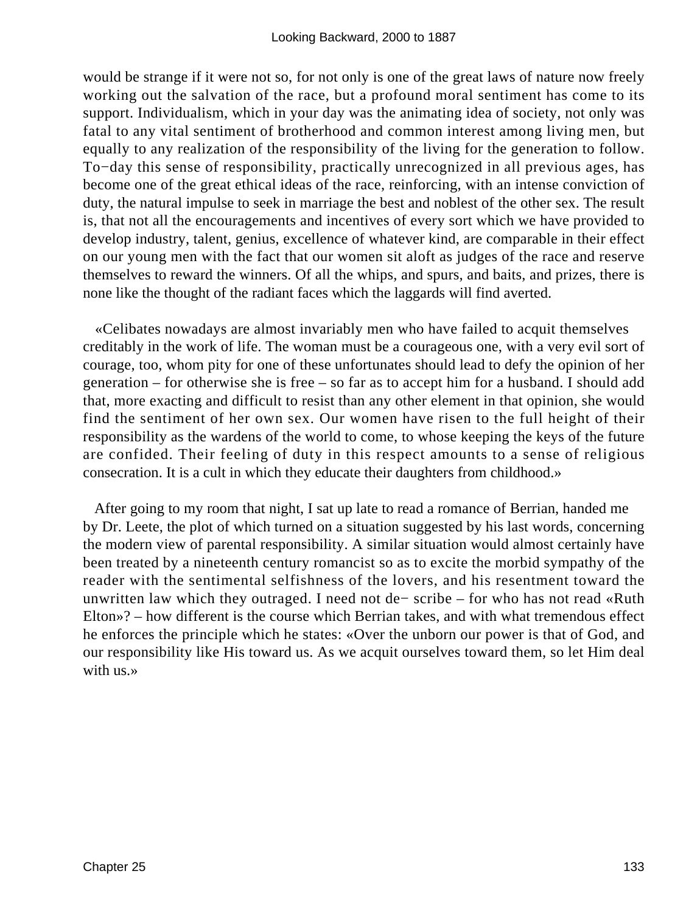would be strange if it were not so, for not only is one of the great laws of nature now freely working out the salvation of the race, but a profound moral sentiment has come to its support. Individualism, which in your day was the animating idea of society, not only was fatal to any vital sentiment of brotherhood and common interest among living men, but equally to any realization of the responsibility of the living for the generation to follow. To−day this sense of responsibility, practically unrecognized in all previous ages, has become one of the great ethical ideas of the race, reinforcing, with an intense conviction of duty, the natural impulse to seek in marriage the best and noblest of the other sex. The result is, that not all the encouragements and incentives of every sort which we have provided to develop industry, talent, genius, excellence of whatever kind, are comparable in their effect on our young men with the fact that our women sit aloft as judges of the race and reserve themselves to reward the winners. Of all the whips, and spurs, and baits, and prizes, there is none like the thought of the radiant faces which the laggards will find averted.

«Celibates nowadays are almost invariably men who have failed to acquit themselves creditably in the work of life. The woman must be a courageous one, with a very evil sort of courage, too, whom pity for one of these unfortunates should lead to defy the opinion of her generation – for otherwise she is free – so far as to accept him for a husband. I should add that, more exacting and difficult to resist than any other element in that opinion, she would find the sentiment of her own sex. Our women have risen to the full height of their responsibility as the wardens of the world to come, to whose keeping the keys of the future are confided. Their feeling of duty in this respect amounts to a sense of religious consecration. It is a cult in which they educate their daughters from childhood.»

After going to my room that night, I sat up late to read a romance of Berrian, handed me by Dr. Leete, the plot of which turned on a situation suggested by his last words, concerning the modern view of parental responsibility. A similar situation would almost certainly have been treated by a nineteenth century romancist so as to excite the morbid sympathy of the reader with the sentimental selfishness of the lovers, and his resentment toward the unwritten law which they outraged. I need not describe – for who has not read «Ruth Elton»? – how different is the course which Berrian takes, and with what tremendous effect he enforces the principle which he states: «Over the unborn our power is that of God, and our responsibility like His toward us. As we acquit ourselves toward them, so let Him deal with us.»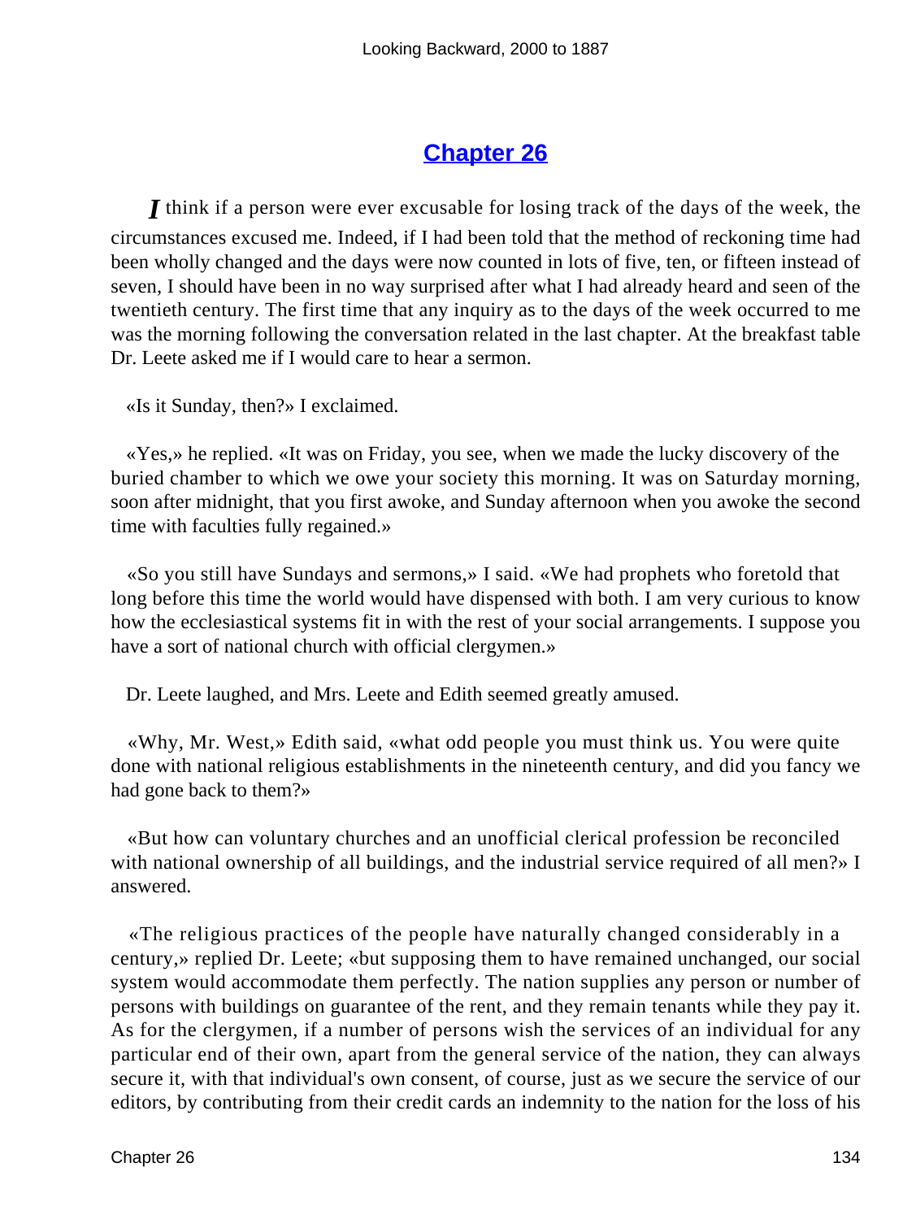## Chapter 26

*I* think if a person were ever excusable for losing track of the days of the week, the circumstances excused me. Indeed, if I had been told that the method of reckoning time had been wholly changed and the days were now counted in lots of five, ten, or fifteen instead of seven, I should have been in no way surprised after what I had already heard and seen of the twentieth century. The first time that any inquiry as to the days of the week occurred to me was the morning following the conversation related in the last chapter. At the breakfast table Dr. Leete asked me if I would care to hear a sermon.

«Is it Sunday, then?» I exclaimed.

«Yes,» he replied. «It was on Friday, you see, when we made the lucky discovery of the buried chamber to which we owe your society this morning. It was on Saturday morning, soon after midnight, that you first awoke, and Sunday afternoon when you awoke the second time with faculties fully regained.»

«So you still have Sundays and sermons,» I said. «We had prophets who foretold that long before this time the world would have dispensed with both. I am very curious to know how the ecclesiastical systems fit in with the rest of your social arrangements. I suppose you have a sort of national church with official clergymen.»

Dr. Leete laughed, and Mrs. Leete and Edith seemed greatly amused.

«Why, Mr. West,» Edith said, «what odd people you must think us. You were quite done with national religious establishments in the nineteenth century, and did you fancy we had gone back to them?»

«But how can voluntary churches and an unofficial clerical profession be reconciled with national ownership of all buildings, and the industrial service required of all men?» I answered.

«The religious practices of the people have naturally changed considerably in a century,» replied Dr. Leete; «but supposing them to have remained unchanged, our social system would accommodate them perfectly. The nation supplies any person or number of persons with buildings on guarantee of the rent, and they remain tenants while they pay it. As for the clergymen, if a number of persons wish the services of an individual for any particular end of their own, apart from the general service of the nation, they can always secure it, with that individual's own consent, of course, just as we secure the service of our editors, by contributing from their credit cards an indemnity to the nation for the loss of his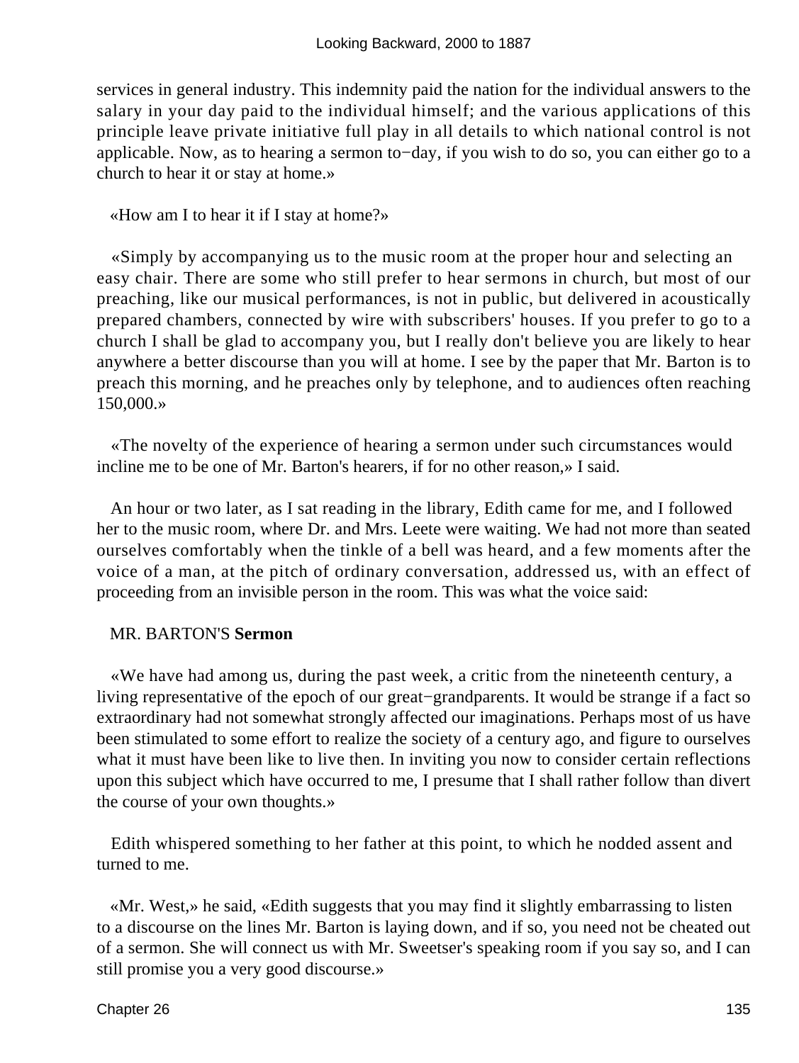services in general industry. This indemnity paid the nation for the individual answers to the salary in your day paid to the individual himself; and the various applications of this principle leave private initiative full play in all details to which national control is not applicable. Now, as to hearing a sermon to−day, if you wish to do so, you can either go to a church to hear it or stay at home.»

«How am I to hear it if I stay at home?»

«Simply by accompanying us to the music room at the proper hour and selecting an easy chair. There are some who still prefer to hear sermons in church, but most of our preaching, like our musical performances, is not in public, but delivered in acoustically prepared chambers, connected by wire with subscribers' houses. If you prefer to go to a church I shall be glad to accompany you, but I really don't believe you are likely to hear anywhere a better discourse than you will at home. I see by the paper that Mr. Barton is to preach this morning, and he preaches only by telephone, and to audiences often reaching 150,000.»

«The novelty of the experience of hearing a sermon under such circumstances would incline me to be one of Mr. Barton's hearers, if for no other reason,» I said.

An hour or two later, as I sat reading in the library, Edith came for me, and I followed her to the music room, where Dr. and Mrs. Leete were waiting. We had not more than seated ourselves comfortably when the tinkle of a bell was heard, and a few moments after the voice of a man, at the pitch of ordinary conversation, addressed us, with an effect of proceeding from an invisible person in the room. This was what the voice said:

MR. BARTON'S **Sermon**

«We have had among us, during the past week, a critic from the nineteenth century, a living representative of the epoch of our great−grandparents. It would be strange if a fact so extraordinary had not somewhat strongly affected our imaginations. Perhaps most of us have been stimulated to some effort to realize the society of a century ago, and figure to ourselves what it must have been like to live then. In inviting you now to consider certain reflections upon this subject which have occurred to me, I presume that I shall rather follow than divert the course of your own thoughts.»

Edith whispered something to her father at this point, to which he nodded assent and turned to me.

«Mr. West,» he said, «Edith suggests that you may find it slightly embarrassing to listen to a discourse on the lines Mr. Barton is laying down, and if so, you need not be cheated out of a sermon. She will connect us with Mr. Sweetser's speaking room if you say so, and I can still promise you a very good discourse.»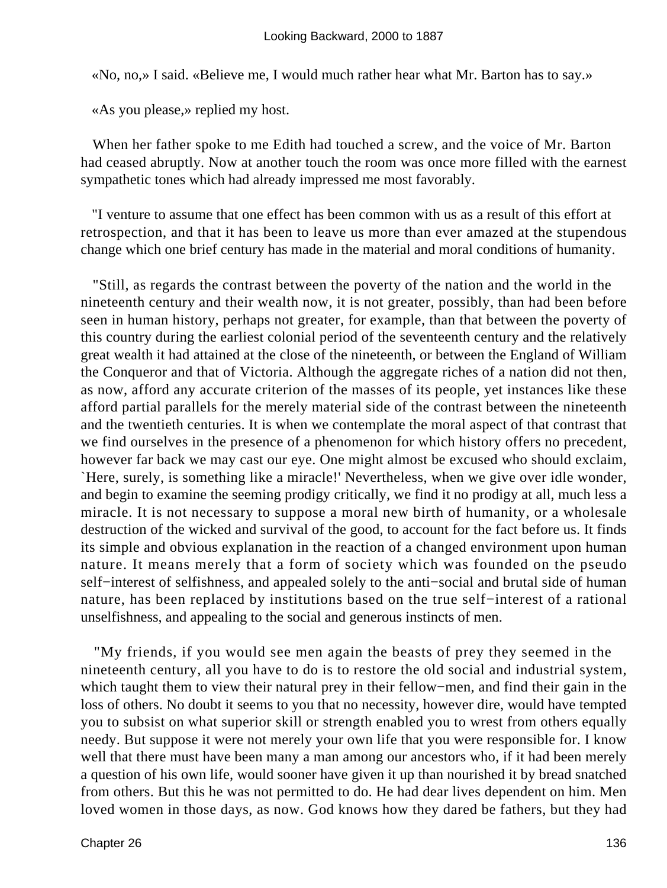«No, no,» I said. «Believe me, I would much rather hear what Mr. Barton has to say.»

«As you please,» replied my host.

When her father spoke to me Edith had touched a screw, and the voice of Mr. Barton had ceased abruptly. Now at another touch the room was once more filled with the earnest sympathetic tones which had already impressed me most favorably.

"I venture to assume that one effect has been common with us as a result of this effort at retrospection, and that it has been to leave us more than ever amazed at the stupendous change which one brief century has made in the material and moral conditions of humanity.

"Still, as regards the contrast between the poverty of the nation and the world in the nineteenth century and their wealth now, it is not greater, possibly, than had been before seen in human history, perhaps not greater, for example, than that between the poverty of this country during the earliest colonial period of the seventeenth century and the relatively great wealth it had attained at the close of the nineteenth, or between the England of William the Conqueror and that of Victoria. Although the aggregate riches of a nation did not then, as now, afford any accurate criterion of the masses of its people, yet instances like these afford partial parallels for the merely material side of the contrast between the nineteenth and the twentieth centuries. It is when we contemplate the moral aspect of that contrast that we find ourselves in the presence of a phenomenon for which history offers no precedent, however far back we may cast our eye. One might almost be excused who should exclaim, `Here, surely, is something like a miracle!' Nevertheless, when we give over idle wonder, and begin to examine the seeming prodigy critically, we find it no prodigy at all, much less a miracle. It is not necessary to suppose a moral new birth of humanity, or a wholesale destruction of the wicked and survival of the good, to account for the fact before us. It finds its simple and obvious explanation in the reaction of a changed environment upon human nature. It means merely that a form of society which was founded on the pseudo self−interest of selfishness, and appealed solely to the anti−social and brutal side of human nature, has been replaced by institutions based on the true self−interest of a rational unselfishness, and appealing to the social and generous instincts of men.

"My friends, if you would see men again the beasts of prey they seemed in the nineteenth century, all you have to do is to restore the old social and industrial system, which taught them to view their natural prey in their fellow−men, and find their gain in the loss of others. No doubt it seems to you that no necessity, however dire, would have tempted you to subsist on what superior skill or strength enabled you to wrest from others equally needy. But suppose it were not merely your own life that you were responsible for. I know well that there must have been many a man among our ancestors who, if it had been merely a question of his own life, would sooner have given it up than nourished it by bread snatched from others. But this he was not permitted to do. He had dear lives dependent on him. Men loved women in those days, as now. God knows how they dared be fathers, but they had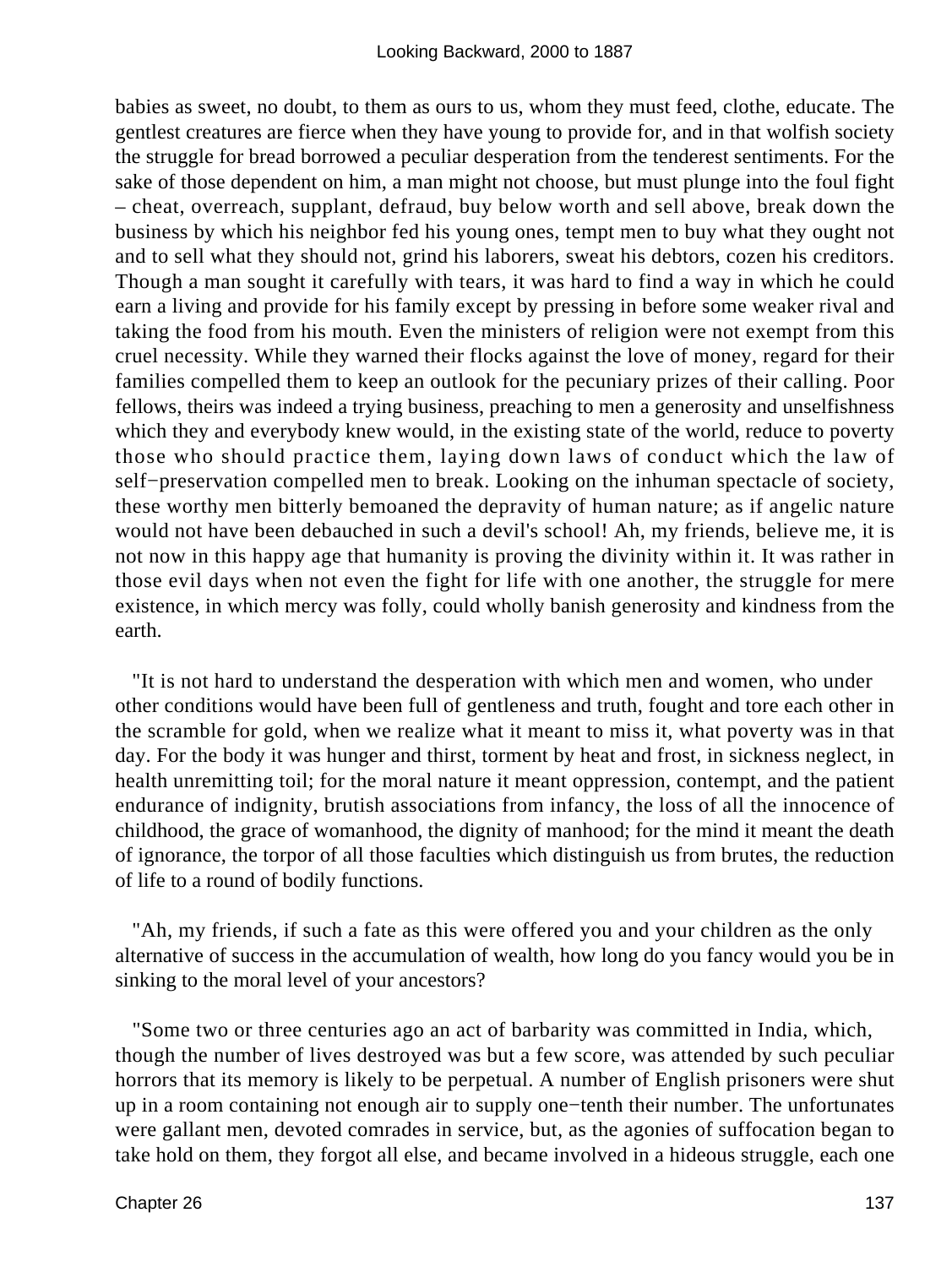babies as sweet, no doubt, to them as ours to us, whom they must feed, clothe, educate. The gentlest creatures are fierce when they have young to provide for, and in that wolfish society the struggle for bread borrowed a peculiar desperation from the tenderest sentiments. For the sake of those dependent on him, a man might not choose, but must plunge into the foul fight – cheat, overreach, supplant, defraud, buy below worth and sell above, break down the business by which his neighbor fed his young ones, tempt men to buy what they ought not and to sell what they should not, grind his laborers, sweat his debtors, cozen his creditors. Though a man sought it carefully with tears, it was hard to find a way in which he could earn a living and provide for his family except by pressing in before some weaker rival and taking the food from his mouth. Even the ministers of religion were not exempt from this cruel necessity. While they warned their flocks against the love of money, regard for their families compelled them to keep an outlook for the pecuniary prizes of their calling. Poor fellows, theirs was indeed a trying business, preaching to men a generosity and unselfishness which they and everybody knew would, in the existing state of the world, reduce to poverty those who should practice them, laying down laws of conduct which the law of self−preservation compelled men to break. Looking on the inhuman spectacle of society, these worthy men bitterly bemoaned the depravity of human nature; as if angelic nature would not have been debauched in such a devil's school! Ah, my friends, believe me, it is not now in this happy age that humanity is proving the divinity within it. It was rather in those evil days when not even the fight for life with one another, the struggle for mere existence, in which mercy was folly, could wholly banish generosity and kindness from the earth.

"It is not hard to understand the desperation with which men and women, who under other conditions would have been full of gentleness and truth, fought and tore each other in the scramble for gold, when we realize what it meant to miss it, what poverty was in that day. For the body it was hunger and thirst, torment by heat and frost, in sickness neglect, in health unremitting toil; for the moral nature it meant oppression, contempt, and the patient endurance of indignity, brutish associations from infancy, the loss of all the innocence of childhood, the grace of womanhood, the dignity of manhood; for the mind it meant the death of ignorance, the torpor of all those faculties which distinguish us from brutes, the reduction of life to a round of bodily functions.

"Ah, my friends, if such a fate as this were offered you and your children as the only alternative of success in the accumulation of wealth, how long do you fancy would you be in sinking to the moral level of your ancestors?

"Some two or three centuries ago an act of barbarity was committed in India, which, though the number of lives destroyed was but a few score, was attended by such peculiar horrors that its memory is likely to be perpetual. A number of English prisoners were shut up in a room containing not enough air to supply one−tenth their number. The unfortunates were gallant men, devoted comrades in service, but, as the agonies of suffocation began to take hold on them, they forgot all else, and became involved in a hideous struggle, each one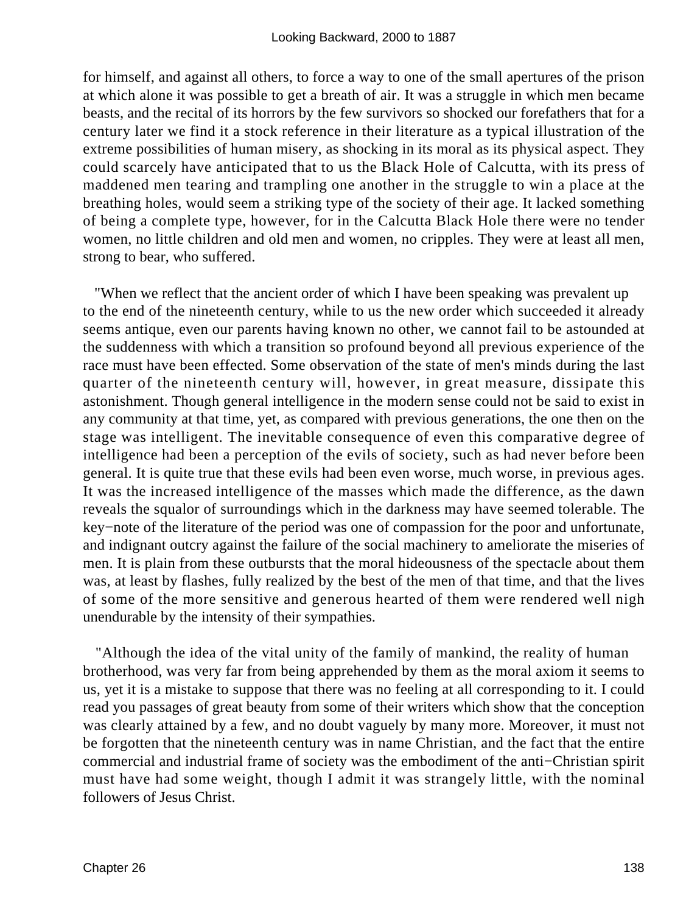for himself, and against all others, to force a way to one of the small apertures of the prison at which alone it was possible to get a breath of air. It was a struggle in which men became beasts, and the recital of its horrors by the few survivors so shocked our forefathers that for a century later we find it a stock reference in their literature as a typical illustration of the extreme possibilities of human misery, as shocking in its moral as its physical aspect. They could scarcely have anticipated that to us the Black Hole of Calcutta, with its press of maddened men tearing and trampling one another in the struggle to win a place at the breathing holes, would seem a striking type of the society of their age. It lacked something of being a complete type, however, for in the Calcutta Black Hole there were no tender women, no little children and old men and women, no cripples. They were at least all men, strong to bear, who suffered.

"When we reflect that the ancient order of which I have been speaking was prevalent up to the end of the nineteenth century, while to us the new order which succeeded it already seems antique, even our parents having known no other, we cannot fail to be astounded at the suddenness with which a transition so profound beyond all previous experience of the race must have been effected. Some observation of the state of men's minds during the last quarter of the nineteenth century will, however, in great measure, dissipate this astonishment. Though general intelligence in the modern sense could not be said to exist in any community at that time, yet, as compared with previous generations, the one then on the stage was intelligent. The inevitable consequence of even this comparative degree of intelligence had been a perception of the evils of society, such as had never before been general. It is quite true that these evils had been even worse, much worse, in previous ages. It was the increased intelligence of the masses which made the difference, as the dawn reveals the squalor of surroundings which in the darkness may have seemed tolerable. The key−note of the literature of the period was one of compassion for the poor and unfortunate, and indignant outcry against the failure of the social machinery to ameliorate the miseries of men. It is plain from these outbursts that the moral hideousness of the spectacle about them was, at least by flashes, fully realized by the best of the men of that time, and that the lives of some of the more sensitive and generous hearted of them were rendered well nigh unendurable by the intensity of their sympathies.

"Although the idea of the vital unity of the family of mankind, the reality of human brotherhood, was very far from being apprehended by them as the moral axiom it seems to us, yet it is a mistake to suppose that there was no feeling at all corresponding to it. I could read you passages of great beauty from some of their writers which show that the conception was clearly attained by a few, and no doubt vaguely by many more. Moreover, it must not be forgotten that the nineteenth century was in name Christian, and the fact that the entire commercial and industrial frame of society was the embodiment of the anti−Christian spirit must have had some weight, though I admit it was strangely little, with the nominal followers of Jesus Christ.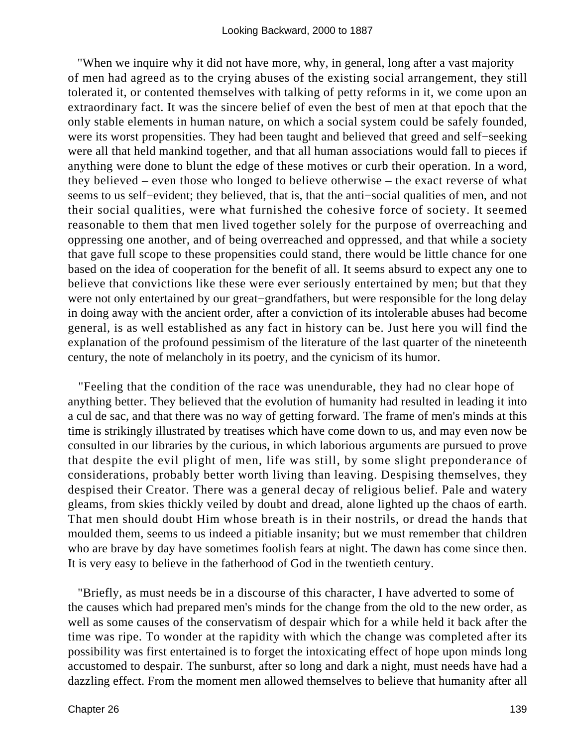"When we inquire why it did not have more, why, in general, long after a vast majority of men had agreed as to the crying abuses of the existing social arrangement, they still tolerated it, or contented themselves with talking of petty reforms in it, we come upon an extraordinary fact. It was the sincere belief of even the best of men at that epoch that the only stable elements in human nature, on which a social system could be safely founded, were its worst propensities. They had been taught and believed that greed and self−seeking were all that held mankind together, and that all human associations would fall to pieces if anything were done to blunt the edge of these motives or curb their operation. In a word, they believed – even those who longed to believe otherwise – the exact reverse of what seems to us self−evident; they believed, that is, that the anti−social qualities of men, and not their social qualities, were what furnished the cohesive force of society. It seemed reasonable to them that men lived together solely for the purpose of overreaching and oppressing one another, and of being overreached and oppressed, and that while a society that gave full scope to these propensities could stand, there would be little chance for one based on the idea of cooperation for the benefit of all. It seems absurd to expect any one to believe that convictions like these were ever seriously entertained by men; but that they were not only entertained by our great−grandfathers, but were responsible for the long delay in doing away with the ancient order, after a conviction of its intolerable abuses had become general, is as well established as any fact in history can be. Just here you will find the explanation of the profound pessimism of the literature of the last quarter of the nineteenth century, the note of melancholy in its poetry, and the cynicism of its humor.

"Feeling that the condition of the race was unendurable, they had no clear hope of anything better. They believed that the evolution of humanity had resulted in leading it into a cul de sac, and that there was no way of getting forward. The frame of men's minds at this time is strikingly illustrated by treatises which have come down to us, and may even now be consulted in our libraries by the curious, in which laborious arguments are pursued to prove that despite the evil plight of men, life was still, by some slight preponderance of considerations, probably better worth living than leaving. Despising themselves, they despised their Creator. There was a general decay of religious belief. Pale and watery gleams, from skies thickly veiled by doubt and dread, alone lighted up the chaos of earth. That men should doubt Him whose breath is in their nostrils, or dread the hands that moulded them, seems to us indeed a pitiable insanity; but we must remember that children who are brave by day have sometimes foolish fears at night. The dawn has come since then. It is very easy to believe in the fatherhood of God in the twentieth century.

"Briefly, as must needs be in a discourse of this character, I have adverted to some of the causes which had prepared men's minds for the change from the old to the new order, as well as some causes of the conservatism of despair which for a while held it back after the time was ripe. To wonder at the rapidity with which the change was completed after its possibility was first entertained is to forget the intoxicating effect of hope upon minds long accustomed to despair. The sunburst, after so long and dark a night, must needs have had a dazzling effect. From the moment men allowed themselves to believe that humanity after all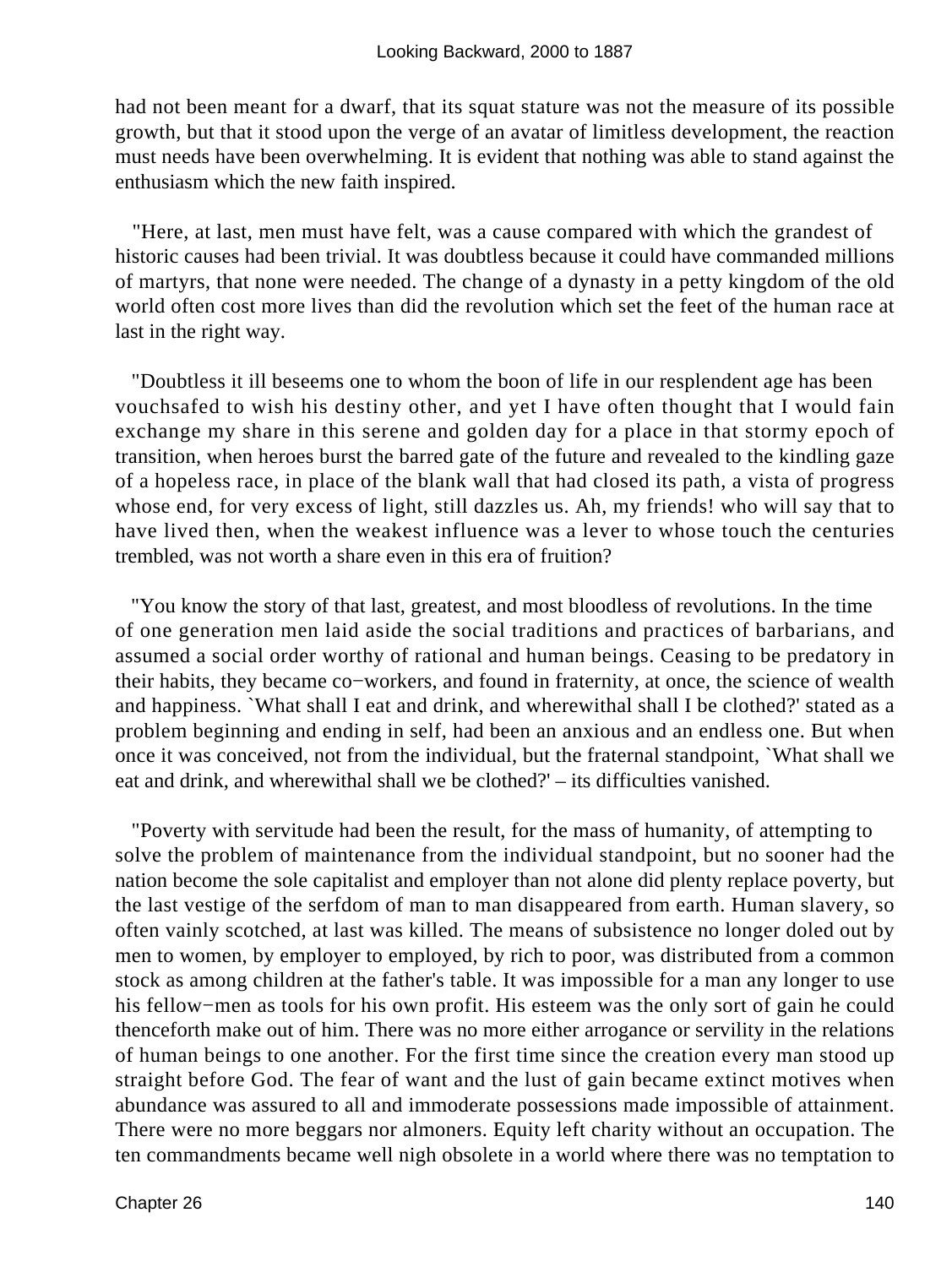had not been meant for a dwarf, that its squat stature was not the measure of its possible growth, but that it stood upon the verge of an avatar of limitless development, the reaction must needs have been overwhelming. It is evident that nothing was able to stand against the enthusiasm which the new faith inspired.

"Here, at last, men must have felt, was a cause compared with which the grandest of historic causes had been trivial. It was doubtless because it could have commanded millions of martyrs, that none were needed. The change of a dynasty in a petty kingdom of the old world often cost more lives than did the revolution which set the feet of the human race at last in the right way.

"Doubtless it ill beseems one to whom the boon of life in our resplendent age has been vouchsafed to wish his destiny other, and yet I have often thought that I would fain exchange my share in this serene and golden day for a place in that stormy epoch of transition, when heroes burst the barred gate of the future and revealed to the kindling gaze of a hopeless race, in place of the blank wall that had closed its path, a vista of progress whose end, for very excess of light, still dazzles us. Ah, my friends! who will say that to have lived then, when the weakest influence was a lever to whose touch the centuries trembled, was not worth a share even in this era of fruition?

"You know the story of that last, greatest, and most bloodless of revolutions. In the time of one generation men laid aside the social traditions and practices of barbarians, and assumed a social order worthy of rational and human beings. Ceasing to be predatory in their habits, they became co−workers, and found in fraternity, at once, the science of wealth and happiness. `What shall I eat and drink, and wherewithal shall I be clothed?' stated as a problem beginning and ending in self, had been an anxious and an endless one. But when once it was conceived, not from the individual, but the fraternal standpoint, `What shall we eat and drink, and wherewithal shall we be clothed?' – its difficulties vanished.

"Poverty with servitude had been the result, for the mass of humanity, of attempting to solve the problem of maintenance from the individual standpoint, but no sooner had the nation become the sole capitalist and employer than not alone did plenty replace poverty, but the last vestige of the serfdom of man to man disappeared from earth. Human slavery, so often vainly scotched, at last was killed. The means of subsistence no longer doled out by men to women, by employer to employed, by rich to poor, was distributed from a common stock as among children at the father's table. It was impossible for a man any longer to use his fellow−men as tools for his own profit. His esteem was the only sort of gain he could thenceforth make out of him. There was no more either arrogance or servility in the relations of human beings to one another. For the first time since the creation every man stood up straight before God. The fear of want and the lust of gain became extinct motives when abundance was assured to all and immoderate possessions made impossible of attainment. There were no more beggars nor almoners. Equity left charity without an occupation. The ten commandments became well nigh obsolete in a world where there was no temptation to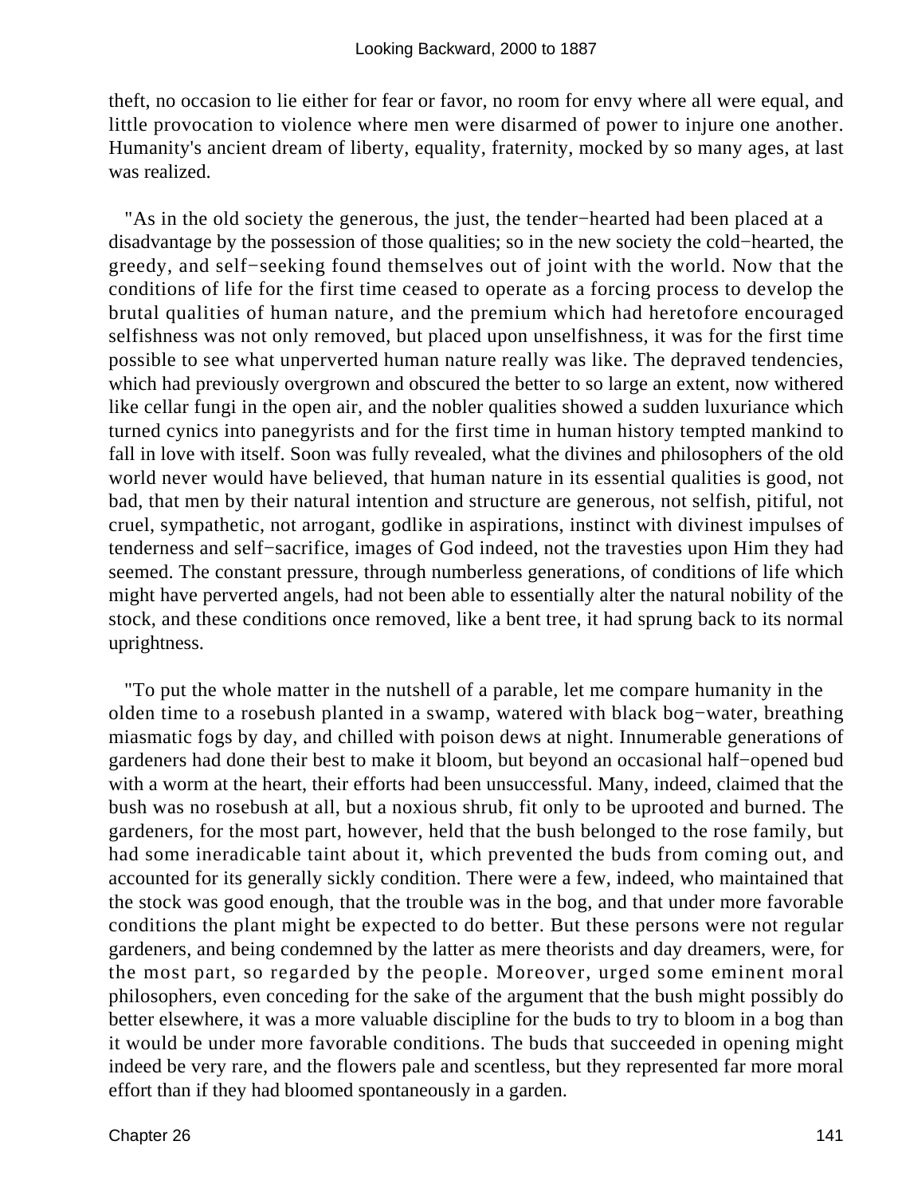theft, no occasion to lie either for fear or favor, no room for envy where all were equal, and little provocation to violence where men were disarmed of power to injure one another. Humanity's ancient dream of liberty, equality, fraternity, mocked by so many ages, at last was realized.

"As in the old society the generous, the just, the tender−hearted had been placed at a disadvantage by the possession of those qualities; so in the new society the cold−hearted, the greedy, and self−seeking found themselves out of joint with the world. Now that the conditions of life for the first time ceased to operate as a forcing process to develop the brutal qualities of human nature, and the premium which had heretofore encouraged selfishness was not only removed, but placed upon unselfishness, it was for the first time possible to see what unperverted human nature really was like. The depraved tendencies, which had previously overgrown and obscured the better to so large an extent, now withered like cellar fungi in the open air, and the nobler qualities showed a sudden luxuriance which turned cynics into panegyrists and for the first time in human history tempted mankind to fall in love with itself. Soon was fully revealed, what the divines and philosophers of the old world never would have believed, that human nature in its essential qualities is good, not bad, that men by their natural intention and structure are generous, not selfish, pitiful, not cruel, sympathetic, not arrogant, godlike in aspirations, instinct with divinest impulses of tenderness and self−sacrifice, images of God indeed, not the travesties upon Him they had seemed. The constant pressure, through numberless generations, of conditions of life which might have perverted angels, had not been able to essentially alter the natural nobility of the stock, and these conditions once removed, like a bent tree, it had sprung back to its normal uprightness.

"To put the whole matter in the nutshell of a parable, let me compare humanity in the olden time to a rosebush planted in a swamp, watered with black bog−water, breathing miasmatic fogs by day, and chilled with poison dews at night. Innumerable generations of gardeners had done their best to make it bloom, but beyond an occasional half−opened bud with a worm at the heart, their efforts had been unsuccessful. Many, indeed, claimed that the bush was no rosebush at all, but a noxious shrub, fit only to be uprooted and burned. The gardeners, for the most part, however, held that the bush belonged to the rose family, but had some ineradicable taint about it, which prevented the buds from coming out, and accounted for its generally sickly condition. There were a few, indeed, who maintained that the stock was good enough, that the trouble was in the bog, and that under more favorable conditions the plant might be expected to do better. But these persons were not regular gardeners, and being condemned by the latter as mere theorists and day dreamers, were, for the most part, so regarded by the people. Moreover, urged some eminent moral philosophers, even conceding for the sake of the argument that the bush might possibly do better elsewhere, it was a more valuable discipline for the buds to try to bloom in a bog than it would be under more favorable conditions. The buds that succeeded in opening might indeed be very rare, and the flowers pale and scentless, but they represented far more moral effort than if they had bloomed spontaneously in a garden.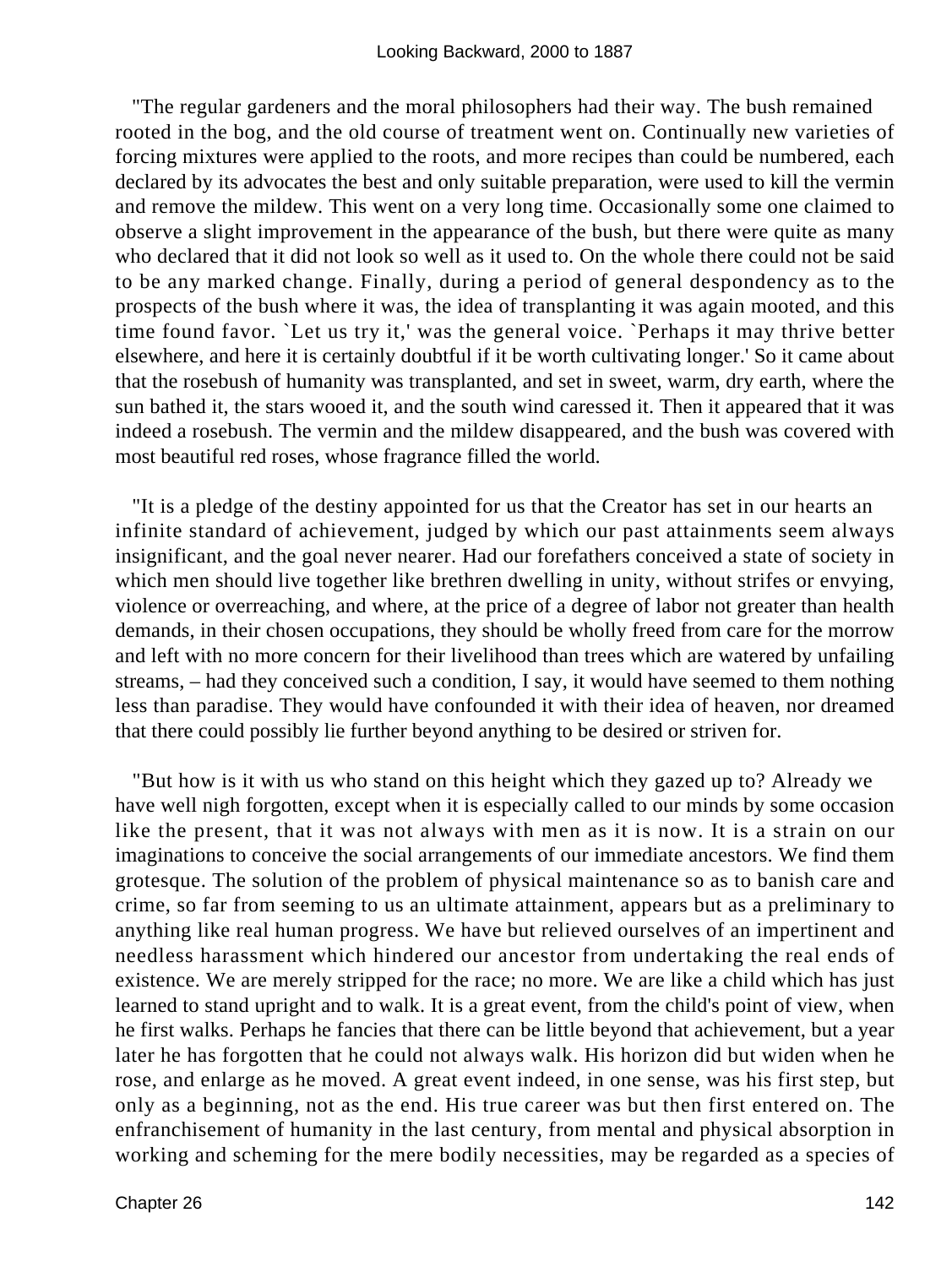"The regular gardeners and the moral philosophers had their way. The bush remained rooted in the bog, and the old course of treatment went on. Continually new varieties of forcing mixtures were applied to the roots, and more recipes than could be numbered, each declared by its advocates the best and only suitable preparation, were used to kill the vermin and remove the mildew. This went on a very long time. Occasionally some one claimed to observe a slight improvement in the appearance of the bush, but there were quite as many who declared that it did not look so well as it used to. On the whole there could not be said to be any marked change. Finally, during a period of general despondency as to the prospects of the bush where it was, the idea of transplanting it was again mooted, and this time found favor. `Let us try it,' was the general voice. `Perhaps it may thrive better elsewhere, and here it is certainly doubtful if it be worth cultivating longer.' So it came about that the rosebush of humanity was transplanted, and set in sweet, warm, dry earth, where the sun bathed it, the stars wooed it, and the south wind caressed it. Then it appeared that it was indeed a rosebush. The vermin and the mildew disappeared, and the bush was covered with most beautiful red roses, whose fragrance filled the world.

"It is a pledge of the destiny appointed for us that the Creator has set in our hearts an infinite standard of achievement, judged by which our past attainments seem always insignificant, and the goal never nearer. Had our forefathers conceived a state of society in which men should live together like brethren dwelling in unity, without strifes or envying, violence or overreaching, and where, at the price of a degree of labor not greater than health demands, in their chosen occupations, they should be wholly freed from care for the morrow and left with no more concern for their livelihood than trees which are watered by unfailing streams, – had they conceived such a condition, I say, it would have seemed to them nothing less than paradise. They would have confounded it with their idea of heaven, nor dreamed that there could possibly lie further beyond anything to be desired or striven for.

"But how is it with us who stand on this height which they gazed up to? Already we have well nigh forgotten, except when it is especially called to our minds by some occasion like the present, that it was not always with men as it is now. It is a strain on our imaginations to conceive the social arrangements of our immediate ancestors. We find them grotesque. The solution of the problem of physical maintenance so as to banish care and crime, so far from seeming to us an ultimate attainment, appears but as a preliminary to anything like real human progress. We have but relieved ourselves of an impertinent and needless harassment which hindered our ancestor from undertaking the real ends of existence. We are merely stripped for the race; no more. We are like a child which has just learned to stand upright and to walk. It is a great event, from the child's point of view, when he first walks. Perhaps he fancies that there can be little beyond that achievement, but a year later he has forgotten that he could not always walk. His horizon did but widen when he rose, and enlarge as he moved. A great event indeed, in one sense, was his first step, but only as a beginning, not as the end. His true career was but then first entered on. The enfranchisement of humanity in the last century, from mental and physical absorption in working and scheming for the mere bodily necessities, may be regarded as a species of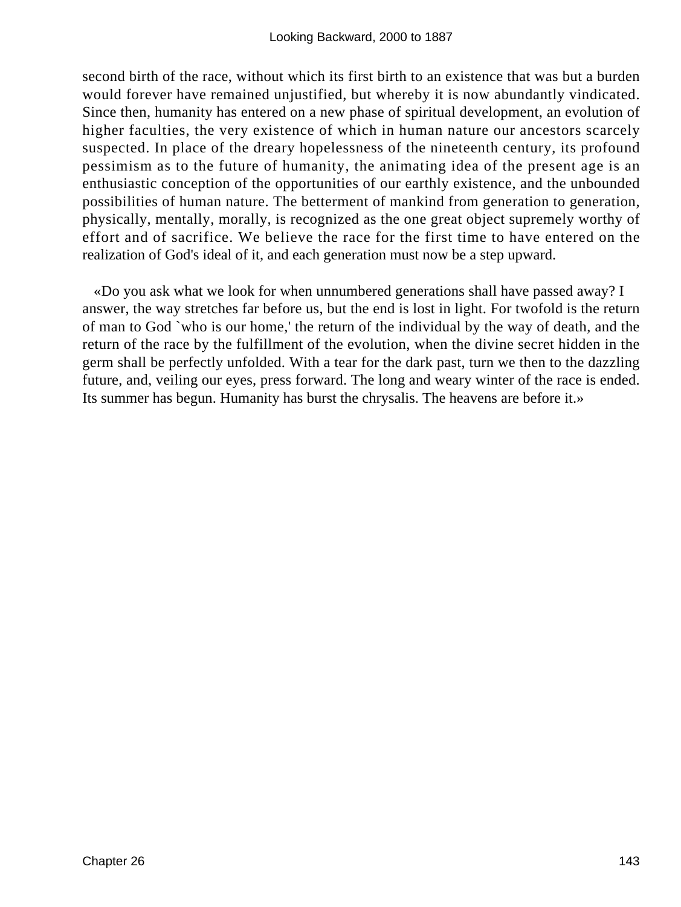second birth of the race, without which its first birth to an existence that was but a burden would forever have remained unjustified, but whereby it is now abundantly vindicated. Since then, humanity has entered on a new phase of spiritual development, an evolution of higher faculties, the very existence of which in human nature our ancestors scarcely suspected. In place of the dreary hopelessness of the nineteenth century, its profound pessimism as to the future of humanity, the animating idea of the present age is an enthusiastic conception of the opportunities of our earthly existence, and the unbounded possibilities of human nature. The betterment of mankind from generation to generation, physically, mentally, morally, is recognized as the one great object supremely worthy of effort and of sacrifice. We believe the race for the first time to have entered on the realization of God's ideal of it, and each generation must now be a step upward.

«Do you ask what we look for when unnumbered generations shall have passed away? I answer, the way stretches far before us, but the end is lost in light. For twofold is the return of man to God `who is our home,' the return of the individual by the way of death, and the return of the race by the fulfillment of the evolution, when the divine secret hidden in the germ shall be perfectly unfolded. With a tear for the dark past, turn we then to the dazzling future, and, veiling our eyes, press forward. The long and weary winter of the race is ended. Its summer has begun. Humanity has burst the chrysalis. The heavens are before it.»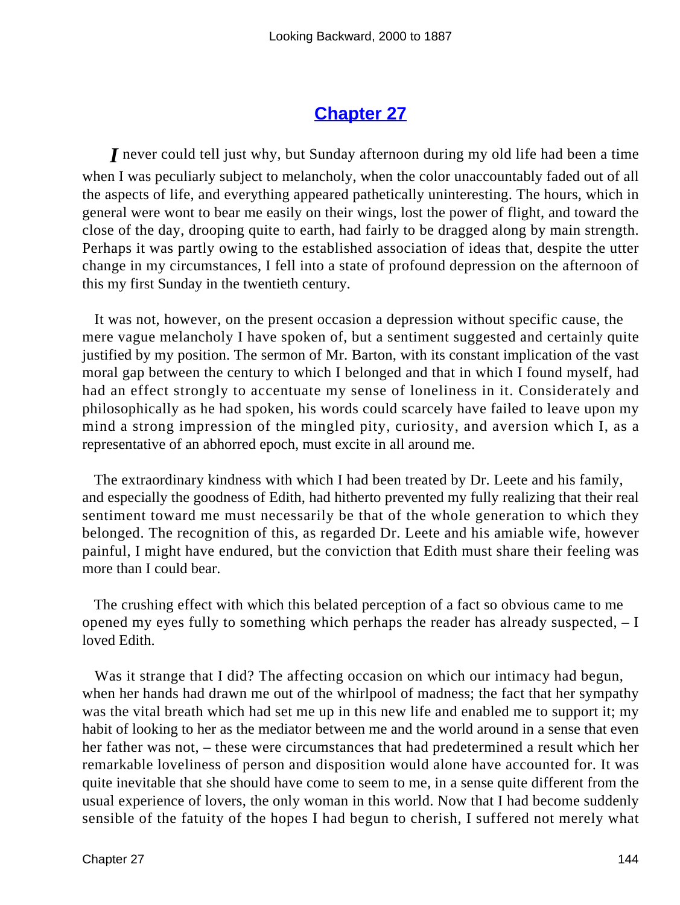## Chapter 27

*I* never could tell just why, but Sunday afternoon during my old life had been a time when I was peculiarly subject to melancholy, when the color unaccountably faded out of all the aspects of life, and everything appeared pathetically uninteresting. The hours, which in general were wont to bear me easily on their wings, lost the power of flight, and toward the close of the day, drooping quite to earth, had fairly to be dragged along by main strength. Perhaps it was partly owing to the established association of ideas that, despite the utter change in my circumstances, I fell into a state of profound depression on the afternoon of this my first Sunday in the twentieth century.

It was not, however, on the present occasion a depression without specific cause, the mere vague melancholy I have spoken of, but a sentiment suggested and certainly quite justified by my position. The sermon of Mr. Barton, with its constant implication of the vast moral gap between the century to which I belonged and that in which I found myself, had had an effect strongly to accentuate my sense of loneliness in it. Considerately and philosophically as he had spoken, his words could scarcely have failed to leave upon my mind a strong impression of the mingled pity, curiosity, and aversion which I, as a representative of an abhorred epoch, must excite in all around me.

The extraordinary kindness with which I had been treated by Dr. Leete and his family, and especially the goodness of Edith, had hitherto prevented my fully realizing that their real sentiment toward me must necessarily be that of the whole generation to which they belonged. The recognition of this, as regarded Dr. Leete and his amiable wife, however painful, I might have endured, but the conviction that Edith must share their feeling was more than I could bear.

The crushing effect with which this belated perception of a fact so obvious came to me opened my eyes fully to something which perhaps the reader has already suspected, – I loved Edith.

Was it strange that I did? The affecting occasion on which our intimacy had begun, when her hands had drawn me out of the whirlpool of madness; the fact that her sympathy was the vital breath which had set me up in this new life and enabled me to support it; my habit of looking to her as the mediator between me and the world around in a sense that even her father was not, – these were circumstances that had predetermined a result which her remarkable loveliness of person and disposition would alone have accounted for. It was quite inevitable that she should have come to seem to me, in a sense quite different from the usual experience of lovers, the only woman in this world. Now that I had become suddenly sensible of the fatuity of the hopes I had begun to cherish, I suffered not merely what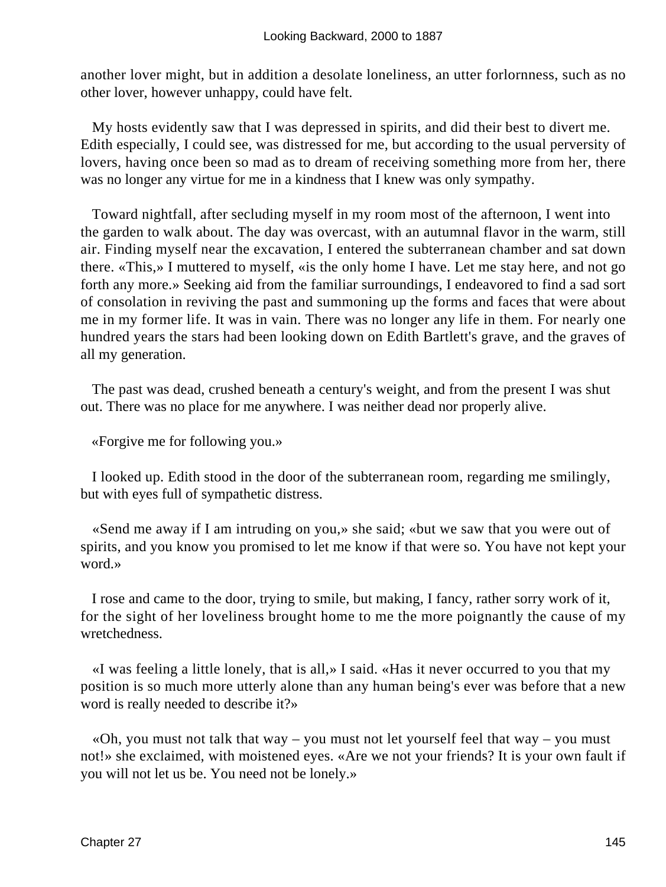another lover might, but in addition a desolate loneliness, an utter forlornness, such as no other lover, however unhappy, could have felt.

My hosts evidently saw that I was depressed in spirits, and did their best to divert me. Edith especially, I could see, was distressed for me, but according to the usual perversity of lovers, having once been so mad as to dream of receiving something more from her, there was no longer any virtue for me in a kindness that I knew was only sympathy.

Toward nightfall, after secluding myself in my room most of the afternoon, I went into the garden to walk about. The day was overcast, with an autumnal flavor in the warm, still air. Finding myself near the excavation, I entered the subterranean chamber and sat down there. «This,» I muttered to myself, «is the only home I have. Let me stay here, and not go forth any more.» Seeking aid from the familiar surroundings, I endeavored to find a sad sort of consolation in reviving the past and summoning up the forms and faces that were about me in my former life. It was in vain. There was no longer any life in them. For nearly one hundred years the stars had been looking down on Edith Bartlett's grave, and the graves of all my generation.

The past was dead, crushed beneath a century's weight, and from the present I was shut out. There was no place for me anywhere. I was neither dead nor properly alive.

«Forgive me for following you.»

I looked up. Edith stood in the door of the subterranean room, regarding me smilingly, but with eyes full of sympathetic distress.

«Send me away if I am intruding on you,» she said; «but we saw that you were out of spirits, and you know you promised to let me know if that were so. You have not kept your word.»

I rose and came to the door, trying to smile, but making, I fancy, rather sorry work of it, for the sight of her loveliness brought home to me the more poignantly the cause of my wretchedness.

«I was feeling a little lonely, that is all,» I said. «Has it never occurred to you that my position is so much more utterly alone than any human being's ever was before that a new word is really needed to describe it?»

«Oh, you must not talk that way – you must not let yourself feel that way – you must not!» she exclaimed, with moistened eyes. «Are we not your friends? It is your own fault if you will not let us be. You need not be lonely.»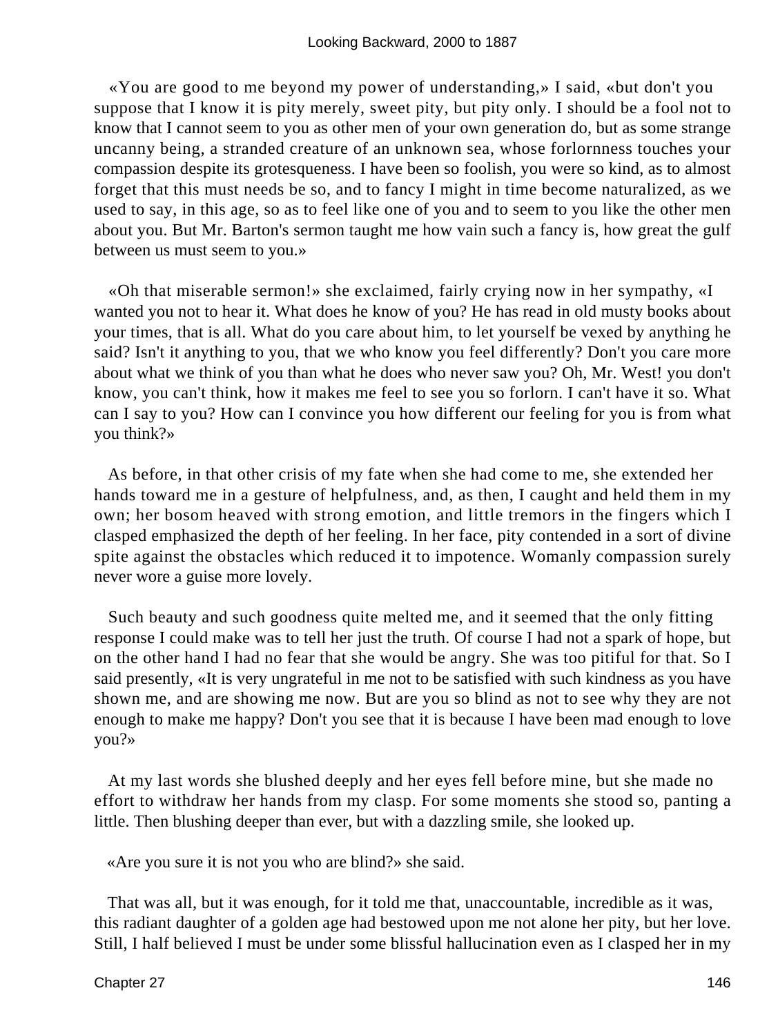«You are good to me beyond my power of understanding,» I said, «but don't you suppose that I know it is pity merely, sweet pity, but pity only. I should be a fool not to know that I cannot seem to you as other men of your own generation do, but as some strange uncanny being, a stranded creature of an unknown sea, whose forlornness touches your compassion despite its grotesqueness. I have been so foolish, you were so kind, as to almost forget that this must needs be so, and to fancy I might in time become naturalized, as we used to say, in this age, so as to feel like one of you and to seem to you like the other men about you. But Mr. Barton's sermon taught me how vain such a fancy is, how great the gulf between us must seem to you.»

«Oh that miserable sermon!» she exclaimed, fairly crying now in her sympathy, «I wanted you not to hear it. What does he know of you? He has read in old musty books about your times, that is all. What do you care about him, to let yourself be vexed by anything he said? Isn't it anything to you, that we who know you feel differently? Don't you care more about what we think of you than what he does who never saw you? Oh, Mr. West! you don't know, you can't think, how it makes me feel to see you so forlorn. I can't have it so. What can I say to you? How can I convince you how different our feeling for you is from what you think?»

As before, in that other crisis of my fate when she had come to me, she extended her hands toward me in a gesture of helpfulness, and, as then, I caught and held them in my own; her bosom heaved with strong emotion, and little tremors in the fingers which I clasped emphasized the depth of her feeling. In her face, pity contended in a sort of divine spite against the obstacles which reduced it to impotence. Womanly compassion surely never wore a guise more lovely.

Such beauty and such goodness quite melted me, and it seemed that the only fitting response I could make was to tell her just the truth. Of course I had not a spark of hope, but on the other hand I had no fear that she would be angry. She was too pitiful for that. So I said presently, «It is very ungrateful in me not to be satisfied with such kindness as you have shown me, and are showing me now. But are you so blind as not to see why they are not enough to make me happy? Don't you see that it is because I have been mad enough to love you?»

At my last words she blushed deeply and her eyes fell before mine, but she made no effort to withdraw her hands from my clasp. For some moments she stood so, panting a little. Then blushing deeper than ever, but with a dazzling smile, she looked up.

«Are you sure it is not you who are blind?» she said.

That was all, but it was enough, for it told me that, unaccountable, incredible as it was, this radiant daughter of a golden age had bestowed upon me not alone her pity, but her love. Still, I half believed I must be under some blissful hallucination even as I clasped her in my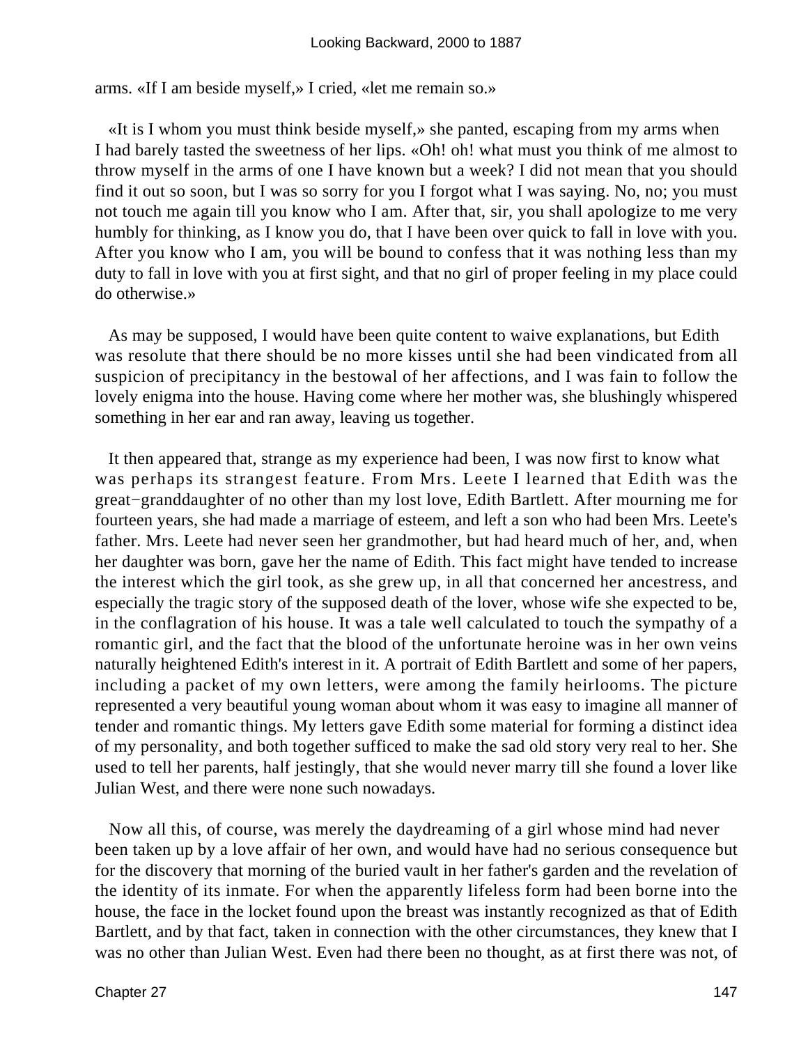arms. «If I am beside myself,» I cried, «let me remain so.»

«It is I whom you must think beside myself,» she panted, escaping from my arms when I had barely tasted the sweetness of her lips. «Oh! oh! what must you think of me almost to throw myself in the arms of one I have known but a week? I did not mean that you should find it out so soon, but I was so sorry for you I forgot what I was saying. No, no; you must not touch me again till you know who I am. After that, sir, you shall apologize to me very humbly for thinking, as I know you do, that I have been over quick to fall in love with you. After you know who I am, you will be bound to confess that it was nothing less than my duty to fall in love with you at first sight, and that no girl of proper feeling in my place could do otherwise.»

As may be supposed, I would have been quite content to waive explanations, but Edith was resolute that there should be no more kisses until she had been vindicated from all suspicion of precipitancy in the bestowal of her affections, and I was fain to follow the lovely enigma into the house. Having come where her mother was, she blushingly whispered something in her ear and ran away, leaving us together.

It then appeared that, strange as my experience had been, I was now first to know what was perhaps its strangest feature. From Mrs. Leete I learned that Edith was the great−granddaughter of no other than my lost love, Edith Bartlett. After mourning me for fourteen years, she had made a marriage of esteem, and left a son who had been Mrs. Leete's father. Mrs. Leete had never seen her grandmother, but had heard much of her, and, when her daughter was born, gave her the name of Edith. This fact might have tended to increase the interest which the girl took, as she grew up, in all that concerned her ancestress, and especially the tragic story of the supposed death of the lover, whose wife she expected to be, in the conflagration of his house. It was a tale well calculated to touch the sympathy of a romantic girl, and the fact that the blood of the unfortunate heroine was in her own veins naturally heightened Edith's interest in it. A portrait of Edith Bartlett and some of her papers, including a packet of my own letters, were among the family heirlooms. The picture represented a very beautiful young woman about whom it was easy to imagine all manner of tender and romantic things. My letters gave Edith some material for forming a distinct idea of my personality, and both together sufficed to make the sad old story very real to her. She used to tell her parents, half jestingly, that she would never marry till she found a lover like Julian West, and there were none such nowadays.

Now all this, of course, was merely the daydreaming of a girl whose mind had never been taken up by a love affair of her own, and would have had no serious consequence but for the discovery that morning of the buried vault in her father's garden and the revelation of the identity of its inmate. For when the apparently lifeless form had been borne into the house, the face in the locket found upon the breast was instantly recognized as that of Edith Bartlett, and by that fact, taken in connection with the other circumstances, they knew that I was no other than Julian West. Even had there been no thought, as at first there was not, of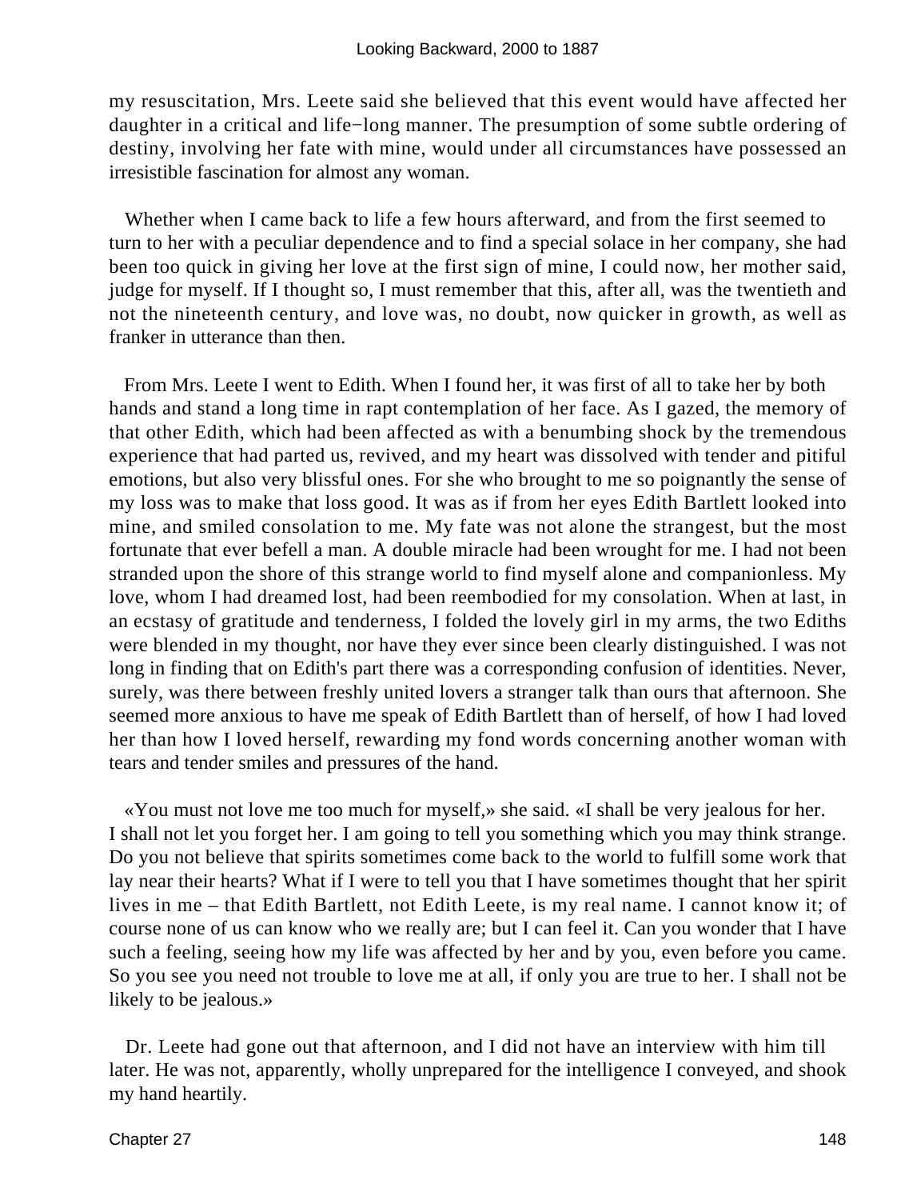my resuscitation, Mrs. Leete said she believed that this event would have affected her daughter in a critical and life−long manner. The presumption of some subtle ordering of destiny, involving her fate with mine, would under all circumstances have possessed an irresistible fascination for almost any woman.

Whether when I came back to life a few hours afterward, and from the first seemed to turn to her with a peculiar dependence and to find a special solace in her company, she had been too quick in giving her love at the first sign of mine, I could now, her mother said, judge for myself. If I thought so, I must remember that this, after all, was the twentieth and not the nineteenth century, and love was, no doubt, now quicker in growth, as well as franker in utterance than then.

From Mrs. Leete I went to Edith. When I found her, it was first of all to take her by both hands and stand a long time in rapt contemplation of her face. As I gazed, the memory of that other Edith, which had been affected as with a benumbing shock by the tremendous experience that had parted us, revived, and my heart was dissolved with tender and pitiful emotions, but also very blissful ones. For she who brought to me so poignantly the sense of my loss was to make that loss good. It was as if from her eyes Edith Bartlett looked into mine, and smiled consolation to me. My fate was not alone the strangest, but the most fortunate that ever befell a man. A double miracle had been wrought for me. I had not been stranded upon the shore of this strange world to find myself alone and companionless. My love, whom I had dreamed lost, had been reembodied for my consolation. When at last, in an ecstasy of gratitude and tenderness, I folded the lovely girl in my arms, the two Ediths were blended in my thought, nor have they ever since been clearly distinguished. I was not long in finding that on Edith's part there was a corresponding confusion of identities. Never, surely, was there between freshly united lovers a stranger talk than ours that afternoon. She seemed more anxious to have me speak of Edith Bartlett than of herself, of how I had loved her than how I loved herself, rewarding my fond words concerning another woman with tears and tender smiles and pressures of the hand.

«You must not love me too much for myself,» she said. «I shall be very jealous for her. I shall not let you forget her. I am going to tell you something which you may think strange. Do you not believe that spirits sometimes come back to the world to fulfill some work that lay near their hearts? What if I were to tell you that I have sometimes thought that her spirit lives in me – that Edith Bartlett, not Edith Leete, is my real name. I cannot know it; of course none of us can know who we really are; but I can feel it. Can you wonder that I have such a feeling, seeing how my life was affected by her and by you, even before you came. So you see you need not trouble to love me at all, if only you are true to her. I shall not be likely to be jealous.»

Dr. Leete had gone out that afternoon, and I did not have an interview with him till later. He was not, apparently, wholly unprepared for the intelligence I conveyed, and shook my hand heartily.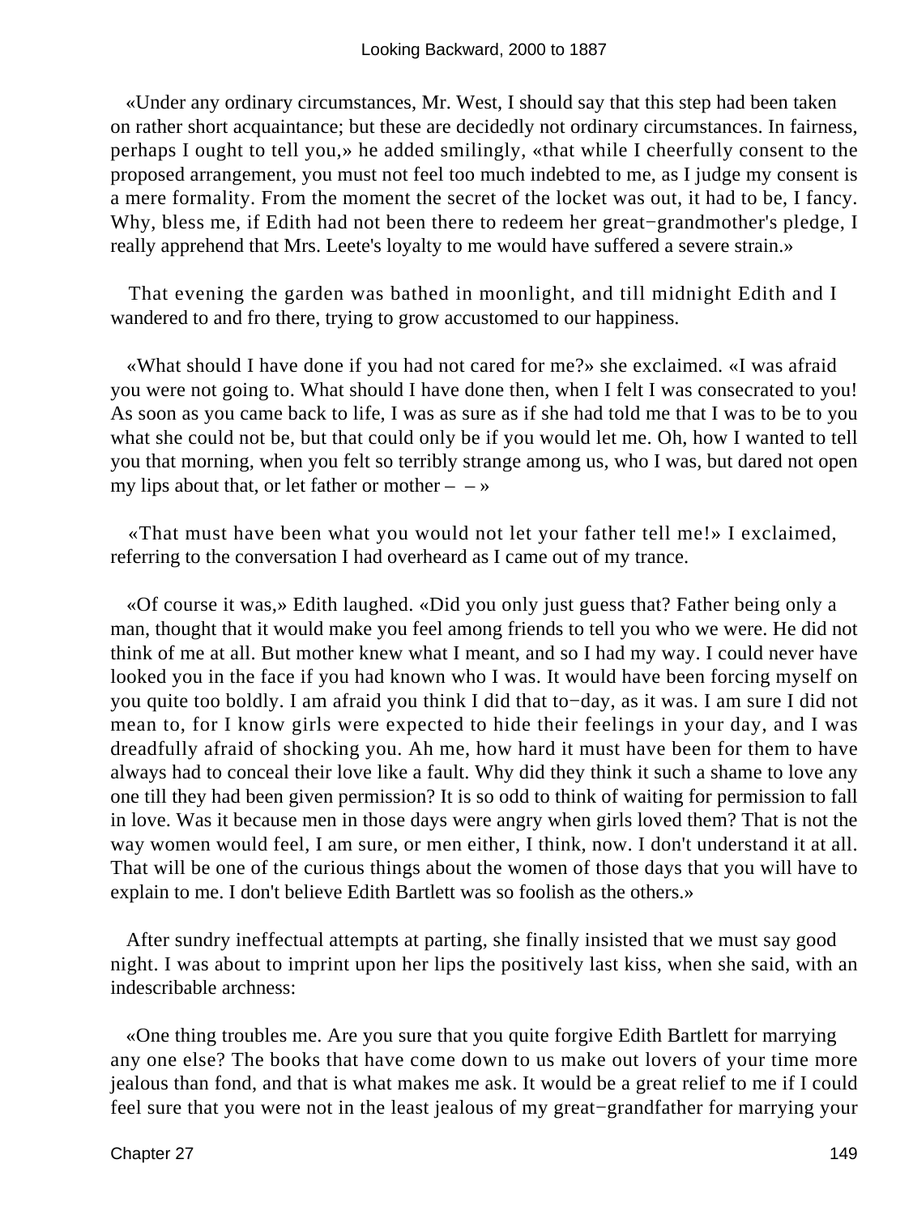«Under any ordinary circumstances, Mr. West, I should say that this step had been taken on rather short acquaintance; but these are decidedly not ordinary circumstances. In fairness, perhaps I ought to tell you,» he added smilingly, «that while I cheerfully consent to the proposed arrangement, you must not feel too much indebted to me, as I judge my consent is a mere formality. From the moment the secret of the locket was out, it had to be, I fancy. Why, bless me, if Edith had not been there to redeem her great−grandmother's pledge, I really apprehend that Mrs. Leete's loyalty to me would have suffered a severe strain.»

That evening the garden was bathed in moonlight, and till midnight Edith and I wandered to and fro there, trying to grow accustomed to our happiness.

«What should I have done if you had not cared for me?» she exclaimed. «I was afraid you were not going to. What should I have done then, when I felt I was consecrated to you! As soon as you came back to life, I was as sure as if she had told me that I was to be to you what she could not be, but that could only be if you would let me. Oh, how I wanted to tell you that morning, when you felt so terribly strange among us, who I was, but dared not open my lips about that, or let father or mother – – »

«That must have been what you would not let your father tell me!» I exclaimed, referring to the conversation I had overheard as I came out of my trance.

«Of course it was,» Edith laughed. «Did you only just guess that? Father being only a man, thought that it would make you feel among friends to tell you who we were. He did not think of me at all. But mother knew what I meant, and so I had my way. I could never have looked you in the face if you had known who I was. It would have been forcing myself on you quite too boldly. I am afraid you think I did that to−day, as it was. I am sure I did not mean to, for I know girls were expected to hide their feelings in your day, and I was dreadfully afraid of shocking you. Ah me, how hard it must have been for them to have always had to conceal their love like a fault. Why did they think it such a shame to love any one till they had been given permission? It is so odd to think of waiting for permission to fall in love. Was it because men in those days were angry when girls loved them? That is not the way women would feel, I am sure, or men either, I think, now. I don't understand it at all. That will be one of the curious things about the women of those days that you will have to explain to me. I don't believe Edith Bartlett was so foolish as the others.»

After sundry ineffectual attempts at parting, she finally insisted that we must say good night. I was about to imprint upon her lips the positively last kiss, when she said, with an indescribable archness:

«One thing troubles me. Are you sure that you quite forgive Edith Bartlett for marrying any one else? The books that have come down to us make out lovers of your time more jealous than fond, and that is what makes me ask. It would be a great relief to me if I could feel sure that you were not in the least jealous of my great−grandfather for marrying your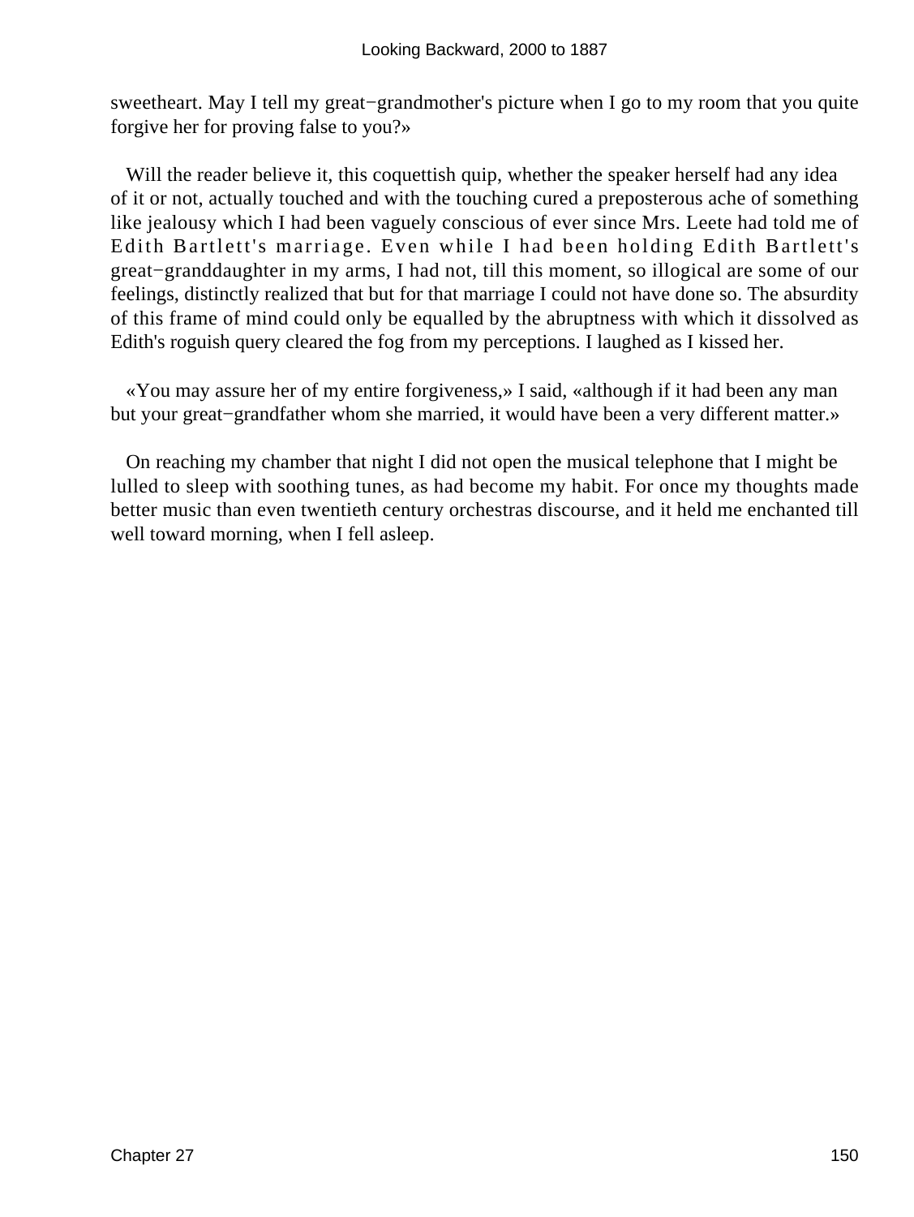sweetheart. May I tell my great−grandmother's picture when I go to my room that you quite forgive her for proving false to you?»

Will the reader believe it, this coquettish quip, whether the speaker herself had any idea of it or not, actually touched and with the touching cured a preposterous ache of something like jealousy which I had been vaguely conscious of ever since Mrs. Leete had told me of Edith Bartlett's marriage. Even while I had been holding Edith Bartlett's great−granddaughter in my arms, I had not, till this moment, so illogical are some of our feelings, distinctly realized that but for that marriage I could not have done so. The absurdity of this frame of mind could only be equalled by the abruptness with which it dissolved as Edith's roguish query cleared the fog from my perceptions. I laughed as I kissed her.

«You may assure her of my entire forgiveness,» I said, «although if it had been any man but your great−grandfather whom she married, it would have been a very different matter.»

On reaching my chamber that night I did not open the musical telephone that I might be lulled to sleep with soothing tunes, as had become my habit. For once my thoughts made better music than even twentieth century orchestras discourse, and it held me enchanted till well toward morning, when I fell asleep.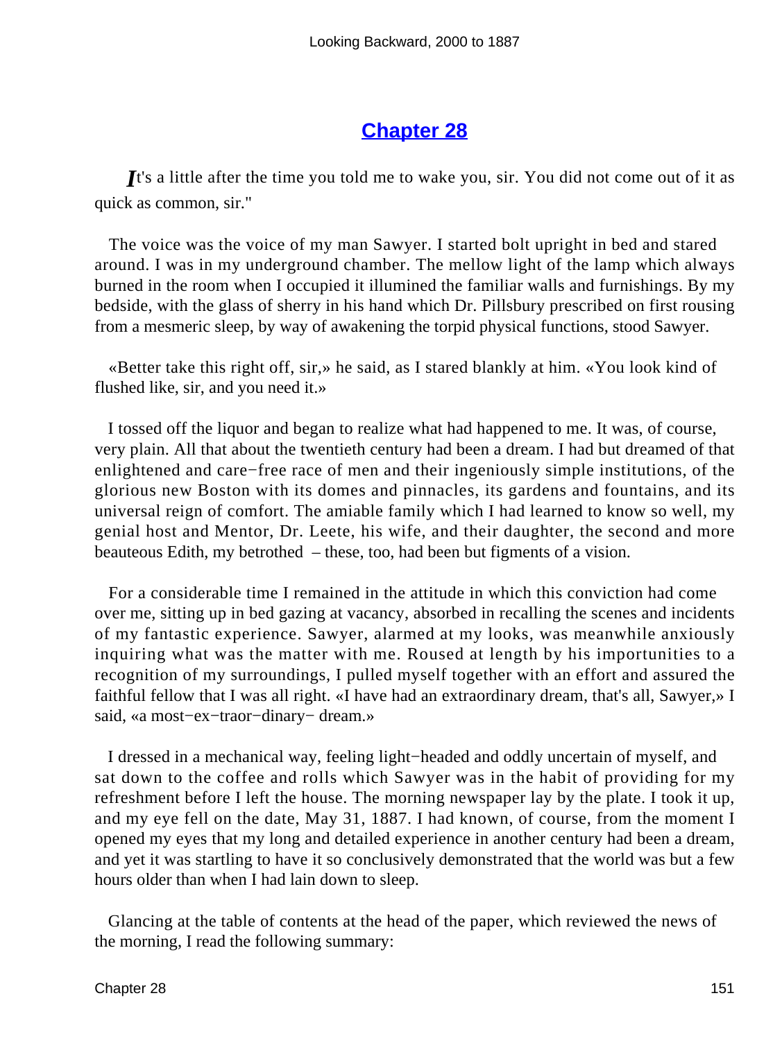## Chapter 28

*I*t's a little after the time you told me to wake you, sir. You did not come out of it as quick as common, sir."

The voice was the voice of my man Sawyer. I started bolt upright in bed and stared around. I was in my underground chamber. The mellow light of the lamp which always burned in the room when I occupied it illumined the familiar walls and furnishings. By my bedside, with the glass of sherry in his hand which Dr. Pillsbury prescribed on first rousing from a mesmeric sleep, by way of awakening the torpid physical functions, stood Sawyer.

«Better take this right off, sir,» he said, as I stared blankly at him. «You look kind of flushed like, sir, and you need it.»

I tossed off the liquor and began to realize what had happened to me. It was, of course, very plain. All that about the twentieth century had been a dream. I had but dreamed of that enlightened and care−free race of men and their ingeniously simple institutions, of the glorious new Boston with its domes and pinnacles, its gardens and fountains, and its universal reign of comfort. The amiable family which I had learned to know so well, my genial host and Mentor, Dr. Leete, his wife, and their daughter, the second and more beauteous Edith, my betrothed – these, too, had been but figments of a vision.

For a considerable time I remained in the attitude in which this conviction had come over me, sitting up in bed gazing at vacancy, absorbed in recalling the scenes and incidents of my fantastic experience. Sawyer, alarmed at my looks, was meanwhile anxiously inquiring what was the matter with me. Roused at length by his importunities to a recognition of my surroundings, I pulled myself together with an effort and assured the faithful fellow that I was all right. «I have had an extraordinary dream, that's all, Sawyer,» I said, «a most−ex−traor−dinary− dream.»

I dressed in a mechanical way, feeling light−headed and oddly uncertain of myself, and sat down to the coffee and rolls which Sawyer was in the habit of providing for my refreshment before I left the house. The morning newspaper lay by the plate. I took it up, and my eye fell on the date, May 31, 1887. I had known, of course, from the moment I opened my eyes that my long and detailed experience in another century had been a dream, and yet it was startling to have it so conclusively demonstrated that the world was but a few hours older than when I had lain down to sleep.

Glancing at the table of contents at the head of the paper, which reviewed the news of the morning, I read the following summary: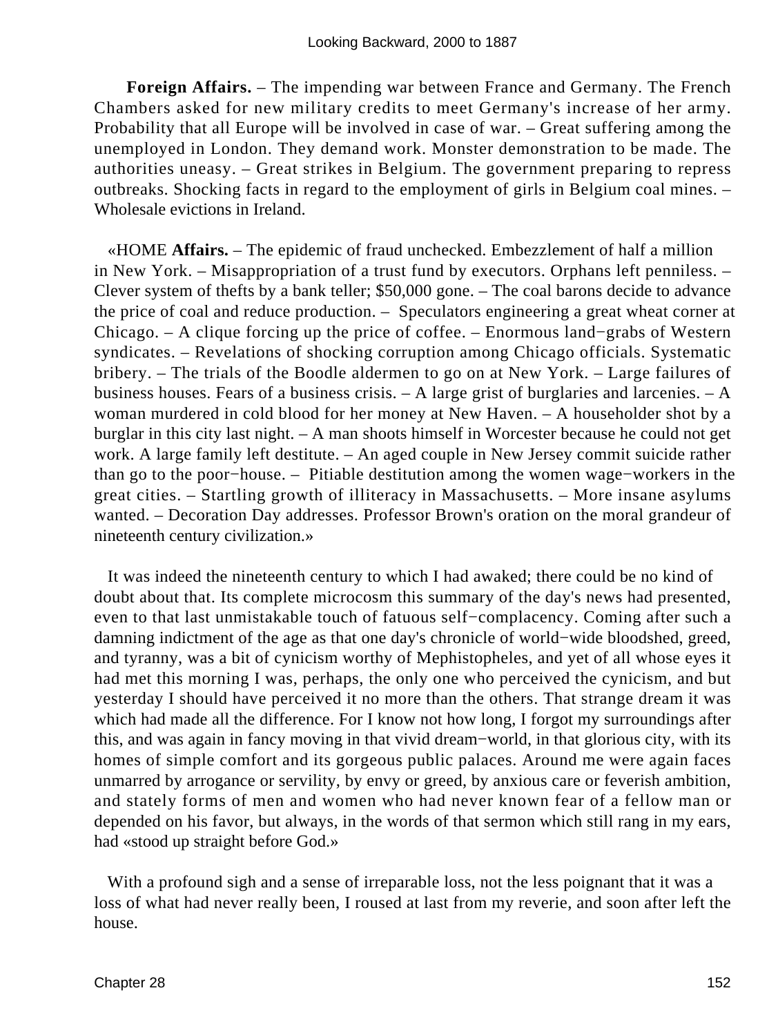**Foreign Affairs.** – The impending war between France and Germany. The French Chambers asked for new military credits to meet Germany's increase of her army. Probability that all Europe will be involved in case of war. – Great suffering among the unemployed in London. They demand work. Monster demonstration to be made. The authorities uneasy. – Great strikes in Belgium. The government preparing to repress outbreaks. Shocking facts in regard to the employment of girls in Belgium coal mines. – Wholesale evictions in Ireland.

«HOME **Affairs.** – The epidemic of fraud unchecked. Embezzlement of half a million in New York. – Misappropriation of a trust fund by executors. Orphans left penniless. – Clever system of thefts by a bank teller; $50,000 gone. – The coal barons decide to advance the price of coal and reduce production. – Speculators engineering a great wheat corner at Chicago. – A clique forcing up the price of coffee. – Enormous land−grabs of Western syndicates. – Revelations of shocking corruption among Chicago officials. Systematic bribery. – The trials of the Boodle aldermen to go on at New York. – Large failures of business houses. Fears of a business crisis. – A large grist of burglaries and larcenies. – A woman murdered in cold blood for her money at New Haven. – A householder shot by a burglar in this city last night. – A man shoots himself in Worcester because he could not get work. A large family left destitute. – An aged couple in New Jersey commit suicide rather than go to the poor−house. – Pitiable destitution among the women wage−workers in the great cities. – Startling growth of illiteracy in Massachusetts. – More insane asylums wanted. – Decoration Day addresses. Professor Brown's oration on the moral grandeur of nineteenth century civilization.»

It was indeed the nineteenth century to which I had awaked; there could be no kind of doubt about that. Its complete microcosm this summary of the day's news had presented, even to that last unmistakable touch of fatuous self−complacency. Coming after such a damning indictment of the age as that one day's chronicle of world−wide bloodshed, greed, and tyranny, was a bit of cynicism worthy of Mephistopheles, and yet of all whose eyes it had met this morning I was, perhaps, the only one who perceived the cynicism, and but yesterday I should have perceived it no more than the others. That strange dream it was which had made all the difference. For I know not how long, I forgot my surroundings after this, and was again in fancy moving in that vivid dream−world, in that glorious city, with its homes of simple comfort and its gorgeous public palaces. Around me were again faces unmarred by arrogance or servility, by envy or greed, by anxious care or feverish ambition, and stately forms of men and women who had never known fear of a fellow man or depended on his favor, but always, in the words of that sermon which still rang in my ears, had «stood up straight before God.»

With a profound sigh and a sense of irreparable loss, not the less poignant that it was a loss of what had never really been, I roused at last from my reverie, and soon after left the house.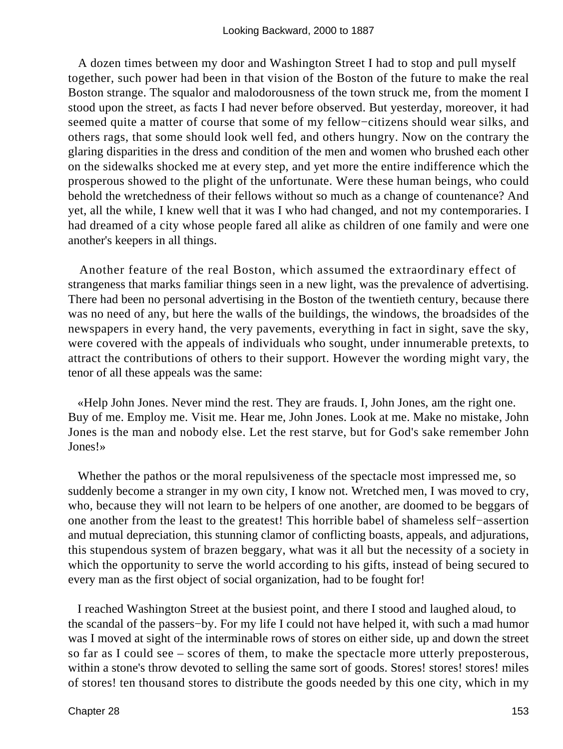A dozen times between my door and Washington Street I had to stop and pull myself together, such power had been in that vision of the Boston of the future to make the real Boston strange. The squalor and malodorousness of the town struck me, from the moment I stood upon the street, as facts I had never before observed. But yesterday, moreover, it had seemed quite a matter of course that some of my fellow−citizens should wear silks, and others rags, that some should look well fed, and others hungry. Now on the contrary the glaring disparities in the dress and condition of the men and women who brushed each other on the sidewalks shocked me at every step, and yet more the entire indifference which the prosperous showed to the plight of the unfortunate. Were these human beings, who could behold the wretchedness of their fellows without so much as a change of countenance? And yet, all the while, I knew well that it was I who had changed, and not my contemporaries. I had dreamed of a city whose people fared all alike as children of one family and were one another's keepers in all things.

Another feature of the real Boston, which assumed the extraordinary effect of strangeness that marks familiar things seen in a new light, was the prevalence of advertising. There had been no personal advertising in the Boston of the twentieth century, because there was no need of any, but here the walls of the buildings, the windows, the broadsides of the newspapers in every hand, the very pavements, everything in fact in sight, save the sky, were covered with the appeals of individuals who sought, under innumerable pretexts, to attract the contributions of others to their support. However the wording might vary, the tenor of all these appeals was the same:

«Help John Jones. Never mind the rest. They are frauds. I, John Jones, am the right one. Buy of me. Employ me. Visit me. Hear me, John Jones. Look at me. Make no mistake, John Jones is the man and nobody else. Let the rest starve, but for God's sake remember John Jones!»

Whether the pathos or the moral repulsiveness of the spectacle most impressed me, so suddenly become a stranger in my own city, I know not. Wretched men, I was moved to cry, who, because they will not learn to be helpers of one another, are doomed to be beggars of one another from the least to the greatest! This horrible babel of shameless self−assertion and mutual depreciation, this stunning clamor of conflicting boasts, appeals, and adjurations, this stupendous system of brazen beggary, what was it all but the necessity of a society in which the opportunity to serve the world according to his gifts, instead of being secured to every man as the first object of social organization, had to be fought for!

I reached Washington Street at the busiest point, and there I stood and laughed aloud, to the scandal of the passers−by. For my life I could not have helped it, with such a mad humor was I moved at sight of the interminable rows of stores on either side, up and down the street so far as I could see – scores of them, to make the spectacle more utterly preposterous, within a stone's throw devoted to selling the same sort of goods. Stores! stores! stores! miles of stores! ten thousand stores to distribute the goods needed by this one city, which in my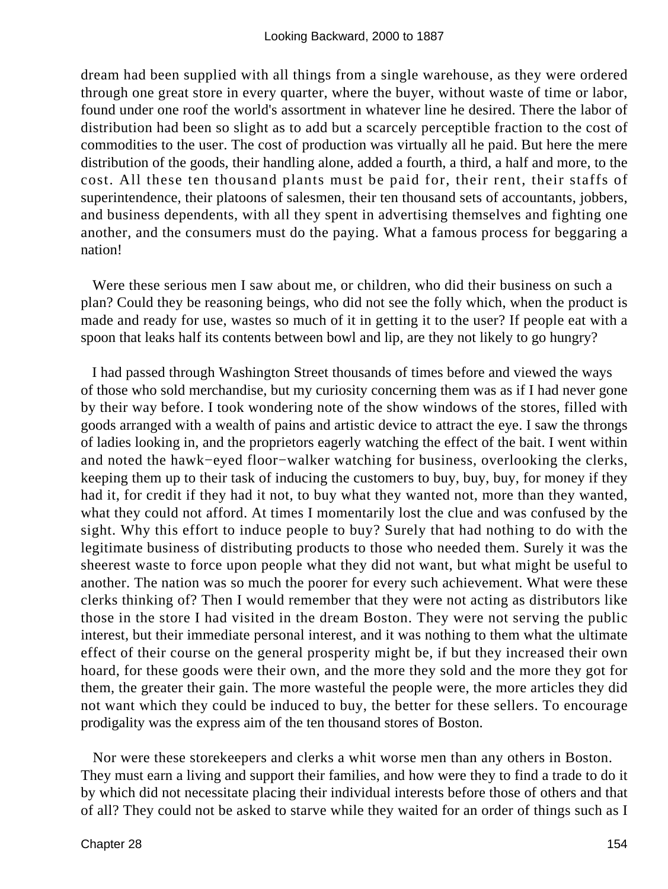dream had been supplied with all things from a single warehouse, as they were ordered through one great store in every quarter, where the buyer, without waste of time or labor, found under one roof the world's assortment in whatever line he desired. There the labor of distribution had been so slight as to add but a scarcely perceptible fraction to the cost of commodities to the user. The cost of production was virtually all he paid. But here the mere distribution of the goods, their handling alone, added a fourth, a third, a half and more, to the cost. All these ten thousand plants must be paid for, their rent, their staffs of superintendence, their platoons of salesmen, their ten thousand sets of accountants, jobbers, and business dependents, with all they spent in advertising themselves and fighting one another, and the consumers must do the paying. What a famous process for beggaring a nation!

Were these serious men I saw about me, or children, who did their business on such a plan? Could they be reasoning beings, who did not see the folly which, when the product is made and ready for use, wastes so much of it in getting it to the user? If people eat with a spoon that leaks half its contents between bowl and lip, are they not likely to go hungry?

I had passed through Washington Street thousands of times before and viewed the ways of those who sold merchandise, but my curiosity concerning them was as if I had never gone by their way before. I took wondering note of the show windows of the stores, filled with goods arranged with a wealth of pains and artistic device to attract the eye. I saw the throngs of ladies looking in, and the proprietors eagerly watching the effect of the bait. I went within and noted the hawk−eyed floor−walker watching for business, overlooking the clerks, keeping them up to their task of inducing the customers to buy, buy, buy, for money if they had it, for credit if they had it not, to buy what they wanted not, more than they wanted, what they could not afford. At times I momentarily lost the clue and was confused by the sight. Why this effort to induce people to buy? Surely that had nothing to do with the legitimate business of distributing products to those who needed them. Surely it was the sheerest waste to force upon people what they did not want, but what might be useful to another. The nation was so much the poorer for every such achievement. What were these clerks thinking of? Then I would remember that they were not acting as distributors like those in the store I had visited in the dream Boston. They were not serving the public interest, but their immediate personal interest, and it was nothing to them what the ultimate effect of their course on the general prosperity might be, if but they increased their own hoard, for these goods were their own, and the more they sold and the more they got for them, the greater their gain. The more wasteful the people were, the more articles they did not want which they could be induced to buy, the better for these sellers. To encourage prodigality was the express aim of the ten thousand stores of Boston.

Nor were these storekeepers and clerks a whit worse men than any others in Boston. They must earn a living and support their families, and how were they to find a trade to do it by which did not necessitate placing their individual interests before those of others and that of all? They could not be asked to starve while they waited for an order of things such as I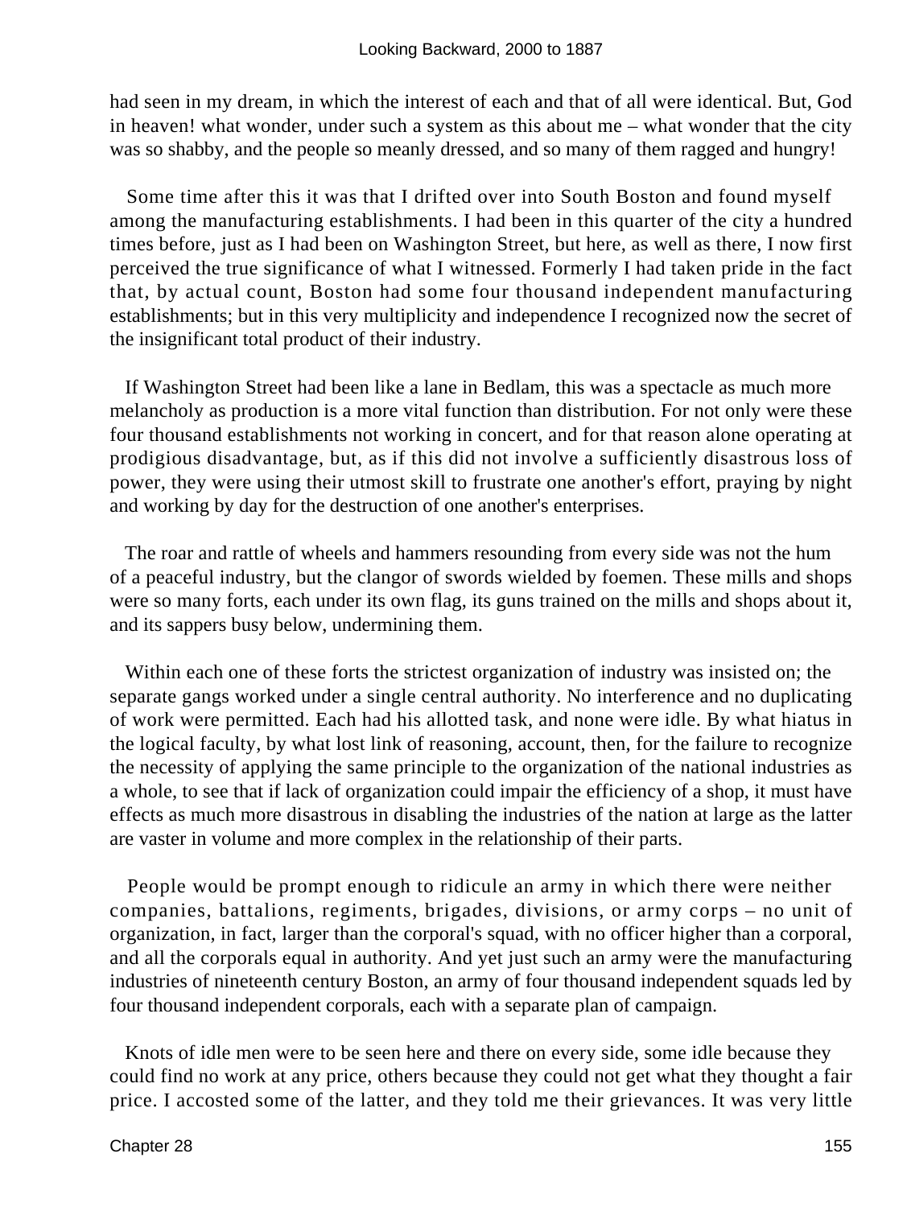had seen in my dream, in which the interest of each and that of all were identical. But, God in heaven! what wonder, under such a system as this about me – what wonder that the city was so shabby, and the people so meanly dressed, and so many of them ragged and hungry!

Some time after this it was that I drifted over into South Boston and found myself among the manufacturing establishments. I had been in this quarter of the city a hundred times before, just as I had been on Washington Street, but here, as well as there, I now first perceived the true significance of what I witnessed. Formerly I had taken pride in the fact that, by actual count, Boston had some four thousand independent manufacturing establishments; but in this very multiplicity and independence I recognized now the secret of the insignificant total product of their industry.

If Washington Street had been like a lane in Bedlam, this was a spectacle as much more melancholy as production is a more vital function than distribution. For not only were these four thousand establishments not working in concert, and for that reason alone operating at prodigious disadvantage, but, as if this did not involve a sufficiently disastrous loss of power, they were using their utmost skill to frustrate one another's effort, praying by night and working by day for the destruction of one another's enterprises.

The roar and rattle of wheels and hammers resounding from every side was not the hum of a peaceful industry, but the clangor of swords wielded by foemen. These mills and shops were so many forts, each under its own flag, its guns trained on the mills and shops about it, and its sappers busy below, undermining them.

Within each one of these forts the strictest organization of industry was insisted on; the separate gangs worked under a single central authority. No interference and no duplicating of work were permitted. Each had his allotted task, and none were idle. By what hiatus in the logical faculty, by what lost link of reasoning, account, then, for the failure to recognize the necessity of applying the same principle to the organization of the national industries as a whole, to see that if lack of organization could impair the efficiency of a shop, it must have effects as much more disastrous in disabling the industries of the nation at large as the latter are vaster in volume and more complex in the relationship of their parts.

People would be prompt enough to ridicule an army in which there were neither companies, battalions, regiments, brigades, divisions, or army corps – no unit of organization, in fact, larger than the corporal's squad, with no officer higher than a corporal, and all the corporals equal in authority. And yet just such an army were the manufacturing industries of nineteenth century Boston, an army of four thousand independent squads led by four thousand independent corporals, each with a separate plan of campaign.

Knots of idle men were to be seen here and there on every side, some idle because they could find no work at any price, others because they could not get what they thought a fair price. I accosted some of the latter, and they told me their grievances. It was very little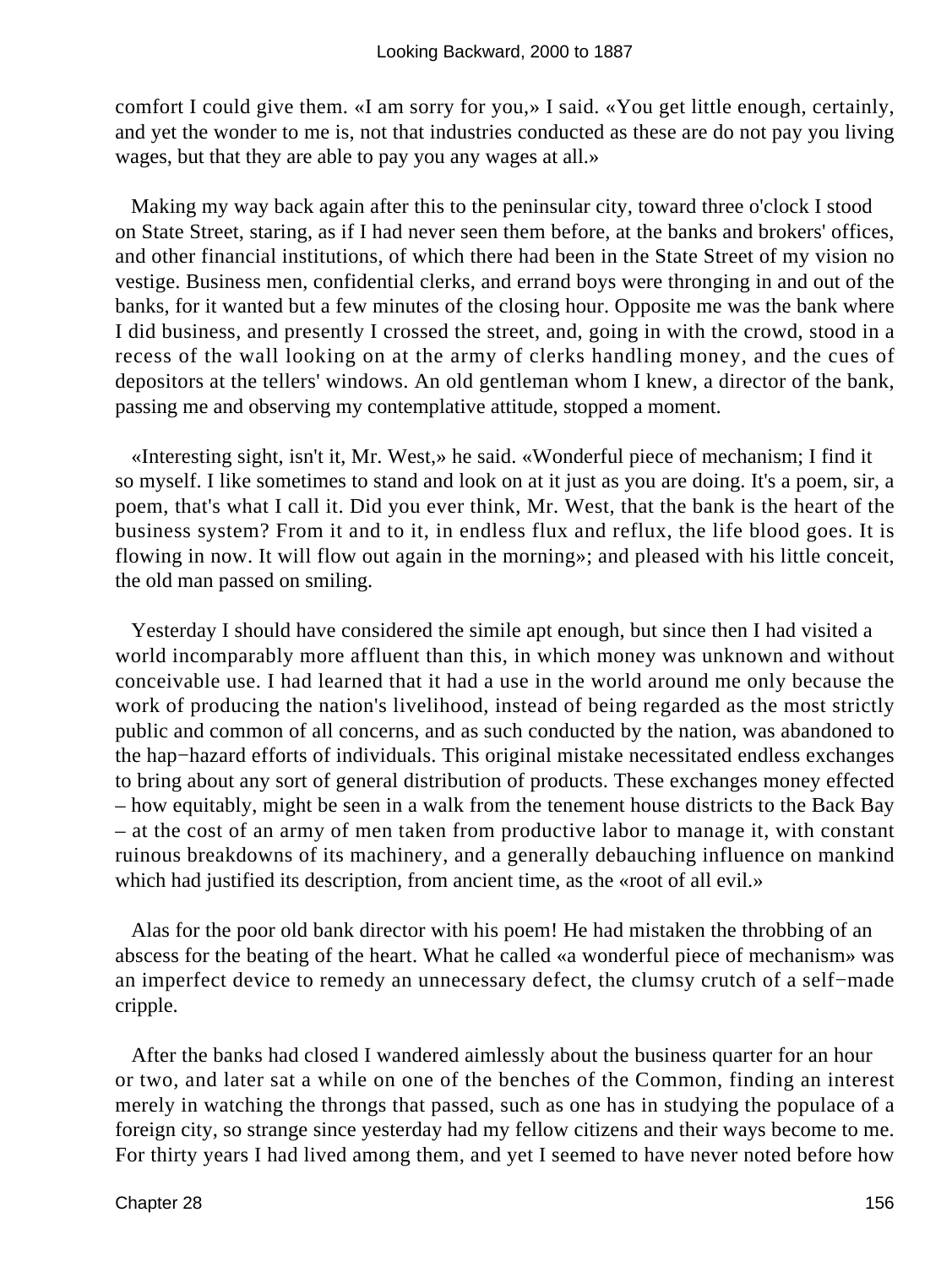comfort I could give them. «I am sorry for you,» I said. «You get little enough, certainly, and yet the wonder to me is, not that industries conducted as these are do not pay you living wages, but that they are able to pay you any wages at all.»

Making my way back again after this to the peninsular city, toward three o'clock I stood on State Street, staring, as if I had never seen them before, at the banks and brokers' offices, and other financial institutions, of which there had been in the State Street of my vision no vestige. Business men, confidential clerks, and errand boys were thronging in and out of the banks, for it wanted but a few minutes of the closing hour. Opposite me was the bank where I did business, and presently I crossed the street, and, going in with the crowd, stood in a recess of the wall looking on at the army of clerks handling money, and the cues of depositors at the tellers' windows. An old gentleman whom I knew, a director of the bank, passing me and observing my contemplative attitude, stopped a moment.

«Interesting sight, isn't it, Mr. West,» he said. «Wonderful piece of mechanism; I find it so myself. I like sometimes to stand and look on at it just as you are doing. It's a poem, sir, a poem, that's what I call it. Did you ever think, Mr. West, that the bank is the heart of the business system? From it and to it, in endless flux and reflux, the life blood goes. It is flowing in now. It will flow out again in the morning»; and pleased with his little conceit, the old man passed on smiling.

Yesterday I should have considered the simile apt enough, but since then I had visited a world incomparably more affluent than this, in which money was unknown and without conceivable use. I had learned that it had a use in the world around me only because the work of producing the nation's livelihood, instead of being regarded as the most strictly public and common of all concerns, and as such conducted by the nation, was abandoned to the hap−hazard efforts of individuals. This original mistake necessitated endless exchanges to bring about any sort of general distribution of products. These exchanges money effected – how equitably, might be seen in a walk from the tenement house districts to the Back Bay – at the cost of an army of men taken from productive labor to manage it, with constant ruinous breakdowns of its machinery, and a generally debauching influence on mankind which had justified its description, from ancient time, as the «root of all evil.»

Alas for the poor old bank director with his poem! He had mistaken the throbbing of an abscess for the beating of the heart. What he called «a wonderful piece of mechanism» was an imperfect device to remedy an unnecessary defect, the clumsy crutch of a self−made cripple.

After the banks had closed I wandered aimlessly about the business quarter for an hour or two, and later sat a while on one of the benches of the Common, finding an interest merely in watching the throngs that passed, such as one has in studying the populace of a foreign city, so strange since yesterday had my fellow citizens and their ways become to me. For thirty years I had lived among them, and yet I seemed to have never noted before how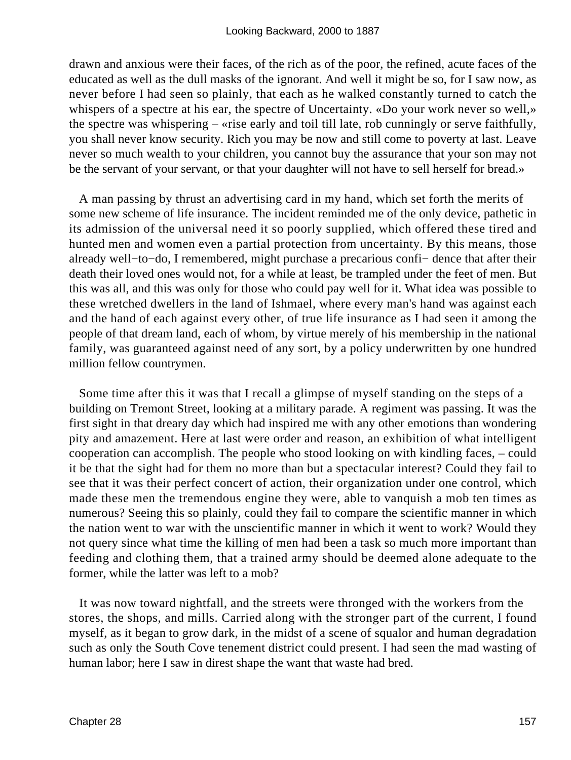drawn and anxious were their faces, of the rich as of the poor, the refined, acute faces of the educated as well as the dull masks of the ignorant. And well it might be so, for I saw now, as never before I had seen so plainly, that each as he walked constantly turned to catch the whispers of a spectre at his ear, the spectre of Uncertainty. «Do your work never so well,» the spectre was whispering – «rise early and toil till late, rob cunningly or serve faithfully, you shall never know security. Rich you may be now and still come to poverty at last. Leave never so much wealth to your children, you cannot buy the assurance that your son may not be the servant of your servant, or that your daughter will not have to sell herself for bread.»

A man passing by thrust an advertising card in my hand, which set forth the merits of some new scheme of life insurance. The incident reminded me of the only device, pathetic in its admission of the universal need it so poorly supplied, which offered these tired and hunted men and women even a partial protection from uncertainty. By this means, those already well−to−do, I remembered, might purchase a precarious confi− dence that after their death their loved ones would not, for a while at least, be trampled under the feet of men. But this was all, and this was only for those who could pay well for it. What idea was possible to these wretched dwellers in the land of Ishmael, where every man's hand was against each and the hand of each against every other, of true life insurance as I had seen it among the people of that dream land, each of whom, by virtue merely of his membership in the national family, was guaranteed against need of any sort, by a policy underwritten by one hundred million fellow countrymen.

Some time after this it was that I recall a glimpse of myself standing on the steps of a building on Tremont Street, looking at a military parade. A regiment was passing. It was the first sight in that dreary day which had inspired me with any other emotions than wondering pity and amazement. Here at last were order and reason, an exhibition of what intelligent cooperation can accomplish. The people who stood looking on with kindling faces, – could it be that the sight had for them no more than but a spectacular interest? Could they fail to see that it was their perfect concert of action, their organization under one control, which made these men the tremendous engine they were, able to vanquish a mob ten times as numerous? Seeing this so plainly, could they fail to compare the scientific manner in which the nation went to war with the unscientific manner in which it went to work? Would they not query since what time the killing of men had been a task so much more important than feeding and clothing them, that a trained army should be deemed alone adequate to the former, while the latter was left to a mob?

It was now toward nightfall, and the streets were thronged with the workers from the stores, the shops, and mills. Carried along with the stronger part of the current, I found myself, as it began to grow dark, in the midst of a scene of squalor and human degradation such as only the South Cove tenement district could present. I had seen the mad wasting of human labor; here I saw in direst shape the want that waste had bred.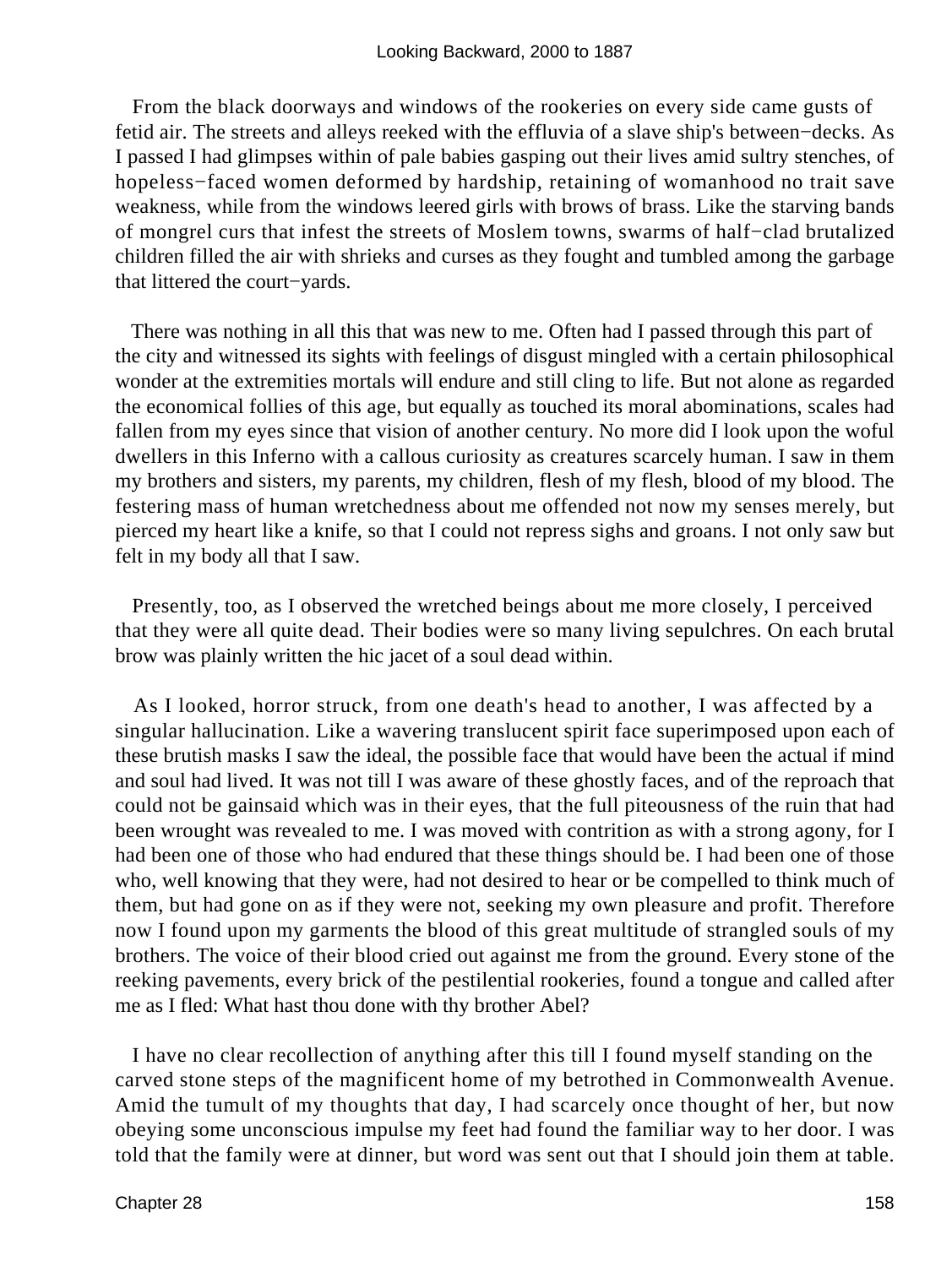From the black doorways and windows of the rookeries on every side came gusts of fetid air. The streets and alleys reeked with the effluvia of a slave ship's between−decks. As I passed I had glimpses within of pale babies gasping out their lives amid sultry stenches, of hopeless−faced women deformed by hardship, retaining of womanhood no trait save weakness, while from the windows leered girls with brows of brass. Like the starving bands of mongrel curs that infest the streets of Moslem towns, swarms of half−clad brutalized children filled the air with shrieks and curses as they fought and tumbled among the garbage that littered the court−yards.

There was nothing in all this that was new to me. Often had I passed through this part of the city and witnessed its sights with feelings of disgust mingled with a certain philosophical wonder at the extremities mortals will endure and still cling to life. But not alone as regarded the economical follies of this age, but equally as touched its moral abominations, scales had fallen from my eyes since that vision of another century. No more did I look upon the woful dwellers in this Inferno with a callous curiosity as creatures scarcely human. I saw in them my brothers and sisters, my parents, my children, flesh of my flesh, blood of my blood. The festering mass of human wretchedness about me offended not now my senses merely, but pierced my heart like a knife, so that I could not repress sighs and groans. I not only saw but felt in my body all that I saw.

Presently, too, as I observed the wretched beings about me more closely, I perceived that they were all quite dead. Their bodies were so many living sepulchres. On each brutal brow was plainly written the hic jacet of a soul dead within.

As I looked, horror struck, from one death's head to another, I was affected by a singular hallucination. Like a wavering translucent spirit face superimposed upon each of these brutish masks I saw the ideal, the possible face that would have been the actual if mind and soul had lived. It was not till I was aware of these ghostly faces, and of the reproach that could not be gainsaid which was in their eyes, that the full piteousness of the ruin that had been wrought was revealed to me. I was moved with contrition as with a strong agony, for I had been one of those who had endured that these things should be. I had been one of those who, well knowing that they were, had not desired to hear or be compelled to think much of them, but had gone on as if they were not, seeking my own pleasure and profit. Therefore now I found upon my garments the blood of this great multitude of strangled souls of my brothers. The voice of their blood cried out against me from the ground. Every stone of the reeking pavements, every brick of the pestilential rookeries, found a tongue and called after me as I fled: What hast thou done with thy brother Abel?

I have no clear recollection of anything after this till I found myself standing on the carved stone steps of the magnificent home of my betrothed in Commonwealth Avenue. Amid the tumult of my thoughts that day, I had scarcely once thought of her, but now obeying some unconscious impulse my feet had found the familiar way to her door. I was told that the family were at dinner, but word was sent out that I should join them at table.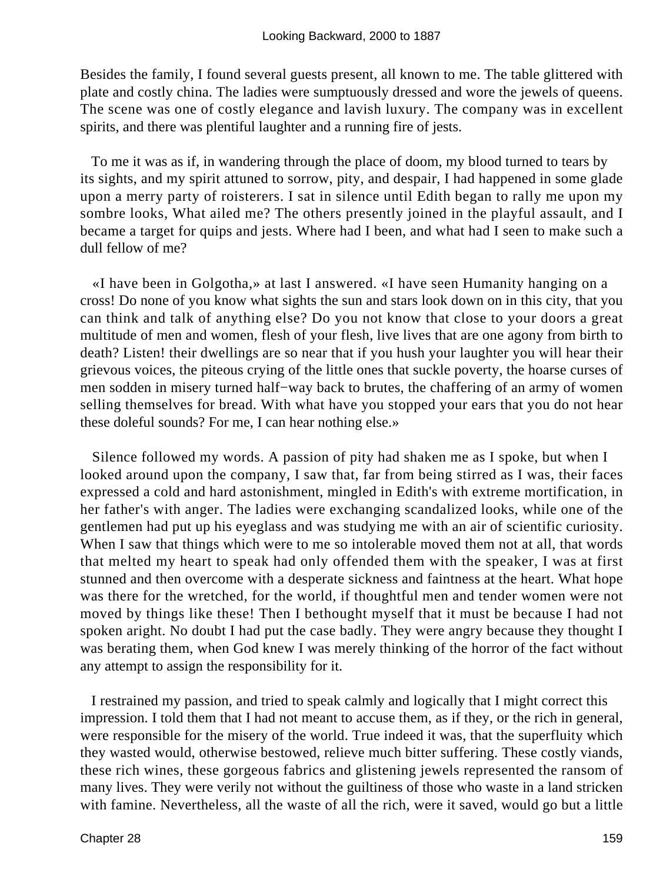Besides the family, I found several guests present, all known to me. The table glittered with plate and costly china. The ladies were sumptuously dressed and wore the jewels of queens. The scene was one of costly elegance and lavish luxury. The company was in excellent spirits, and there was plentiful laughter and a running fire of jests.

To me it was as if, in wandering through the place of doom, my blood turned to tears by its sights, and my spirit attuned to sorrow, pity, and despair, I had happened in some glade upon a merry party of roisterers. I sat in silence until Edith began to rally me upon my sombre looks, What ailed me? The others presently joined in the playful assault, and I became a target for quips and jests. Where had I been, and what had I seen to make such a dull fellow of me?

«I have been in Golgotha,» at last I answered. «I have seen Humanity hanging on a cross! Do none of you know what sights the sun and stars look down on in this city, that you can think and talk of anything else? Do you not know that close to your doors a great multitude of men and women, flesh of your flesh, live lives that are one agony from birth to death? Listen! their dwellings are so near that if you hush your laughter you will hear their grievous voices, the piteous crying of the little ones that suckle poverty, the hoarse curses of men sodden in misery turned half−way back to brutes, the chaffering of an army of women selling themselves for bread. With what have you stopped your ears that you do not hear these doleful sounds? For me, I can hear nothing else.»

Silence followed my words. A passion of pity had shaken me as I spoke, but when I looked around upon the company, I saw that, far from being stirred as I was, their faces expressed a cold and hard astonishment, mingled in Edith's with extreme mortification, in her father's with anger. The ladies were exchanging scandalized looks, while one of the gentlemen had put up his eyeglass and was studying me with an air of scientific curiosity. When I saw that things which were to me so intolerable moved them not at all, that words that melted my heart to speak had only offended them with the speaker, I was at first stunned and then overcome with a desperate sickness and faintness at the heart. What hope was there for the wretched, for the world, if thoughtful men and tender women were not moved by things like these! Then I bethought myself that it must be because I had not spoken aright. No doubt I had put the case badly. They were angry because they thought I was berating them, when God knew I was merely thinking of the horror of the fact without any attempt to assign the responsibility for it.

I restrained my passion, and tried to speak calmly and logically that I might correct this impression. I told them that I had not meant to accuse them, as if they, or the rich in general, were responsible for the misery of the world. True indeed it was, that the superfluity which they wasted would, otherwise bestowed, relieve much bitter suffering. These costly viands, these rich wines, these gorgeous fabrics and glistening jewels represented the ransom of many lives. They were verily not without the guiltiness of those who waste in a land stricken with famine. Nevertheless, all the waste of all the rich, were it saved, would go but a little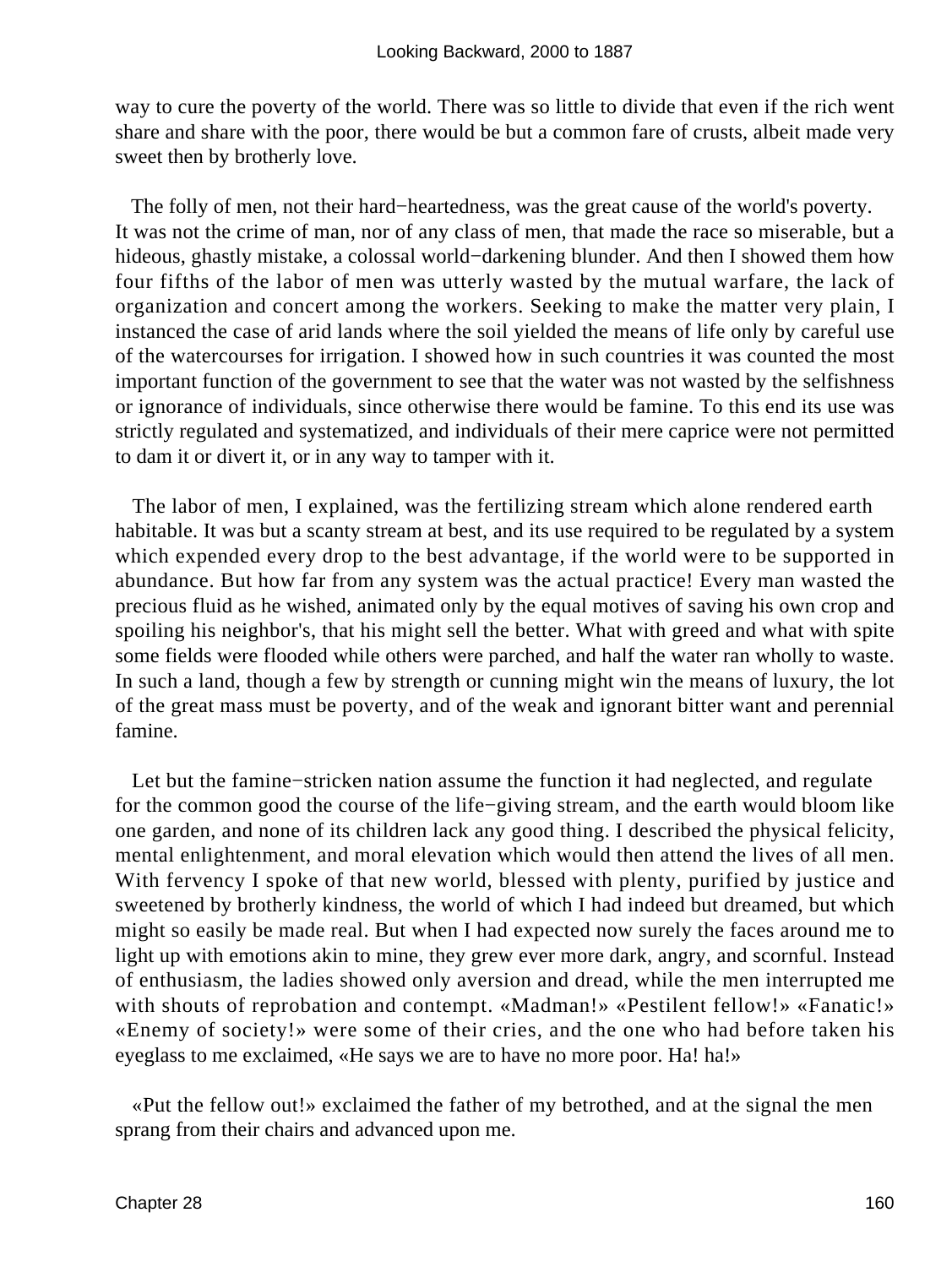way to cure the poverty of the world. There was so little to divide that even if the rich went share and share with the poor, there would be but a common fare of crusts, albeit made very sweet then by brotherly love.

The folly of men, not their hard−heartedness, was the great cause of the world's poverty. It was not the crime of man, nor of any class of men, that made the race so miserable, but a hideous, ghastly mistake, a colossal world−darkening blunder. And then I showed them how four fifths of the labor of men was utterly wasted by the mutual warfare, the lack of organization and concert among the workers. Seeking to make the matter very plain, I instanced the case of arid lands where the soil yielded the means of life only by careful use of the watercourses for irrigation. I showed how in such countries it was counted the most important function of the government to see that the water was not wasted by the selfishness or ignorance of individuals, since otherwise there would be famine. To this end its use was strictly regulated and systematized, and individuals of their mere caprice were not permitted to dam it or divert it, or in any way to tamper with it.

The labor of men, I explained, was the fertilizing stream which alone rendered earth habitable. It was but a scanty stream at best, and its use required to be regulated by a system which expended every drop to the best advantage, if the world were to be supported in abundance. But how far from any system was the actual practice! Every man wasted the precious fluid as he wished, animated only by the equal motives of saving his own crop and spoiling his neighbor's, that his might sell the better. What with greed and what with spite some fields were flooded while others were parched, and half the water ran wholly to waste. In such a land, though a few by strength or cunning might win the means of luxury, the lot of the great mass must be poverty, and of the weak and ignorant bitter want and perennial famine.

Let but the famine−stricken nation assume the function it had neglected, and regulate for the common good the course of the life−giving stream, and the earth would bloom like one garden, and none of its children lack any good thing. I described the physical felicity, mental enlightenment, and moral elevation which would then attend the lives of all men. With fervency I spoke of that new world, blessed with plenty, purified by justice and sweetened by brotherly kindness, the world of which I had indeed but dreamed, but which might so easily be made real. But when I had expected now surely the faces around me to light up with emotions akin to mine, they grew ever more dark, angry, and scornful. Instead of enthusiasm, the ladies showed only aversion and dread, while the men interrupted me with shouts of reprobation and contempt. «Madman!» «Pestilent fellow!» «Fanatic!» «Enemy of society!» were some of their cries, and the one who had before taken his eyeglass to me exclaimed, «He says we are to have no more poor. Ha! ha!»

«Put the fellow out!» exclaimed the father of my betrothed, and at the signal the men sprang from their chairs and advanced upon me.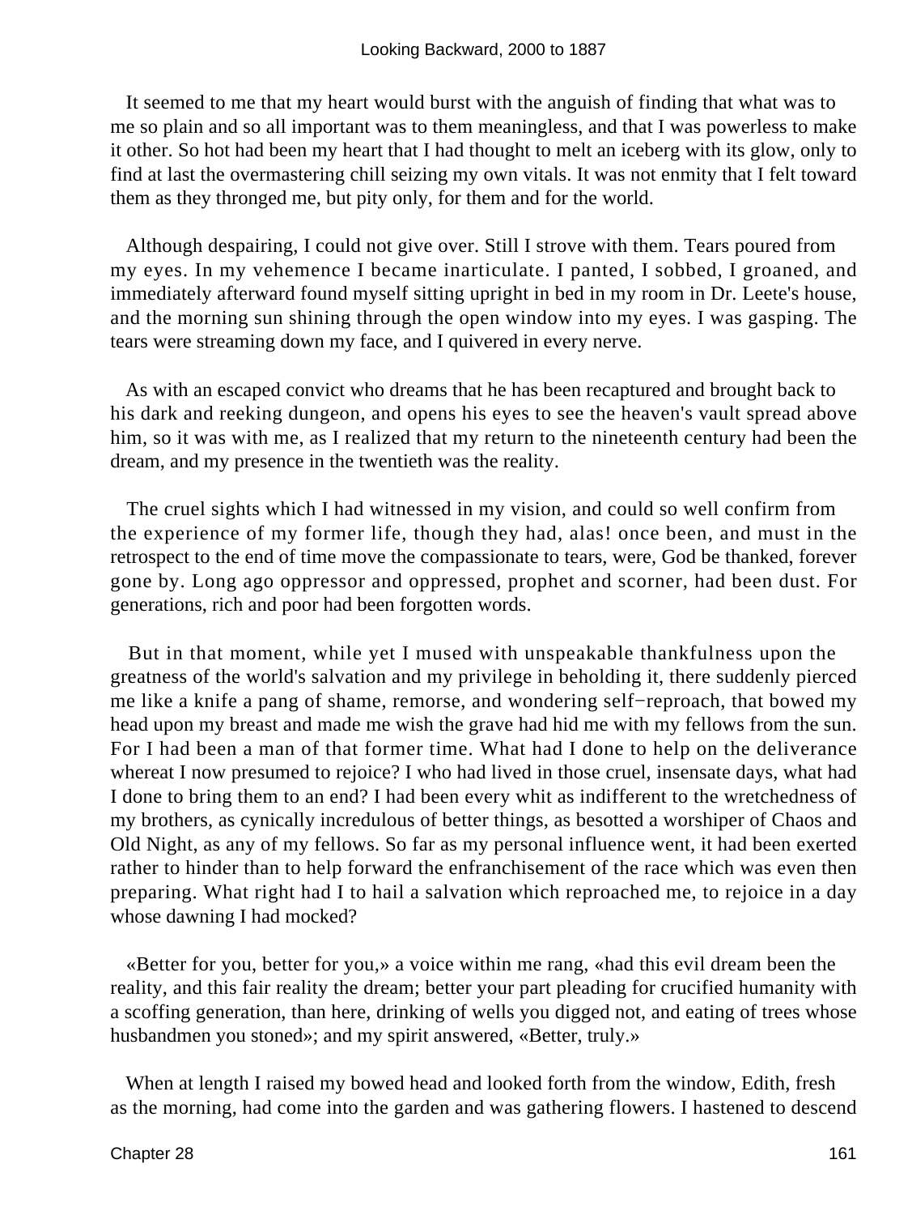It seemed to me that my heart would burst with the anguish of finding that what was to me so plain and so all important was to them meaningless, and that I was powerless to make it other. So hot had been my heart that I had thought to melt an iceberg with its glow, only to find at last the overmastering chill seizing my own vitals. It was not enmity that I felt toward them as they thronged me, but pity only, for them and for the world.

Although despairing, I could not give over. Still I strove with them. Tears poured from my eyes. In my vehemence I became inarticulate. I panted, I sobbed, I groaned, and immediately afterward found myself sitting upright in bed in my room in Dr. Leete's house, and the morning sun shining through the open window into my eyes. I was gasping. The tears were streaming down my face, and I quivered in every nerve.

As with an escaped convict who dreams that he has been recaptured and brought back to his dark and reeking dungeon, and opens his eyes to see the heaven's vault spread above him, so it was with me, as I realized that my return to the nineteenth century had been the dream, and my presence in the twentieth was the reality.

The cruel sights which I had witnessed in my vision, and could so well confirm from the experience of my former life, though they had, alas! once been, and must in the retrospect to the end of time move the compassionate to tears, were, God be thanked, forever gone by. Long ago oppressor and oppressed, prophet and scorner, had been dust. For generations, rich and poor had been forgotten words.

But in that moment, while yet I mused with unspeakable thankfulness upon the greatness of the world's salvation and my privilege in beholding it, there suddenly pierced me like a knife a pang of shame, remorse, and wondering self−reproach, that bowed my head upon my breast and made me wish the grave had hid me with my fellows from the sun. For I had been a man of that former time. What had I done to help on the deliverance whereat I now presumed to rejoice? I who had lived in those cruel, insensate days, what had I done to bring them to an end? I had been every whit as indifferent to the wretchedness of my brothers, as cynically incredulous of better things, as besotted a worshiper of Chaos and Old Night, as any of my fellows. So far as my personal influence went, it had been exerted rather to hinder than to help forward the enfranchisement of the race which was even then preparing. What right had I to hail a salvation which reproached me, to rejoice in a day whose dawning I had mocked?

«Better for you, better for you,» a voice within me rang, «had this evil dream been the reality, and this fair reality the dream; better your part pleading for crucified humanity with a scoffing generation, than here, drinking of wells you digged not, and eating of trees whose husbandmen you stoned»; and my spirit answered, «Better, truly.»

When at length I raised my bowed head and looked forth from the window, Edith, fresh as the morning, had come into the garden and was gathering flowers. I hastened to descend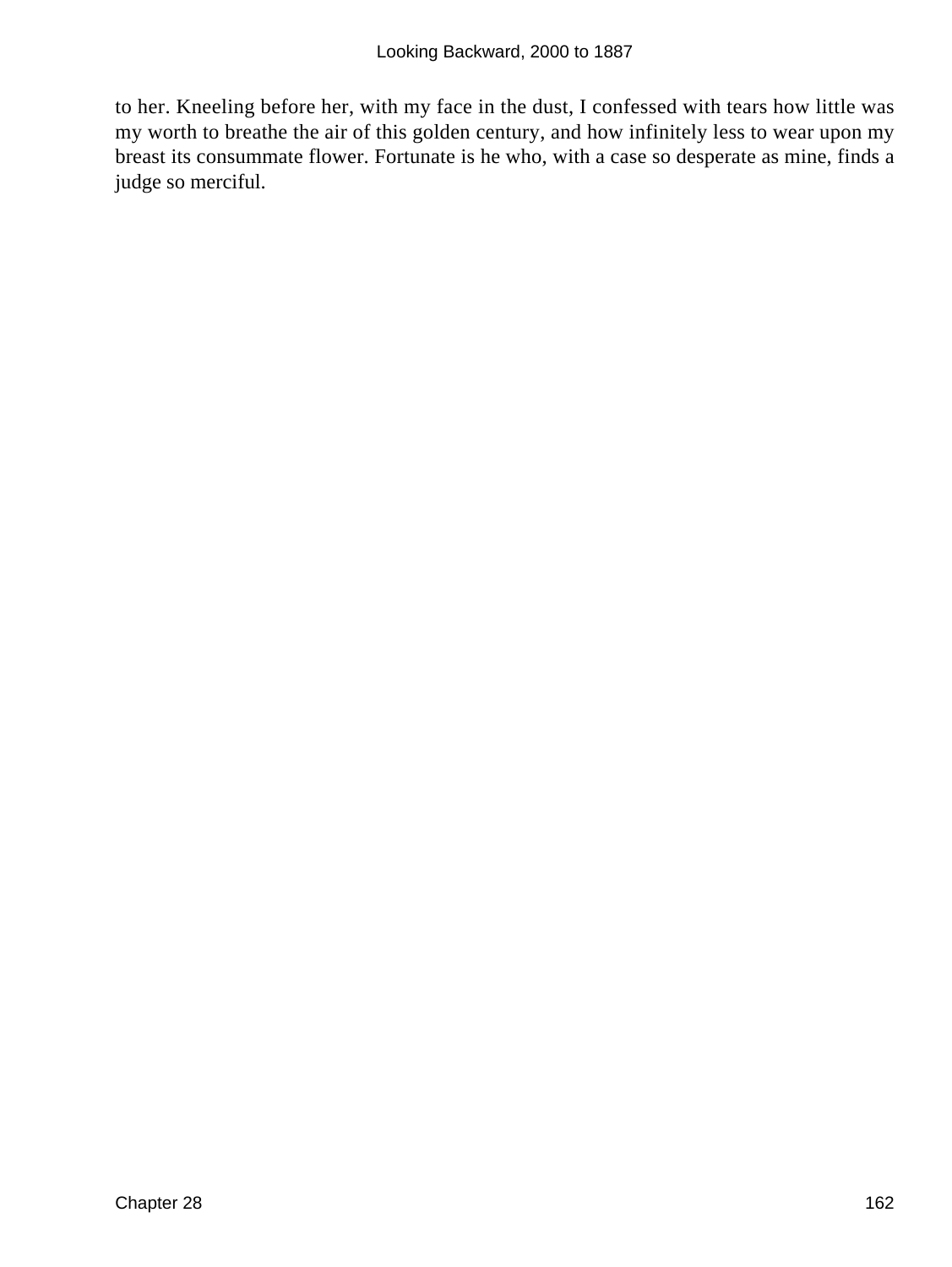to her. Kneeling before her, with my face in the dust, I confessed with tears how little was my worth to breathe the air of this golden century, and how infinitely less to wear upon my breast its consummate flower. Fortunate is he who, with a case so desperate as mine, finds a judge so merciful.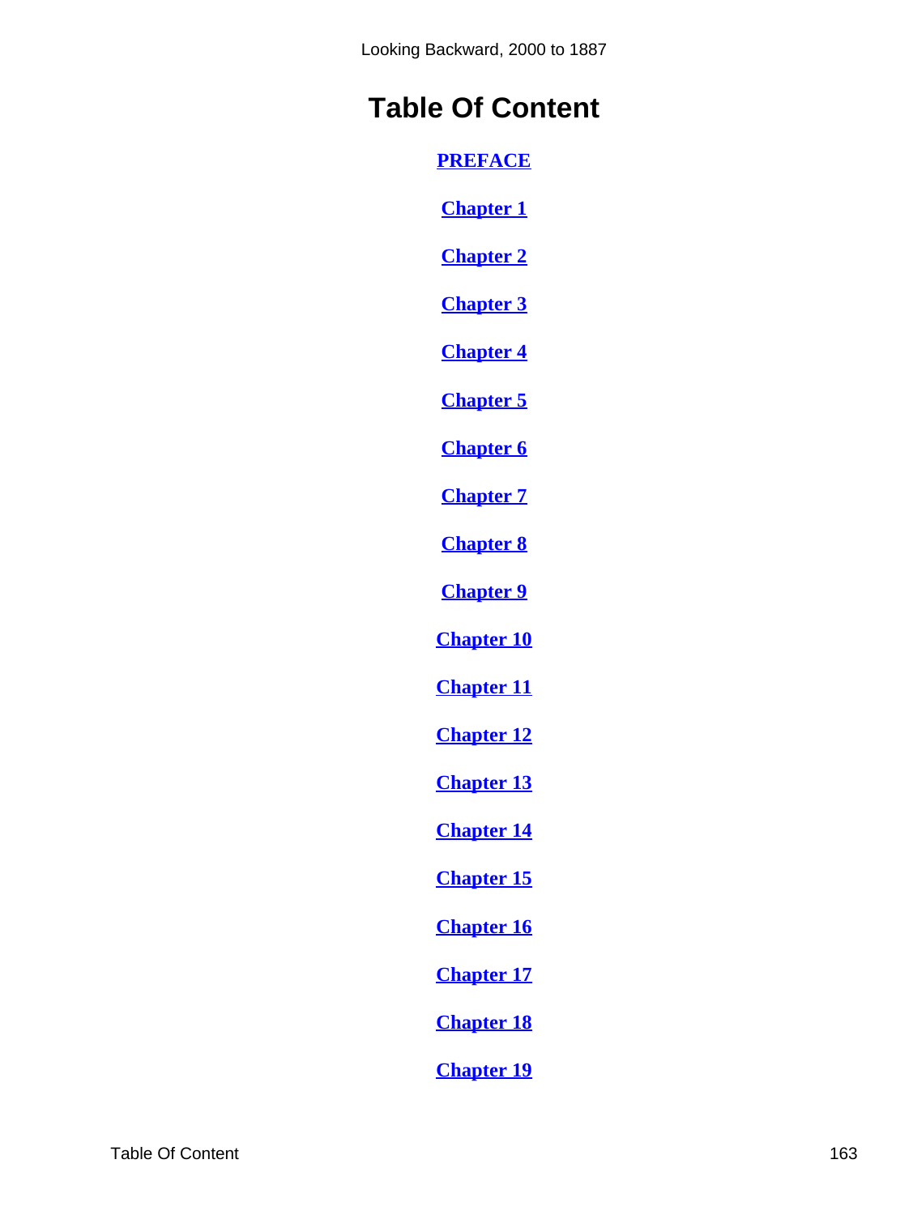# Table Of Content

PREFACE

Chapter 1

Chapter 2

Chapter 3

Chapter 4

Chapter 5

Chapter 6

Chapter 7

Chapter 8

Chapter 9

Chapter 10

Chapter 11

Chapter 12

Chapter 13

Chapter 14

Chapter 15

Chapter 16

Chapter 17

Chapter 18

Chapter 19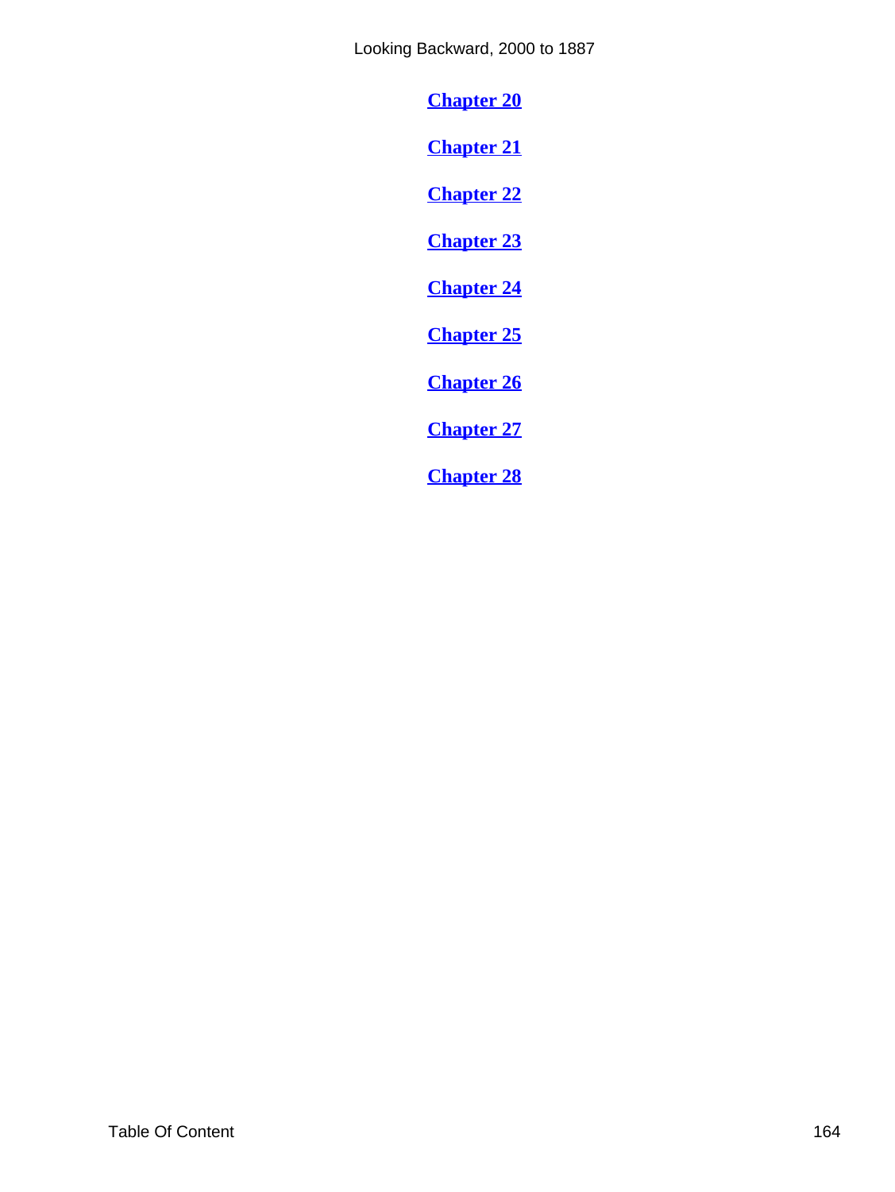**Chapter 20**

**Chapter 21**

**Chapter 22**

**Chapter 23**

**Chapter 24**

**Chapter 25**

**Chapter 26**

**Chapter 27**

**Chapter 28**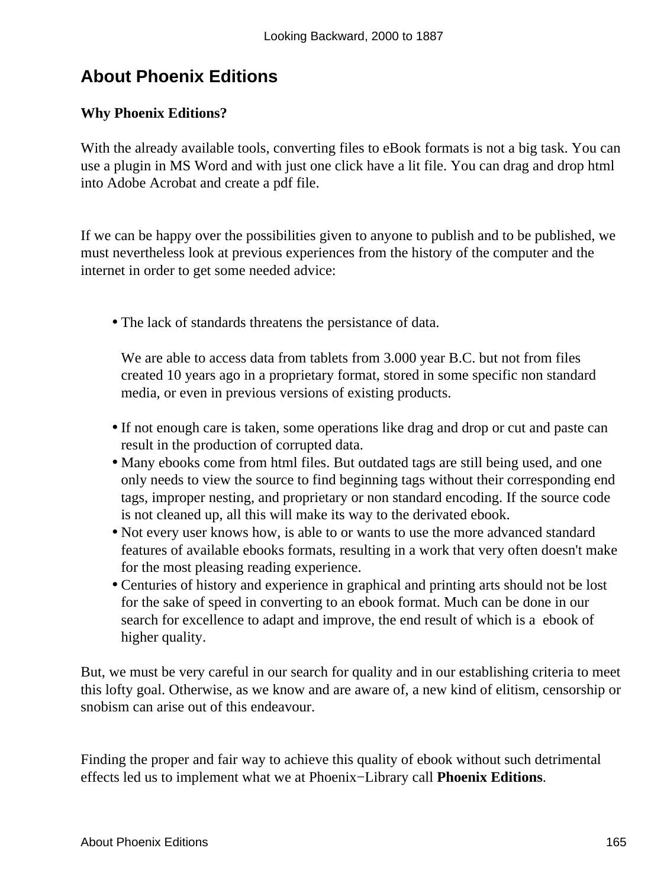## About Phoenix Editions

**Why Phoenix Editions?**

With the already available tools, converting files to eBook formats is not a big task. You can use a plugin in MS Word and with just one click have a lit file. You can drag and drop html into Adobe Acrobat and create a pdf file.

If we can be happy over the possibilities given to anyone to publish and to be published, we must nevertheless look at previous experiences from the history of the computer and the internet in order to get some needed advice:

- The lack of standards threatens the persistance of data.

  We are able to access data from tablets from 3.000 year B.C. but not from files created 10 years ago in a proprietary format, stored in some specific non standard media, or even in previous versions of existing products.

- If not enough care is taken, some operations like drag and drop or cut and paste can result in the production of corrupted data.
- Many ebooks come from html files. But outdated tags are still being used, and one only needs to view the source to find beginning tags without their corresponding end tags, improper nesting, and proprietary or non standard encoding. If the source code is not cleaned up, all this will make its way to the derivated ebook.
- Not every user knows how, is able to or wants to use the more advanced standard features of available ebooks formats, resulting in a work that very often doesn't make for the most pleasing reading experience.
- Centuries of history and experience in graphical and printing arts should not be lost for the sake of speed in converting to an ebook format. Much can be done in our search for excellence to adapt and improve, the end result of which is a ebook of higher quality.

But, we must be very careful in our search for quality and in our establishing criteria to meet this lofty goal. Otherwise, as we know and are aware of, a new kind of elitism, censorship or snobism can arise out of this endeavour.

Finding the proper and fair way to achieve this quality of ebook without such detrimental effects led us to implement what we at Phoenix−Library call **Phoenix Editions**.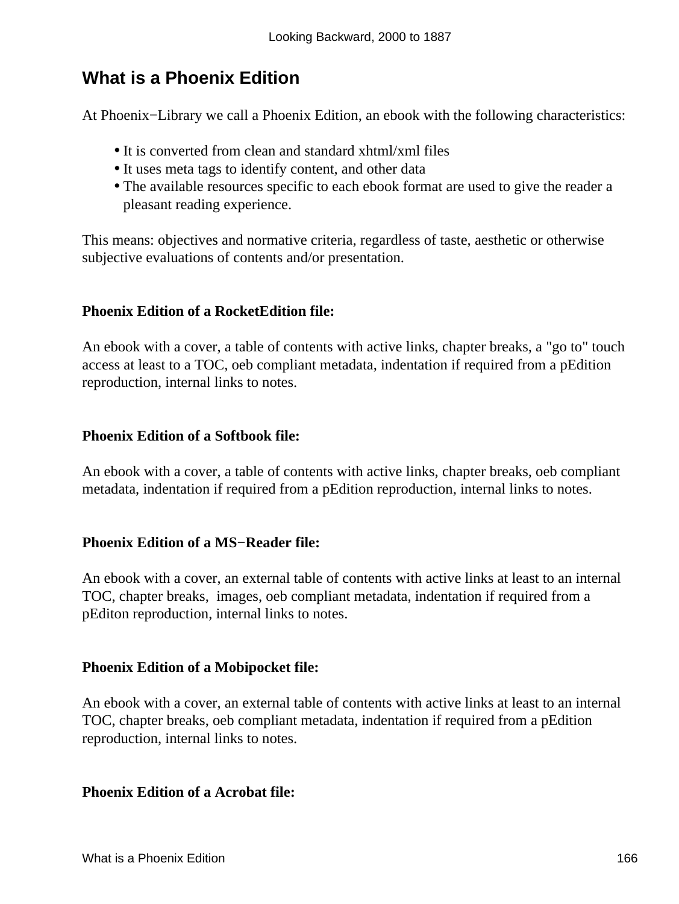## What is a Phoenix Edition

At Phoenix−Library we call a Phoenix Edition, an ebook with the following characteristics:

- It is converted from clean and standard xhtml/xml files
- It uses meta tags to identify content, and other data
- The available resources specific to each ebook format are used to give the reader a pleasant reading experience.

This means: objectives and normative criteria, regardless of taste, aesthetic or otherwise subjective evaluations of contents and/or presentation.

**Phoenix Edition of a RocketEdition file:**

An ebook with a cover, a table of contents with active links, chapter breaks, a "go to" touch access at least to a TOC, oeb compliant metadata, indentation if required from a pEdition reproduction, internal links to notes.

**Phoenix Edition of a Softbook file:**

An ebook with a cover, a table of contents with active links, chapter breaks, oeb compliant metadata, indentation if required from a pEdition reproduction, internal links to notes.

**Phoenix Edition of a MS−Reader file:**

An ebook with a cover, an external table of contents with active links at least to an internal TOC, chapter breaks, images, oeb compliant metadata, indentation if required from a pEditon reproduction, internal links to notes.

**Phoenix Edition of a Mobipocket file:**

An ebook with a cover, an external table of contents with active links at least to an internal TOC, chapter breaks, oeb compliant metadata, indentation if required from a pEdition reproduction, internal links to notes.

**Phoenix Edition of a Acrobat file:**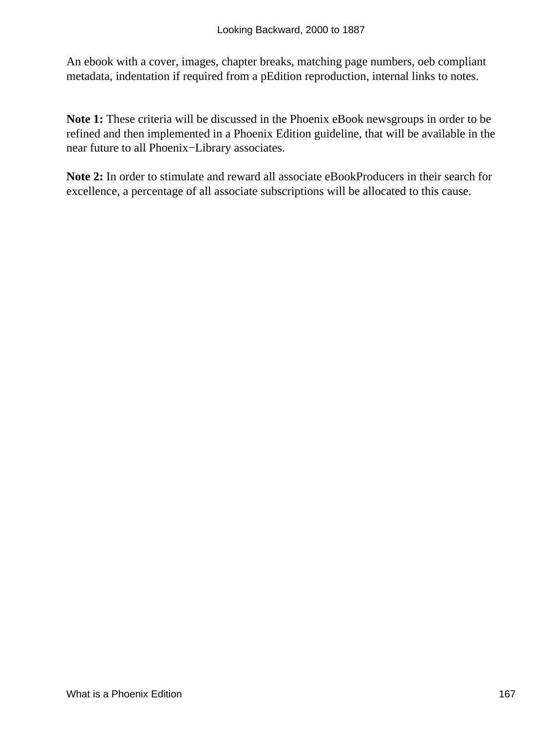An ebook with a cover, images, chapter breaks, matching page numbers, oeb compliant metadata, indentation if required from a pEdition reproduction, internal links to notes.

**Note 1:** These criteria will be discussed in the Phoenix eBook newsgroups in order to be refined and then implemented in a Phoenix Edition guideline, that will be available in the near future to all Phoenix−Library associates.

**Note 2:** In order to stimulate and reward all associate eBookProducers in their search for excellence, a percentage of all associate subscriptions will be allocated to this cause.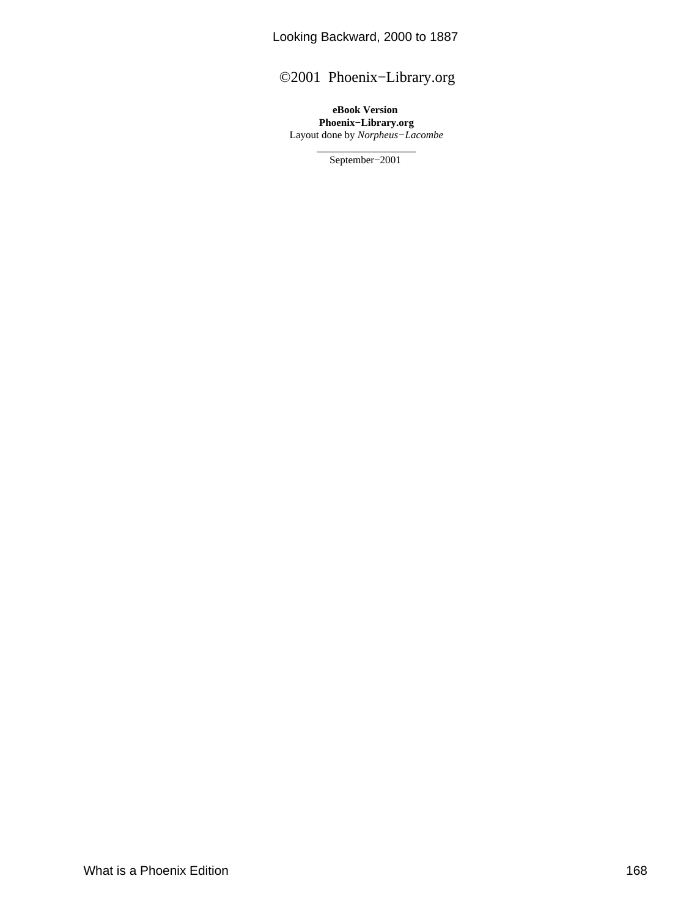©2001 Phoenix−Library.org

**eBook Version**
**Phoenix−Library.org**
Layout done by *Norpheus−Lacombe*

___________________

September−2001